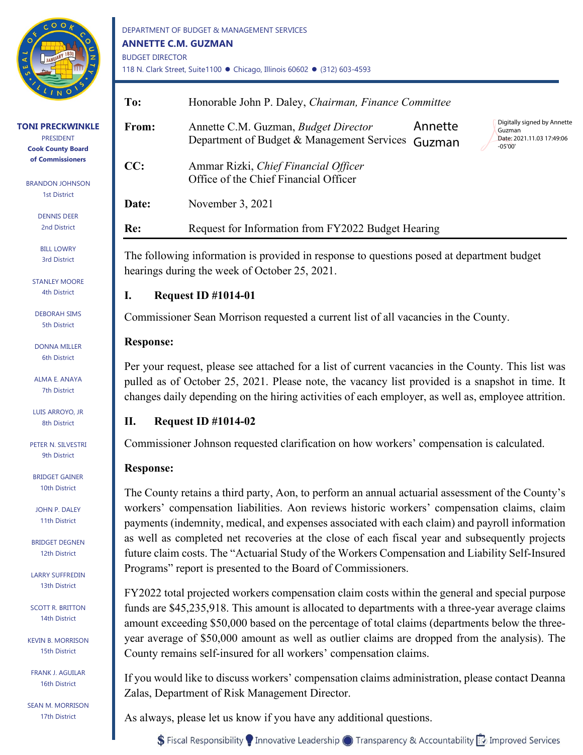DEPARTMENT OF BUDGET & MANAGEMENT SERVICES

**ANNETTE C.M. GUZMAN**

BUDGET DIRECTOR

118 N. Clark Street, Suite1100 ● Chicago, Illinois 60602 ● (312) 603-4593

**TONI PRECKWINKLE**
PRESIDENT
**Cook County Board of Commissioners**

BRANDON JOHNSON, 1st District
DENNIS DEER, 2nd District
BILL LOWRY, 3rd District
STANLEY MOORE, 4th District
DEBORAH SIMS, 5th District
DONNA MILLER, 6th District
ALMA E. ANAYA, 7th District
LUIS ARROYO, JR, 8th District
PETER N. SILVESTRI, 9th District
BRIDGET GAINER, 10th District
JOHN P. DALEY, 11th District
BRIDGET DEGNEN, 12th District
LARRY SUFFREDIN, 13th District
SCOTT R. BRITTON, 14th District
KEVIN B. MORRISON, 15th District
FRANK J. AGUILAR, 16th District
SEAN M. MORRISON, 17th District

| | |
|---|---|
| **To:** | Honorable John P. Daley, *Chairman, Finance Committee* |
| **From:** | Annette C.M. Guzman, *Budget Director*<br>Department of Budget & Management Services |
| **CC:** | Ammar Rizki, *Chief Financial Officer*<br>Office of the Chief Financial Officer |
| **Date:** | November 3, 2021 |
| **Re:** | Request for Information from FY2022 Budget Hearing |

Annette Guzman — Digitally signed by Annette Guzman, Date: 2021.11.03 17:49:06 -05'00'

The following information is provided in response to questions posed at department budget hearings during the week of October 25, 2021.

## I. Request ID #1014-01

Commissioner Sean Morrison requested a current list of all vacancies in the County.

**Response:**

Per your request, please see attached for a list of current vacancies in the County. This list was pulled as of October 25, 2021. Please note, the vacancy list provided is a snapshot in time. It changes daily depending on the hiring activities of each employer, as well as, employee attrition.

## II. Request ID #1014-02

Commissioner Johnson requested clarification on how workers' compensation is calculated.

**Response:**

The County retains a third party, Aon, to perform an annual actuarial assessment of the County's workers' compensation liabilities. Aon reviews historic workers' compensation claims, claim payments (indemnity, medical, and expenses associated with each claim) and payroll information as well as completed net recoveries at the close of each fiscal year and subsequently projects future claim costs. The "Actuarial Study of the Workers Compensation and Liability Self-Insured Programs" report is presented to the Board of Commissioners.

FY2022 total projected workers compensation claim costs within the general and special purpose funds are $45,235,918. This amount is allocated to departments with a three-year average claims amount exceeding $50,000 based on the percentage of total claims (departments below the three-year average of $50,000 amount as well as outlier claims are dropped from the analysis). The County remains self-insured for all workers' compensation claims.

If you would like to discuss workers' compensation claims administration, please contact Deanna Zalas, Department of Risk Management Director.

As always, please let us know if you have any additional questions.

Fiscal Responsibility | Innovative Leadership | Transparency & Accountability | Improved Services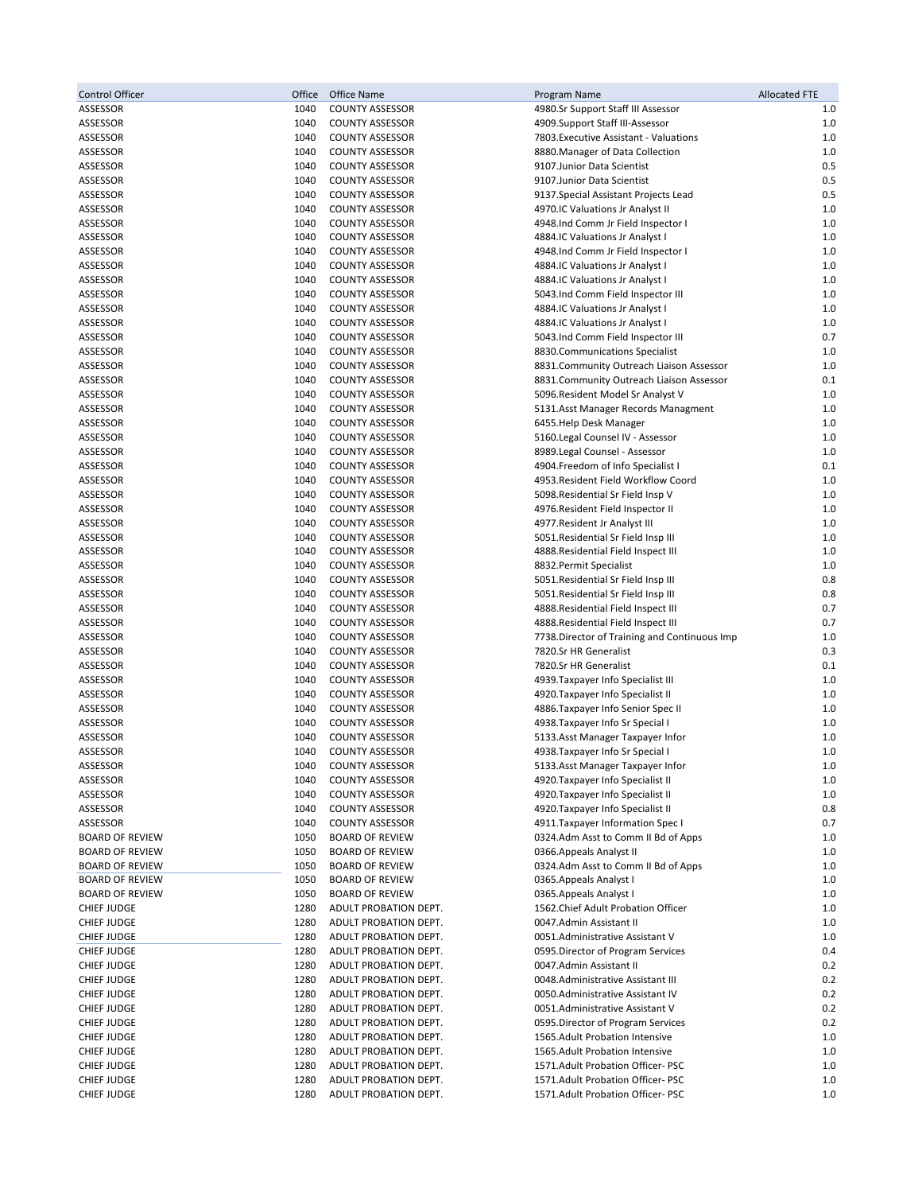| Control Officer | Office | Office Name | Program Name | Allocated FTE |
|---|---|---|---|---|
| ASSESSOR | 1040 | COUNTY ASSESSOR | 4980.Sr Support Staff III Assessor | 1.0 |
| ASSESSOR | 1040 | COUNTY ASSESSOR | 4909.Support Staff III-Assessor | 1.0 |
| ASSESSOR | 1040 | COUNTY ASSESSOR | 7803.Executive Assistant - Valuations | 1.0 |
| ASSESSOR | 1040 | COUNTY ASSESSOR | 8880.Manager of Data Collection | 1.0 |
| ASSESSOR | 1040 | COUNTY ASSESSOR | 9107.Junior Data Scientist | 0.5 |
| ASSESSOR | 1040 | COUNTY ASSESSOR | 9107.Junior Data Scientist | 0.5 |
| ASSESSOR | 1040 | COUNTY ASSESSOR | 9137.Special Assistant Projects Lead | 0.5 |
| ASSESSOR | 1040 | COUNTY ASSESSOR | 4970.IC Valuations Jr Analyst II | 1.0 |
| ASSESSOR | 1040 | COUNTY ASSESSOR | 4948.Ind Comm Jr Field Inspector I | 1.0 |
| ASSESSOR | 1040 | COUNTY ASSESSOR | 4884.IC Valuations Jr Analyst I | 1.0 |
| ASSESSOR | 1040 | COUNTY ASSESSOR | 4948.Ind Comm Jr Field Inspector I | 1.0 |
| ASSESSOR | 1040 | COUNTY ASSESSOR | 4884.IC Valuations Jr Analyst I | 1.0 |
| ASSESSOR | 1040 | COUNTY ASSESSOR | 4884.IC Valuations Jr Analyst I | 1.0 |
| ASSESSOR | 1040 | COUNTY ASSESSOR | 5043.Ind Comm Field Inspector III | 1.0 |
| ASSESSOR | 1040 | COUNTY ASSESSOR | 4884.IC Valuations Jr Analyst I | 1.0 |
| ASSESSOR | 1040 | COUNTY ASSESSOR | 4884.IC Valuations Jr Analyst I | 1.0 |
| ASSESSOR | 1040 | COUNTY ASSESSOR | 5043.Ind Comm Field Inspector III | 0.7 |
| ASSESSOR | 1040 | COUNTY ASSESSOR | 8830.Communications Specialist | 1.0 |
| ASSESSOR | 1040 | COUNTY ASSESSOR | 8831.Community Outreach Liaison Assessor | 1.0 |
| ASSESSOR | 1040 | COUNTY ASSESSOR | 8831.Community Outreach Liaison Assessor | 0.1 |
| ASSESSOR | 1040 | COUNTY ASSESSOR | 5096.Resident Model Sr Analyst V | 1.0 |
| ASSESSOR | 1040 | COUNTY ASSESSOR | 5131.Asst Manager Records Managment | 1.0 |
| ASSESSOR | 1040 | COUNTY ASSESSOR | 6455.Help Desk Manager | 1.0 |
| ASSESSOR | 1040 | COUNTY ASSESSOR | 5160.Legal Counsel IV - Assessor | 1.0 |
| ASSESSOR | 1040 | COUNTY ASSESSOR | 8989.Legal Counsel - Assessor | 1.0 |
| ASSESSOR | 1040 | COUNTY ASSESSOR | 4904.Freedom of Info Specialist I | 0.1 |
| ASSESSOR | 1040 | COUNTY ASSESSOR | 4953.Resident Field Workflow Coord | 1.0 |
| ASSESSOR | 1040 | COUNTY ASSESSOR | 5098.Residential Sr Field Insp V | 1.0 |
| ASSESSOR | 1040 | COUNTY ASSESSOR | 4976.Resident Field Inspector II | 1.0 |
| ASSESSOR | 1040 | COUNTY ASSESSOR | 4977.Resident Jr Analyst III | 1.0 |
| ASSESSOR | 1040 | COUNTY ASSESSOR | 5051.Residential Sr Field Insp III | 1.0 |
| ASSESSOR | 1040 | COUNTY ASSESSOR | 4888.Residential Field Inspect III | 1.0 |
| ASSESSOR | 1040 | COUNTY ASSESSOR | 8832.Permit Specialist | 1.0 |
| ASSESSOR | 1040 | COUNTY ASSESSOR | 5051.Residential Sr Field Insp III | 0.8 |
| ASSESSOR | 1040 | COUNTY ASSESSOR | 5051.Residential Sr Field Insp III | 0.8 |
| ASSESSOR | 1040 | COUNTY ASSESSOR | 4888.Residential Field Inspect III | 0.7 |
| ASSESSOR | 1040 | COUNTY ASSESSOR | 4888.Residential Field Inspect III | 0.7 |
| ASSESSOR | 1040 | COUNTY ASSESSOR | 7738.Director of Training and Continuous Imp | 1.0 |
| ASSESSOR | 1040 | COUNTY ASSESSOR | 7820.Sr HR Generalist | 0.3 |
| ASSESSOR | 1040 | COUNTY ASSESSOR | 7820.Sr HR Generalist | 0.1 |
| ASSESSOR | 1040 | COUNTY ASSESSOR | 4939.Taxpayer Info Specialist III | 1.0 |
| ASSESSOR | 1040 | COUNTY ASSESSOR | 4920.Taxpayer Info Specialist II | 1.0 |
| ASSESSOR | 1040 | COUNTY ASSESSOR | 4886.Taxpayer Info Senior Spec II | 1.0 |
| ASSESSOR | 1040 | COUNTY ASSESSOR | 4938.Taxpayer Info Sr Special I | 1.0 |
| ASSESSOR | 1040 | COUNTY ASSESSOR | 5133.Asst Manager Taxpayer Infor | 1.0 |
| ASSESSOR | 1040 | COUNTY ASSESSOR | 4938.Taxpayer Info Sr Special I | 1.0 |
| ASSESSOR | 1040 | COUNTY ASSESSOR | 5133.Asst Manager Taxpayer Infor | 1.0 |
| ASSESSOR | 1040 | COUNTY ASSESSOR | 4920.Taxpayer Info Specialist II | 1.0 |
| ASSESSOR | 1040 | COUNTY ASSESSOR | 4920.Taxpayer Info Specialist II | 1.0 |
| ASSESSOR | 1040 | COUNTY ASSESSOR | 4920.Taxpayer Info Specialist II | 0.8 |
| ASSESSOR | 1040 | COUNTY ASSESSOR | 4911.Taxpayer Information Spec I | 0.7 |
| BOARD OF REVIEW | 1050 | BOARD OF REVIEW | 0324.Adm Asst to Comm II Bd of Apps | 1.0 |
| BOARD OF REVIEW | 1050 | BOARD OF REVIEW | 0366.Appeals Analyst II | 1.0 |
| BOARD OF REVIEW | 1050 | BOARD OF REVIEW | 0324.Adm Asst to Comm II Bd of Apps | 1.0 |
| BOARD OF REVIEW | 1050 | BOARD OF REVIEW | 0365.Appeals Analyst I | 1.0 |
| BOARD OF REVIEW | 1050 | BOARD OF REVIEW | 0365.Appeals Analyst I | 1.0 |
| CHIEF JUDGE | 1280 | ADULT PROBATION DEPT. | 1562.Chief Adult Probation Officer | 1.0 |
| CHIEF JUDGE | 1280 | ADULT PROBATION DEPT. | 0047.Admin Assistant II | 1.0 |
| CHIEF JUDGE | 1280 | ADULT PROBATION DEPT. | 0051.Administrative Assistant V | 1.0 |
| CHIEF JUDGE | 1280 | ADULT PROBATION DEPT. | 0595.Director of Program Services | 0.4 |
| CHIEF JUDGE | 1280 | ADULT PROBATION DEPT. | 0047.Admin Assistant II | 0.2 |
| CHIEF JUDGE | 1280 | ADULT PROBATION DEPT. | 0048.Administrative Assistant III | 0.2 |
| CHIEF JUDGE | 1280 | ADULT PROBATION DEPT. | 0050.Administrative Assistant IV | 0.2 |
| CHIEF JUDGE | 1280 | ADULT PROBATION DEPT. | 0051.Administrative Assistant V | 0.2 |
| CHIEF JUDGE | 1280 | ADULT PROBATION DEPT. | 0595.Director of Program Services | 0.2 |
| CHIEF JUDGE | 1280 | ADULT PROBATION DEPT. | 1565.Adult Probation Intensive | 1.0 |
| CHIEF JUDGE | 1280 | ADULT PROBATION DEPT. | 1565.Adult Probation Intensive | 1.0 |
| CHIEF JUDGE | 1280 | ADULT PROBATION DEPT. | 1571.Adult Probation Officer- PSC | 1.0 |
| CHIEF JUDGE | 1280 | ADULT PROBATION DEPT. | 1571.Adult Probation Officer- PSC | 1.0 |
| CHIEF JUDGE | 1280 | ADULT PROBATION DEPT. | 1571.Adult Probation Officer- PSC | 1.0 |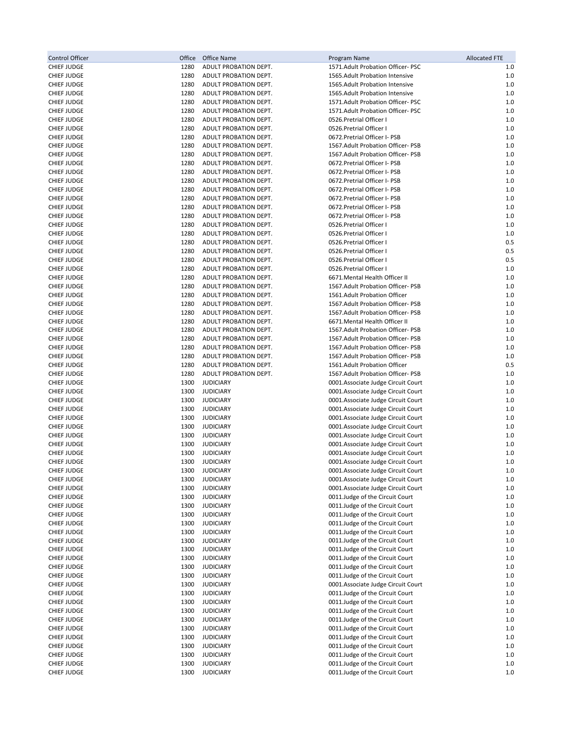| Control Officer | Office | Office Name | Program Name | Allocated FTE |
|---|---|---|---|---|
| CHIEF JUDGE | 1280 | ADULT PROBATION DEPT. | 1571.Adult Probation Officer- PSC | 1.0 |
| CHIEF JUDGE | 1280 | ADULT PROBATION DEPT. | 1565.Adult Probation Intensive | 1.0 |
| CHIEF JUDGE | 1280 | ADULT PROBATION DEPT. | 1565.Adult Probation Intensive | 1.0 |
| CHIEF JUDGE | 1280 | ADULT PROBATION DEPT. | 1565.Adult Probation Intensive | 1.0 |
| CHIEF JUDGE | 1280 | ADULT PROBATION DEPT. | 1571.Adult Probation Officer- PSC | 1.0 |
| CHIEF JUDGE | 1280 | ADULT PROBATION DEPT. | 1571.Adult Probation Officer- PSC | 1.0 |
| CHIEF JUDGE | 1280 | ADULT PROBATION DEPT. | 0526.Pretrial Officer I | 1.0 |
| CHIEF JUDGE | 1280 | ADULT PROBATION DEPT. | 0526.Pretrial Officer I | 1.0 |
| CHIEF JUDGE | 1280 | ADULT PROBATION DEPT. | 0672.Pretrial Officer I- PSB | 1.0 |
| CHIEF JUDGE | 1280 | ADULT PROBATION DEPT. | 1567.Adult Probation Officer- PSB | 1.0 |
| CHIEF JUDGE | 1280 | ADULT PROBATION DEPT. | 1567.Adult Probation Officer- PSB | 1.0 |
| CHIEF JUDGE | 1280 | ADULT PROBATION DEPT. | 0672.Pretrial Officer I- PSB | 1.0 |
| CHIEF JUDGE | 1280 | ADULT PROBATION DEPT. | 0672.Pretrial Officer I- PSB | 1.0 |
| CHIEF JUDGE | 1280 | ADULT PROBATION DEPT. | 0672.Pretrial Officer I- PSB | 1.0 |
| CHIEF JUDGE | 1280 | ADULT PROBATION DEPT. | 0672.Pretrial Officer I- PSB | 1.0 |
| CHIEF JUDGE | 1280 | ADULT PROBATION DEPT. | 0672.Pretrial Officer I- PSB | 1.0 |
| CHIEF JUDGE | 1280 | ADULT PROBATION DEPT. | 0672.Pretrial Officer I- PSB | 1.0 |
| CHIEF JUDGE | 1280 | ADULT PROBATION DEPT. | 0672.Pretrial Officer I- PSB | 1.0 |
| CHIEF JUDGE | 1280 | ADULT PROBATION DEPT. | 0526.Pretrial Officer I | 1.0 |
| CHIEF JUDGE | 1280 | ADULT PROBATION DEPT. | 0526.Pretrial Officer I | 1.0 |
| CHIEF JUDGE | 1280 | ADULT PROBATION DEPT. | 0526.Pretrial Officer I | 0.5 |
| CHIEF JUDGE | 1280 | ADULT PROBATION DEPT. | 0526.Pretrial Officer I | 0.5 |
| CHIEF JUDGE | 1280 | ADULT PROBATION DEPT. | 0526.Pretrial Officer I | 0.5 |
| CHIEF JUDGE | 1280 | ADULT PROBATION DEPT. | 0526.Pretrial Officer I | 1.0 |
| CHIEF JUDGE | 1280 | ADULT PROBATION DEPT. | 6671.Mental Health Officer II | 1.0 |
| CHIEF JUDGE | 1280 | ADULT PROBATION DEPT. | 1567.Adult Probation Officer- PSB | 1.0 |
| CHIEF JUDGE | 1280 | ADULT PROBATION DEPT. | 1561.Adult Probation Officer | 1.0 |
| CHIEF JUDGE | 1280 | ADULT PROBATION DEPT. | 1567.Adult Probation Officer- PSB | 1.0 |
| CHIEF JUDGE | 1280 | ADULT PROBATION DEPT. | 1567.Adult Probation Officer- PSB | 1.0 |
| CHIEF JUDGE | 1280 | ADULT PROBATION DEPT. | 6671.Mental Health Officer II | 1.0 |
| CHIEF JUDGE | 1280 | ADULT PROBATION DEPT. | 1567.Adult Probation Officer- PSB | 1.0 |
| CHIEF JUDGE | 1280 | ADULT PROBATION DEPT. | 1567.Adult Probation Officer- PSB | 1.0 |
| CHIEF JUDGE | 1280 | ADULT PROBATION DEPT. | 1567.Adult Probation Officer- PSB | 1.0 |
| CHIEF JUDGE | 1280 | ADULT PROBATION DEPT. | 1567.Adult Probation Officer- PSB | 1.0 |
| CHIEF JUDGE | 1280 | ADULT PROBATION DEPT. | 1561.Adult Probation Officer | 0.5 |
| CHIEF JUDGE | 1280 | ADULT PROBATION DEPT. | 1567.Adult Probation Officer- PSB | 1.0 |
| CHIEF JUDGE | 1300 | JUDICIARY | 0001.Associate Judge Circuit Court | 1.0 |
| CHIEF JUDGE | 1300 | JUDICIARY | 0001.Associate Judge Circuit Court | 1.0 |
| CHIEF JUDGE | 1300 | JUDICIARY | 0001.Associate Judge Circuit Court | 1.0 |
| CHIEF JUDGE | 1300 | JUDICIARY | 0001.Associate Judge Circuit Court | 1.0 |
| CHIEF JUDGE | 1300 | JUDICIARY | 0001.Associate Judge Circuit Court | 1.0 |
| CHIEF JUDGE | 1300 | JUDICIARY | 0001.Associate Judge Circuit Court | 1.0 |
| CHIEF JUDGE | 1300 | JUDICIARY | 0001.Associate Judge Circuit Court | 1.0 |
| CHIEF JUDGE | 1300 | JUDICIARY | 0001.Associate Judge Circuit Court | 1.0 |
| CHIEF JUDGE | 1300 | JUDICIARY | 0001.Associate Judge Circuit Court | 1.0 |
| CHIEF JUDGE | 1300 | JUDICIARY | 0001.Associate Judge Circuit Court | 1.0 |
| CHIEF JUDGE | 1300 | JUDICIARY | 0001.Associate Judge Circuit Court | 1.0 |
| CHIEF JUDGE | 1300 | JUDICIARY | 0001.Associate Judge Circuit Court | 1.0 |
| CHIEF JUDGE | 1300 | JUDICIARY | 0001.Associate Judge Circuit Court | 1.0 |
| CHIEF JUDGE | 1300 | JUDICIARY | 0011.Judge of the Circuit Court | 1.0 |
| CHIEF JUDGE | 1300 | JUDICIARY | 0011.Judge of the Circuit Court | 1.0 |
| CHIEF JUDGE | 1300 | JUDICIARY | 0011.Judge of the Circuit Court | 1.0 |
| CHIEF JUDGE | 1300 | JUDICIARY | 0011.Judge of the Circuit Court | 1.0 |
| CHIEF JUDGE | 1300 | JUDICIARY | 0011.Judge of the Circuit Court | 1.0 |
| CHIEF JUDGE | 1300 | JUDICIARY | 0011.Judge of the Circuit Court | 1.0 |
| CHIEF JUDGE | 1300 | JUDICIARY | 0011.Judge of the Circuit Court | 1.0 |
| CHIEF JUDGE | 1300 | JUDICIARY | 0011.Judge of the Circuit Court | 1.0 |
| CHIEF JUDGE | 1300 | JUDICIARY | 0011.Judge of the Circuit Court | 1.0 |
| CHIEF JUDGE | 1300 | JUDICIARY | 0011.Judge of the Circuit Court | 1.0 |
| CHIEF JUDGE | 1300 | JUDICIARY | 0001.Associate Judge Circuit Court | 1.0 |
| CHIEF JUDGE | 1300 | JUDICIARY | 0011.Judge of the Circuit Court | 1.0 |
| CHIEF JUDGE | 1300 | JUDICIARY | 0011.Judge of the Circuit Court | 1.0 |
| CHIEF JUDGE | 1300 | JUDICIARY | 0011.Judge of the Circuit Court | 1.0 |
| CHIEF JUDGE | 1300 | JUDICIARY | 0011.Judge of the Circuit Court | 1.0 |
| CHIEF JUDGE | 1300 | JUDICIARY | 0011.Judge of the Circuit Court | 1.0 |
| CHIEF JUDGE | 1300 | JUDICIARY | 0011.Judge of the Circuit Court | 1.0 |
| CHIEF JUDGE | 1300 | JUDICIARY | 0011.Judge of the Circuit Court | 1.0 |
| CHIEF JUDGE | 1300 | JUDICIARY | 0011.Judge of the Circuit Court | 1.0 |
| CHIEF JUDGE | 1300 | JUDICIARY | 0011.Judge of the Circuit Court | 1.0 |
| CHIEF JUDGE | 1300 | JUDICIARY | 0011.Judge of the Circuit Court | 1.0 |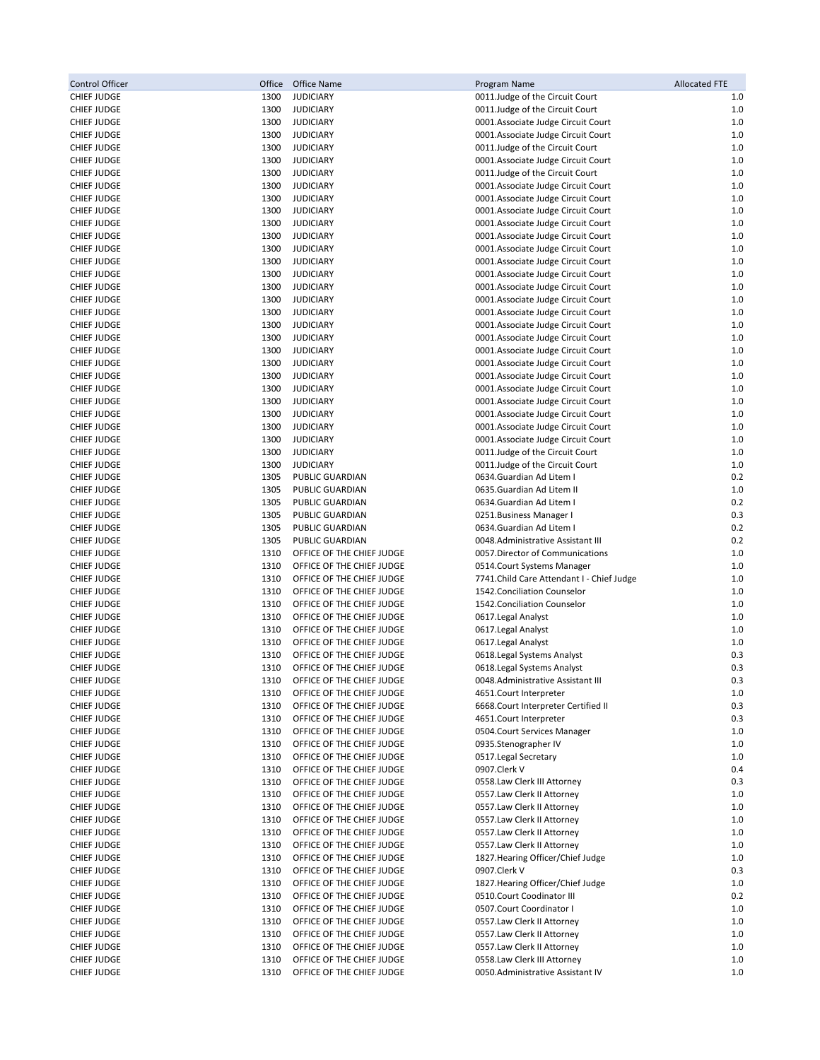| Control Officer | Office | Office Name | Program Name | Allocated FTE |
|---|---|---|---|---|
| CHIEF JUDGE | 1300 | JUDICIARY | 0011.Judge of the Circuit Court | 1.0 |
| CHIEF JUDGE | 1300 | JUDICIARY | 0011.Judge of the Circuit Court | 1.0 |
| CHIEF JUDGE | 1300 | JUDICIARY | 0001.Associate Judge Circuit Court | 1.0 |
| CHIEF JUDGE | 1300 | JUDICIARY | 0001.Associate Judge Circuit Court | 1.0 |
| CHIEF JUDGE | 1300 | JUDICIARY | 0011.Judge of the Circuit Court | 1.0 |
| CHIEF JUDGE | 1300 | JUDICIARY | 0001.Associate Judge Circuit Court | 1.0 |
| CHIEF JUDGE | 1300 | JUDICIARY | 0011.Judge of the Circuit Court | 1.0 |
| CHIEF JUDGE | 1300 | JUDICIARY | 0001.Associate Judge Circuit Court | 1.0 |
| CHIEF JUDGE | 1300 | JUDICIARY | 0001.Associate Judge Circuit Court | 1.0 |
| CHIEF JUDGE | 1300 | JUDICIARY | 0001.Associate Judge Circuit Court | 1.0 |
| CHIEF JUDGE | 1300 | JUDICIARY | 0001.Associate Judge Circuit Court | 1.0 |
| CHIEF JUDGE | 1300 | JUDICIARY | 0001.Associate Judge Circuit Court | 1.0 |
| CHIEF JUDGE | 1300 | JUDICIARY | 0001.Associate Judge Circuit Court | 1.0 |
| CHIEF JUDGE | 1300 | JUDICIARY | 0001.Associate Judge Circuit Court | 1.0 |
| CHIEF JUDGE | 1300 | JUDICIARY | 0001.Associate Judge Circuit Court | 1.0 |
| CHIEF JUDGE | 1300 | JUDICIARY | 0001.Associate Judge Circuit Court | 1.0 |
| CHIEF JUDGE | 1300 | JUDICIARY | 0001.Associate Judge Circuit Court | 1.0 |
| CHIEF JUDGE | 1300 | JUDICIARY | 0001.Associate Judge Circuit Court | 1.0 |
| CHIEF JUDGE | 1300 | JUDICIARY | 0001.Associate Judge Circuit Court | 1.0 |
| CHIEF JUDGE | 1300 | JUDICIARY | 0001.Associate Judge Circuit Court | 1.0 |
| CHIEF JUDGE | 1300 | JUDICIARY | 0001.Associate Judge Circuit Court | 1.0 |
| CHIEF JUDGE | 1300 | JUDICIARY | 0001.Associate Judge Circuit Court | 1.0 |
| CHIEF JUDGE | 1300 | JUDICIARY | 0001.Associate Judge Circuit Court | 1.0 |
| CHIEF JUDGE | 1300 | JUDICIARY | 0001.Associate Judge Circuit Court | 1.0 |
| CHIEF JUDGE | 1300 | JUDICIARY | 0001.Associate Judge Circuit Court | 1.0 |
| CHIEF JUDGE | 1300 | JUDICIARY | 0001.Associate Judge Circuit Court | 1.0 |
| CHIEF JUDGE | 1300 | JUDICIARY | 0001.Associate Judge Circuit Court | 1.0 |
| CHIEF JUDGE | 1300 | JUDICIARY | 0001.Associate Judge Circuit Court | 1.0 |
| CHIEF JUDGE | 1300 | JUDICIARY | 0011.Judge of the Circuit Court | 1.0 |
| CHIEF JUDGE | 1300 | JUDICIARY | 0011.Judge of the Circuit Court | 1.0 |
| CHIEF JUDGE | 1305 | PUBLIC GUARDIAN | 0634.Guardian Ad Litem I | 0.2 |
| CHIEF JUDGE | 1305 | PUBLIC GUARDIAN | 0635.Guardian Ad Litem II | 1.0 |
| CHIEF JUDGE | 1305 | PUBLIC GUARDIAN | 0634.Guardian Ad Litem I | 0.2 |
| CHIEF JUDGE | 1305 | PUBLIC GUARDIAN | 0251.Business Manager I | 0.3 |
| CHIEF JUDGE | 1305 | PUBLIC GUARDIAN | 0634.Guardian Ad Litem I | 0.2 |
| CHIEF JUDGE | 1305 | PUBLIC GUARDIAN | 0048.Administrative Assistant III | 0.2 |
| CHIEF JUDGE | 1310 | OFFICE OF THE CHIEF JUDGE | 0057.Director of Communications | 1.0 |
| CHIEF JUDGE | 1310 | OFFICE OF THE CHIEF JUDGE | 0514.Court Systems Manager | 1.0 |
| CHIEF JUDGE | 1310 | OFFICE OF THE CHIEF JUDGE | 7741.Child Care Attendant I - Chief Judge | 1.0 |
| CHIEF JUDGE | 1310 | OFFICE OF THE CHIEF JUDGE | 1542.Conciliation Counselor | 1.0 |
| CHIEF JUDGE | 1310 | OFFICE OF THE CHIEF JUDGE | 1542.Conciliation Counselor | 1.0 |
| CHIEF JUDGE | 1310 | OFFICE OF THE CHIEF JUDGE | 0617.Legal Analyst | 1.0 |
| CHIEF JUDGE | 1310 | OFFICE OF THE CHIEF JUDGE | 0617.Legal Analyst | 1.0 |
| CHIEF JUDGE | 1310 | OFFICE OF THE CHIEF JUDGE | 0617.Legal Analyst | 1.0 |
| CHIEF JUDGE | 1310 | OFFICE OF THE CHIEF JUDGE | 0618.Legal Systems Analyst | 0.3 |
| CHIEF JUDGE | 1310 | OFFICE OF THE CHIEF JUDGE | 0618.Legal Systems Analyst | 0.3 |
| CHIEF JUDGE | 1310 | OFFICE OF THE CHIEF JUDGE | 0048.Administrative Assistant III | 0.3 |
| CHIEF JUDGE | 1310 | OFFICE OF THE CHIEF JUDGE | 4651.Court Interpreter | 1.0 |
| CHIEF JUDGE | 1310 | OFFICE OF THE CHIEF JUDGE | 6668.Court Interpreter Certified II | 0.3 |
| CHIEF JUDGE | 1310 | OFFICE OF THE CHIEF JUDGE | 4651.Court Interpreter | 0.3 |
| CHIEF JUDGE | 1310 | OFFICE OF THE CHIEF JUDGE | 0504.Court Services Manager | 1.0 |
| CHIEF JUDGE | 1310 | OFFICE OF THE CHIEF JUDGE | 0935.Stenographer IV | 1.0 |
| CHIEF JUDGE | 1310 | OFFICE OF THE CHIEF JUDGE | 0517.Legal Secretary | 1.0 |
| CHIEF JUDGE | 1310 | OFFICE OF THE CHIEF JUDGE | 0907.Clerk V | 0.4 |
| CHIEF JUDGE | 1310 | OFFICE OF THE CHIEF JUDGE | 0558.Law Clerk III Attorney | 0.3 |
| CHIEF JUDGE | 1310 | OFFICE OF THE CHIEF JUDGE | 0557.Law Clerk II Attorney | 1.0 |
| CHIEF JUDGE | 1310 | OFFICE OF THE CHIEF JUDGE | 0557.Law Clerk II Attorney | 1.0 |
| CHIEF JUDGE | 1310 | OFFICE OF THE CHIEF JUDGE | 0557.Law Clerk II Attorney | 1.0 |
| CHIEF JUDGE | 1310 | OFFICE OF THE CHIEF JUDGE | 0557.Law Clerk II Attorney | 1.0 |
| CHIEF JUDGE | 1310 | OFFICE OF THE CHIEF JUDGE | 0557.Law Clerk II Attorney | 1.0 |
| CHIEF JUDGE | 1310 | OFFICE OF THE CHIEF JUDGE | 1827.Hearing Officer/Chief Judge | 1.0 |
| CHIEF JUDGE | 1310 | OFFICE OF THE CHIEF JUDGE | 0907.Clerk V | 0.3 |
| CHIEF JUDGE | 1310 | OFFICE OF THE CHIEF JUDGE | 1827.Hearing Officer/Chief Judge | 1.0 |
| CHIEF JUDGE | 1310 | OFFICE OF THE CHIEF JUDGE | 0510.Court Coodinator III | 0.2 |
| CHIEF JUDGE | 1310 | OFFICE OF THE CHIEF JUDGE | 0507.Court Coordinator I | 1.0 |
| CHIEF JUDGE | 1310 | OFFICE OF THE CHIEF JUDGE | 0557.Law Clerk II Attorney | 1.0 |
| CHIEF JUDGE | 1310 | OFFICE OF THE CHIEF JUDGE | 0557.Law Clerk II Attorney | 1.0 |
| CHIEF JUDGE | 1310 | OFFICE OF THE CHIEF JUDGE | 0557.Law Clerk II Attorney | 1.0 |
| CHIEF JUDGE | 1310 | OFFICE OF THE CHIEF JUDGE | 0558.Law Clerk III Attorney | 1.0 |
| CHIEF JUDGE | 1310 | OFFICE OF THE CHIEF JUDGE | 0050.Administrative Assistant IV | 1.0 |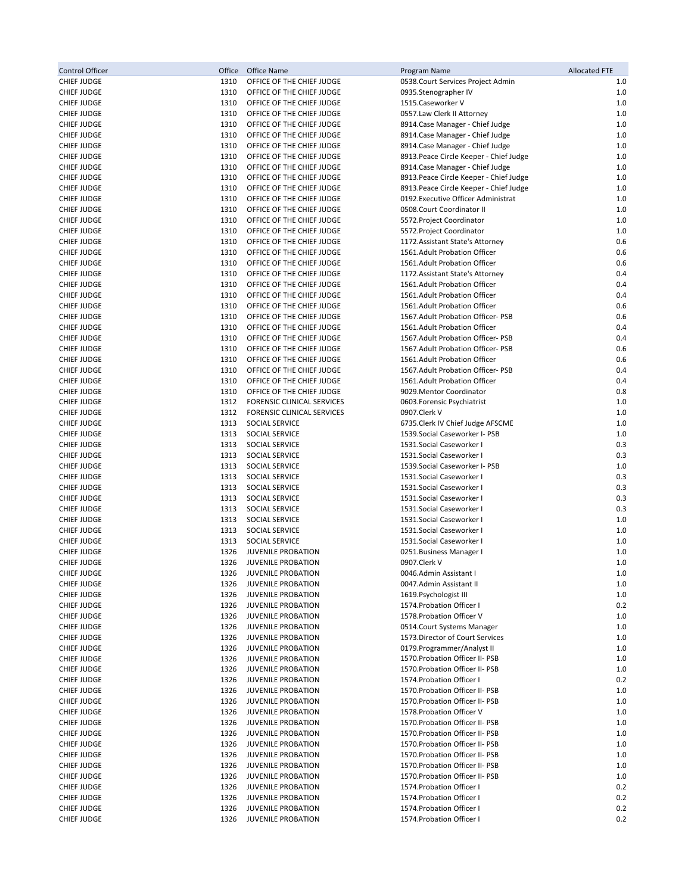| Control Officer | Office | Office Name | Program Name | Allocated FTE |
|---|---|---|---|---|
| CHIEF JUDGE | 1310 | OFFICE OF THE CHIEF JUDGE | 0538.Court Services Project Admin | 1.0 |
| CHIEF JUDGE | 1310 | OFFICE OF THE CHIEF JUDGE | 0935.Stenographer IV | 1.0 |
| CHIEF JUDGE | 1310 | OFFICE OF THE CHIEF JUDGE | 1515.Caseworker V | 1.0 |
| CHIEF JUDGE | 1310 | OFFICE OF THE CHIEF JUDGE | 0557.Law Clerk II Attorney | 1.0 |
| CHIEF JUDGE | 1310 | OFFICE OF THE CHIEF JUDGE | 8914.Case Manager - Chief Judge | 1.0 |
| CHIEF JUDGE | 1310 | OFFICE OF THE CHIEF JUDGE | 8914.Case Manager - Chief Judge | 1.0 |
| CHIEF JUDGE | 1310 | OFFICE OF THE CHIEF JUDGE | 8914.Case Manager - Chief Judge | 1.0 |
| CHIEF JUDGE | 1310 | OFFICE OF THE CHIEF JUDGE | 8913.Peace Circle Keeper - Chief Judge | 1.0 |
| CHIEF JUDGE | 1310 | OFFICE OF THE CHIEF JUDGE | 8914.Case Manager - Chief Judge | 1.0 |
| CHIEF JUDGE | 1310 | OFFICE OF THE CHIEF JUDGE | 8913.Peace Circle Keeper - Chief Judge | 1.0 |
| CHIEF JUDGE | 1310 | OFFICE OF THE CHIEF JUDGE | 8913.Peace Circle Keeper - Chief Judge | 1.0 |
| CHIEF JUDGE | 1310 | OFFICE OF THE CHIEF JUDGE | 0192.Executive Officer Administrat | 1.0 |
| CHIEF JUDGE | 1310 | OFFICE OF THE CHIEF JUDGE | 0508.Court Coordinator II | 1.0 |
| CHIEF JUDGE | 1310 | OFFICE OF THE CHIEF JUDGE | 5572.Project Coordinator | 1.0 |
| CHIEF JUDGE | 1310 | OFFICE OF THE CHIEF JUDGE | 5572.Project Coordinator | 1.0 |
| CHIEF JUDGE | 1310 | OFFICE OF THE CHIEF JUDGE | 1172.Assistant State's Attorney | 0.6 |
| CHIEF JUDGE | 1310 | OFFICE OF THE CHIEF JUDGE | 1561.Adult Probation Officer | 0.6 |
| CHIEF JUDGE | 1310 | OFFICE OF THE CHIEF JUDGE | 1561.Adult Probation Officer | 0.6 |
| CHIEF JUDGE | 1310 | OFFICE OF THE CHIEF JUDGE | 1172.Assistant State's Attorney | 0.4 |
| CHIEF JUDGE | 1310 | OFFICE OF THE CHIEF JUDGE | 1561.Adult Probation Officer | 0.4 |
| CHIEF JUDGE | 1310 | OFFICE OF THE CHIEF JUDGE | 1561.Adult Probation Officer | 0.4 |
| CHIEF JUDGE | 1310 | OFFICE OF THE CHIEF JUDGE | 1561.Adult Probation Officer | 0.6 |
| CHIEF JUDGE | 1310 | OFFICE OF THE CHIEF JUDGE | 1567.Adult Probation Officer- PSB | 0.6 |
| CHIEF JUDGE | 1310 | OFFICE OF THE CHIEF JUDGE | 1561.Adult Probation Officer | 0.4 |
| CHIEF JUDGE | 1310 | OFFICE OF THE CHIEF JUDGE | 1567.Adult Probation Officer- PSB | 0.4 |
| CHIEF JUDGE | 1310 | OFFICE OF THE CHIEF JUDGE | 1567.Adult Probation Officer- PSB | 0.6 |
| CHIEF JUDGE | 1310 | OFFICE OF THE CHIEF JUDGE | 1561.Adult Probation Officer | 0.6 |
| CHIEF JUDGE | 1310 | OFFICE OF THE CHIEF JUDGE | 1567.Adult Probation Officer- PSB | 0.4 |
| CHIEF JUDGE | 1310 | OFFICE OF THE CHIEF JUDGE | 1561.Adult Probation Officer | 0.4 |
| CHIEF JUDGE | 1310 | OFFICE OF THE CHIEF JUDGE | 9029.Mentor Coordinator | 0.8 |
| CHIEF JUDGE | 1312 | FORENSIC CLINICAL SERVICES | 0603.Forensic Psychiatrist | 1.0 |
| CHIEF JUDGE | 1312 | FORENSIC CLINICAL SERVICES | 0907.Clerk V | 1.0 |
| CHIEF JUDGE | 1313 | SOCIAL SERVICE | 6735.Clerk IV Chief Judge AFSCME | 1.0 |
| CHIEF JUDGE | 1313 | SOCIAL SERVICE | 1539.Social Caseworker I- PSB | 1.0 |
| CHIEF JUDGE | 1313 | SOCIAL SERVICE | 1531.Social Caseworker I | 0.3 |
| CHIEF JUDGE | 1313 | SOCIAL SERVICE | 1531.Social Caseworker I | 0.3 |
| CHIEF JUDGE | 1313 | SOCIAL SERVICE | 1539.Social Caseworker I- PSB | 1.0 |
| CHIEF JUDGE | 1313 | SOCIAL SERVICE | 1531.Social Caseworker I | 0.3 |
| CHIEF JUDGE | 1313 | SOCIAL SERVICE | 1531.Social Caseworker I | 0.3 |
| CHIEF JUDGE | 1313 | SOCIAL SERVICE | 1531.Social Caseworker I | 0.3 |
| CHIEF JUDGE | 1313 | SOCIAL SERVICE | 1531.Social Caseworker I | 0.3 |
| CHIEF JUDGE | 1313 | SOCIAL SERVICE | 1531.Social Caseworker I | 1.0 |
| CHIEF JUDGE | 1313 | SOCIAL SERVICE | 1531.Social Caseworker I | 1.0 |
| CHIEF JUDGE | 1313 | SOCIAL SERVICE | 1531.Social Caseworker I | 1.0 |
| CHIEF JUDGE | 1326 | JUVENILE PROBATION | 0251.Business Manager I | 1.0 |
| CHIEF JUDGE | 1326 | JUVENILE PROBATION | 0907.Clerk V | 1.0 |
| CHIEF JUDGE | 1326 | JUVENILE PROBATION | 0046.Admin Assistant I | 1.0 |
| CHIEF JUDGE | 1326 | JUVENILE PROBATION | 0047.Admin Assistant II | 1.0 |
| CHIEF JUDGE | 1326 | JUVENILE PROBATION | 1619.Psychologist III | 1.0 |
| CHIEF JUDGE | 1326 | JUVENILE PROBATION | 1574.Probation Officer I | 0.2 |
| CHIEF JUDGE | 1326 | JUVENILE PROBATION | 1578.Probation Officer V | 1.0 |
| CHIEF JUDGE | 1326 | JUVENILE PROBATION | 0514.Court Systems Manager | 1.0 |
| CHIEF JUDGE | 1326 | JUVENILE PROBATION | 1573.Director of Court Services | 1.0 |
| CHIEF JUDGE | 1326 | JUVENILE PROBATION | 0179.Programmer/Analyst II | 1.0 |
| CHIEF JUDGE | 1326 | JUVENILE PROBATION | 1570.Probation Officer II- PSB | 1.0 |
| CHIEF JUDGE | 1326 | JUVENILE PROBATION | 1570.Probation Officer II- PSB | 1.0 |
| CHIEF JUDGE | 1326 | JUVENILE PROBATION | 1574.Probation Officer I | 0.2 |
| CHIEF JUDGE | 1326 | JUVENILE PROBATION | 1570.Probation Officer II- PSB | 1.0 |
| CHIEF JUDGE | 1326 | JUVENILE PROBATION | 1570.Probation Officer II- PSB | 1.0 |
| CHIEF JUDGE | 1326 | JUVENILE PROBATION | 1578.Probation Officer V | 1.0 |
| CHIEF JUDGE | 1326 | JUVENILE PROBATION | 1570.Probation Officer II- PSB | 1.0 |
| CHIEF JUDGE | 1326 | JUVENILE PROBATION | 1570.Probation Officer II- PSB | 1.0 |
| CHIEF JUDGE | 1326 | JUVENILE PROBATION | 1570.Probation Officer II- PSB | 1.0 |
| CHIEF JUDGE | 1326 | JUVENILE PROBATION | 1570.Probation Officer II- PSB | 1.0 |
| CHIEF JUDGE | 1326 | JUVENILE PROBATION | 1570.Probation Officer II- PSB | 1.0 |
| CHIEF JUDGE | 1326 | JUVENILE PROBATION | 1570.Probation Officer II- PSB | 1.0 |
| CHIEF JUDGE | 1326 | JUVENILE PROBATION | 1574.Probation Officer I | 0.2 |
| CHIEF JUDGE | 1326 | JUVENILE PROBATION | 1574.Probation Officer I | 0.2 |
| CHIEF JUDGE | 1326 | JUVENILE PROBATION | 1574.Probation Officer I | 0.2 |
| CHIEF JUDGE | 1326 | JUVENILE PROBATION | 1574.Probation Officer I | 0.2 |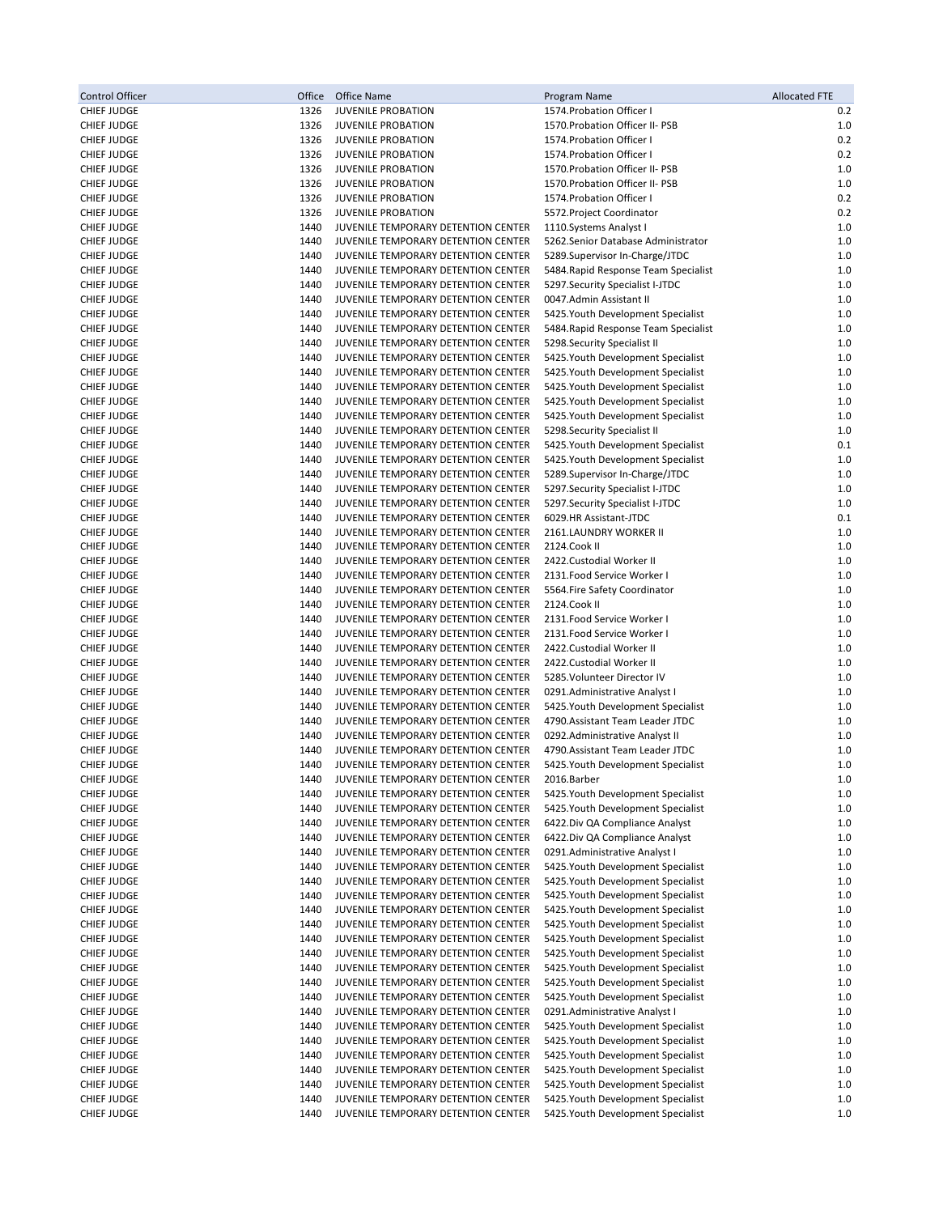| Control Officer | Office | Office Name | Program Name | Allocated FTE |
|---|---|---|---|---|
| CHIEF JUDGE | 1326 | JUVENILE PROBATION | 1574.Probation Officer I | 0.2 |
| CHIEF JUDGE | 1326 | JUVENILE PROBATION | 1570.Probation Officer II- PSB | 1.0 |
| CHIEF JUDGE | 1326 | JUVENILE PROBATION | 1574.Probation Officer I | 0.2 |
| CHIEF JUDGE | 1326 | JUVENILE PROBATION | 1574.Probation Officer I | 0.2 |
| CHIEF JUDGE | 1326 | JUVENILE PROBATION | 1570.Probation Officer II- PSB | 1.0 |
| CHIEF JUDGE | 1326 | JUVENILE PROBATION | 1570.Probation Officer II- PSB | 1.0 |
| CHIEF JUDGE | 1326 | JUVENILE PROBATION | 1574.Probation Officer I | 0.2 |
| CHIEF JUDGE | 1326 | JUVENILE PROBATION | 5572.Project Coordinator | 0.2 |
| CHIEF JUDGE | 1440 | JUVENILE TEMPORARY DETENTION CENTER | 1110.Systems Analyst I | 1.0 |
| CHIEF JUDGE | 1440 | JUVENILE TEMPORARY DETENTION CENTER | 5262.Senior Database Administrator | 1.0 |
| CHIEF JUDGE | 1440 | JUVENILE TEMPORARY DETENTION CENTER | 5289.Supervisor In-Charge/JTDC | 1.0 |
| CHIEF JUDGE | 1440 | JUVENILE TEMPORARY DETENTION CENTER | 5484.Rapid Response Team Specialist | 1.0 |
| CHIEF JUDGE | 1440 | JUVENILE TEMPORARY DETENTION CENTER | 5297.Security Specialist I-JTDC | 1.0 |
| CHIEF JUDGE | 1440 | JUVENILE TEMPORARY DETENTION CENTER | 0047.Admin Assistant II | 1.0 |
| CHIEF JUDGE | 1440 | JUVENILE TEMPORARY DETENTION CENTER | 5425.Youth Development Specialist | 1.0 |
| CHIEF JUDGE | 1440 | JUVENILE TEMPORARY DETENTION CENTER | 5484.Rapid Response Team Specialist | 1.0 |
| CHIEF JUDGE | 1440 | JUVENILE TEMPORARY DETENTION CENTER | 5298.Security Specialist II | 1.0 |
| CHIEF JUDGE | 1440 | JUVENILE TEMPORARY DETENTION CENTER | 5425.Youth Development Specialist | 1.0 |
| CHIEF JUDGE | 1440 | JUVENILE TEMPORARY DETENTION CENTER | 5425.Youth Development Specialist | 1.0 |
| CHIEF JUDGE | 1440 | JUVENILE TEMPORARY DETENTION CENTER | 5425.Youth Development Specialist | 1.0 |
| CHIEF JUDGE | 1440 | JUVENILE TEMPORARY DETENTION CENTER | 5425.Youth Development Specialist | 1.0 |
| CHIEF JUDGE | 1440 | JUVENILE TEMPORARY DETENTION CENTER | 5425.Youth Development Specialist | 1.0 |
| CHIEF JUDGE | 1440 | JUVENILE TEMPORARY DETENTION CENTER | 5298.Security Specialist II | 1.0 |
| CHIEF JUDGE | 1440 | JUVENILE TEMPORARY DETENTION CENTER | 5425.Youth Development Specialist | 0.1 |
| CHIEF JUDGE | 1440 | JUVENILE TEMPORARY DETENTION CENTER | 5425.Youth Development Specialist | 1.0 |
| CHIEF JUDGE | 1440 | JUVENILE TEMPORARY DETENTION CENTER | 5289.Supervisor In-Charge/JTDC | 1.0 |
| CHIEF JUDGE | 1440 | JUVENILE TEMPORARY DETENTION CENTER | 5297.Security Specialist I-JTDC | 1.0 |
| CHIEF JUDGE | 1440 | JUVENILE TEMPORARY DETENTION CENTER | 5297.Security Specialist I-JTDC | 1.0 |
| CHIEF JUDGE | 1440 | JUVENILE TEMPORARY DETENTION CENTER | 6029.HR Assistant-JTDC | 0.1 |
| CHIEF JUDGE | 1440 | JUVENILE TEMPORARY DETENTION CENTER | 2161.LAUNDRY WORKER II | 1.0 |
| CHIEF JUDGE | 1440 | JUVENILE TEMPORARY DETENTION CENTER | 2124.Cook II | 1.0 |
| CHIEF JUDGE | 1440 | JUVENILE TEMPORARY DETENTION CENTER | 2422.Custodial Worker II | 1.0 |
| CHIEF JUDGE | 1440 | JUVENILE TEMPORARY DETENTION CENTER | 2131.Food Service Worker I | 1.0 |
| CHIEF JUDGE | 1440 | JUVENILE TEMPORARY DETENTION CENTER | 5564.Fire Safety Coordinator | 1.0 |
| CHIEF JUDGE | 1440 | JUVENILE TEMPORARY DETENTION CENTER | 2124.Cook II | 1.0 |
| CHIEF JUDGE | 1440 | JUVENILE TEMPORARY DETENTION CENTER | 2131.Food Service Worker I | 1.0 |
| CHIEF JUDGE | 1440 | JUVENILE TEMPORARY DETENTION CENTER | 2131.Food Service Worker I | 1.0 |
| CHIEF JUDGE | 1440 | JUVENILE TEMPORARY DETENTION CENTER | 2422.Custodial Worker II | 1.0 |
| CHIEF JUDGE | 1440 | JUVENILE TEMPORARY DETENTION CENTER | 2422.Custodial Worker II | 1.0 |
| CHIEF JUDGE | 1440 | JUVENILE TEMPORARY DETENTION CENTER | 5285.Volunteer Director IV | 1.0 |
| CHIEF JUDGE | 1440 | JUVENILE TEMPORARY DETENTION CENTER | 0291.Administrative Analyst I | 1.0 |
| CHIEF JUDGE | 1440 | JUVENILE TEMPORARY DETENTION CENTER | 5425.Youth Development Specialist | 1.0 |
| CHIEF JUDGE | 1440 | JUVENILE TEMPORARY DETENTION CENTER | 4790.Assistant Team Leader JTDC | 1.0 |
| CHIEF JUDGE | 1440 | JUVENILE TEMPORARY DETENTION CENTER | 0292.Administrative Analyst II | 1.0 |
| CHIEF JUDGE | 1440 | JUVENILE TEMPORARY DETENTION CENTER | 4790.Assistant Team Leader JTDC | 1.0 |
| CHIEF JUDGE | 1440 | JUVENILE TEMPORARY DETENTION CENTER | 5425.Youth Development Specialist | 1.0 |
| CHIEF JUDGE | 1440 | JUVENILE TEMPORARY DETENTION CENTER | 2016.Barber | 1.0 |
| CHIEF JUDGE | 1440 | JUVENILE TEMPORARY DETENTION CENTER | 5425.Youth Development Specialist | 1.0 |
| CHIEF JUDGE | 1440 | JUVENILE TEMPORARY DETENTION CENTER | 5425.Youth Development Specialist | 1.0 |
| CHIEF JUDGE | 1440 | JUVENILE TEMPORARY DETENTION CENTER | 6422.Div QA Compliance Analyst | 1.0 |
| CHIEF JUDGE | 1440 | JUVENILE TEMPORARY DETENTION CENTER | 6422.Div QA Compliance Analyst | 1.0 |
| CHIEF JUDGE | 1440 | JUVENILE TEMPORARY DETENTION CENTER | 0291.Administrative Analyst I | 1.0 |
| CHIEF JUDGE | 1440 | JUVENILE TEMPORARY DETENTION CENTER | 5425.Youth Development Specialist | 1.0 |
| CHIEF JUDGE | 1440 | JUVENILE TEMPORARY DETENTION CENTER | 5425.Youth Development Specialist | 1.0 |
| CHIEF JUDGE | 1440 | JUVENILE TEMPORARY DETENTION CENTER | 5425.Youth Development Specialist | 1.0 |
| CHIEF JUDGE | 1440 | JUVENILE TEMPORARY DETENTION CENTER | 5425.Youth Development Specialist | 1.0 |
| CHIEF JUDGE | 1440 | JUVENILE TEMPORARY DETENTION CENTER | 5425.Youth Development Specialist | 1.0 |
| CHIEF JUDGE | 1440 | JUVENILE TEMPORARY DETENTION CENTER | 5425.Youth Development Specialist | 1.0 |
| CHIEF JUDGE | 1440 | JUVENILE TEMPORARY DETENTION CENTER | 5425.Youth Development Specialist | 1.0 |
| CHIEF JUDGE | 1440 | JUVENILE TEMPORARY DETENTION CENTER | 5425.Youth Development Specialist | 1.0 |
| CHIEF JUDGE | 1440 | JUVENILE TEMPORARY DETENTION CENTER | 5425.Youth Development Specialist | 1.0 |
| CHIEF JUDGE | 1440 | JUVENILE TEMPORARY DETENTION CENTER | 5425.Youth Development Specialist | 1.0 |
| CHIEF JUDGE | 1440 | JUVENILE TEMPORARY DETENTION CENTER | 0291.Administrative Analyst I | 1.0 |
| CHIEF JUDGE | 1440 | JUVENILE TEMPORARY DETENTION CENTER | 5425.Youth Development Specialist | 1.0 |
| CHIEF JUDGE | 1440 | JUVENILE TEMPORARY DETENTION CENTER | 5425.Youth Development Specialist | 1.0 |
| CHIEF JUDGE | 1440 | JUVENILE TEMPORARY DETENTION CENTER | 5425.Youth Development Specialist | 1.0 |
| CHIEF JUDGE | 1440 | JUVENILE TEMPORARY DETENTION CENTER | 5425.Youth Development Specialist | 1.0 |
| CHIEF JUDGE | 1440 | JUVENILE TEMPORARY DETENTION CENTER | 5425.Youth Development Specialist | 1.0 |
| CHIEF JUDGE | 1440 | JUVENILE TEMPORARY DETENTION CENTER | 5425.Youth Development Specialist | 1.0 |
| CHIEF JUDGE | 1440 | JUVENILE TEMPORARY DETENTION CENTER | 5425.Youth Development Specialist | 1.0 |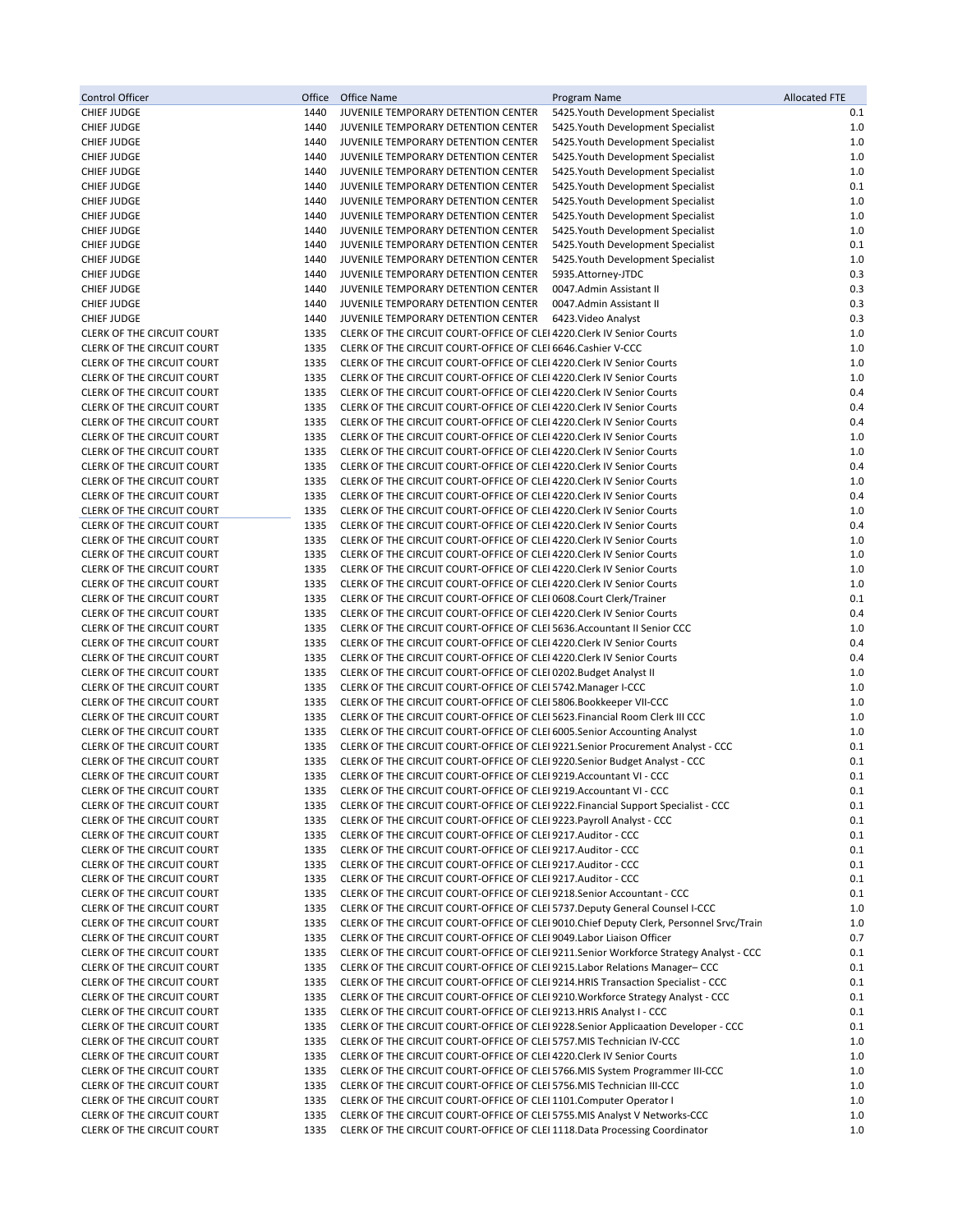| Control Officer | Office | Office Name | Program Name | Allocated FTE |
|---|---|---|---|---|
| CHIEF JUDGE | 1440 | JUVENILE TEMPORARY DETENTION CENTER | 5425.Youth Development Specialist | 0.1 |
| CHIEF JUDGE | 1440 | JUVENILE TEMPORARY DETENTION CENTER | 5425.Youth Development Specialist | 1.0 |
| CHIEF JUDGE | 1440 | JUVENILE TEMPORARY DETENTION CENTER | 5425.Youth Development Specialist | 1.0 |
| CHIEF JUDGE | 1440 | JUVENILE TEMPORARY DETENTION CENTER | 5425.Youth Development Specialist | 1.0 |
| CHIEF JUDGE | 1440 | JUVENILE TEMPORARY DETENTION CENTER | 5425.Youth Development Specialist | 1.0 |
| CHIEF JUDGE | 1440 | JUVENILE TEMPORARY DETENTION CENTER | 5425.Youth Development Specialist | 0.1 |
| CHIEF JUDGE | 1440 | JUVENILE TEMPORARY DETENTION CENTER | 5425.Youth Development Specialist | 1.0 |
| CHIEF JUDGE | 1440 | JUVENILE TEMPORARY DETENTION CENTER | 5425.Youth Development Specialist | 1.0 |
| CHIEF JUDGE | 1440 | JUVENILE TEMPORARY DETENTION CENTER | 5425.Youth Development Specialist | 1.0 |
| CHIEF JUDGE | 1440 | JUVENILE TEMPORARY DETENTION CENTER | 5425.Youth Development Specialist | 0.1 |
| CHIEF JUDGE | 1440 | JUVENILE TEMPORARY DETENTION CENTER | 5425.Youth Development Specialist | 1.0 |
| CHIEF JUDGE | 1440 | JUVENILE TEMPORARY DETENTION CENTER | 5935.Attorney-JTDC | 0.3 |
| CHIEF JUDGE | 1440 | JUVENILE TEMPORARY DETENTION CENTER | 0047.Admin Assistant II | 0.3 |
| CHIEF JUDGE | 1440 | JUVENILE TEMPORARY DETENTION CENTER | 0047.Admin Assistant II | 0.3 |
| CHIEF JUDGE | 1440 | JUVENILE TEMPORARY DETENTION CENTER | 6423.Video Analyst | 0.3 |
| CLERK OF THE CIRCUIT COURT | 1335 | CLERK OF THE CIRCUIT COURT-OFFICE OF CLEI | 4220.Clerk IV Senior Courts | 1.0 |
| CLERK OF THE CIRCUIT COURT | 1335 | CLERK OF THE CIRCUIT COURT-OFFICE OF CLEI | 6646.Cashier V-CCC | 1.0 |
| CLERK OF THE CIRCUIT COURT | 1335 | CLERK OF THE CIRCUIT COURT-OFFICE OF CLEI | 4220.Clerk IV Senior Courts | 1.0 |
| CLERK OF THE CIRCUIT COURT | 1335 | CLERK OF THE CIRCUIT COURT-OFFICE OF CLEI | 4220.Clerk IV Senior Courts | 1.0 |
| CLERK OF THE CIRCUIT COURT | 1335 | CLERK OF THE CIRCUIT COURT-OFFICE OF CLEI | 4220.Clerk IV Senior Courts | 0.4 |
| CLERK OF THE CIRCUIT COURT | 1335 | CLERK OF THE CIRCUIT COURT-OFFICE OF CLEI | 4220.Clerk IV Senior Courts | 0.4 |
| CLERK OF THE CIRCUIT COURT | 1335 | CLERK OF THE CIRCUIT COURT-OFFICE OF CLEI | 4220.Clerk IV Senior Courts | 0.4 |
| CLERK OF THE CIRCUIT COURT | 1335 | CLERK OF THE CIRCUIT COURT-OFFICE OF CLEI | 4220.Clerk IV Senior Courts | 1.0 |
| CLERK OF THE CIRCUIT COURT | 1335 | CLERK OF THE CIRCUIT COURT-OFFICE OF CLEI | 4220.Clerk IV Senior Courts | 1.0 |
| CLERK OF THE CIRCUIT COURT | 1335 | CLERK OF THE CIRCUIT COURT-OFFICE OF CLEI | 4220.Clerk IV Senior Courts | 0.4 |
| CLERK OF THE CIRCUIT COURT | 1335 | CLERK OF THE CIRCUIT COURT-OFFICE OF CLEI | 4220.Clerk IV Senior Courts | 1.0 |
| CLERK OF THE CIRCUIT COURT | 1335 | CLERK OF THE CIRCUIT COURT-OFFICE OF CLEI | 4220.Clerk IV Senior Courts | 0.4 |
| CLERK OF THE CIRCUIT COURT | 1335 | CLERK OF THE CIRCUIT COURT-OFFICE OF CLEI | 4220.Clerk IV Senior Courts | 1.0 |
| CLERK OF THE CIRCUIT COURT | 1335 | CLERK OF THE CIRCUIT COURT-OFFICE OF CLEI | 4220.Clerk IV Senior Courts | 0.4 |
| CLERK OF THE CIRCUIT COURT | 1335 | CLERK OF THE CIRCUIT COURT-OFFICE OF CLEI | 4220.Clerk IV Senior Courts | 1.0 |
| CLERK OF THE CIRCUIT COURT | 1335 | CLERK OF THE CIRCUIT COURT-OFFICE OF CLEI | 4220.Clerk IV Senior Courts | 1.0 |
| CLERK OF THE CIRCUIT COURT | 1335 | CLERK OF THE CIRCUIT COURT-OFFICE OF CLEI | 4220.Clerk IV Senior Courts | 1.0 |
| CLERK OF THE CIRCUIT COURT | 1335 | CLERK OF THE CIRCUIT COURT-OFFICE OF CLEI | 4220.Clerk IV Senior Courts | 1.0 |
| CLERK OF THE CIRCUIT COURT | 1335 | CLERK OF THE CIRCUIT COURT-OFFICE OF CLEI | 0608.Court Clerk/Trainer | 0.1 |
| CLERK OF THE CIRCUIT COURT | 1335 | CLERK OF THE CIRCUIT COURT-OFFICE OF CLEI | 4220.Clerk IV Senior Courts | 0.4 |
| CLERK OF THE CIRCUIT COURT | 1335 | CLERK OF THE CIRCUIT COURT-OFFICE OF CLEI | 5636.Accountant II Senior CCC | 1.0 |
| CLERK OF THE CIRCUIT COURT | 1335 | CLERK OF THE CIRCUIT COURT-OFFICE OF CLEI | 4220.Clerk IV Senior Courts | 0.4 |
| CLERK OF THE CIRCUIT COURT | 1335 | CLERK OF THE CIRCUIT COURT-OFFICE OF CLEI | 4220.Clerk IV Senior Courts | 0.4 |
| CLERK OF THE CIRCUIT COURT | 1335 | CLERK OF THE CIRCUIT COURT-OFFICE OF CLEI | 0202.Budget Analyst II | 1.0 |
| CLERK OF THE CIRCUIT COURT | 1335 | CLERK OF THE CIRCUIT COURT-OFFICE OF CLEI | 5742.Manager I-CCC | 1.0 |
| CLERK OF THE CIRCUIT COURT | 1335 | CLERK OF THE CIRCUIT COURT-OFFICE OF CLEI | 5806.Bookkeeper VII-CCC | 1.0 |
| CLERK OF THE CIRCUIT COURT | 1335 | CLERK OF THE CIRCUIT COURT-OFFICE OF CLEI | 5623.Financial Room Clerk III CCC | 1.0 |
| CLERK OF THE CIRCUIT COURT | 1335 | CLERK OF THE CIRCUIT COURT-OFFICE OF CLEI | 6005.Senior Accounting Analyst | 1.0 |
| CLERK OF THE CIRCUIT COURT | 1335 | CLERK OF THE CIRCUIT COURT-OFFICE OF CLEI | 9221.Senior Procurement Analyst - CCC | 0.1 |
| CLERK OF THE CIRCUIT COURT | 1335 | CLERK OF THE CIRCUIT COURT-OFFICE OF CLEI | 9220.Senior Budget Analyst - CCC | 0.1 |
| CLERK OF THE CIRCUIT COURT | 1335 | CLERK OF THE CIRCUIT COURT-OFFICE OF CLEI | 9219.Accountant VI - CCC | 0.1 |
| CLERK OF THE CIRCUIT COURT | 1335 | CLERK OF THE CIRCUIT COURT-OFFICE OF CLEI | 9219.Accountant VI - CCC | 0.1 |
| CLERK OF THE CIRCUIT COURT | 1335 | CLERK OF THE CIRCUIT COURT-OFFICE OF CLEI | 9222.Financial Support Specialist - CCC | 0.1 |
| CLERK OF THE CIRCUIT COURT | 1335 | CLERK OF THE CIRCUIT COURT-OFFICE OF CLEI | 9223.Payroll Analyst - CCC | 0.1 |
| CLERK OF THE CIRCUIT COURT | 1335 | CLERK OF THE CIRCUIT COURT-OFFICE OF CLEI | 9217.Auditor - CCC | 0.1 |
| CLERK OF THE CIRCUIT COURT | 1335 | CLERK OF THE CIRCUIT COURT-OFFICE OF CLEI | 9217.Auditor - CCC | 0.1 |
| CLERK OF THE CIRCUIT COURT | 1335 | CLERK OF THE CIRCUIT COURT-OFFICE OF CLEI | 9217.Auditor - CCC | 0.1 |
| CLERK OF THE CIRCUIT COURT | 1335 | CLERK OF THE CIRCUIT COURT-OFFICE OF CLEI | 9217.Auditor - CCC | 0.1 |
| CLERK OF THE CIRCUIT COURT | 1335 | CLERK OF THE CIRCUIT COURT-OFFICE OF CLEI | 9218.Senior Accountant - CCC | 0.1 |
| CLERK OF THE CIRCUIT COURT | 1335 | CLERK OF THE CIRCUIT COURT-OFFICE OF CLEI | 5737.Deputy General Counsel I-CCC | 1.0 |
| CLERK OF THE CIRCUIT COURT | 1335 | CLERK OF THE CIRCUIT COURT-OFFICE OF CLEI | 9010.Chief Deputy Clerk, Personnel Srvc/Train | 1.0 |
| CLERK OF THE CIRCUIT COURT | 1335 | CLERK OF THE CIRCUIT COURT-OFFICE OF CLEI | 9049.Labor Liaison Officer | 0.7 |
| CLERK OF THE CIRCUIT COURT | 1335 | CLERK OF THE CIRCUIT COURT-OFFICE OF CLEI | 9211.Senior Workforce Strategy Analyst - CCC | 0.1 |
| CLERK OF THE CIRCUIT COURT | 1335 | CLERK OF THE CIRCUIT COURT-OFFICE OF CLEI | 9215.Labor Relations Manager– CCC | 0.1 |
| CLERK OF THE CIRCUIT COURT | 1335 | CLERK OF THE CIRCUIT COURT-OFFICE OF CLEI | 9214.HRIS Transaction Specialist - CCC | 0.1 |
| CLERK OF THE CIRCUIT COURT | 1335 | CLERK OF THE CIRCUIT COURT-OFFICE OF CLEI | 9210.Workforce Strategy Analyst - CCC | 0.1 |
| CLERK OF THE CIRCUIT COURT | 1335 | CLERK OF THE CIRCUIT COURT-OFFICE OF CLEI | 9213.HRIS Analyst I - CCC | 0.1 |
| CLERK OF THE CIRCUIT COURT | 1335 | CLERK OF THE CIRCUIT COURT-OFFICE OF CLEI | 9228.Senior Applicaation Developer - CCC | 0.1 |
| CLERK OF THE CIRCUIT COURT | 1335 | CLERK OF THE CIRCUIT COURT-OFFICE OF CLEI | 5757.MIS Technician IV-CCC | 1.0 |
| CLERK OF THE CIRCUIT COURT | 1335 | CLERK OF THE CIRCUIT COURT-OFFICE OF CLEI | 4220.Clerk IV Senior Courts | 1.0 |
| CLERK OF THE CIRCUIT COURT | 1335 | CLERK OF THE CIRCUIT COURT-OFFICE OF CLEI | 5766.MIS System Programmer III-CCC | 1.0 |
| CLERK OF THE CIRCUIT COURT | 1335 | CLERK OF THE CIRCUIT COURT-OFFICE OF CLEI | 5756.MIS Technician III-CCC | 1.0 |
| CLERK OF THE CIRCUIT COURT | 1335 | CLERK OF THE CIRCUIT COURT-OFFICE OF CLEI | 1101.Computer Operator I | 1.0 |
| CLERK OF THE CIRCUIT COURT | 1335 | CLERK OF THE CIRCUIT COURT-OFFICE OF CLEI | 5755.MIS Analyst V Networks-CCC | 1.0 |
| CLERK OF THE CIRCUIT COURT | 1335 | CLERK OF THE CIRCUIT COURT-OFFICE OF CLEI | 1118.Data Processing Coordinator | 1.0 |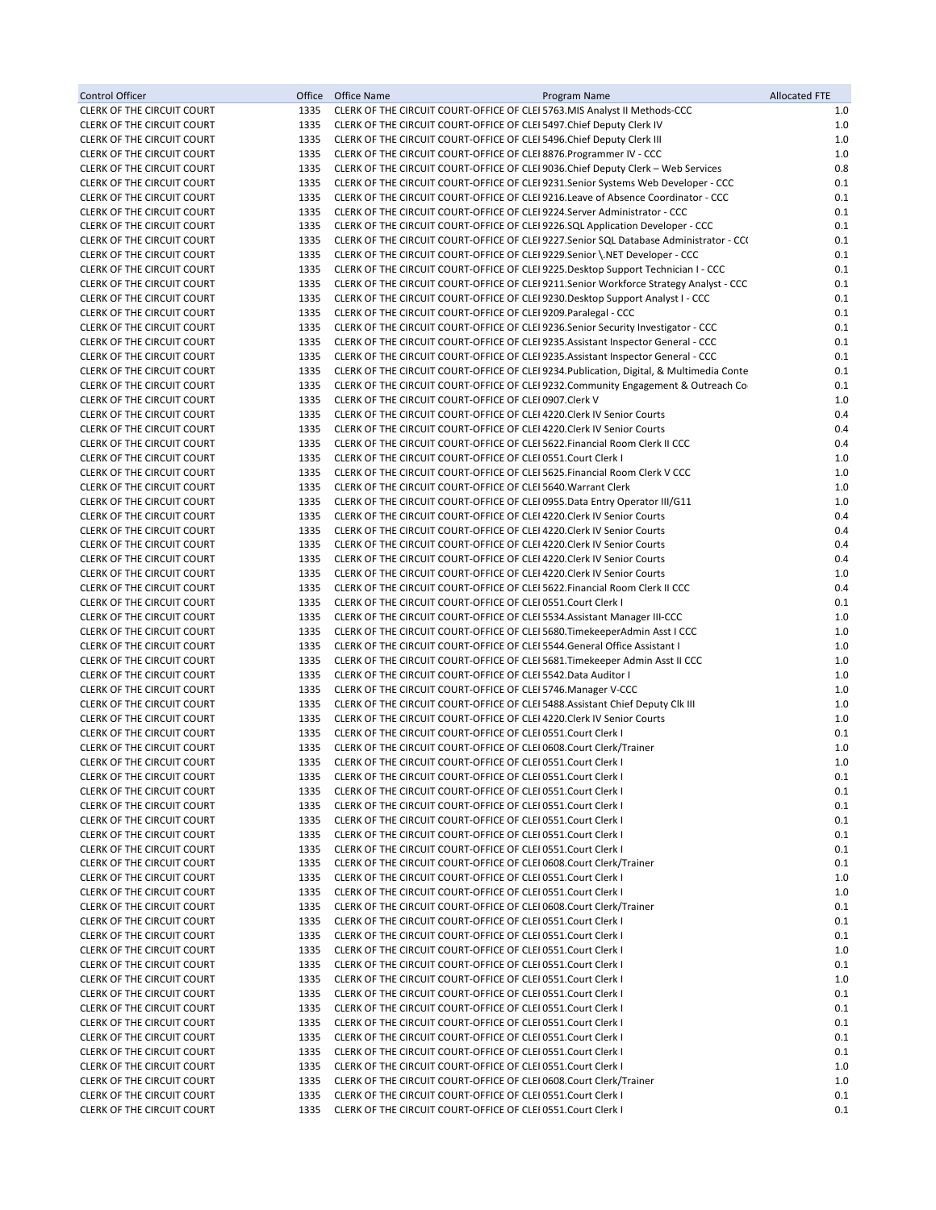| Control Officer | Office | Office Name | Program Name | Allocated FTE |
|---|---|---|---|---|
| CLERK OF THE CIRCUIT COURT | 1335 | CLERK OF THE CIRCUIT COURT-OFFICE OF CLEI | 5763.MIS Analyst II Methods-CCC | 1.0 |
| CLERK OF THE CIRCUIT COURT | 1335 | CLERK OF THE CIRCUIT COURT-OFFICE OF CLEI | 5497.Chief Deputy Clerk IV | 1.0 |
| CLERK OF THE CIRCUIT COURT | 1335 | CLERK OF THE CIRCUIT COURT-OFFICE OF CLEI | 5496.Chief Deputy Clerk III | 1.0 |
| CLERK OF THE CIRCUIT COURT | 1335 | CLERK OF THE CIRCUIT COURT-OFFICE OF CLEI | 8876.Programmer IV - CCC | 1.0 |
| CLERK OF THE CIRCUIT COURT | 1335 | CLERK OF THE CIRCUIT COURT-OFFICE OF CLEI | 9036.Chief Deputy Clerk – Web Services | 0.8 |
| CLERK OF THE CIRCUIT COURT | 1335 | CLERK OF THE CIRCUIT COURT-OFFICE OF CLEI | 9231.Senior Systems Web Developer - CCC | 0.1 |
| CLERK OF THE CIRCUIT COURT | 1335 | CLERK OF THE CIRCUIT COURT-OFFICE OF CLEI | 9216.Leave of Absence Coordinator - CCC | 0.1 |
| CLERK OF THE CIRCUIT COURT | 1335 | CLERK OF THE CIRCUIT COURT-OFFICE OF CLEI | 9224.Server Administrator - CCC | 0.1 |
| CLERK OF THE CIRCUIT COURT | 1335 | CLERK OF THE CIRCUIT COURT-OFFICE OF CLEI | 9226.SQL Application Developer - CCC | 0.1 |
| CLERK OF THE CIRCUIT COURT | 1335 | CLERK OF THE CIRCUIT COURT-OFFICE OF CLEI | 9227.Senior SQL Database Administrator - CC( | 0.1 |
| CLERK OF THE CIRCUIT COURT | 1335 | CLERK OF THE CIRCUIT COURT-OFFICE OF CLEI | 9229.Senior \.NET Developer - CCC | 0.1 |
| CLERK OF THE CIRCUIT COURT | 1335 | CLERK OF THE CIRCUIT COURT-OFFICE OF CLEI | 9225.Desktop Support Technician I - CCC | 0.1 |
| CLERK OF THE CIRCUIT COURT | 1335 | CLERK OF THE CIRCUIT COURT-OFFICE OF CLEI | 9211.Senior Workforce Strategy Analyst - CCC | 0.1 |
| CLERK OF THE CIRCUIT COURT | 1335 | CLERK OF THE CIRCUIT COURT-OFFICE OF CLEI | 9230.Desktop Support Analyst I - CCC | 0.1 |
| CLERK OF THE CIRCUIT COURT | 1335 | CLERK OF THE CIRCUIT COURT-OFFICE OF CLEI | 9209.Paralegal - CCC | 0.1 |
| CLERK OF THE CIRCUIT COURT | 1335 | CLERK OF THE CIRCUIT COURT-OFFICE OF CLEI | 9236.Senior Security Investigator - CCC | 0.1 |
| CLERK OF THE CIRCUIT COURT | 1335 | CLERK OF THE CIRCUIT COURT-OFFICE OF CLEI | 9235.Assistant Inspector General - CCC | 0.1 |
| CLERK OF THE CIRCUIT COURT | 1335 | CLERK OF THE CIRCUIT COURT-OFFICE OF CLEI | 9235.Assistant Inspector General - CCC | 0.1 |
| CLERK OF THE CIRCUIT COURT | 1335 | CLERK OF THE CIRCUIT COURT-OFFICE OF CLEI | 9234.Publication, Digital, & Multimedia Conte | 0.1 |
| CLERK OF THE CIRCUIT COURT | 1335 | CLERK OF THE CIRCUIT COURT-OFFICE OF CLEI | 9232.Community Engagement & Outreach Co | 0.1 |
| CLERK OF THE CIRCUIT COURT | 1335 | CLERK OF THE CIRCUIT COURT-OFFICE OF CLEI | 0907.Clerk V | 1.0 |
| CLERK OF THE CIRCUIT COURT | 1335 | CLERK OF THE CIRCUIT COURT-OFFICE OF CLEI | 4220.Clerk IV Senior Courts | 0.4 |
| CLERK OF THE CIRCUIT COURT | 1335 | CLERK OF THE CIRCUIT COURT-OFFICE OF CLEI | 4220.Clerk IV Senior Courts | 0.4 |
| CLERK OF THE CIRCUIT COURT | 1335 | CLERK OF THE CIRCUIT COURT-OFFICE OF CLEI | 5622.Financial Room Clerk II CCC | 0.4 |
| CLERK OF THE CIRCUIT COURT | 1335 | CLERK OF THE CIRCUIT COURT-OFFICE OF CLEI | 0551.Court Clerk I | 1.0 |
| CLERK OF THE CIRCUIT COURT | 1335 | CLERK OF THE CIRCUIT COURT-OFFICE OF CLEI | 5625.Financial Room Clerk V CCC | 1.0 |
| CLERK OF THE CIRCUIT COURT | 1335 | CLERK OF THE CIRCUIT COURT-OFFICE OF CLEI | 5640.Warrant Clerk | 1.0 |
| CLERK OF THE CIRCUIT COURT | 1335 | CLERK OF THE CIRCUIT COURT-OFFICE OF CLEI | 0955.Data Entry Operator III/G11 | 1.0 |
| CLERK OF THE CIRCUIT COURT | 1335 | CLERK OF THE CIRCUIT COURT-OFFICE OF CLEI | 4220.Clerk IV Senior Courts | 0.4 |
| CLERK OF THE CIRCUIT COURT | 1335 | CLERK OF THE CIRCUIT COURT-OFFICE OF CLEI | 4220.Clerk IV Senior Courts | 0.4 |
| CLERK OF THE CIRCUIT COURT | 1335 | CLERK OF THE CIRCUIT COURT-OFFICE OF CLEI | 4220.Clerk IV Senior Courts | 0.4 |
| CLERK OF THE CIRCUIT COURT | 1335 | CLERK OF THE CIRCUIT COURT-OFFICE OF CLEI | 4220.Clerk IV Senior Courts | 0.4 |
| CLERK OF THE CIRCUIT COURT | 1335 | CLERK OF THE CIRCUIT COURT-OFFICE OF CLEI | 4220.Clerk IV Senior Courts | 1.0 |
| CLERK OF THE CIRCUIT COURT | 1335 | CLERK OF THE CIRCUIT COURT-OFFICE OF CLEI | 5622.Financial Room Clerk II CCC | 0.4 |
| CLERK OF THE CIRCUIT COURT | 1335 | CLERK OF THE CIRCUIT COURT-OFFICE OF CLEI | 0551.Court Clerk I | 0.1 |
| CLERK OF THE CIRCUIT COURT | 1335 | CLERK OF THE CIRCUIT COURT-OFFICE OF CLEI | 5534.Assistant Manager III-CCC | 1.0 |
| CLERK OF THE CIRCUIT COURT | 1335 | CLERK OF THE CIRCUIT COURT-OFFICE OF CLEI | 5680.TimekeeperAdmin Asst I CCC | 1.0 |
| CLERK OF THE CIRCUIT COURT | 1335 | CLERK OF THE CIRCUIT COURT-OFFICE OF CLEI | 5544.General Office Assistant I | 1.0 |
| CLERK OF THE CIRCUIT COURT | 1335 | CLERK OF THE CIRCUIT COURT-OFFICE OF CLEI | 5681.Timekeeper Admin Asst II CCC | 1.0 |
| CLERK OF THE CIRCUIT COURT | 1335 | CLERK OF THE CIRCUIT COURT-OFFICE OF CLEI | 5542.Data Auditor I | 1.0 |
| CLERK OF THE CIRCUIT COURT | 1335 | CLERK OF THE CIRCUIT COURT-OFFICE OF CLEI | 5746.Manager V-CCC | 1.0 |
| CLERK OF THE CIRCUIT COURT | 1335 | CLERK OF THE CIRCUIT COURT-OFFICE OF CLEI | 5488.Assistant Chief Deputy Clk III | 1.0 |
| CLERK OF THE CIRCUIT COURT | 1335 | CLERK OF THE CIRCUIT COURT-OFFICE OF CLEI | 4220.Clerk IV Senior Courts | 1.0 |
| CLERK OF THE CIRCUIT COURT | 1335 | CLERK OF THE CIRCUIT COURT-OFFICE OF CLEI | 0551.Court Clerk I | 0.1 |
| CLERK OF THE CIRCUIT COURT | 1335 | CLERK OF THE CIRCUIT COURT-OFFICE OF CLEI | 0608.Court Clerk/Trainer | 1.0 |
| CLERK OF THE CIRCUIT COURT | 1335 | CLERK OF THE CIRCUIT COURT-OFFICE OF CLEI | 0551.Court Clerk I | 1.0 |
| CLERK OF THE CIRCUIT COURT | 1335 | CLERK OF THE CIRCUIT COURT-OFFICE OF CLEI | 0551.Court Clerk I | 0.1 |
| CLERK OF THE CIRCUIT COURT | 1335 | CLERK OF THE CIRCUIT COURT-OFFICE OF CLEI | 0551.Court Clerk I | 0.1 |
| CLERK OF THE CIRCUIT COURT | 1335 | CLERK OF THE CIRCUIT COURT-OFFICE OF CLEI | 0551.Court Clerk I | 0.1 |
| CLERK OF THE CIRCUIT COURT | 1335 | CLERK OF THE CIRCUIT COURT-OFFICE OF CLEI | 0551.Court Clerk I | 0.1 |
| CLERK OF THE CIRCUIT COURT | 1335 | CLERK OF THE CIRCUIT COURT-OFFICE OF CLEI | 0551.Court Clerk I | 0.1 |
| CLERK OF THE CIRCUIT COURT | 1335 | CLERK OF THE CIRCUIT COURT-OFFICE OF CLEI | 0551.Court Clerk I | 0.1 |
| CLERK OF THE CIRCUIT COURT | 1335 | CLERK OF THE CIRCUIT COURT-OFFICE OF CLEI | 0608.Court Clerk/Trainer | 0.1 |
| CLERK OF THE CIRCUIT COURT | 1335 | CLERK OF THE CIRCUIT COURT-OFFICE OF CLEI | 0551.Court Clerk I | 1.0 |
| CLERK OF THE CIRCUIT COURT | 1335 | CLERK OF THE CIRCUIT COURT-OFFICE OF CLEI | 0551.Court Clerk I | 1.0 |
| CLERK OF THE CIRCUIT COURT | 1335 | CLERK OF THE CIRCUIT COURT-OFFICE OF CLEI | 0608.Court Clerk/Trainer | 0.1 |
| CLERK OF THE CIRCUIT COURT | 1335 | CLERK OF THE CIRCUIT COURT-OFFICE OF CLEI | 0551.Court Clerk I | 0.1 |
| CLERK OF THE CIRCUIT COURT | 1335 | CLERK OF THE CIRCUIT COURT-OFFICE OF CLEI | 0551.Court Clerk I | 0.1 |
| CLERK OF THE CIRCUIT COURT | 1335 | CLERK OF THE CIRCUIT COURT-OFFICE OF CLEI | 0551.Court Clerk I | 1.0 |
| CLERK OF THE CIRCUIT COURT | 1335 | CLERK OF THE CIRCUIT COURT-OFFICE OF CLEI | 0551.Court Clerk I | 0.1 |
| CLERK OF THE CIRCUIT COURT | 1335 | CLERK OF THE CIRCUIT COURT-OFFICE OF CLEI | 0551.Court Clerk I | 1.0 |
| CLERK OF THE CIRCUIT COURT | 1335 | CLERK OF THE CIRCUIT COURT-OFFICE OF CLEI | 0551.Court Clerk I | 0.1 |
| CLERK OF THE CIRCUIT COURT | 1335 | CLERK OF THE CIRCUIT COURT-OFFICE OF CLEI | 0551.Court Clerk I | 0.1 |
| CLERK OF THE CIRCUIT COURT | 1335 | CLERK OF THE CIRCUIT COURT-OFFICE OF CLEI | 0551.Court Clerk I | 0.1 |
| CLERK OF THE CIRCUIT COURT | 1335 | CLERK OF THE CIRCUIT COURT-OFFICE OF CLEI | 0551.Court Clerk I | 0.1 |
| CLERK OF THE CIRCUIT COURT | 1335 | CLERK OF THE CIRCUIT COURT-OFFICE OF CLEI | 0551.Court Clerk I | 0.1 |
| CLERK OF THE CIRCUIT COURT | 1335 | CLERK OF THE CIRCUIT COURT-OFFICE OF CLEI | 0551.Court Clerk I | 1.0 |
| CLERK OF THE CIRCUIT COURT | 1335 | CLERK OF THE CIRCUIT COURT-OFFICE OF CLEI | 0608.Court Clerk/Trainer | 1.0 |
| CLERK OF THE CIRCUIT COURT | 1335 | CLERK OF THE CIRCUIT COURT-OFFICE OF CLEI | 0551.Court Clerk I | 0.1 |
| CLERK OF THE CIRCUIT COURT | 1335 | CLERK OF THE CIRCUIT COURT-OFFICE OF CLEI | 0551.Court Clerk I | 0.1 |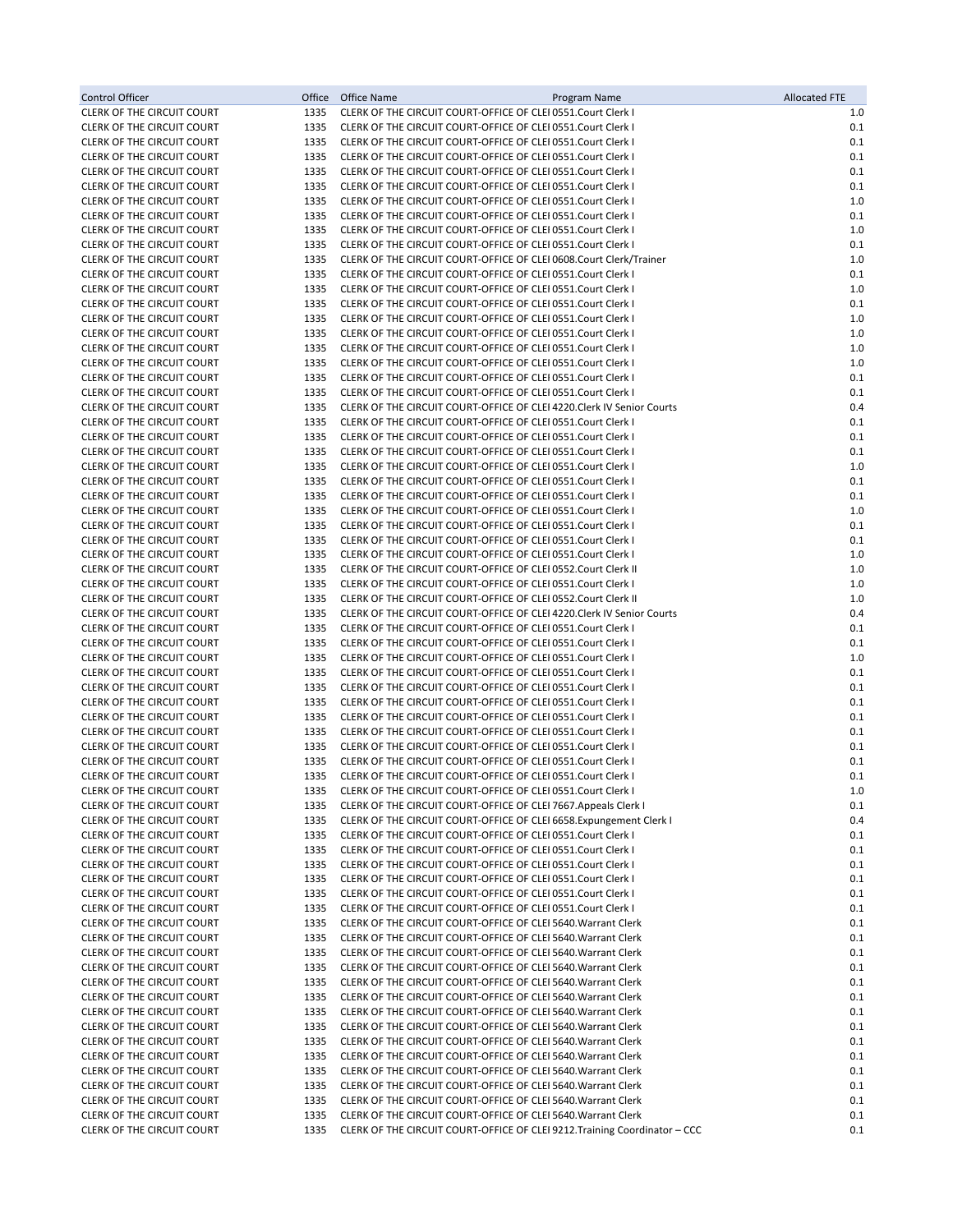| Control Officer | Office | Office Name | Program Name | Allocated FTE |
|---|---|---|---|---|
| CLERK OF THE CIRCUIT COURT | 1335 | CLERK OF THE CIRCUIT COURT-OFFICE OF CLEI | 0551.Court Clerk I | 1.0 |
| CLERK OF THE CIRCUIT COURT | 1335 | CLERK OF THE CIRCUIT COURT-OFFICE OF CLEI | 0551.Court Clerk I | 0.1 |
| CLERK OF THE CIRCUIT COURT | 1335 | CLERK OF THE CIRCUIT COURT-OFFICE OF CLEI | 0551.Court Clerk I | 0.1 |
| CLERK OF THE CIRCUIT COURT | 1335 | CLERK OF THE CIRCUIT COURT-OFFICE OF CLEI | 0551.Court Clerk I | 0.1 |
| CLERK OF THE CIRCUIT COURT | 1335 | CLERK OF THE CIRCUIT COURT-OFFICE OF CLEI | 0551.Court Clerk I | 0.1 |
| CLERK OF THE CIRCUIT COURT | 1335 | CLERK OF THE CIRCUIT COURT-OFFICE OF CLEI | 0551.Court Clerk I | 0.1 |
| CLERK OF THE CIRCUIT COURT | 1335 | CLERK OF THE CIRCUIT COURT-OFFICE OF CLEI | 0551.Court Clerk I | 1.0 |
| CLERK OF THE CIRCUIT COURT | 1335 | CLERK OF THE CIRCUIT COURT-OFFICE OF CLEI | 0551.Court Clerk I | 0.1 |
| CLERK OF THE CIRCUIT COURT | 1335 | CLERK OF THE CIRCUIT COURT-OFFICE OF CLEI | 0551.Court Clerk I | 1.0 |
| CLERK OF THE CIRCUIT COURT | 1335 | CLERK OF THE CIRCUIT COURT-OFFICE OF CLEI | 0551.Court Clerk I | 0.1 |
| CLERK OF THE CIRCUIT COURT | 1335 | CLERK OF THE CIRCUIT COURT-OFFICE OF CLEI | 0608.Court Clerk/Trainer | 1.0 |
| CLERK OF THE CIRCUIT COURT | 1335 | CLERK OF THE CIRCUIT COURT-OFFICE OF CLEI | 0551.Court Clerk I | 0.1 |
| CLERK OF THE CIRCUIT COURT | 1335 | CLERK OF THE CIRCUIT COURT-OFFICE OF CLEI | 0551.Court Clerk I | 1.0 |
| CLERK OF THE CIRCUIT COURT | 1335 | CLERK OF THE CIRCUIT COURT-OFFICE OF CLEI | 0551.Court Clerk I | 0.1 |
| CLERK OF THE CIRCUIT COURT | 1335 | CLERK OF THE CIRCUIT COURT-OFFICE OF CLEI | 0551.Court Clerk I | 1.0 |
| CLERK OF THE CIRCUIT COURT | 1335 | CLERK OF THE CIRCUIT COURT-OFFICE OF CLEI | 0551.Court Clerk I | 1.0 |
| CLERK OF THE CIRCUIT COURT | 1335 | CLERK OF THE CIRCUIT COURT-OFFICE OF CLEI | 0551.Court Clerk I | 1.0 |
| CLERK OF THE CIRCUIT COURT | 1335 | CLERK OF THE CIRCUIT COURT-OFFICE OF CLEI | 0551.Court Clerk I | 1.0 |
| CLERK OF THE CIRCUIT COURT | 1335 | CLERK OF THE CIRCUIT COURT-OFFICE OF CLEI | 0551.Court Clerk I | 0.1 |
| CLERK OF THE CIRCUIT COURT | 1335 | CLERK OF THE CIRCUIT COURT-OFFICE OF CLEI | 0551.Court Clerk I | 0.1 |
| CLERK OF THE CIRCUIT COURT | 1335 | CLERK OF THE CIRCUIT COURT-OFFICE OF CLEI | 4220.Clerk IV Senior Courts | 0.4 |
| CLERK OF THE CIRCUIT COURT | 1335 | CLERK OF THE CIRCUIT COURT-OFFICE OF CLEI | 0551.Court Clerk I | 0.1 |
| CLERK OF THE CIRCUIT COURT | 1335 | CLERK OF THE CIRCUIT COURT-OFFICE OF CLEI | 0551.Court Clerk I | 0.1 |
| CLERK OF THE CIRCUIT COURT | 1335 | CLERK OF THE CIRCUIT COURT-OFFICE OF CLEI | 0551.Court Clerk I | 0.1 |
| CLERK OF THE CIRCUIT COURT | 1335 | CLERK OF THE CIRCUIT COURT-OFFICE OF CLEI | 0551.Court Clerk I | 1.0 |
| CLERK OF THE CIRCUIT COURT | 1335 | CLERK OF THE CIRCUIT COURT-OFFICE OF CLEI | 0551.Court Clerk I | 0.1 |
| CLERK OF THE CIRCUIT COURT | 1335 | CLERK OF THE CIRCUIT COURT-OFFICE OF CLEI | 0551.Court Clerk I | 0.1 |
| CLERK OF THE CIRCUIT COURT | 1335 | CLERK OF THE CIRCUIT COURT-OFFICE OF CLEI | 0551.Court Clerk I | 1.0 |
| CLERK OF THE CIRCUIT COURT | 1335 | CLERK OF THE CIRCUIT COURT-OFFICE OF CLEI | 0551.Court Clerk I | 0.1 |
| CLERK OF THE CIRCUIT COURT | 1335 | CLERK OF THE CIRCUIT COURT-OFFICE OF CLEI | 0551.Court Clerk I | 0.1 |
| CLERK OF THE CIRCUIT COURT | 1335 | CLERK OF THE CIRCUIT COURT-OFFICE OF CLEI | 0551.Court Clerk I | 1.0 |
| CLERK OF THE CIRCUIT COURT | 1335 | CLERK OF THE CIRCUIT COURT-OFFICE OF CLEI | 0552.Court Clerk II | 1.0 |
| CLERK OF THE CIRCUIT COURT | 1335 | CLERK OF THE CIRCUIT COURT-OFFICE OF CLEI | 0551.Court Clerk I | 1.0 |
| CLERK OF THE CIRCUIT COURT | 1335 | CLERK OF THE CIRCUIT COURT-OFFICE OF CLEI | 0552.Court Clerk II | 1.0 |
| CLERK OF THE CIRCUIT COURT | 1335 | CLERK OF THE CIRCUIT COURT-OFFICE OF CLEI | 4220.Clerk IV Senior Courts | 0.4 |
| CLERK OF THE CIRCUIT COURT | 1335 | CLERK OF THE CIRCUIT COURT-OFFICE OF CLEI | 0551.Court Clerk I | 0.1 |
| CLERK OF THE CIRCUIT COURT | 1335 | CLERK OF THE CIRCUIT COURT-OFFICE OF CLEI | 0551.Court Clerk I | 0.1 |
| CLERK OF THE CIRCUIT COURT | 1335 | CLERK OF THE CIRCUIT COURT-OFFICE OF CLEI | 0551.Court Clerk I | 1.0 |
| CLERK OF THE CIRCUIT COURT | 1335 | CLERK OF THE CIRCUIT COURT-OFFICE OF CLEI | 0551.Court Clerk I | 0.1 |
| CLERK OF THE CIRCUIT COURT | 1335 | CLERK OF THE CIRCUIT COURT-OFFICE OF CLEI | 0551.Court Clerk I | 0.1 |
| CLERK OF THE CIRCUIT COURT | 1335 | CLERK OF THE CIRCUIT COURT-OFFICE OF CLEI | 0551.Court Clerk I | 0.1 |
| CLERK OF THE CIRCUIT COURT | 1335 | CLERK OF THE CIRCUIT COURT-OFFICE OF CLEI | 0551.Court Clerk I | 0.1 |
| CLERK OF THE CIRCUIT COURT | 1335 | CLERK OF THE CIRCUIT COURT-OFFICE OF CLEI | 0551.Court Clerk I | 0.1 |
| CLERK OF THE CIRCUIT COURT | 1335 | CLERK OF THE CIRCUIT COURT-OFFICE OF CLEI | 0551.Court Clerk I | 0.1 |
| CLERK OF THE CIRCUIT COURT | 1335 | CLERK OF THE CIRCUIT COURT-OFFICE OF CLEI | 0551.Court Clerk I | 0.1 |
| CLERK OF THE CIRCUIT COURT | 1335 | CLERK OF THE CIRCUIT COURT-OFFICE OF CLEI | 0551.Court Clerk I | 0.1 |
| CLERK OF THE CIRCUIT COURT | 1335 | CLERK OF THE CIRCUIT COURT-OFFICE OF CLEI | 0551.Court Clerk I | 1.0 |
| CLERK OF THE CIRCUIT COURT | 1335 | CLERK OF THE CIRCUIT COURT-OFFICE OF CLEI | 7667.Appeals Clerk I | 0.1 |
| CLERK OF THE CIRCUIT COURT | 1335 | CLERK OF THE CIRCUIT COURT-OFFICE OF CLEI | 6658.Expungement Clerk I | 0.4 |
| CLERK OF THE CIRCUIT COURT | 1335 | CLERK OF THE CIRCUIT COURT-OFFICE OF CLEI | 0551.Court Clerk I | 0.1 |
| CLERK OF THE CIRCUIT COURT | 1335 | CLERK OF THE CIRCUIT COURT-OFFICE OF CLEI | 0551.Court Clerk I | 0.1 |
| CLERK OF THE CIRCUIT COURT | 1335 | CLERK OF THE CIRCUIT COURT-OFFICE OF CLEI | 0551.Court Clerk I | 0.1 |
| CLERK OF THE CIRCUIT COURT | 1335 | CLERK OF THE CIRCUIT COURT-OFFICE OF CLEI | 0551.Court Clerk I | 0.1 |
| CLERK OF THE CIRCUIT COURT | 1335 | CLERK OF THE CIRCUIT COURT-OFFICE OF CLEI | 0551.Court Clerk I | 0.1 |
| CLERK OF THE CIRCUIT COURT | 1335 | CLERK OF THE CIRCUIT COURT-OFFICE OF CLEI | 0551.Court Clerk I | 0.1 |
| CLERK OF THE CIRCUIT COURT | 1335 | CLERK OF THE CIRCUIT COURT-OFFICE OF CLEI | 5640.Warrant Clerk | 0.1 |
| CLERK OF THE CIRCUIT COURT | 1335 | CLERK OF THE CIRCUIT COURT-OFFICE OF CLEI | 5640.Warrant Clerk | 0.1 |
| CLERK OF THE CIRCUIT COURT | 1335 | CLERK OF THE CIRCUIT COURT-OFFICE OF CLEI | 5640.Warrant Clerk | 0.1 |
| CLERK OF THE CIRCUIT COURT | 1335 | CLERK OF THE CIRCUIT COURT-OFFICE OF CLEI | 5640.Warrant Clerk | 0.1 |
| CLERK OF THE CIRCUIT COURT | 1335 | CLERK OF THE CIRCUIT COURT-OFFICE OF CLEI | 5640.Warrant Clerk | 0.1 |
| CLERK OF THE CIRCUIT COURT | 1335 | CLERK OF THE CIRCUIT COURT-OFFICE OF CLEI | 5640.Warrant Clerk | 0.1 |
| CLERK OF THE CIRCUIT COURT | 1335 | CLERK OF THE CIRCUIT COURT-OFFICE OF CLEI | 5640.Warrant Clerk | 0.1 |
| CLERK OF THE CIRCUIT COURT | 1335 | CLERK OF THE CIRCUIT COURT-OFFICE OF CLEI | 5640.Warrant Clerk | 0.1 |
| CLERK OF THE CIRCUIT COURT | 1335 | CLERK OF THE CIRCUIT COURT-OFFICE OF CLEI | 5640.Warrant Clerk | 0.1 |
| CLERK OF THE CIRCUIT COURT | 1335 | CLERK OF THE CIRCUIT COURT-OFFICE OF CLEI | 5640.Warrant Clerk | 0.1 |
| CLERK OF THE CIRCUIT COURT | 1335 | CLERK OF THE CIRCUIT COURT-OFFICE OF CLEI | 5640.Warrant Clerk | 0.1 |
| CLERK OF THE CIRCUIT COURT | 1335 | CLERK OF THE CIRCUIT COURT-OFFICE OF CLEI | 5640.Warrant Clerk | 0.1 |
| CLERK OF THE CIRCUIT COURT | 1335 | CLERK OF THE CIRCUIT COURT-OFFICE OF CLEI | 5640.Warrant Clerk | 0.1 |
| CLERK OF THE CIRCUIT COURT | 1335 | CLERK OF THE CIRCUIT COURT-OFFICE OF CLEI | 5640.Warrant Clerk | 0.1 |
| CLERK OF THE CIRCUIT COURT | 1335 | CLERK OF THE CIRCUIT COURT-OFFICE OF CLEI | 9212.Training Coordinator – CCC | 0.1 |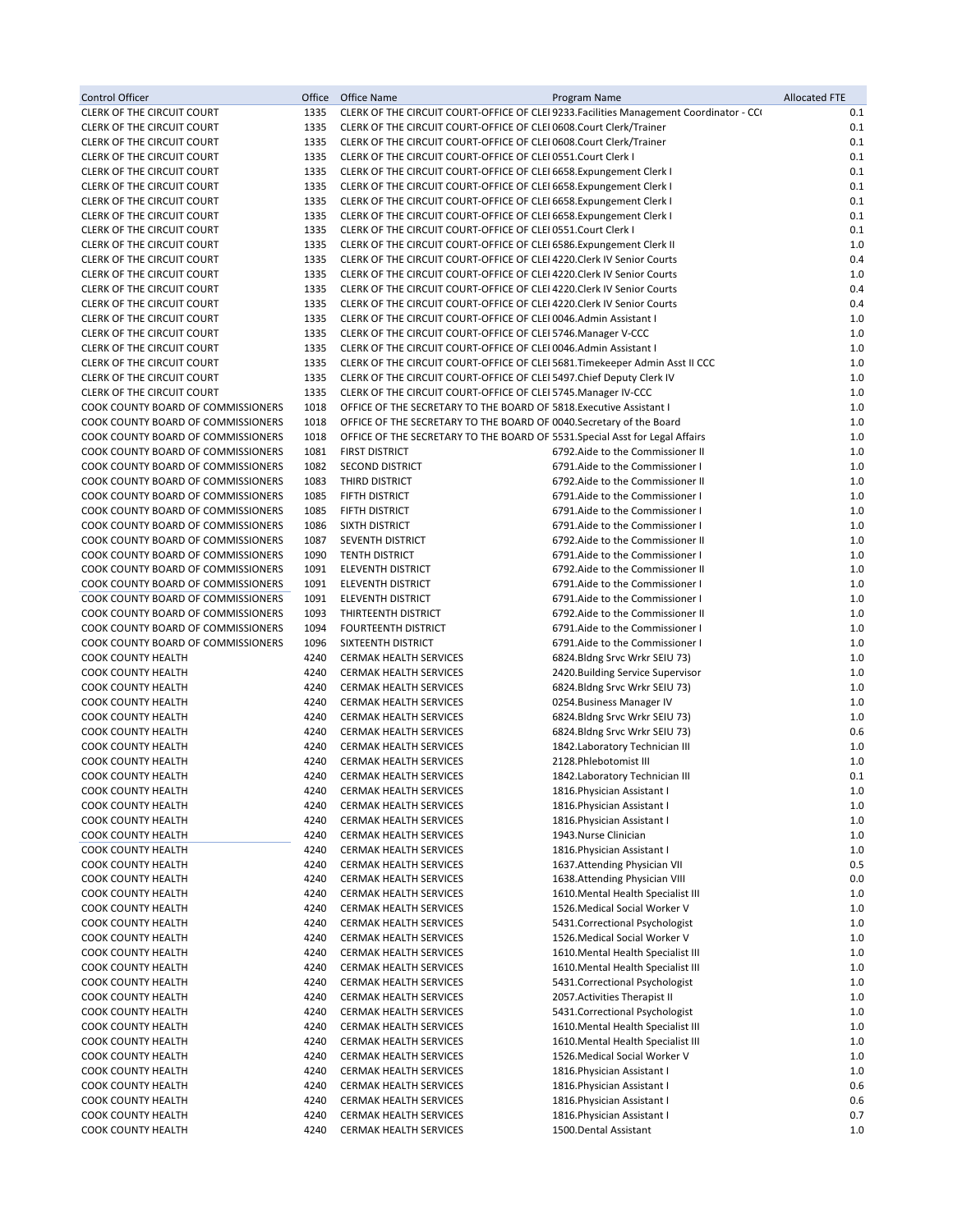| Control Officer | Office | Office Name | Program Name | Allocated FTE |
|---|---|---|---|---|
| CLERK OF THE CIRCUIT COURT | 1335 | CLERK OF THE CIRCUIT COURT-OFFICE OF CLEI | 9233.Facilities Management Coordinator - CC( | 0.1 |
| CLERK OF THE CIRCUIT COURT | 1335 | CLERK OF THE CIRCUIT COURT-OFFICE OF CLEI | 0608.Court Clerk/Trainer | 0.1 |
| CLERK OF THE CIRCUIT COURT | 1335 | CLERK OF THE CIRCUIT COURT-OFFICE OF CLEI | 0608.Court Clerk/Trainer | 0.1 |
| CLERK OF THE CIRCUIT COURT | 1335 | CLERK OF THE CIRCUIT COURT-OFFICE OF CLEI | 0551.Court Clerk I | 0.1 |
| CLERK OF THE CIRCUIT COURT | 1335 | CLERK OF THE CIRCUIT COURT-OFFICE OF CLEI | 6658.Expungement Clerk I | 0.1 |
| CLERK OF THE CIRCUIT COURT | 1335 | CLERK OF THE CIRCUIT COURT-OFFICE OF CLEI | 6658.Expungement Clerk I | 0.1 |
| CLERK OF THE CIRCUIT COURT | 1335 | CLERK OF THE CIRCUIT COURT-OFFICE OF CLEI | 6658.Expungement Clerk I | 0.1 |
| CLERK OF THE CIRCUIT COURT | 1335 | CLERK OF THE CIRCUIT COURT-OFFICE OF CLEI | 6658.Expungement Clerk I | 0.1 |
| CLERK OF THE CIRCUIT COURT | 1335 | CLERK OF THE CIRCUIT COURT-OFFICE OF CLEI | 0551.Court Clerk I | 0.1 |
| CLERK OF THE CIRCUIT COURT | 1335 | CLERK OF THE CIRCUIT COURT-OFFICE OF CLEI | 6586.Expungement Clerk II | 1.0 |
| CLERK OF THE CIRCUIT COURT | 1335 | CLERK OF THE CIRCUIT COURT-OFFICE OF CLEI | 4220.Clerk IV Senior Courts | 0.4 |
| CLERK OF THE CIRCUIT COURT | 1335 | CLERK OF THE CIRCUIT COURT-OFFICE OF CLEI | 4220.Clerk IV Senior Courts | 1.0 |
| CLERK OF THE CIRCUIT COURT | 1335 | CLERK OF THE CIRCUIT COURT-OFFICE OF CLEI | 4220.Clerk IV Senior Courts | 0.4 |
| CLERK OF THE CIRCUIT COURT | 1335 | CLERK OF THE CIRCUIT COURT-OFFICE OF CLEI | 4220.Clerk IV Senior Courts | 0.4 |
| CLERK OF THE CIRCUIT COURT | 1335 | CLERK OF THE CIRCUIT COURT-OFFICE OF CLEI | 0046.Admin Assistant I | 1.0 |
| CLERK OF THE CIRCUIT COURT | 1335 | CLERK OF THE CIRCUIT COURT-OFFICE OF CLEI | 5746.Manager V-CCC | 1.0 |
| CLERK OF THE CIRCUIT COURT | 1335 | CLERK OF THE CIRCUIT COURT-OFFICE OF CLEI | 0046.Admin Assistant I | 1.0 |
| CLERK OF THE CIRCUIT COURT | 1335 | CLERK OF THE CIRCUIT COURT-OFFICE OF CLEI | 5681.Timekeeper Admin Asst II CCC | 1.0 |
| CLERK OF THE CIRCUIT COURT | 1335 | CLERK OF THE CIRCUIT COURT-OFFICE OF CLEI | 5497.Chief Deputy Clerk IV | 1.0 |
| CLERK OF THE CIRCUIT COURT | 1335 | CLERK OF THE CIRCUIT COURT-OFFICE OF CLEI | 5745.Manager IV-CCC | 1.0 |
| COOK COUNTY BOARD OF COMMISSIONERS | 1018 | OFFICE OF THE SECRETARY TO THE BOARD OF | 5818.Executive Assistant I | 1.0 |
| COOK COUNTY BOARD OF COMMISSIONERS | 1018 | OFFICE OF THE SECRETARY TO THE BOARD OF | 0040.Secretary of the Board | 1.0 |
| COOK COUNTY BOARD OF COMMISSIONERS | 1018 | OFFICE OF THE SECRETARY TO THE BOARD OF | 5531.Special Asst for Legal Affairs | 1.0 |
| COOK COUNTY BOARD OF COMMISSIONERS | 1081 | FIRST DISTRICT | 6792.Aide to the Commissioner II | 1.0 |
| COOK COUNTY BOARD OF COMMISSIONERS | 1082 | SECOND DISTRICT | 6791.Aide to the Commissioner I | 1.0 |
| COOK COUNTY BOARD OF COMMISSIONERS | 1083 | THIRD DISTRICT | 6792.Aide to the Commissioner II | 1.0 |
| COOK COUNTY BOARD OF COMMISSIONERS | 1085 | FIFTH DISTRICT | 6791.Aide to the Commissioner I | 1.0 |
| COOK COUNTY BOARD OF COMMISSIONERS | 1085 | FIFTH DISTRICT | 6791.Aide to the Commissioner I | 1.0 |
| COOK COUNTY BOARD OF COMMISSIONERS | 1086 | SIXTH DISTRICT | 6791.Aide to the Commissioner I | 1.0 |
| COOK COUNTY BOARD OF COMMISSIONERS | 1087 | SEVENTH DISTRICT | 6792.Aide to the Commissioner II | 1.0 |
| COOK COUNTY BOARD OF COMMISSIONERS | 1090 | TENTH DISTRICT | 6791.Aide to the Commissioner I | 1.0 |
| COOK COUNTY BOARD OF COMMISSIONERS | 1091 | ELEVENTH DISTRICT | 6792.Aide to the Commissioner II | 1.0 |
| COOK COUNTY BOARD OF COMMISSIONERS | 1091 | ELEVENTH DISTRICT | 6791.Aide to the Commissioner I | 1.0 |
| COOK COUNTY BOARD OF COMMISSIONERS | 1091 | ELEVENTH DISTRICT | 6791.Aide to the Commissioner I | 1.0 |
| COOK COUNTY BOARD OF COMMISSIONERS | 1093 | THIRTEENTH DISTRICT | 6792.Aide to the Commissioner II | 1.0 |
| COOK COUNTY BOARD OF COMMISSIONERS | 1094 | FOURTEENTH DISTRICT | 6791.Aide to the Commissioner I | 1.0 |
| COOK COUNTY BOARD OF COMMISSIONERS | 1096 | SIXTEENTH DISTRICT | 6791.Aide to the Commissioner I | 1.0 |
| COOK COUNTY HEALTH | 4240 | CERMAK HEALTH SERVICES | 6824.Bldng Srvc Wrkr SEIU 73) | 1.0 |
| COOK COUNTY HEALTH | 4240 | CERMAK HEALTH SERVICES | 2420.Building Service Supervisor | 1.0 |
| COOK COUNTY HEALTH | 4240 | CERMAK HEALTH SERVICES | 6824.Bldng Srvc Wrkr SEIU 73) | 1.0 |
| COOK COUNTY HEALTH | 4240 | CERMAK HEALTH SERVICES | 0254.Business Manager IV | 1.0 |
| COOK COUNTY HEALTH | 4240 | CERMAK HEALTH SERVICES | 6824.Bldng Srvc Wrkr SEIU 73) | 1.0 |
| COOK COUNTY HEALTH | 4240 | CERMAK HEALTH SERVICES | 6824.Bldng Srvc Wrkr SEIU 73) | 0.6 |
| COOK COUNTY HEALTH | 4240 | CERMAK HEALTH SERVICES | 1842.Laboratory Technician III | 1.0 |
| COOK COUNTY HEALTH | 4240 | CERMAK HEALTH SERVICES | 2128.Phlebotomist III | 1.0 |
| COOK COUNTY HEALTH | 4240 | CERMAK HEALTH SERVICES | 1842.Laboratory Technician III | 0.1 |
| COOK COUNTY HEALTH | 4240 | CERMAK HEALTH SERVICES | 1816.Physician Assistant I | 1.0 |
| COOK COUNTY HEALTH | 4240 | CERMAK HEALTH SERVICES | 1816.Physician Assistant I | 1.0 |
| COOK COUNTY HEALTH | 4240 | CERMAK HEALTH SERVICES | 1816.Physician Assistant I | 1.0 |
| COOK COUNTY HEALTH | 4240 | CERMAK HEALTH SERVICES | 1943.Nurse Clinician | 1.0 |
| COOK COUNTY HEALTH | 4240 | CERMAK HEALTH SERVICES | 1816.Physician Assistant I | 1.0 |
| COOK COUNTY HEALTH | 4240 | CERMAK HEALTH SERVICES | 1637.Attending Physician VII | 0.5 |
| COOK COUNTY HEALTH | 4240 | CERMAK HEALTH SERVICES | 1638.Attending Physician VIII | 0.0 |
| COOK COUNTY HEALTH | 4240 | CERMAK HEALTH SERVICES | 1610.Mental Health Specialist III | 1.0 |
| COOK COUNTY HEALTH | 4240 | CERMAK HEALTH SERVICES | 1526.Medical Social Worker V | 1.0 |
| COOK COUNTY HEALTH | 4240 | CERMAK HEALTH SERVICES | 5431.Correctional Psychologist | 1.0 |
| COOK COUNTY HEALTH | 4240 | CERMAK HEALTH SERVICES | 1526.Medical Social Worker V | 1.0 |
| COOK COUNTY HEALTH | 4240 | CERMAK HEALTH SERVICES | 1610.Mental Health Specialist III | 1.0 |
| COOK COUNTY HEALTH | 4240 | CERMAK HEALTH SERVICES | 1610.Mental Health Specialist III | 1.0 |
| COOK COUNTY HEALTH | 4240 | CERMAK HEALTH SERVICES | 5431.Correctional Psychologist | 1.0 |
| COOK COUNTY HEALTH | 4240 | CERMAK HEALTH SERVICES | 2057.Activities Therapist II | 1.0 |
| COOK COUNTY HEALTH | 4240 | CERMAK HEALTH SERVICES | 5431.Correctional Psychologist | 1.0 |
| COOK COUNTY HEALTH | 4240 | CERMAK HEALTH SERVICES | 1610.Mental Health Specialist III | 1.0 |
| COOK COUNTY HEALTH | 4240 | CERMAK HEALTH SERVICES | 1610.Mental Health Specialist III | 1.0 |
| COOK COUNTY HEALTH | 4240 | CERMAK HEALTH SERVICES | 1526.Medical Social Worker V | 1.0 |
| COOK COUNTY HEALTH | 4240 | CERMAK HEALTH SERVICES | 1816.Physician Assistant I | 1.0 |
| COOK COUNTY HEALTH | 4240 | CERMAK HEALTH SERVICES | 1816.Physician Assistant I | 0.6 |
| COOK COUNTY HEALTH | 4240 | CERMAK HEALTH SERVICES | 1816.Physician Assistant I | 0.6 |
| COOK COUNTY HEALTH | 4240 | CERMAK HEALTH SERVICES | 1816.Physician Assistant I | 0.7 |
| COOK COUNTY HEALTH | 4240 | CERMAK HEALTH SERVICES | 1500.Dental Assistant | 1.0 |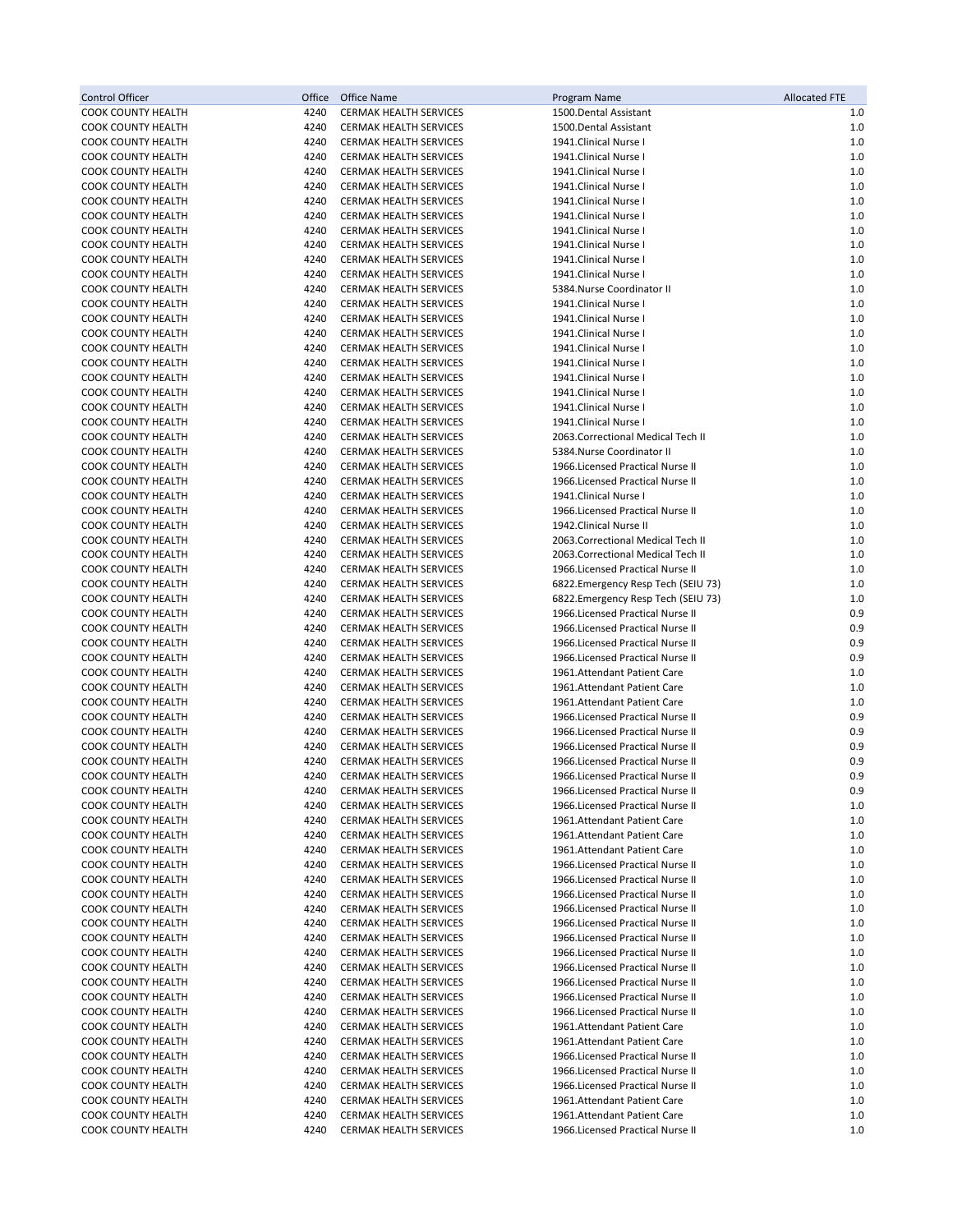| Control Officer | Office | Office Name | Program Name | Allocated FTE |
|---|---|---|---|---|
| COOK COUNTY HEALTH | 4240 | CERMAK HEALTH SERVICES | 1500.Dental Assistant | 1.0 |
| COOK COUNTY HEALTH | 4240 | CERMAK HEALTH SERVICES | 1500.Dental Assistant | 1.0 |
| COOK COUNTY HEALTH | 4240 | CERMAK HEALTH SERVICES | 1941.Clinical Nurse I | 1.0 |
| COOK COUNTY HEALTH | 4240 | CERMAK HEALTH SERVICES | 1941.Clinical Nurse I | 1.0 |
| COOK COUNTY HEALTH | 4240 | CERMAK HEALTH SERVICES | 1941.Clinical Nurse I | 1.0 |
| COOK COUNTY HEALTH | 4240 | CERMAK HEALTH SERVICES | 1941.Clinical Nurse I | 1.0 |
| COOK COUNTY HEALTH | 4240 | CERMAK HEALTH SERVICES | 1941.Clinical Nurse I | 1.0 |
| COOK COUNTY HEALTH | 4240 | CERMAK HEALTH SERVICES | 1941.Clinical Nurse I | 1.0 |
| COOK COUNTY HEALTH | 4240 | CERMAK HEALTH SERVICES | 1941.Clinical Nurse I | 1.0 |
| COOK COUNTY HEALTH | 4240 | CERMAK HEALTH SERVICES | 1941.Clinical Nurse I | 1.0 |
| COOK COUNTY HEALTH | 4240 | CERMAK HEALTH SERVICES | 1941.Clinical Nurse I | 1.0 |
| COOK COUNTY HEALTH | 4240 | CERMAK HEALTH SERVICES | 1941.Clinical Nurse I | 1.0 |
| COOK COUNTY HEALTH | 4240 | CERMAK HEALTH SERVICES | 5384.Nurse Coordinator II | 1.0 |
| COOK COUNTY HEALTH | 4240 | CERMAK HEALTH SERVICES | 1941.Clinical Nurse I | 1.0 |
| COOK COUNTY HEALTH | 4240 | CERMAK HEALTH SERVICES | 1941.Clinical Nurse I | 1.0 |
| COOK COUNTY HEALTH | 4240 | CERMAK HEALTH SERVICES | 1941.Clinical Nurse I | 1.0 |
| COOK COUNTY HEALTH | 4240 | CERMAK HEALTH SERVICES | 1941.Clinical Nurse I | 1.0 |
| COOK COUNTY HEALTH | 4240 | CERMAK HEALTH SERVICES | 1941.Clinical Nurse I | 1.0 |
| COOK COUNTY HEALTH | 4240 | CERMAK HEALTH SERVICES | 1941.Clinical Nurse I | 1.0 |
| COOK COUNTY HEALTH | 4240 | CERMAK HEALTH SERVICES | 1941.Clinical Nurse I | 1.0 |
| COOK COUNTY HEALTH | 4240 | CERMAK HEALTH SERVICES | 1941.Clinical Nurse I | 1.0 |
| COOK COUNTY HEALTH | 4240 | CERMAK HEALTH SERVICES | 1941.Clinical Nurse I | 1.0 |
| COOK COUNTY HEALTH | 4240 | CERMAK HEALTH SERVICES | 2063.Correctional Medical Tech II | 1.0 |
| COOK COUNTY HEALTH | 4240 | CERMAK HEALTH SERVICES | 5384.Nurse Coordinator II | 1.0 |
| COOK COUNTY HEALTH | 4240 | CERMAK HEALTH SERVICES | 1966.Licensed Practical Nurse II | 1.0 |
| COOK COUNTY HEALTH | 4240 | CERMAK HEALTH SERVICES | 1966.Licensed Practical Nurse II | 1.0 |
| COOK COUNTY HEALTH | 4240 | CERMAK HEALTH SERVICES | 1941.Clinical Nurse I | 1.0 |
| COOK COUNTY HEALTH | 4240 | CERMAK HEALTH SERVICES | 1966.Licensed Practical Nurse II | 1.0 |
| COOK COUNTY HEALTH | 4240 | CERMAK HEALTH SERVICES | 1942.Clinical Nurse II | 1.0 |
| COOK COUNTY HEALTH | 4240 | CERMAK HEALTH SERVICES | 2063.Correctional Medical Tech II | 1.0 |
| COOK COUNTY HEALTH | 4240 | CERMAK HEALTH SERVICES | 2063.Correctional Medical Tech II | 1.0 |
| COOK COUNTY HEALTH | 4240 | CERMAK HEALTH SERVICES | 1966.Licensed Practical Nurse II | 1.0 |
| COOK COUNTY HEALTH | 4240 | CERMAK HEALTH SERVICES | 6822.Emergency Resp Tech (SEIU 73) | 1.0 |
| COOK COUNTY HEALTH | 4240 | CERMAK HEALTH SERVICES | 6822.Emergency Resp Tech (SEIU 73) | 1.0 |
| COOK COUNTY HEALTH | 4240 | CERMAK HEALTH SERVICES | 1966.Licensed Practical Nurse II | 0.9 |
| COOK COUNTY HEALTH | 4240 | CERMAK HEALTH SERVICES | 1966.Licensed Practical Nurse II | 0.9 |
| COOK COUNTY HEALTH | 4240 | CERMAK HEALTH SERVICES | 1966.Licensed Practical Nurse II | 0.9 |
| COOK COUNTY HEALTH | 4240 | CERMAK HEALTH SERVICES | 1966.Licensed Practical Nurse II | 0.9 |
| COOK COUNTY HEALTH | 4240 | CERMAK HEALTH SERVICES | 1961.Attendant Patient Care | 1.0 |
| COOK COUNTY HEALTH | 4240 | CERMAK HEALTH SERVICES | 1961.Attendant Patient Care | 1.0 |
| COOK COUNTY HEALTH | 4240 | CERMAK HEALTH SERVICES | 1961.Attendant Patient Care | 1.0 |
| COOK COUNTY HEALTH | 4240 | CERMAK HEALTH SERVICES | 1966.Licensed Practical Nurse II | 0.9 |
| COOK COUNTY HEALTH | 4240 | CERMAK HEALTH SERVICES | 1966.Licensed Practical Nurse II | 0.9 |
| COOK COUNTY HEALTH | 4240 | CERMAK HEALTH SERVICES | 1966.Licensed Practical Nurse II | 0.9 |
| COOK COUNTY HEALTH | 4240 | CERMAK HEALTH SERVICES | 1966.Licensed Practical Nurse II | 0.9 |
| COOK COUNTY HEALTH | 4240 | CERMAK HEALTH SERVICES | 1966.Licensed Practical Nurse II | 0.9 |
| COOK COUNTY HEALTH | 4240 | CERMAK HEALTH SERVICES | 1966.Licensed Practical Nurse II | 0.9 |
| COOK COUNTY HEALTH | 4240 | CERMAK HEALTH SERVICES | 1966.Licensed Practical Nurse II | 1.0 |
| COOK COUNTY HEALTH | 4240 | CERMAK HEALTH SERVICES | 1961.Attendant Patient Care | 1.0 |
| COOK COUNTY HEALTH | 4240 | CERMAK HEALTH SERVICES | 1961.Attendant Patient Care | 1.0 |
| COOK COUNTY HEALTH | 4240 | CERMAK HEALTH SERVICES | 1961.Attendant Patient Care | 1.0 |
| COOK COUNTY HEALTH | 4240 | CERMAK HEALTH SERVICES | 1966.Licensed Practical Nurse II | 1.0 |
| COOK COUNTY HEALTH | 4240 | CERMAK HEALTH SERVICES | 1966.Licensed Practical Nurse II | 1.0 |
| COOK COUNTY HEALTH | 4240 | CERMAK HEALTH SERVICES | 1966.Licensed Practical Nurse II | 1.0 |
| COOK COUNTY HEALTH | 4240 | CERMAK HEALTH SERVICES | 1966.Licensed Practical Nurse II | 1.0 |
| COOK COUNTY HEALTH | 4240 | CERMAK HEALTH SERVICES | 1966.Licensed Practical Nurse II | 1.0 |
| COOK COUNTY HEALTH | 4240 | CERMAK HEALTH SERVICES | 1966.Licensed Practical Nurse II | 1.0 |
| COOK COUNTY HEALTH | 4240 | CERMAK HEALTH SERVICES | 1966.Licensed Practical Nurse II | 1.0 |
| COOK COUNTY HEALTH | 4240 | CERMAK HEALTH SERVICES | 1966.Licensed Practical Nurse II | 1.0 |
| COOK COUNTY HEALTH | 4240 | CERMAK HEALTH SERVICES | 1966.Licensed Practical Nurse II | 1.0 |
| COOK COUNTY HEALTH | 4240 | CERMAK HEALTH SERVICES | 1966.Licensed Practical Nurse II | 1.0 |
| COOK COUNTY HEALTH | 4240 | CERMAK HEALTH SERVICES | 1966.Licensed Practical Nurse II | 1.0 |
| COOK COUNTY HEALTH | 4240 | CERMAK HEALTH SERVICES | 1961.Attendant Patient Care | 1.0 |
| COOK COUNTY HEALTH | 4240 | CERMAK HEALTH SERVICES | 1961.Attendant Patient Care | 1.0 |
| COOK COUNTY HEALTH | 4240 | CERMAK HEALTH SERVICES | 1966.Licensed Practical Nurse II | 1.0 |
| COOK COUNTY HEALTH | 4240 | CERMAK HEALTH SERVICES | 1966.Licensed Practical Nurse II | 1.0 |
| COOK COUNTY HEALTH | 4240 | CERMAK HEALTH SERVICES | 1966.Licensed Practical Nurse II | 1.0 |
| COOK COUNTY HEALTH | 4240 | CERMAK HEALTH SERVICES | 1961.Attendant Patient Care | 1.0 |
| COOK COUNTY HEALTH | 4240 | CERMAK HEALTH SERVICES | 1961.Attendant Patient Care | 1.0 |
| COOK COUNTY HEALTH | 4240 | CERMAK HEALTH SERVICES | 1966.Licensed Practical Nurse II | 1.0 |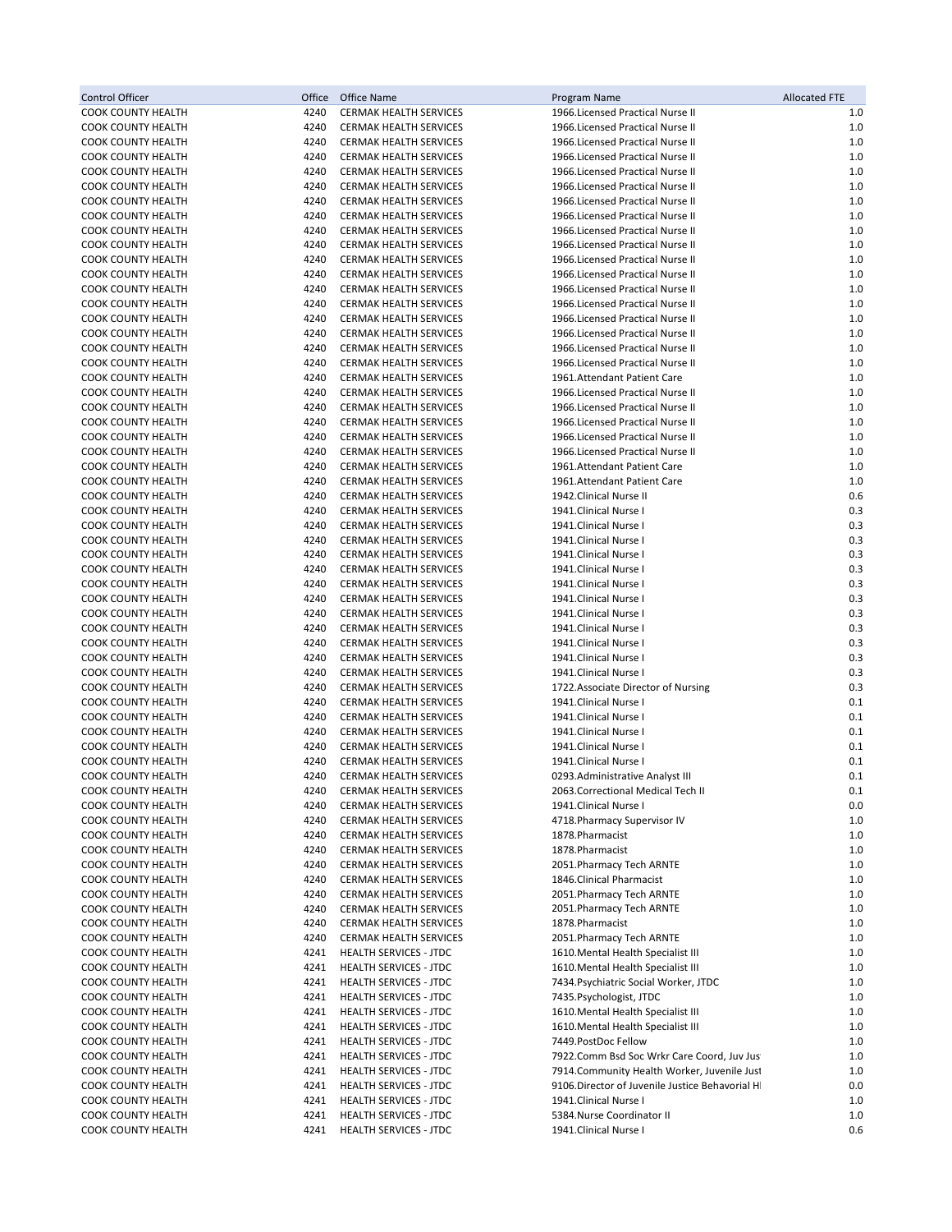| Control Officer | Office | Office Name | Program Name | Allocated FTE |
|---|---|---|---|---|
| COOK COUNTY HEALTH | 4240 | CERMAK HEALTH SERVICES | 1966.Licensed Practical Nurse II | 1.0 |
| COOK COUNTY HEALTH | 4240 | CERMAK HEALTH SERVICES | 1966.Licensed Practical Nurse II | 1.0 |
| COOK COUNTY HEALTH | 4240 | CERMAK HEALTH SERVICES | 1966.Licensed Practical Nurse II | 1.0 |
| COOK COUNTY HEALTH | 4240 | CERMAK HEALTH SERVICES | 1966.Licensed Practical Nurse II | 1.0 |
| COOK COUNTY HEALTH | 4240 | CERMAK HEALTH SERVICES | 1966.Licensed Practical Nurse II | 1.0 |
| COOK COUNTY HEALTH | 4240 | CERMAK HEALTH SERVICES | 1966.Licensed Practical Nurse II | 1.0 |
| COOK COUNTY HEALTH | 4240 | CERMAK HEALTH SERVICES | 1966.Licensed Practical Nurse II | 1.0 |
| COOK COUNTY HEALTH | 4240 | CERMAK HEALTH SERVICES | 1966.Licensed Practical Nurse II | 1.0 |
| COOK COUNTY HEALTH | 4240 | CERMAK HEALTH SERVICES | 1966.Licensed Practical Nurse II | 1.0 |
| COOK COUNTY HEALTH | 4240 | CERMAK HEALTH SERVICES | 1966.Licensed Practical Nurse II | 1.0 |
| COOK COUNTY HEALTH | 4240 | CERMAK HEALTH SERVICES | 1966.Licensed Practical Nurse II | 1.0 |
| COOK COUNTY HEALTH | 4240 | CERMAK HEALTH SERVICES | 1966.Licensed Practical Nurse II | 1.0 |
| COOK COUNTY HEALTH | 4240 | CERMAK HEALTH SERVICES | 1966.Licensed Practical Nurse II | 1.0 |
| COOK COUNTY HEALTH | 4240 | CERMAK HEALTH SERVICES | 1966.Licensed Practical Nurse II | 1.0 |
| COOK COUNTY HEALTH | 4240 | CERMAK HEALTH SERVICES | 1966.Licensed Practical Nurse II | 1.0 |
| COOK COUNTY HEALTH | 4240 | CERMAK HEALTH SERVICES | 1966.Licensed Practical Nurse II | 1.0 |
| COOK COUNTY HEALTH | 4240 | CERMAK HEALTH SERVICES | 1966.Licensed Practical Nurse II | 1.0 |
| COOK COUNTY HEALTH | 4240 | CERMAK HEALTH SERVICES | 1966.Licensed Practical Nurse II | 1.0 |
| COOK COUNTY HEALTH | 4240 | CERMAK HEALTH SERVICES | 1961.Attendant Patient Care | 1.0 |
| COOK COUNTY HEALTH | 4240 | CERMAK HEALTH SERVICES | 1966.Licensed Practical Nurse II | 1.0 |
| COOK COUNTY HEALTH | 4240 | CERMAK HEALTH SERVICES | 1966.Licensed Practical Nurse II | 1.0 |
| COOK COUNTY HEALTH | 4240 | CERMAK HEALTH SERVICES | 1966.Licensed Practical Nurse II | 1.0 |
| COOK COUNTY HEALTH | 4240 | CERMAK HEALTH SERVICES | 1966.Licensed Practical Nurse II | 1.0 |
| COOK COUNTY HEALTH | 4240 | CERMAK HEALTH SERVICES | 1966.Licensed Practical Nurse II | 1.0 |
| COOK COUNTY HEALTH | 4240 | CERMAK HEALTH SERVICES | 1961.Attendant Patient Care | 1.0 |
| COOK COUNTY HEALTH | 4240 | CERMAK HEALTH SERVICES | 1961.Attendant Patient Care | 1.0 |
| COOK COUNTY HEALTH | 4240 | CERMAK HEALTH SERVICES | 1942.Clinical Nurse II | 0.6 |
| COOK COUNTY HEALTH | 4240 | CERMAK HEALTH SERVICES | 1941.Clinical Nurse I | 0.3 |
| COOK COUNTY HEALTH | 4240 | CERMAK HEALTH SERVICES | 1941.Clinical Nurse I | 0.3 |
| COOK COUNTY HEALTH | 4240 | CERMAK HEALTH SERVICES | 1941.Clinical Nurse I | 0.3 |
| COOK COUNTY HEALTH | 4240 | CERMAK HEALTH SERVICES | 1941.Clinical Nurse I | 0.3 |
| COOK COUNTY HEALTH | 4240 | CERMAK HEALTH SERVICES | 1941.Clinical Nurse I | 0.3 |
| COOK COUNTY HEALTH | 4240 | CERMAK HEALTH SERVICES | 1941.Clinical Nurse I | 0.3 |
| COOK COUNTY HEALTH | 4240 | CERMAK HEALTH SERVICES | 1941.Clinical Nurse I | 0.3 |
| COOK COUNTY HEALTH | 4240 | CERMAK HEALTH SERVICES | 1941.Clinical Nurse I | 0.3 |
| COOK COUNTY HEALTH | 4240 | CERMAK HEALTH SERVICES | 1941.Clinical Nurse I | 0.3 |
| COOK COUNTY HEALTH | 4240 | CERMAK HEALTH SERVICES | 1941.Clinical Nurse I | 0.3 |
| COOK COUNTY HEALTH | 4240 | CERMAK HEALTH SERVICES | 1941.Clinical Nurse I | 0.3 |
| COOK COUNTY HEALTH | 4240 | CERMAK HEALTH SERVICES | 1941.Clinical Nurse I | 0.3 |
| COOK COUNTY HEALTH | 4240 | CERMAK HEALTH SERVICES | 1722.Associate Director of Nursing | 0.3 |
| COOK COUNTY HEALTH | 4240 | CERMAK HEALTH SERVICES | 1941.Clinical Nurse I | 0.1 |
| COOK COUNTY HEALTH | 4240 | CERMAK HEALTH SERVICES | 1941.Clinical Nurse I | 0.1 |
| COOK COUNTY HEALTH | 4240 | CERMAK HEALTH SERVICES | 1941.Clinical Nurse I | 0.1 |
| COOK COUNTY HEALTH | 4240 | CERMAK HEALTH SERVICES | 1941.Clinical Nurse I | 0.1 |
| COOK COUNTY HEALTH | 4240 | CERMAK HEALTH SERVICES | 1941.Clinical Nurse I | 0.1 |
| COOK COUNTY HEALTH | 4240 | CERMAK HEALTH SERVICES | 0293.Administrative Analyst III | 0.1 |
| COOK COUNTY HEALTH | 4240 | CERMAK HEALTH SERVICES | 2063.Correctional Medical Tech II | 0.1 |
| COOK COUNTY HEALTH | 4240 | CERMAK HEALTH SERVICES | 1941.Clinical Nurse I | 0.0 |
| COOK COUNTY HEALTH | 4240 | CERMAK HEALTH SERVICES | 4718.Pharmacy Supervisor IV | 1.0 |
| COOK COUNTY HEALTH | 4240 | CERMAK HEALTH SERVICES | 1878.Pharmacist | 1.0 |
| COOK COUNTY HEALTH | 4240 | CERMAK HEALTH SERVICES | 1878.Pharmacist | 1.0 |
| COOK COUNTY HEALTH | 4240 | CERMAK HEALTH SERVICES | 2051.Pharmacy Tech ARNTE | 1.0 |
| COOK COUNTY HEALTH | 4240 | CERMAK HEALTH SERVICES | 1846.Clinical Pharmacist | 1.0 |
| COOK COUNTY HEALTH | 4240 | CERMAK HEALTH SERVICES | 2051.Pharmacy Tech ARNTE | 1.0 |
| COOK COUNTY HEALTH | 4240 | CERMAK HEALTH SERVICES | 2051.Pharmacy Tech ARNTE | 1.0 |
| COOK COUNTY HEALTH | 4240 | CERMAK HEALTH SERVICES | 1878.Pharmacist | 1.0 |
| COOK COUNTY HEALTH | 4240 | CERMAK HEALTH SERVICES | 2051.Pharmacy Tech ARNTE | 1.0 |
| COOK COUNTY HEALTH | 4241 | HEALTH SERVICES - JTDC | 1610.Mental Health Specialist III | 1.0 |
| COOK COUNTY HEALTH | 4241 | HEALTH SERVICES - JTDC | 1610.Mental Health Specialist III | 1.0 |
| COOK COUNTY HEALTH | 4241 | HEALTH SERVICES - JTDC | 7434.Psychiatric Social Worker, JTDC | 1.0 |
| COOK COUNTY HEALTH | 4241 | HEALTH SERVICES - JTDC | 7435.Psychologist, JTDC | 1.0 |
| COOK COUNTY HEALTH | 4241 | HEALTH SERVICES - JTDC | 1610.Mental Health Specialist III | 1.0 |
| COOK COUNTY HEALTH | 4241 | HEALTH SERVICES - JTDC | 1610.Mental Health Specialist III | 1.0 |
| COOK COUNTY HEALTH | 4241 | HEALTH SERVICES - JTDC | 7449.PostDoc Fellow | 1.0 |
| COOK COUNTY HEALTH | 4241 | HEALTH SERVICES - JTDC | 7922.Comm Bsd Soc Wrkr Care Coord, Juv Jus | 1.0 |
| COOK COUNTY HEALTH | 4241 | HEALTH SERVICES - JTDC | 7914.Community Health Worker, Juvenile Just | 1.0 |
| COOK COUNTY HEALTH | 4241 | HEALTH SERVICES - JTDC | 9106.Director of Juvenile Justice Behavorial H | 0.0 |
| COOK COUNTY HEALTH | 4241 | HEALTH SERVICES - JTDC | 1941.Clinical Nurse I | 1.0 |
| COOK COUNTY HEALTH | 4241 | HEALTH SERVICES - JTDC | 5384.Nurse Coordinator II | 1.0 |
| COOK COUNTY HEALTH | 4241 | HEALTH SERVICES - JTDC | 1941.Clinical Nurse I | 0.6 |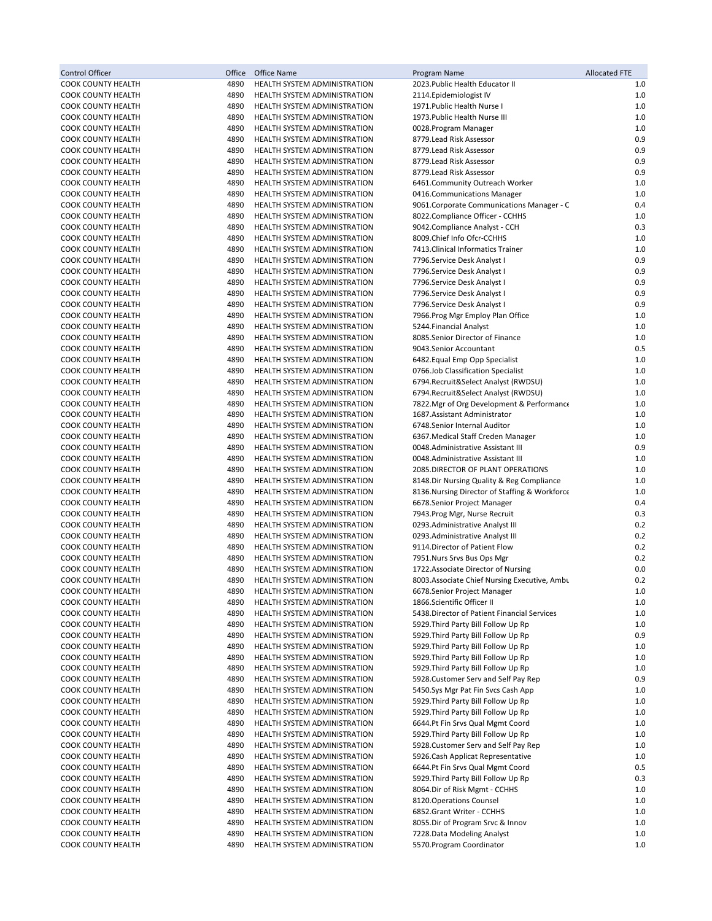| Control Officer | Office | Office Name | Program Name | Allocated FTE |
|---|---|---|---|---|
| COOK COUNTY HEALTH | 4890 | HEALTH SYSTEM ADMINISTRATION | 2023.Public Health Educator II | 1.0 |
| COOK COUNTY HEALTH | 4890 | HEALTH SYSTEM ADMINISTRATION | 2114.Epidemiologist IV | 1.0 |
| COOK COUNTY HEALTH | 4890 | HEALTH SYSTEM ADMINISTRATION | 1971.Public Health Nurse I | 1.0 |
| COOK COUNTY HEALTH | 4890 | HEALTH SYSTEM ADMINISTRATION | 1973.Public Health Nurse III | 1.0 |
| COOK COUNTY HEALTH | 4890 | HEALTH SYSTEM ADMINISTRATION | 0028.Program Manager | 1.0 |
| COOK COUNTY HEALTH | 4890 | HEALTH SYSTEM ADMINISTRATION | 8779.Lead Risk Assessor | 0.9 |
| COOK COUNTY HEALTH | 4890 | HEALTH SYSTEM ADMINISTRATION | 8779.Lead Risk Assessor | 0.9 |
| COOK COUNTY HEALTH | 4890 | HEALTH SYSTEM ADMINISTRATION | 8779.Lead Risk Assessor | 0.9 |
| COOK COUNTY HEALTH | 4890 | HEALTH SYSTEM ADMINISTRATION | 8779.Lead Risk Assessor | 0.9 |
| COOK COUNTY HEALTH | 4890 | HEALTH SYSTEM ADMINISTRATION | 6461.Community Outreach Worker | 1.0 |
| COOK COUNTY HEALTH | 4890 | HEALTH SYSTEM ADMINISTRATION | 0416.Communications Manager | 1.0 |
| COOK COUNTY HEALTH | 4890 | HEALTH SYSTEM ADMINISTRATION | 9061.Corporate Communications Manager - C | 0.4 |
| COOK COUNTY HEALTH | 4890 | HEALTH SYSTEM ADMINISTRATION | 8022.Compliance Officer - CCHHS | 1.0 |
| COOK COUNTY HEALTH | 4890 | HEALTH SYSTEM ADMINISTRATION | 9042.Compliance Analyst - CCH | 0.3 |
| COOK COUNTY HEALTH | 4890 | HEALTH SYSTEM ADMINISTRATION | 8009.Chief Info Ofcr-CCHHS | 1.0 |
| COOK COUNTY HEALTH | 4890 | HEALTH SYSTEM ADMINISTRATION | 7413.Clinical Informatics Trainer | 1.0 |
| COOK COUNTY HEALTH | 4890 | HEALTH SYSTEM ADMINISTRATION | 7796.Service Desk Analyst I | 0.9 |
| COOK COUNTY HEALTH | 4890 | HEALTH SYSTEM ADMINISTRATION | 7796.Service Desk Analyst I | 0.9 |
| COOK COUNTY HEALTH | 4890 | HEALTH SYSTEM ADMINISTRATION | 7796.Service Desk Analyst I | 0.9 |
| COOK COUNTY HEALTH | 4890 | HEALTH SYSTEM ADMINISTRATION | 7796.Service Desk Analyst I | 0.9 |
| COOK COUNTY HEALTH | 4890 | HEALTH SYSTEM ADMINISTRATION | 7796.Service Desk Analyst I | 0.9 |
| COOK COUNTY HEALTH | 4890 | HEALTH SYSTEM ADMINISTRATION | 7966.Prog Mgr Employ Plan Office | 1.0 |
| COOK COUNTY HEALTH | 4890 | HEALTH SYSTEM ADMINISTRATION | 5244.Financial Analyst | 1.0 |
| COOK COUNTY HEALTH | 4890 | HEALTH SYSTEM ADMINISTRATION | 8085.Senior Director of Finance | 1.0 |
| COOK COUNTY HEALTH | 4890 | HEALTH SYSTEM ADMINISTRATION | 9043.Senior Accountant | 0.5 |
| COOK COUNTY HEALTH | 4890 | HEALTH SYSTEM ADMINISTRATION | 6482.Equal Emp Opp Specialist | 1.0 |
| COOK COUNTY HEALTH | 4890 | HEALTH SYSTEM ADMINISTRATION | 0766.Job Classification Specialist | 1.0 |
| COOK COUNTY HEALTH | 4890 | HEALTH SYSTEM ADMINISTRATION | 6794.Recruit&Select Analyst (RWDSU) | 1.0 |
| COOK COUNTY HEALTH | 4890 | HEALTH SYSTEM ADMINISTRATION | 6794.Recruit&Select Analyst (RWDSU) | 1.0 |
| COOK COUNTY HEALTH | 4890 | HEALTH SYSTEM ADMINISTRATION | 7822.Mgr of Org Development & Performance | 1.0 |
| COOK COUNTY HEALTH | 4890 | HEALTH SYSTEM ADMINISTRATION | 1687.Assistant Administrator | 1.0 |
| COOK COUNTY HEALTH | 4890 | HEALTH SYSTEM ADMINISTRATION | 6748.Senior Internal Auditor | 1.0 |
| COOK COUNTY HEALTH | 4890 | HEALTH SYSTEM ADMINISTRATION | 6367.Medical Staff Creden Manager | 1.0 |
| COOK COUNTY HEALTH | 4890 | HEALTH SYSTEM ADMINISTRATION | 0048.Administrative Assistant III | 0.9 |
| COOK COUNTY HEALTH | 4890 | HEALTH SYSTEM ADMINISTRATION | 0048.Administrative Assistant III | 1.0 |
| COOK COUNTY HEALTH | 4890 | HEALTH SYSTEM ADMINISTRATION | 2085.DIRECTOR OF PLANT OPERATIONS | 1.0 |
| COOK COUNTY HEALTH | 4890 | HEALTH SYSTEM ADMINISTRATION | 8148.Dir Nursing Quality & Reg Compliance | 1.0 |
| COOK COUNTY HEALTH | 4890 | HEALTH SYSTEM ADMINISTRATION | 8136.Nursing Director of Staffing & Workforce | 1.0 |
| COOK COUNTY HEALTH | 4890 | HEALTH SYSTEM ADMINISTRATION | 6678.Senior Project Manager | 0.4 |
| COOK COUNTY HEALTH | 4890 | HEALTH SYSTEM ADMINISTRATION | 7943.Prog Mgr, Nurse Recruit | 0.3 |
| COOK COUNTY HEALTH | 4890 | HEALTH SYSTEM ADMINISTRATION | 0293.Administrative Analyst III | 0.2 |
| COOK COUNTY HEALTH | 4890 | HEALTH SYSTEM ADMINISTRATION | 0293.Administrative Analyst III | 0.2 |
| COOK COUNTY HEALTH | 4890 | HEALTH SYSTEM ADMINISTRATION | 9114.Director of Patient Flow | 0.2 |
| COOK COUNTY HEALTH | 4890 | HEALTH SYSTEM ADMINISTRATION | 7951.Nurs Srvs Bus Ops Mgr | 0.2 |
| COOK COUNTY HEALTH | 4890 | HEALTH SYSTEM ADMINISTRATION | 1722.Associate Director of Nursing | 0.0 |
| COOK COUNTY HEALTH | 4890 | HEALTH SYSTEM ADMINISTRATION | 8003.Associate Chief Nursing Executive, Ambu | 0.2 |
| COOK COUNTY HEALTH | 4890 | HEALTH SYSTEM ADMINISTRATION | 6678.Senior Project Manager | 1.0 |
| COOK COUNTY HEALTH | 4890 | HEALTH SYSTEM ADMINISTRATION | 1866.Scientific Officer II | 1.0 |
| COOK COUNTY HEALTH | 4890 | HEALTH SYSTEM ADMINISTRATION | 5438.Director of Patient Financial Services | 1.0 |
| COOK COUNTY HEALTH | 4890 | HEALTH SYSTEM ADMINISTRATION | 5929.Third Party Bill Follow Up Rp | 1.0 |
| COOK COUNTY HEALTH | 4890 | HEALTH SYSTEM ADMINISTRATION | 5929.Third Party Bill Follow Up Rp | 0.9 |
| COOK COUNTY HEALTH | 4890 | HEALTH SYSTEM ADMINISTRATION | 5929.Third Party Bill Follow Up Rp | 1.0 |
| COOK COUNTY HEALTH | 4890 | HEALTH SYSTEM ADMINISTRATION | 5929.Third Party Bill Follow Up Rp | 1.0 |
| COOK COUNTY HEALTH | 4890 | HEALTH SYSTEM ADMINISTRATION | 5929.Third Party Bill Follow Up Rp | 1.0 |
| COOK COUNTY HEALTH | 4890 | HEALTH SYSTEM ADMINISTRATION | 5928.Customer Serv and Self Pay Rep | 0.9 |
| COOK COUNTY HEALTH | 4890 | HEALTH SYSTEM ADMINISTRATION | 5450.Sys Mgr Pat Fin Svcs Cash App | 1.0 |
| COOK COUNTY HEALTH | 4890 | HEALTH SYSTEM ADMINISTRATION | 5929.Third Party Bill Follow Up Rp | 1.0 |
| COOK COUNTY HEALTH | 4890 | HEALTH SYSTEM ADMINISTRATION | 5929.Third Party Bill Follow Up Rp | 1.0 |
| COOK COUNTY HEALTH | 4890 | HEALTH SYSTEM ADMINISTRATION | 6644.Pt Fin Srvs Qual Mgmt Coord | 1.0 |
| COOK COUNTY HEALTH | 4890 | HEALTH SYSTEM ADMINISTRATION | 5929.Third Party Bill Follow Up Rp | 1.0 |
| COOK COUNTY HEALTH | 4890 | HEALTH SYSTEM ADMINISTRATION | 5928.Customer Serv and Self Pay Rep | 1.0 |
| COOK COUNTY HEALTH | 4890 | HEALTH SYSTEM ADMINISTRATION | 5926.Cash Applicat Representative | 1.0 |
| COOK COUNTY HEALTH | 4890 | HEALTH SYSTEM ADMINISTRATION | 6644.Pt Fin Srvs Qual Mgmt Coord | 0.5 |
| COOK COUNTY HEALTH | 4890 | HEALTH SYSTEM ADMINISTRATION | 5929.Third Party Bill Follow Up Rp | 0.3 |
| COOK COUNTY HEALTH | 4890 | HEALTH SYSTEM ADMINISTRATION | 8064.Dir of Risk Mgmt - CCHHS | 1.0 |
| COOK COUNTY HEALTH | 4890 | HEALTH SYSTEM ADMINISTRATION | 8120.Operations Counsel | 1.0 |
| COOK COUNTY HEALTH | 4890 | HEALTH SYSTEM ADMINISTRATION | 6852.Grant Writer - CCHHS | 1.0 |
| COOK COUNTY HEALTH | 4890 | HEALTH SYSTEM ADMINISTRATION | 8055.Dir of Program Srvc & Innov | 1.0 |
| COOK COUNTY HEALTH | 4890 | HEALTH SYSTEM ADMINISTRATION | 7228.Data Modeling Analyst | 1.0 |
| COOK COUNTY HEALTH | 4890 | HEALTH SYSTEM ADMINISTRATION | 5570.Program Coordinator | 1.0 |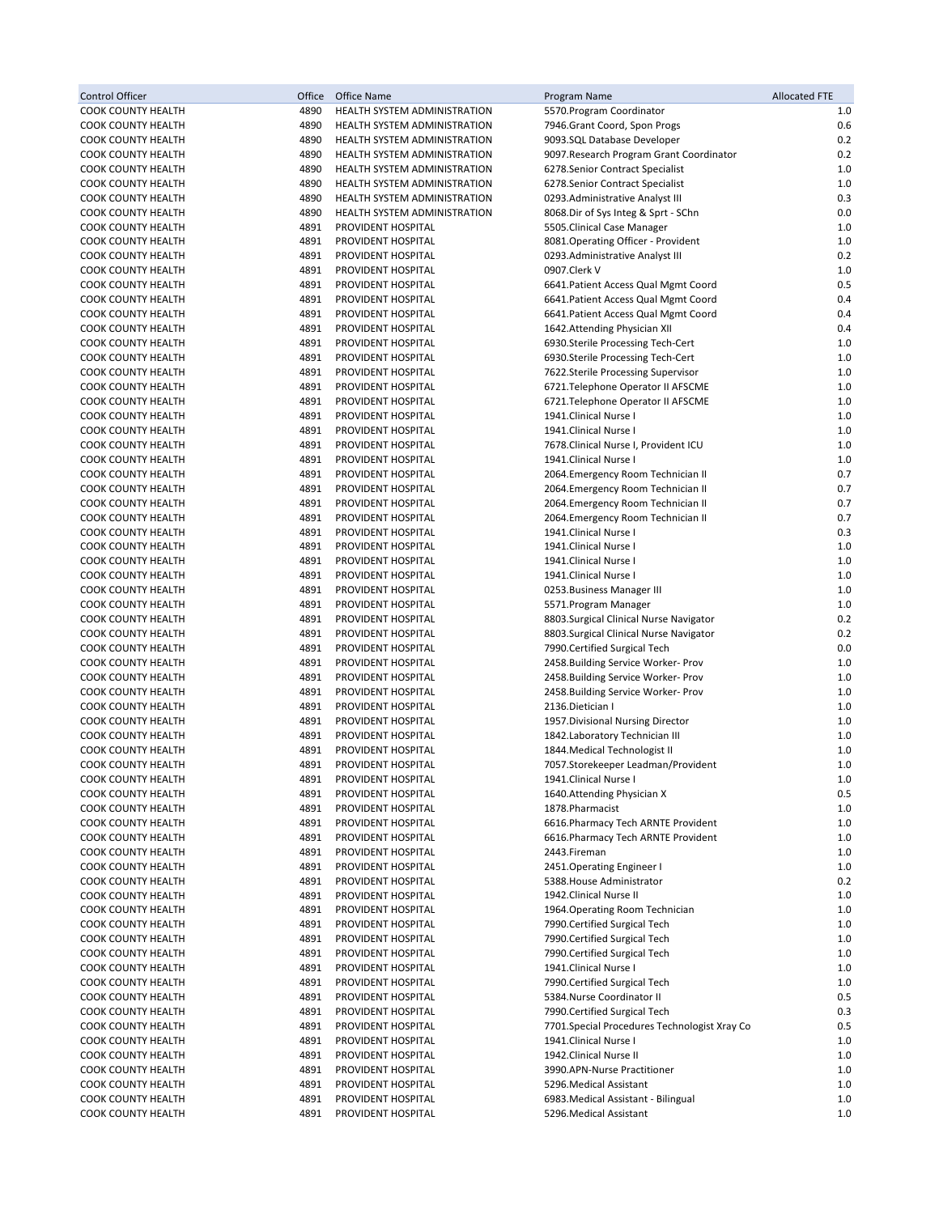| Control Officer | Office | Office Name | Program Name | Allocated FTE |
|---|---|---|---|---|
| COOK COUNTY HEALTH | 4890 | HEALTH SYSTEM ADMINISTRATION | 5570.Program Coordinator | 1.0 |
| COOK COUNTY HEALTH | 4890 | HEALTH SYSTEM ADMINISTRATION | 7946.Grant Coord, Spon Progs | 0.6 |
| COOK COUNTY HEALTH | 4890 | HEALTH SYSTEM ADMINISTRATION | 9093.SQL Database Developer | 0.2 |
| COOK COUNTY HEALTH | 4890 | HEALTH SYSTEM ADMINISTRATION | 9097.Research Program Grant Coordinator | 0.2 |
| COOK COUNTY HEALTH | 4890 | HEALTH SYSTEM ADMINISTRATION | 6278.Senior Contract Specialist | 1.0 |
| COOK COUNTY HEALTH | 4890 | HEALTH SYSTEM ADMINISTRATION | 6278.Senior Contract Specialist | 1.0 |
| COOK COUNTY HEALTH | 4890 | HEALTH SYSTEM ADMINISTRATION | 0293.Administrative Analyst III | 0.3 |
| COOK COUNTY HEALTH | 4890 | HEALTH SYSTEM ADMINISTRATION | 8068.Dir of Sys Integ & Sprt - SChn | 0.0 |
| COOK COUNTY HEALTH | 4891 | PROVIDENT HOSPITAL | 5505.Clinical Case Manager | 1.0 |
| COOK COUNTY HEALTH | 4891 | PROVIDENT HOSPITAL | 8081.Operating Officer - Provident | 1.0 |
| COOK COUNTY HEALTH | 4891 | PROVIDENT HOSPITAL | 0293.Administrative Analyst III | 0.2 |
| COOK COUNTY HEALTH | 4891 | PROVIDENT HOSPITAL | 0907.Clerk V | 1.0 |
| COOK COUNTY HEALTH | 4891 | PROVIDENT HOSPITAL | 6641.Patient Access Qual Mgmt Coord | 0.5 |
| COOK COUNTY HEALTH | 4891 | PROVIDENT HOSPITAL | 6641.Patient Access Qual Mgmt Coord | 0.4 |
| COOK COUNTY HEALTH | 4891 | PROVIDENT HOSPITAL | 6641.Patient Access Qual Mgmt Coord | 0.4 |
| COOK COUNTY HEALTH | 4891 | PROVIDENT HOSPITAL | 1642.Attending Physician XII | 0.4 |
| COOK COUNTY HEALTH | 4891 | PROVIDENT HOSPITAL | 6930.Sterile Processing Tech-Cert | 1.0 |
| COOK COUNTY HEALTH | 4891 | PROVIDENT HOSPITAL | 6930.Sterile Processing Tech-Cert | 1.0 |
| COOK COUNTY HEALTH | 4891 | PROVIDENT HOSPITAL | 7622.Sterile Processing Supervisor | 1.0 |
| COOK COUNTY HEALTH | 4891 | PROVIDENT HOSPITAL | 6721.Telephone Operator II AFSCME | 1.0 |
| COOK COUNTY HEALTH | 4891 | PROVIDENT HOSPITAL | 6721.Telephone Operator II AFSCME | 1.0 |
| COOK COUNTY HEALTH | 4891 | PROVIDENT HOSPITAL | 1941.Clinical Nurse I | 1.0 |
| COOK COUNTY HEALTH | 4891 | PROVIDENT HOSPITAL | 1941.Clinical Nurse I | 1.0 |
| COOK COUNTY HEALTH | 4891 | PROVIDENT HOSPITAL | 7678.Clinical Nurse I, Provident ICU | 1.0 |
| COOK COUNTY HEALTH | 4891 | PROVIDENT HOSPITAL | 1941.Clinical Nurse I | 1.0 |
| COOK COUNTY HEALTH | 4891 | PROVIDENT HOSPITAL | 2064.Emergency Room Technician II | 0.7 |
| COOK COUNTY HEALTH | 4891 | PROVIDENT HOSPITAL | 2064.Emergency Room Technician II | 0.7 |
| COOK COUNTY HEALTH | 4891 | PROVIDENT HOSPITAL | 2064.Emergency Room Technician II | 0.7 |
| COOK COUNTY HEALTH | 4891 | PROVIDENT HOSPITAL | 2064.Emergency Room Technician II | 0.7 |
| COOK COUNTY HEALTH | 4891 | PROVIDENT HOSPITAL | 1941.Clinical Nurse I | 0.3 |
| COOK COUNTY HEALTH | 4891 | PROVIDENT HOSPITAL | 1941.Clinical Nurse I | 1.0 |
| COOK COUNTY HEALTH | 4891 | PROVIDENT HOSPITAL | 1941.Clinical Nurse I | 1.0 |
| COOK COUNTY HEALTH | 4891 | PROVIDENT HOSPITAL | 1941.Clinical Nurse I | 1.0 |
| COOK COUNTY HEALTH | 4891 | PROVIDENT HOSPITAL | 0253.Business Manager III | 1.0 |
| COOK COUNTY HEALTH | 4891 | PROVIDENT HOSPITAL | 5571.Program Manager | 1.0 |
| COOK COUNTY HEALTH | 4891 | PROVIDENT HOSPITAL | 8803.Surgical Clinical Nurse Navigator | 0.2 |
| COOK COUNTY HEALTH | 4891 | PROVIDENT HOSPITAL | 8803.Surgical Clinical Nurse Navigator | 0.2 |
| COOK COUNTY HEALTH | 4891 | PROVIDENT HOSPITAL | 7990.Certified Surgical Tech | 0.0 |
| COOK COUNTY HEALTH | 4891 | PROVIDENT HOSPITAL | 2458.Building Service Worker- Prov | 1.0 |
| COOK COUNTY HEALTH | 4891 | PROVIDENT HOSPITAL | 2458.Building Service Worker- Prov | 1.0 |
| COOK COUNTY HEALTH | 4891 | PROVIDENT HOSPITAL | 2458.Building Service Worker- Prov | 1.0 |
| COOK COUNTY HEALTH | 4891 | PROVIDENT HOSPITAL | 2136.Dietician I | 1.0 |
| COOK COUNTY HEALTH | 4891 | PROVIDENT HOSPITAL | 1957.Divisional Nursing Director | 1.0 |
| COOK COUNTY HEALTH | 4891 | PROVIDENT HOSPITAL | 1842.Laboratory Technician III | 1.0 |
| COOK COUNTY HEALTH | 4891 | PROVIDENT HOSPITAL | 1844.Medical Technologist II | 1.0 |
| COOK COUNTY HEALTH | 4891 | PROVIDENT HOSPITAL | 7057.Storekeeper Leadman/Provident | 1.0 |
| COOK COUNTY HEALTH | 4891 | PROVIDENT HOSPITAL | 1941.Clinical Nurse I | 1.0 |
| COOK COUNTY HEALTH | 4891 | PROVIDENT HOSPITAL | 1640.Attending Physician X | 0.5 |
| COOK COUNTY HEALTH | 4891 | PROVIDENT HOSPITAL | 1878.Pharmacist | 1.0 |
| COOK COUNTY HEALTH | 4891 | PROVIDENT HOSPITAL | 6616.Pharmacy Tech ARNTE Provident | 1.0 |
| COOK COUNTY HEALTH | 4891 | PROVIDENT HOSPITAL | 6616.Pharmacy Tech ARNTE Provident | 1.0 |
| COOK COUNTY HEALTH | 4891 | PROVIDENT HOSPITAL | 2443.Fireman | 1.0 |
| COOK COUNTY HEALTH | 4891 | PROVIDENT HOSPITAL | 2451.Operating Engineer I | 1.0 |
| COOK COUNTY HEALTH | 4891 | PROVIDENT HOSPITAL | 5388.House Administrator | 0.2 |
| COOK COUNTY HEALTH | 4891 | PROVIDENT HOSPITAL | 1942.Clinical Nurse II | 1.0 |
| COOK COUNTY HEALTH | 4891 | PROVIDENT HOSPITAL | 1964.Operating Room Technician | 1.0 |
| COOK COUNTY HEALTH | 4891 | PROVIDENT HOSPITAL | 7990.Certified Surgical Tech | 1.0 |
| COOK COUNTY HEALTH | 4891 | PROVIDENT HOSPITAL | 7990.Certified Surgical Tech | 1.0 |
| COOK COUNTY HEALTH | 4891 | PROVIDENT HOSPITAL | 7990.Certified Surgical Tech | 1.0 |
| COOK COUNTY HEALTH | 4891 | PROVIDENT HOSPITAL | 1941.Clinical Nurse I | 1.0 |
| COOK COUNTY HEALTH | 4891 | PROVIDENT HOSPITAL | 7990.Certified Surgical Tech | 1.0 |
| COOK COUNTY HEALTH | 4891 | PROVIDENT HOSPITAL | 5384.Nurse Coordinator II | 0.5 |
| COOK COUNTY HEALTH | 4891 | PROVIDENT HOSPITAL | 7990.Certified Surgical Tech | 0.3 |
| COOK COUNTY HEALTH | 4891 | PROVIDENT HOSPITAL | 7701.Special Procedures Technologist Xray Co | 0.5 |
| COOK COUNTY HEALTH | 4891 | PROVIDENT HOSPITAL | 1941.Clinical Nurse I | 1.0 |
| COOK COUNTY HEALTH | 4891 | PROVIDENT HOSPITAL | 1942.Clinical Nurse II | 1.0 |
| COOK COUNTY HEALTH | 4891 | PROVIDENT HOSPITAL | 3990.APN-Nurse Practitioner | 1.0 |
| COOK COUNTY HEALTH | 4891 | PROVIDENT HOSPITAL | 5296.Medical Assistant | 1.0 |
| COOK COUNTY HEALTH | 4891 | PROVIDENT HOSPITAL | 6983.Medical Assistant - Bilingual | 1.0 |
| COOK COUNTY HEALTH | 4891 | PROVIDENT HOSPITAL | 5296.Medical Assistant | 1.0 |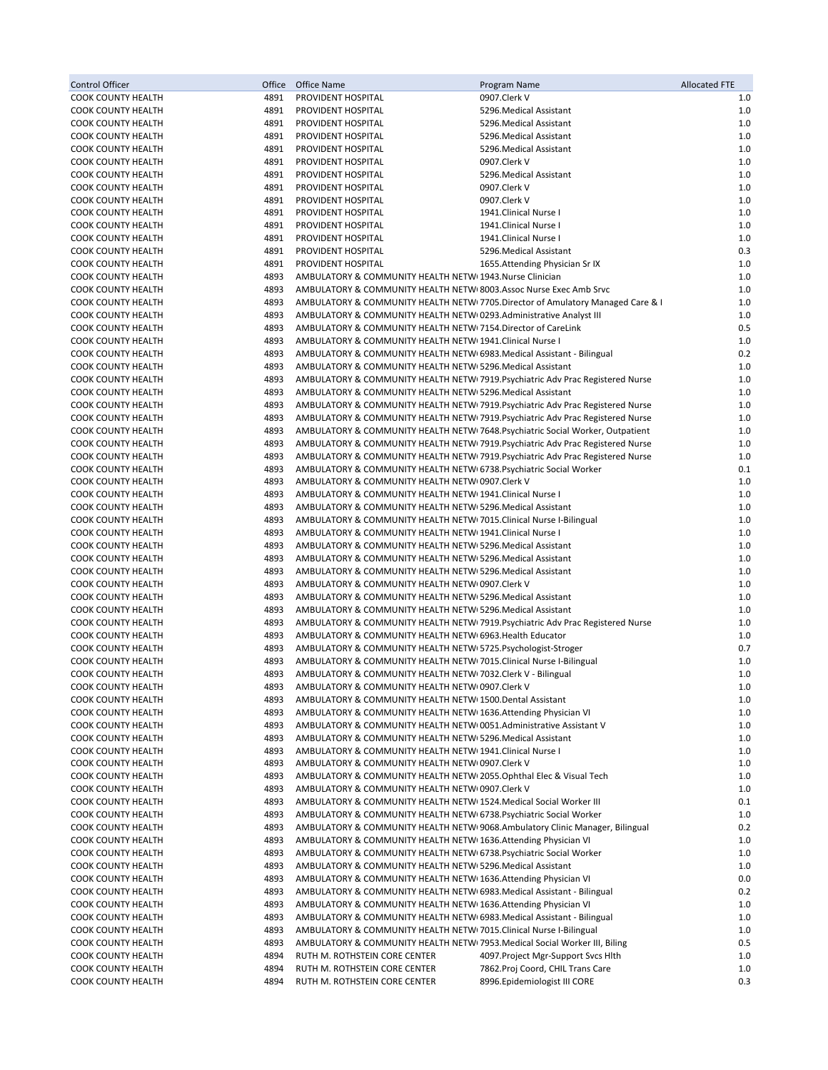| Control Officer | Office | Office Name | Program Name | Allocated FTE |
|---|---|---|---|---|
| COOK COUNTY HEALTH | 4891 | PROVIDENT HOSPITAL | 0907.Clerk V | 1.0 |
| COOK COUNTY HEALTH | 4891 | PROVIDENT HOSPITAL | 5296.Medical Assistant | 1.0 |
| COOK COUNTY HEALTH | 4891 | PROVIDENT HOSPITAL | 5296.Medical Assistant | 1.0 |
| COOK COUNTY HEALTH | 4891 | PROVIDENT HOSPITAL | 5296.Medical Assistant | 1.0 |
| COOK COUNTY HEALTH | 4891 | PROVIDENT HOSPITAL | 5296.Medical Assistant | 1.0 |
| COOK COUNTY HEALTH | 4891 | PROVIDENT HOSPITAL | 0907.Clerk V | 1.0 |
| COOK COUNTY HEALTH | 4891 | PROVIDENT HOSPITAL | 5296.Medical Assistant | 1.0 |
| COOK COUNTY HEALTH | 4891 | PROVIDENT HOSPITAL | 0907.Clerk V | 1.0 |
| COOK COUNTY HEALTH | 4891 | PROVIDENT HOSPITAL | 0907.Clerk V | 1.0 |
| COOK COUNTY HEALTH | 4891 | PROVIDENT HOSPITAL | 1941.Clinical Nurse I | 1.0 |
| COOK COUNTY HEALTH | 4891 | PROVIDENT HOSPITAL | 1941.Clinical Nurse I | 1.0 |
| COOK COUNTY HEALTH | 4891 | PROVIDENT HOSPITAL | 1941.Clinical Nurse I | 1.0 |
| COOK COUNTY HEALTH | 4891 | PROVIDENT HOSPITAL | 5296.Medical Assistant | 0.3 |
| COOK COUNTY HEALTH | 4891 | PROVIDENT HOSPITAL | 1655.Attending Physician Sr IX | 1.0 |
| COOK COUNTY HEALTH | 4893 | AMBULATORY & COMMUNITY HEALTH NETW | 1943.Nurse Clinician | 1.0 |
| COOK COUNTY HEALTH | 4893 | AMBULATORY & COMMUNITY HEALTH NETW | 8003.Assoc Nurse Exec Amb Srvc | 1.0 |
| COOK COUNTY HEALTH | 4893 | AMBULATORY & COMMUNITY HEALTH NETW | 7705.Director of Amulatory Managed Care & I | 1.0 |
| COOK COUNTY HEALTH | 4893 | AMBULATORY & COMMUNITY HEALTH NETW | 0293.Administrative Analyst III | 1.0 |
| COOK COUNTY HEALTH | 4893 | AMBULATORY & COMMUNITY HEALTH NETW | 7154.Director of CareLink | 0.5 |
| COOK COUNTY HEALTH | 4893 | AMBULATORY & COMMUNITY HEALTH NETW | 1941.Clinical Nurse I | 1.0 |
| COOK COUNTY HEALTH | 4893 | AMBULATORY & COMMUNITY HEALTH NETW | 6983.Medical Assistant - Bilingual | 0.2 |
| COOK COUNTY HEALTH | 4893 | AMBULATORY & COMMUNITY HEALTH NETW | 5296.Medical Assistant | 1.0 |
| COOK COUNTY HEALTH | 4893 | AMBULATORY & COMMUNITY HEALTH NETW | 7919.Psychiatric Adv Prac Registered Nurse | 1.0 |
| COOK COUNTY HEALTH | 4893 | AMBULATORY & COMMUNITY HEALTH NETW | 5296.Medical Assistant | 1.0 |
| COOK COUNTY HEALTH | 4893 | AMBULATORY & COMMUNITY HEALTH NETW | 7919.Psychiatric Adv Prac Registered Nurse | 1.0 |
| COOK COUNTY HEALTH | 4893 | AMBULATORY & COMMUNITY HEALTH NETW | 7919.Psychiatric Adv Prac Registered Nurse | 1.0 |
| COOK COUNTY HEALTH | 4893 | AMBULATORY & COMMUNITY HEALTH NETW | 7648.Psychiatric Social Worker, Outpatient | 1.0 |
| COOK COUNTY HEALTH | 4893 | AMBULATORY & COMMUNITY HEALTH NETW | 7919.Psychiatric Adv Prac Registered Nurse | 1.0 |
| COOK COUNTY HEALTH | 4893 | AMBULATORY & COMMUNITY HEALTH NETW | 7919.Psychiatric Adv Prac Registered Nurse | 1.0 |
| COOK COUNTY HEALTH | 4893 | AMBULATORY & COMMUNITY HEALTH NETW | 6738.Psychiatric Social Worker | 0.1 |
| COOK COUNTY HEALTH | 4893 | AMBULATORY & COMMUNITY HEALTH NETW | 0907.Clerk V | 1.0 |
| COOK COUNTY HEALTH | 4893 | AMBULATORY & COMMUNITY HEALTH NETW | 1941.Clinical Nurse I | 1.0 |
| COOK COUNTY HEALTH | 4893 | AMBULATORY & COMMUNITY HEALTH NETW | 5296.Medical Assistant | 1.0 |
| COOK COUNTY HEALTH | 4893 | AMBULATORY & COMMUNITY HEALTH NETW | 7015.Clinical Nurse I-Bilingual | 1.0 |
| COOK COUNTY HEALTH | 4893 | AMBULATORY & COMMUNITY HEALTH NETW | 1941.Clinical Nurse I | 1.0 |
| COOK COUNTY HEALTH | 4893 | AMBULATORY & COMMUNITY HEALTH NETW | 5296.Medical Assistant | 1.0 |
| COOK COUNTY HEALTH | 4893 | AMBULATORY & COMMUNITY HEALTH NETW | 5296.Medical Assistant | 1.0 |
| COOK COUNTY HEALTH | 4893 | AMBULATORY & COMMUNITY HEALTH NETW | 5296.Medical Assistant | 1.0 |
| COOK COUNTY HEALTH | 4893 | AMBULATORY & COMMUNITY HEALTH NETW | 0907.Clerk V | 1.0 |
| COOK COUNTY HEALTH | 4893 | AMBULATORY & COMMUNITY HEALTH NETW | 5296.Medical Assistant | 1.0 |
| COOK COUNTY HEALTH | 4893 | AMBULATORY & COMMUNITY HEALTH NETW | 5296.Medical Assistant | 1.0 |
| COOK COUNTY HEALTH | 4893 | AMBULATORY & COMMUNITY HEALTH NETW | 7919.Psychiatric Adv Prac Registered Nurse | 1.0 |
| COOK COUNTY HEALTH | 4893 | AMBULATORY & COMMUNITY HEALTH NETW | 6963.Health Educator | 1.0 |
| COOK COUNTY HEALTH | 4893 | AMBULATORY & COMMUNITY HEALTH NETW | 5725.Psychologist-Stroger | 0.7 |
| COOK COUNTY HEALTH | 4893 | AMBULATORY & COMMUNITY HEALTH NETW | 7015.Clinical Nurse I-Bilingual | 1.0 |
| COOK COUNTY HEALTH | 4893 | AMBULATORY & COMMUNITY HEALTH NETW | 7032.Clerk V - Bilingual | 1.0 |
| COOK COUNTY HEALTH | 4893 | AMBULATORY & COMMUNITY HEALTH NETW | 0907.Clerk V | 1.0 |
| COOK COUNTY HEALTH | 4893 | AMBULATORY & COMMUNITY HEALTH NETW | 1500.Dental Assistant | 1.0 |
| COOK COUNTY HEALTH | 4893 | AMBULATORY & COMMUNITY HEALTH NETW | 1636.Attending Physician VI | 1.0 |
| COOK COUNTY HEALTH | 4893 | AMBULATORY & COMMUNITY HEALTH NETW | 0051.Administrative Assistant V | 1.0 |
| COOK COUNTY HEALTH | 4893 | AMBULATORY & COMMUNITY HEALTH NETW | 5296.Medical Assistant | 1.0 |
| COOK COUNTY HEALTH | 4893 | AMBULATORY & COMMUNITY HEALTH NETW | 1941.Clinical Nurse I | 1.0 |
| COOK COUNTY HEALTH | 4893 | AMBULATORY & COMMUNITY HEALTH NETW | 0907.Clerk V | 1.0 |
| COOK COUNTY HEALTH | 4893 | AMBULATORY & COMMUNITY HEALTH NETW | 2055.Ophthal Elec & Visual Tech | 1.0 |
| COOK COUNTY HEALTH | 4893 | AMBULATORY & COMMUNITY HEALTH NETW | 0907.Clerk V | 1.0 |
| COOK COUNTY HEALTH | 4893 | AMBULATORY & COMMUNITY HEALTH NETW | 1524.Medical Social Worker III | 0.1 |
| COOK COUNTY HEALTH | 4893 | AMBULATORY & COMMUNITY HEALTH NETW | 6738.Psychiatric Social Worker | 1.0 |
| COOK COUNTY HEALTH | 4893 | AMBULATORY & COMMUNITY HEALTH NETW | 9068.Ambulatory Clinic Manager, Bilingual | 0.2 |
| COOK COUNTY HEALTH | 4893 | AMBULATORY & COMMUNITY HEALTH NETW | 1636.Attending Physician VI | 1.0 |
| COOK COUNTY HEALTH | 4893 | AMBULATORY & COMMUNITY HEALTH NETW | 6738.Psychiatric Social Worker | 1.0 |
| COOK COUNTY HEALTH | 4893 | AMBULATORY & COMMUNITY HEALTH NETW | 5296.Medical Assistant | 1.0 |
| COOK COUNTY HEALTH | 4893 | AMBULATORY & COMMUNITY HEALTH NETW | 1636.Attending Physician VI | 0.0 |
| COOK COUNTY HEALTH | 4893 | AMBULATORY & COMMUNITY HEALTH NETW | 6983.Medical Assistant - Bilingual | 0.2 |
| COOK COUNTY HEALTH | 4893 | AMBULATORY & COMMUNITY HEALTH NETW | 1636.Attending Physician VI | 1.0 |
| COOK COUNTY HEALTH | 4893 | AMBULATORY & COMMUNITY HEALTH NETW | 6983.Medical Assistant - Bilingual | 1.0 |
| COOK COUNTY HEALTH | 4893 | AMBULATORY & COMMUNITY HEALTH NETW | 7015.Clinical Nurse I-Bilingual | 1.0 |
| COOK COUNTY HEALTH | 4893 | AMBULATORY & COMMUNITY HEALTH NETW | 7953.Medical Social Worker III, Biling | 0.5 |
| COOK COUNTY HEALTH | 4894 | RUTH M. ROTHSTEIN CORE CENTER | 4097.Project Mgr-Support Svcs Hlth | 1.0 |
| COOK COUNTY HEALTH | 4894 | RUTH M. ROTHSTEIN CORE CENTER | 7862.Proj Coord, CHIL Trans Care | 1.0 |
| COOK COUNTY HEALTH | 4894 | RUTH M. ROTHSTEIN CORE CENTER | 8996.Epidemiologist III CORE | 0.3 |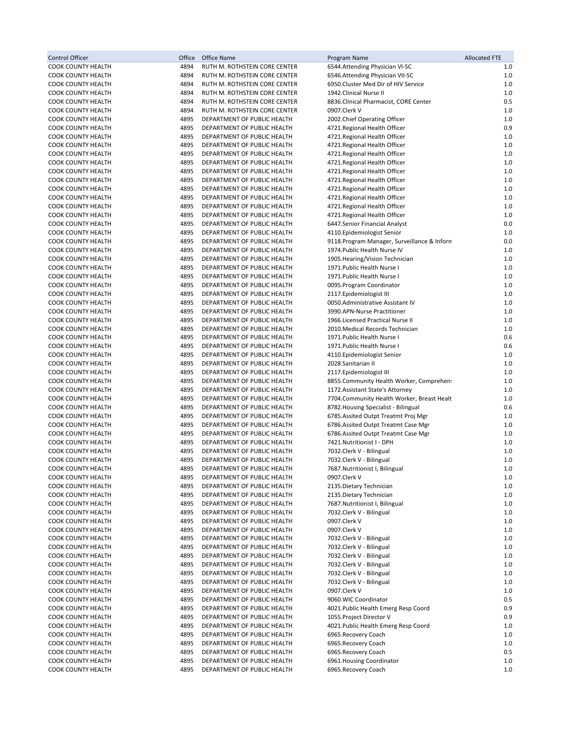| Control Officer | Office | Office Name | Program Name | Allocated FTE |
|---|---|---|---|---|
| COOK COUNTY HEALTH | 4894 | RUTH M. ROTHSTEIN CORE CENTER | 6544.Attending Physician VI-SC | 1.0 |
| COOK COUNTY HEALTH | 4894 | RUTH M. ROTHSTEIN CORE CENTER | 6546.Attending Physician VII-SC | 1.0 |
| COOK COUNTY HEALTH | 4894 | RUTH M. ROTHSTEIN CORE CENTER | 6950.Cluster Med Dir of HIV Service | 1.0 |
| COOK COUNTY HEALTH | 4894 | RUTH M. ROTHSTEIN CORE CENTER | 1942.Clinical Nurse II | 1.0 |
| COOK COUNTY HEALTH | 4894 | RUTH M. ROTHSTEIN CORE CENTER | 8836.Clinical Pharmacist, CORE Center | 0.5 |
| COOK COUNTY HEALTH | 4894 | RUTH M. ROTHSTEIN CORE CENTER | 0907.Clerk V | 1.0 |
| COOK COUNTY HEALTH | 4895 | DEPARTMENT OF PUBLIC HEALTH | 2002.Chief Operating Officer | 1.0 |
| COOK COUNTY HEALTH | 4895 | DEPARTMENT OF PUBLIC HEALTH | 4721.Regional Health Officer | 0.9 |
| COOK COUNTY HEALTH | 4895 | DEPARTMENT OF PUBLIC HEALTH | 4721.Regional Health Officer | 1.0 |
| COOK COUNTY HEALTH | 4895 | DEPARTMENT OF PUBLIC HEALTH | 4721.Regional Health Officer | 1.0 |
| COOK COUNTY HEALTH | 4895 | DEPARTMENT OF PUBLIC HEALTH | 4721.Regional Health Officer | 1.0 |
| COOK COUNTY HEALTH | 4895 | DEPARTMENT OF PUBLIC HEALTH | 4721.Regional Health Officer | 1.0 |
| COOK COUNTY HEALTH | 4895 | DEPARTMENT OF PUBLIC HEALTH | 4721.Regional Health Officer | 1.0 |
| COOK COUNTY HEALTH | 4895 | DEPARTMENT OF PUBLIC HEALTH | 4721.Regional Health Officer | 1.0 |
| COOK COUNTY HEALTH | 4895 | DEPARTMENT OF PUBLIC HEALTH | 4721.Regional Health Officer | 1.0 |
| COOK COUNTY HEALTH | 4895 | DEPARTMENT OF PUBLIC HEALTH | 4721.Regional Health Officer | 1.0 |
| COOK COUNTY HEALTH | 4895 | DEPARTMENT OF PUBLIC HEALTH | 4721.Regional Health Officer | 1.0 |
| COOK COUNTY HEALTH | 4895 | DEPARTMENT OF PUBLIC HEALTH | 4721.Regional Health Officer | 1.0 |
| COOK COUNTY HEALTH | 4895 | DEPARTMENT OF PUBLIC HEALTH | 6447.Senior Financial Analyst | 0.0 |
| COOK COUNTY HEALTH | 4895 | DEPARTMENT OF PUBLIC HEALTH | 4110.Epidemiologist Senior | 1.0 |
| COOK COUNTY HEALTH | 4895 | DEPARTMENT OF PUBLIC HEALTH | 9118.Program Manager, Surveillance & Inforn | 0.0 |
| COOK COUNTY HEALTH | 4895 | DEPARTMENT OF PUBLIC HEALTH | 1974.Public Health Nurse IV | 1.0 |
| COOK COUNTY HEALTH | 4895 | DEPARTMENT OF PUBLIC HEALTH | 1905.Hearing/Vision Technician | 1.0 |
| COOK COUNTY HEALTH | 4895 | DEPARTMENT OF PUBLIC HEALTH | 1971.Public Health Nurse I | 1.0 |
| COOK COUNTY HEALTH | 4895 | DEPARTMENT OF PUBLIC HEALTH | 1971.Public Health Nurse I | 1.0 |
| COOK COUNTY HEALTH | 4895 | DEPARTMENT OF PUBLIC HEALTH | 0095.Program Coordinator | 1.0 |
| COOK COUNTY HEALTH | 4895 | DEPARTMENT OF PUBLIC HEALTH | 2117.Epidemiologist III | 1.0 |
| COOK COUNTY HEALTH | 4895 | DEPARTMENT OF PUBLIC HEALTH | 0050.Administrative Assistant IV | 1.0 |
| COOK COUNTY HEALTH | 4895 | DEPARTMENT OF PUBLIC HEALTH | 3990.APN-Nurse Practitioner | 1.0 |
| COOK COUNTY HEALTH | 4895 | DEPARTMENT OF PUBLIC HEALTH | 1966.Licensed Practical Nurse II | 1.0 |
| COOK COUNTY HEALTH | 4895 | DEPARTMENT OF PUBLIC HEALTH | 2010.Medical Records Technician | 1.0 |
| COOK COUNTY HEALTH | 4895 | DEPARTMENT OF PUBLIC HEALTH | 1971.Public Health Nurse I | 0.6 |
| COOK COUNTY HEALTH | 4895 | DEPARTMENT OF PUBLIC HEALTH | 1971.Public Health Nurse I | 0.6 |
| COOK COUNTY HEALTH | 4895 | DEPARTMENT OF PUBLIC HEALTH | 4110.Epidemiologist Senior | 1.0 |
| COOK COUNTY HEALTH | 4895 | DEPARTMENT OF PUBLIC HEALTH | 2028.Sanitarian II | 1.0 |
| COOK COUNTY HEALTH | 4895 | DEPARTMENT OF PUBLIC HEALTH | 2117.Epidemiologist III | 1.0 |
| COOK COUNTY HEALTH | 4895 | DEPARTMENT OF PUBLIC HEALTH | 8855.Community Health Worker, Comprehen: | 1.0 |
| COOK COUNTY HEALTH | 4895 | DEPARTMENT OF PUBLIC HEALTH | 1172.Assistant State's Attorney | 1.0 |
| COOK COUNTY HEALTH | 4895 | DEPARTMENT OF PUBLIC HEALTH | 7704.Community Health Worker, Breast Healt | 1.0 |
| COOK COUNTY HEALTH | 4895 | DEPARTMENT OF PUBLIC HEALTH | 8782.Housing Specialist - Bilingual | 0.6 |
| COOK COUNTY HEALTH | 4895 | DEPARTMENT OF PUBLIC HEALTH | 6785.Assited Outpt Treatmt Proj Mgr | 1.0 |
| COOK COUNTY HEALTH | 4895 | DEPARTMENT OF PUBLIC HEALTH | 6786.Assited Outpt Treatmt Case Mgr | 1.0 |
| COOK COUNTY HEALTH | 4895 | DEPARTMENT OF PUBLIC HEALTH | 6786.Assited Outpt Treatmt Case Mgr | 1.0 |
| COOK COUNTY HEALTH | 4895 | DEPARTMENT OF PUBLIC HEALTH | 7421.Nutritionist I - DPH | 1.0 |
| COOK COUNTY HEALTH | 4895 | DEPARTMENT OF PUBLIC HEALTH | 7032.Clerk V - Bilingual | 1.0 |
| COOK COUNTY HEALTH | 4895 | DEPARTMENT OF PUBLIC HEALTH | 7032.Clerk V - Bilingual | 1.0 |
| COOK COUNTY HEALTH | 4895 | DEPARTMENT OF PUBLIC HEALTH | 7687.Nutritionist I, Bilingual | 1.0 |
| COOK COUNTY HEALTH | 4895 | DEPARTMENT OF PUBLIC HEALTH | 0907.Clerk V | 1.0 |
| COOK COUNTY HEALTH | 4895 | DEPARTMENT OF PUBLIC HEALTH | 2135.Dietary Technician | 1.0 |
| COOK COUNTY HEALTH | 4895 | DEPARTMENT OF PUBLIC HEALTH | 2135.Dietary Technician | 1.0 |
| COOK COUNTY HEALTH | 4895 | DEPARTMENT OF PUBLIC HEALTH | 7687.Nutritionist I, Bilingual | 1.0 |
| COOK COUNTY HEALTH | 4895 | DEPARTMENT OF PUBLIC HEALTH | 7032.Clerk V - Bilingual | 1.0 |
| COOK COUNTY HEALTH | 4895 | DEPARTMENT OF PUBLIC HEALTH | 0907.Clerk V | 1.0 |
| COOK COUNTY HEALTH | 4895 | DEPARTMENT OF PUBLIC HEALTH | 0907.Clerk V | 1.0 |
| COOK COUNTY HEALTH | 4895 | DEPARTMENT OF PUBLIC HEALTH | 7032.Clerk V - Bilingual | 1.0 |
| COOK COUNTY HEALTH | 4895 | DEPARTMENT OF PUBLIC HEALTH | 7032.Clerk V - Bilingual | 1.0 |
| COOK COUNTY HEALTH | 4895 | DEPARTMENT OF PUBLIC HEALTH | 7032.Clerk V - Bilingual | 1.0 |
| COOK COUNTY HEALTH | 4895 | DEPARTMENT OF PUBLIC HEALTH | 7032.Clerk V - Bilingual | 1.0 |
| COOK COUNTY HEALTH | 4895 | DEPARTMENT OF PUBLIC HEALTH | 7032.Clerk V - Bilingual | 1.0 |
| COOK COUNTY HEALTH | 4895 | DEPARTMENT OF PUBLIC HEALTH | 7032.Clerk V - Bilingual | 1.0 |
| COOK COUNTY HEALTH | 4895 | DEPARTMENT OF PUBLIC HEALTH | 0907.Clerk V | 1.0 |
| COOK COUNTY HEALTH | 4895 | DEPARTMENT OF PUBLIC HEALTH | 9060.WIC Coordinator | 0.5 |
| COOK COUNTY HEALTH | 4895 | DEPARTMENT OF PUBLIC HEALTH | 4021.Public Health Emerg Resp Coord | 0.9 |
| COOK COUNTY HEALTH | 4895 | DEPARTMENT OF PUBLIC HEALTH | 1055.Project Director V | 0.9 |
| COOK COUNTY HEALTH | 4895 | DEPARTMENT OF PUBLIC HEALTH | 4021.Public Health Emerg Resp Coord | 1.0 |
| COOK COUNTY HEALTH | 4895 | DEPARTMENT OF PUBLIC HEALTH | 6965.Recovery Coach | 1.0 |
| COOK COUNTY HEALTH | 4895 | DEPARTMENT OF PUBLIC HEALTH | 6965.Recovery Coach | 1.0 |
| COOK COUNTY HEALTH | 4895 | DEPARTMENT OF PUBLIC HEALTH | 6965.Recovery Coach | 0.5 |
| COOK COUNTY HEALTH | 4895 | DEPARTMENT OF PUBLIC HEALTH | 6961.Housing Coordinator | 1.0 |
| COOK COUNTY HEALTH | 4895 | DEPARTMENT OF PUBLIC HEALTH | 6965.Recovery Coach | 1.0 |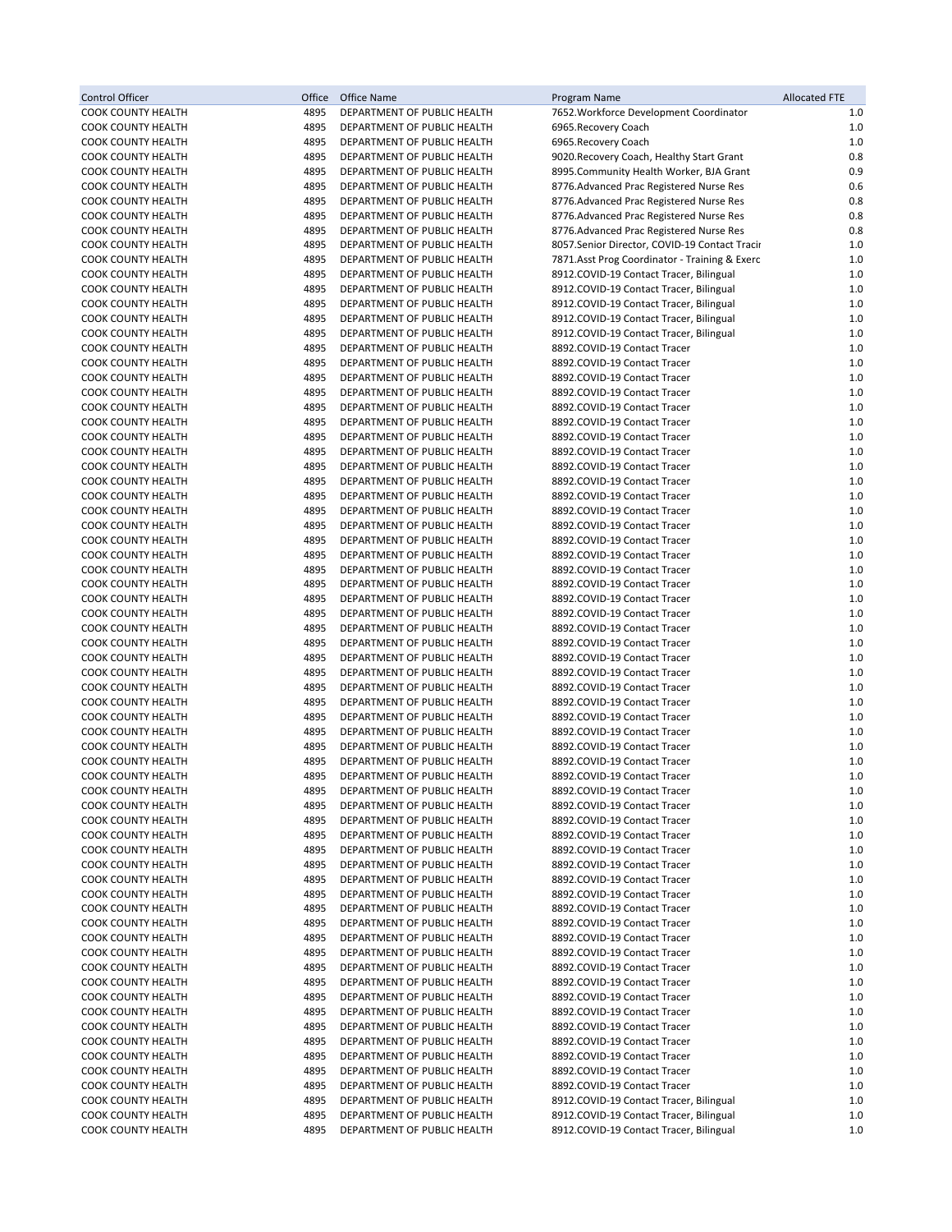| Control Officer | Office | Office Name | Program Name | Allocated FTE |
|---|---|---|---|---|
| COOK COUNTY HEALTH | 4895 | DEPARTMENT OF PUBLIC HEALTH | 7652.Workforce Development Coordinator | 1.0 |
| COOK COUNTY HEALTH | 4895 | DEPARTMENT OF PUBLIC HEALTH | 6965.Recovery Coach | 1.0 |
| COOK COUNTY HEALTH | 4895 | DEPARTMENT OF PUBLIC HEALTH | 6965.Recovery Coach | 1.0 |
| COOK COUNTY HEALTH | 4895 | DEPARTMENT OF PUBLIC HEALTH | 9020.Recovery Coach, Healthy Start Grant | 0.8 |
| COOK COUNTY HEALTH | 4895 | DEPARTMENT OF PUBLIC HEALTH | 8995.Community Health Worker, BJA Grant | 0.9 |
| COOK COUNTY HEALTH | 4895 | DEPARTMENT OF PUBLIC HEALTH | 8776.Advanced Prac Registered Nurse Res | 0.6 |
| COOK COUNTY HEALTH | 4895 | DEPARTMENT OF PUBLIC HEALTH | 8776.Advanced Prac Registered Nurse Res | 0.8 |
| COOK COUNTY HEALTH | 4895 | DEPARTMENT OF PUBLIC HEALTH | 8776.Advanced Prac Registered Nurse Res | 0.8 |
| COOK COUNTY HEALTH | 4895 | DEPARTMENT OF PUBLIC HEALTH | 8776.Advanced Prac Registered Nurse Res | 0.8 |
| COOK COUNTY HEALTH | 4895 | DEPARTMENT OF PUBLIC HEALTH | 8057.Senior Director, COVID-19 Contact Tracir | 1.0 |
| COOK COUNTY HEALTH | 4895 | DEPARTMENT OF PUBLIC HEALTH | 7871.Asst Prog Coordinator - Training & Exerc | 1.0 |
| COOK COUNTY HEALTH | 4895 | DEPARTMENT OF PUBLIC HEALTH | 8912.COVID-19 Contact Tracer, Bilingual | 1.0 |
| COOK COUNTY HEALTH | 4895 | DEPARTMENT OF PUBLIC HEALTH | 8912.COVID-19 Contact Tracer, Bilingual | 1.0 |
| COOK COUNTY HEALTH | 4895 | DEPARTMENT OF PUBLIC HEALTH | 8912.COVID-19 Contact Tracer, Bilingual | 1.0 |
| COOK COUNTY HEALTH | 4895 | DEPARTMENT OF PUBLIC HEALTH | 8912.COVID-19 Contact Tracer, Bilingual | 1.0 |
| COOK COUNTY HEALTH | 4895 | DEPARTMENT OF PUBLIC HEALTH | 8912.COVID-19 Contact Tracer, Bilingual | 1.0 |
| COOK COUNTY HEALTH | 4895 | DEPARTMENT OF PUBLIC HEALTH | 8892.COVID-19 Contact Tracer | 1.0 |
| COOK COUNTY HEALTH | 4895 | DEPARTMENT OF PUBLIC HEALTH | 8892.COVID-19 Contact Tracer | 1.0 |
| COOK COUNTY HEALTH | 4895 | DEPARTMENT OF PUBLIC HEALTH | 8892.COVID-19 Contact Tracer | 1.0 |
| COOK COUNTY HEALTH | 4895 | DEPARTMENT OF PUBLIC HEALTH | 8892.COVID-19 Contact Tracer | 1.0 |
| COOK COUNTY HEALTH | 4895 | DEPARTMENT OF PUBLIC HEALTH | 8892.COVID-19 Contact Tracer | 1.0 |
| COOK COUNTY HEALTH | 4895 | DEPARTMENT OF PUBLIC HEALTH | 8892.COVID-19 Contact Tracer | 1.0 |
| COOK COUNTY HEALTH | 4895 | DEPARTMENT OF PUBLIC HEALTH | 8892.COVID-19 Contact Tracer | 1.0 |
| COOK COUNTY HEALTH | 4895 | DEPARTMENT OF PUBLIC HEALTH | 8892.COVID-19 Contact Tracer | 1.0 |
| COOK COUNTY HEALTH | 4895 | DEPARTMENT OF PUBLIC HEALTH | 8892.COVID-19 Contact Tracer | 1.0 |
| COOK COUNTY HEALTH | 4895 | DEPARTMENT OF PUBLIC HEALTH | 8892.COVID-19 Contact Tracer | 1.0 |
| COOK COUNTY HEALTH | 4895 | DEPARTMENT OF PUBLIC HEALTH | 8892.COVID-19 Contact Tracer | 1.0 |
| COOK COUNTY HEALTH | 4895 | DEPARTMENT OF PUBLIC HEALTH | 8892.COVID-19 Contact Tracer | 1.0 |
| COOK COUNTY HEALTH | 4895 | DEPARTMENT OF PUBLIC HEALTH | 8892.COVID-19 Contact Tracer | 1.0 |
| COOK COUNTY HEALTH | 4895 | DEPARTMENT OF PUBLIC HEALTH | 8892.COVID-19 Contact Tracer | 1.0 |
| COOK COUNTY HEALTH | 4895 | DEPARTMENT OF PUBLIC HEALTH | 8892.COVID-19 Contact Tracer | 1.0 |
| COOK COUNTY HEALTH | 4895 | DEPARTMENT OF PUBLIC HEALTH | 8892.COVID-19 Contact Tracer | 1.0 |
| COOK COUNTY HEALTH | 4895 | DEPARTMENT OF PUBLIC HEALTH | 8892.COVID-19 Contact Tracer | 1.0 |
| COOK COUNTY HEALTH | 4895 | DEPARTMENT OF PUBLIC HEALTH | 8892.COVID-19 Contact Tracer | 1.0 |
| COOK COUNTY HEALTH | 4895 | DEPARTMENT OF PUBLIC HEALTH | 8892.COVID-19 Contact Tracer | 1.0 |
| COOK COUNTY HEALTH | 4895 | DEPARTMENT OF PUBLIC HEALTH | 8892.COVID-19 Contact Tracer | 1.0 |
| COOK COUNTY HEALTH | 4895 | DEPARTMENT OF PUBLIC HEALTH | 8892.COVID-19 Contact Tracer | 1.0 |
| COOK COUNTY HEALTH | 4895 | DEPARTMENT OF PUBLIC HEALTH | 8892.COVID-19 Contact Tracer | 1.0 |
| COOK COUNTY HEALTH | 4895 | DEPARTMENT OF PUBLIC HEALTH | 8892.COVID-19 Contact Tracer | 1.0 |
| COOK COUNTY HEALTH | 4895 | DEPARTMENT OF PUBLIC HEALTH | 8892.COVID-19 Contact Tracer | 1.0 |
| COOK COUNTY HEALTH | 4895 | DEPARTMENT OF PUBLIC HEALTH | 8892.COVID-19 Contact Tracer | 1.0 |
| COOK COUNTY HEALTH | 4895 | DEPARTMENT OF PUBLIC HEALTH | 8892.COVID-19 Contact Tracer | 1.0 |
| COOK COUNTY HEALTH | 4895 | DEPARTMENT OF PUBLIC HEALTH | 8892.COVID-19 Contact Tracer | 1.0 |
| COOK COUNTY HEALTH | 4895 | DEPARTMENT OF PUBLIC HEALTH | 8892.COVID-19 Contact Tracer | 1.0 |
| COOK COUNTY HEALTH | 4895 | DEPARTMENT OF PUBLIC HEALTH | 8892.COVID-19 Contact Tracer | 1.0 |
| COOK COUNTY HEALTH | 4895 | DEPARTMENT OF PUBLIC HEALTH | 8892.COVID-19 Contact Tracer | 1.0 |
| COOK COUNTY HEALTH | 4895 | DEPARTMENT OF PUBLIC HEALTH | 8892.COVID-19 Contact Tracer | 1.0 |
| COOK COUNTY HEALTH | 4895 | DEPARTMENT OF PUBLIC HEALTH | 8892.COVID-19 Contact Tracer | 1.0 |
| COOK COUNTY HEALTH | 4895 | DEPARTMENT OF PUBLIC HEALTH | 8892.COVID-19 Contact Tracer | 1.0 |
| COOK COUNTY HEALTH | 4895 | DEPARTMENT OF PUBLIC HEALTH | 8892.COVID-19 Contact Tracer | 1.0 |
| COOK COUNTY HEALTH | 4895 | DEPARTMENT OF PUBLIC HEALTH | 8892.COVID-19 Contact Tracer | 1.0 |
| COOK COUNTY HEALTH | 4895 | DEPARTMENT OF PUBLIC HEALTH | 8892.COVID-19 Contact Tracer | 1.0 |
| COOK COUNTY HEALTH | 4895 | DEPARTMENT OF PUBLIC HEALTH | 8892.COVID-19 Contact Tracer | 1.0 |
| COOK COUNTY HEALTH | 4895 | DEPARTMENT OF PUBLIC HEALTH | 8892.COVID-19 Contact Tracer | 1.0 |
| COOK COUNTY HEALTH | 4895 | DEPARTMENT OF PUBLIC HEALTH | 8892.COVID-19 Contact Tracer | 1.0 |
| COOK COUNTY HEALTH | 4895 | DEPARTMENT OF PUBLIC HEALTH | 8892.COVID-19 Contact Tracer | 1.0 |
| COOK COUNTY HEALTH | 4895 | DEPARTMENT OF PUBLIC HEALTH | 8892.COVID-19 Contact Tracer | 1.0 |
| COOK COUNTY HEALTH | 4895 | DEPARTMENT OF PUBLIC HEALTH | 8892.COVID-19 Contact Tracer | 1.0 |
| COOK COUNTY HEALTH | 4895 | DEPARTMENT OF PUBLIC HEALTH | 8892.COVID-19 Contact Tracer | 1.0 |
| COOK COUNTY HEALTH | 4895 | DEPARTMENT OF PUBLIC HEALTH | 8892.COVID-19 Contact Tracer | 1.0 |
| COOK COUNTY HEALTH | 4895 | DEPARTMENT OF PUBLIC HEALTH | 8892.COVID-19 Contact Tracer | 1.0 |
| COOK COUNTY HEALTH | 4895 | DEPARTMENT OF PUBLIC HEALTH | 8892.COVID-19 Contact Tracer | 1.0 |
| COOK COUNTY HEALTH | 4895 | DEPARTMENT OF PUBLIC HEALTH | 8892.COVID-19 Contact Tracer | 1.0 |
| COOK COUNTY HEALTH | 4895 | DEPARTMENT OF PUBLIC HEALTH | 8892.COVID-19 Contact Tracer | 1.0 |
| COOK COUNTY HEALTH | 4895 | DEPARTMENT OF PUBLIC HEALTH | 8892.COVID-19 Contact Tracer | 1.0 |
| COOK COUNTY HEALTH | 4895 | DEPARTMENT OF PUBLIC HEALTH | 8892.COVID-19 Contact Tracer | 1.0 |
| COOK COUNTY HEALTH | 4895 | DEPARTMENT OF PUBLIC HEALTH | 8892.COVID-19 Contact Tracer | 1.0 |
| COOK COUNTY HEALTH | 4895 | DEPARTMENT OF PUBLIC HEALTH | 8912.COVID-19 Contact Tracer, Bilingual | 1.0 |
| COOK COUNTY HEALTH | 4895 | DEPARTMENT OF PUBLIC HEALTH | 8912.COVID-19 Contact Tracer, Bilingual | 1.0 |
| COOK COUNTY HEALTH | 4895 | DEPARTMENT OF PUBLIC HEALTH | 8912.COVID-19 Contact Tracer, Bilingual | 1.0 |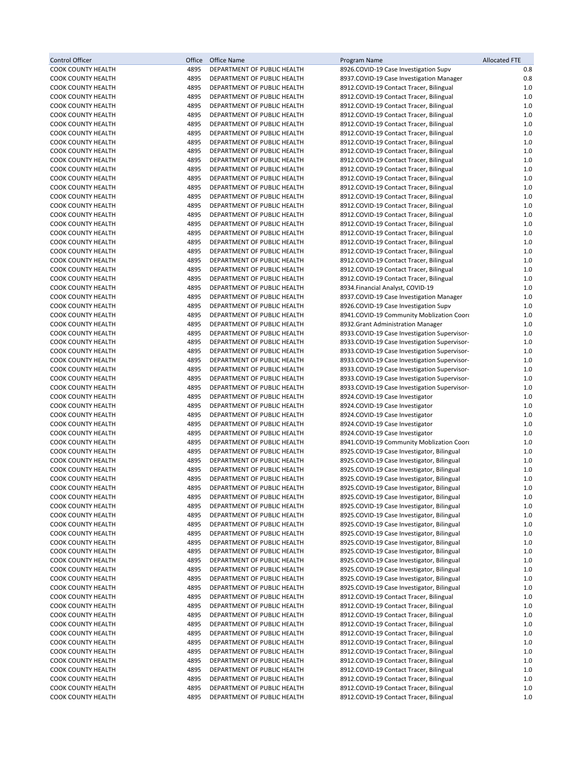| Control Officer | Office | Office Name | Program Name | Allocated FTE |
|---|---|---|---|---|
| COOK COUNTY HEALTH | 4895 | DEPARTMENT OF PUBLIC HEALTH | 8926.COVID-19 Case Investigation Supv | 0.8 |
| COOK COUNTY HEALTH | 4895 | DEPARTMENT OF PUBLIC HEALTH | 8937.COVID-19 Case Investigation Manager | 0.8 |
| COOK COUNTY HEALTH | 4895 | DEPARTMENT OF PUBLIC HEALTH | 8912.COVID-19 Contact Tracer, Bilingual | 1.0 |
| COOK COUNTY HEALTH | 4895 | DEPARTMENT OF PUBLIC HEALTH | 8912.COVID-19 Contact Tracer, Bilingual | 1.0 |
| COOK COUNTY HEALTH | 4895 | DEPARTMENT OF PUBLIC HEALTH | 8912.COVID-19 Contact Tracer, Bilingual | 1.0 |
| COOK COUNTY HEALTH | 4895 | DEPARTMENT OF PUBLIC HEALTH | 8912.COVID-19 Contact Tracer, Bilingual | 1.0 |
| COOK COUNTY HEALTH | 4895 | DEPARTMENT OF PUBLIC HEALTH | 8912.COVID-19 Contact Tracer, Bilingual | 1.0 |
| COOK COUNTY HEALTH | 4895 | DEPARTMENT OF PUBLIC HEALTH | 8912.COVID-19 Contact Tracer, Bilingual | 1.0 |
| COOK COUNTY HEALTH | 4895 | DEPARTMENT OF PUBLIC HEALTH | 8912.COVID-19 Contact Tracer, Bilingual | 1.0 |
| COOK COUNTY HEALTH | 4895 | DEPARTMENT OF PUBLIC HEALTH | 8912.COVID-19 Contact Tracer, Bilingual | 1.0 |
| COOK COUNTY HEALTH | 4895 | DEPARTMENT OF PUBLIC HEALTH | 8912.COVID-19 Contact Tracer, Bilingual | 1.0 |
| COOK COUNTY HEALTH | 4895 | DEPARTMENT OF PUBLIC HEALTH | 8912.COVID-19 Contact Tracer, Bilingual | 1.0 |
| COOK COUNTY HEALTH | 4895 | DEPARTMENT OF PUBLIC HEALTH | 8912.COVID-19 Contact Tracer, Bilingual | 1.0 |
| COOK COUNTY HEALTH | 4895 | DEPARTMENT OF PUBLIC HEALTH | 8912.COVID-19 Contact Tracer, Bilingual | 1.0 |
| COOK COUNTY HEALTH | 4895 | DEPARTMENT OF PUBLIC HEALTH | 8912.COVID-19 Contact Tracer, Bilingual | 1.0 |
| COOK COUNTY HEALTH | 4895 | DEPARTMENT OF PUBLIC HEALTH | 8912.COVID-19 Contact Tracer, Bilingual | 1.0 |
| COOK COUNTY HEALTH | 4895 | DEPARTMENT OF PUBLIC HEALTH | 8912.COVID-19 Contact Tracer, Bilingual | 1.0 |
| COOK COUNTY HEALTH | 4895 | DEPARTMENT OF PUBLIC HEALTH | 8912.COVID-19 Contact Tracer, Bilingual | 1.0 |
| COOK COUNTY HEALTH | 4895 | DEPARTMENT OF PUBLIC HEALTH | 8912.COVID-19 Contact Tracer, Bilingual | 1.0 |
| COOK COUNTY HEALTH | 4895 | DEPARTMENT OF PUBLIC HEALTH | 8912.COVID-19 Contact Tracer, Bilingual | 1.0 |
| COOK COUNTY HEALTH | 4895 | DEPARTMENT OF PUBLIC HEALTH | 8912.COVID-19 Contact Tracer, Bilingual | 1.0 |
| COOK COUNTY HEALTH | 4895 | DEPARTMENT OF PUBLIC HEALTH | 8912.COVID-19 Contact Tracer, Bilingual | 1.0 |
| COOK COUNTY HEALTH | 4895 | DEPARTMENT OF PUBLIC HEALTH | 8912.COVID-19 Contact Tracer, Bilingual | 1.0 |
| COOK COUNTY HEALTH | 4895 | DEPARTMENT OF PUBLIC HEALTH | 8934.Financial Analyst, COVID-19 | 1.0 |
| COOK COUNTY HEALTH | 4895 | DEPARTMENT OF PUBLIC HEALTH | 8937.COVID-19 Case Investigation Manager | 1.0 |
| COOK COUNTY HEALTH | 4895 | DEPARTMENT OF PUBLIC HEALTH | 8926.COVID-19 Case Investigation Supv | 1.0 |
| COOK COUNTY HEALTH | 4895 | DEPARTMENT OF PUBLIC HEALTH | 8941.COVID-19 Community Moblization Coord | 1.0 |
| COOK COUNTY HEALTH | 4895 | DEPARTMENT OF PUBLIC HEALTH | 8932.Grant Administration Manager | 1.0 |
| COOK COUNTY HEALTH | 4895 | DEPARTMENT OF PUBLIC HEALTH | 8933.COVID-19 Case Investigation Supervisor- | 1.0 |
| COOK COUNTY HEALTH | 4895 | DEPARTMENT OF PUBLIC HEALTH | 8933.COVID-19 Case Investigation Supervisor- | 1.0 |
| COOK COUNTY HEALTH | 4895 | DEPARTMENT OF PUBLIC HEALTH | 8933.COVID-19 Case Investigation Supervisor- | 1.0 |
| COOK COUNTY HEALTH | 4895 | DEPARTMENT OF PUBLIC HEALTH | 8933.COVID-19 Case Investigation Supervisor- | 1.0 |
| COOK COUNTY HEALTH | 4895 | DEPARTMENT OF PUBLIC HEALTH | 8933.COVID-19 Case Investigation Supervisor- | 1.0 |
| COOK COUNTY HEALTH | 4895 | DEPARTMENT OF PUBLIC HEALTH | 8933.COVID-19 Case Investigation Supervisor- | 1.0 |
| COOK COUNTY HEALTH | 4895 | DEPARTMENT OF PUBLIC HEALTH | 8933.COVID-19 Case Investigation Supervisor- | 1.0 |
| COOK COUNTY HEALTH | 4895 | DEPARTMENT OF PUBLIC HEALTH | 8924.COVID-19 Case Investigator | 1.0 |
| COOK COUNTY HEALTH | 4895 | DEPARTMENT OF PUBLIC HEALTH | 8924.COVID-19 Case Investigator | 1.0 |
| COOK COUNTY HEALTH | 4895 | DEPARTMENT OF PUBLIC HEALTH | 8924.COVID-19 Case Investigator | 1.0 |
| COOK COUNTY HEALTH | 4895 | DEPARTMENT OF PUBLIC HEALTH | 8924.COVID-19 Case Investigator | 1.0 |
| COOK COUNTY HEALTH | 4895 | DEPARTMENT OF PUBLIC HEALTH | 8924.COVID-19 Case Investigator | 1.0 |
| COOK COUNTY HEALTH | 4895 | DEPARTMENT OF PUBLIC HEALTH | 8941.COVID-19 Community Moblization Coord | 1.0 |
| COOK COUNTY HEALTH | 4895 | DEPARTMENT OF PUBLIC HEALTH | 8925.COVID-19 Case Investigator, Bilingual | 1.0 |
| COOK COUNTY HEALTH | 4895 | DEPARTMENT OF PUBLIC HEALTH | 8925.COVID-19 Case Investigator, Bilingual | 1.0 |
| COOK COUNTY HEALTH | 4895 | DEPARTMENT OF PUBLIC HEALTH | 8925.COVID-19 Case Investigator, Bilingual | 1.0 |
| COOK COUNTY HEALTH | 4895 | DEPARTMENT OF PUBLIC HEALTH | 8925.COVID-19 Case Investigator, Bilingual | 1.0 |
| COOK COUNTY HEALTH | 4895 | DEPARTMENT OF PUBLIC HEALTH | 8925.COVID-19 Case Investigator, Bilingual | 1.0 |
| COOK COUNTY HEALTH | 4895 | DEPARTMENT OF PUBLIC HEALTH | 8925.COVID-19 Case Investigator, Bilingual | 1.0 |
| COOK COUNTY HEALTH | 4895 | DEPARTMENT OF PUBLIC HEALTH | 8925.COVID-19 Case Investigator, Bilingual | 1.0 |
| COOK COUNTY HEALTH | 4895 | DEPARTMENT OF PUBLIC HEALTH | 8925.COVID-19 Case Investigator, Bilingual | 1.0 |
| COOK COUNTY HEALTH | 4895 | DEPARTMENT OF PUBLIC HEALTH | 8925.COVID-19 Case Investigator, Bilingual | 1.0 |
| COOK COUNTY HEALTH | 4895 | DEPARTMENT OF PUBLIC HEALTH | 8925.COVID-19 Case Investigator, Bilingual | 1.0 |
| COOK COUNTY HEALTH | 4895 | DEPARTMENT OF PUBLIC HEALTH | 8925.COVID-19 Case Investigator, Bilingual | 1.0 |
| COOK COUNTY HEALTH | 4895 | DEPARTMENT OF PUBLIC HEALTH | 8925.COVID-19 Case Investigator, Bilingual | 1.0 |
| COOK COUNTY HEALTH | 4895 | DEPARTMENT OF PUBLIC HEALTH | 8925.COVID-19 Case Investigator, Bilingual | 1.0 |
| COOK COUNTY HEALTH | 4895 | DEPARTMENT OF PUBLIC HEALTH | 8925.COVID-19 Case Investigator, Bilingual | 1.0 |
| COOK COUNTY HEALTH | 4895 | DEPARTMENT OF PUBLIC HEALTH | 8925.COVID-19 Case Investigator, Bilingual | 1.0 |
| COOK COUNTY HEALTH | 4895 | DEPARTMENT OF PUBLIC HEALTH | 8925.COVID-19 Case Investigator, Bilingual | 1.0 |
| COOK COUNTY HEALTH | 4895 | DEPARTMENT OF PUBLIC HEALTH | 8912.COVID-19 Contact Tracer, Bilingual | 1.0 |
| COOK COUNTY HEALTH | 4895 | DEPARTMENT OF PUBLIC HEALTH | 8912.COVID-19 Contact Tracer, Bilingual | 1.0 |
| COOK COUNTY HEALTH | 4895 | DEPARTMENT OF PUBLIC HEALTH | 8912.COVID-19 Contact Tracer, Bilingual | 1.0 |
| COOK COUNTY HEALTH | 4895 | DEPARTMENT OF PUBLIC HEALTH | 8912.COVID-19 Contact Tracer, Bilingual | 1.0 |
| COOK COUNTY HEALTH | 4895 | DEPARTMENT OF PUBLIC HEALTH | 8912.COVID-19 Contact Tracer, Bilingual | 1.0 |
| COOK COUNTY HEALTH | 4895 | DEPARTMENT OF PUBLIC HEALTH | 8912.COVID-19 Contact Tracer, Bilingual | 1.0 |
| COOK COUNTY HEALTH | 4895 | DEPARTMENT OF PUBLIC HEALTH | 8912.COVID-19 Contact Tracer, Bilingual | 1.0 |
| COOK COUNTY HEALTH | 4895 | DEPARTMENT OF PUBLIC HEALTH | 8912.COVID-19 Contact Tracer, Bilingual | 1.0 |
| COOK COUNTY HEALTH | 4895 | DEPARTMENT OF PUBLIC HEALTH | 8912.COVID-19 Contact Tracer, Bilingual | 1.0 |
| COOK COUNTY HEALTH | 4895 | DEPARTMENT OF PUBLIC HEALTH | 8912.COVID-19 Contact Tracer, Bilingual | 1.0 |
| COOK COUNTY HEALTH | 4895 | DEPARTMENT OF PUBLIC HEALTH | 8912.COVID-19 Contact Tracer, Bilingual | 1.0 |
| COOK COUNTY HEALTH | 4895 | DEPARTMENT OF PUBLIC HEALTH | 8912.COVID-19 Contact Tracer, Bilingual | 1.0 |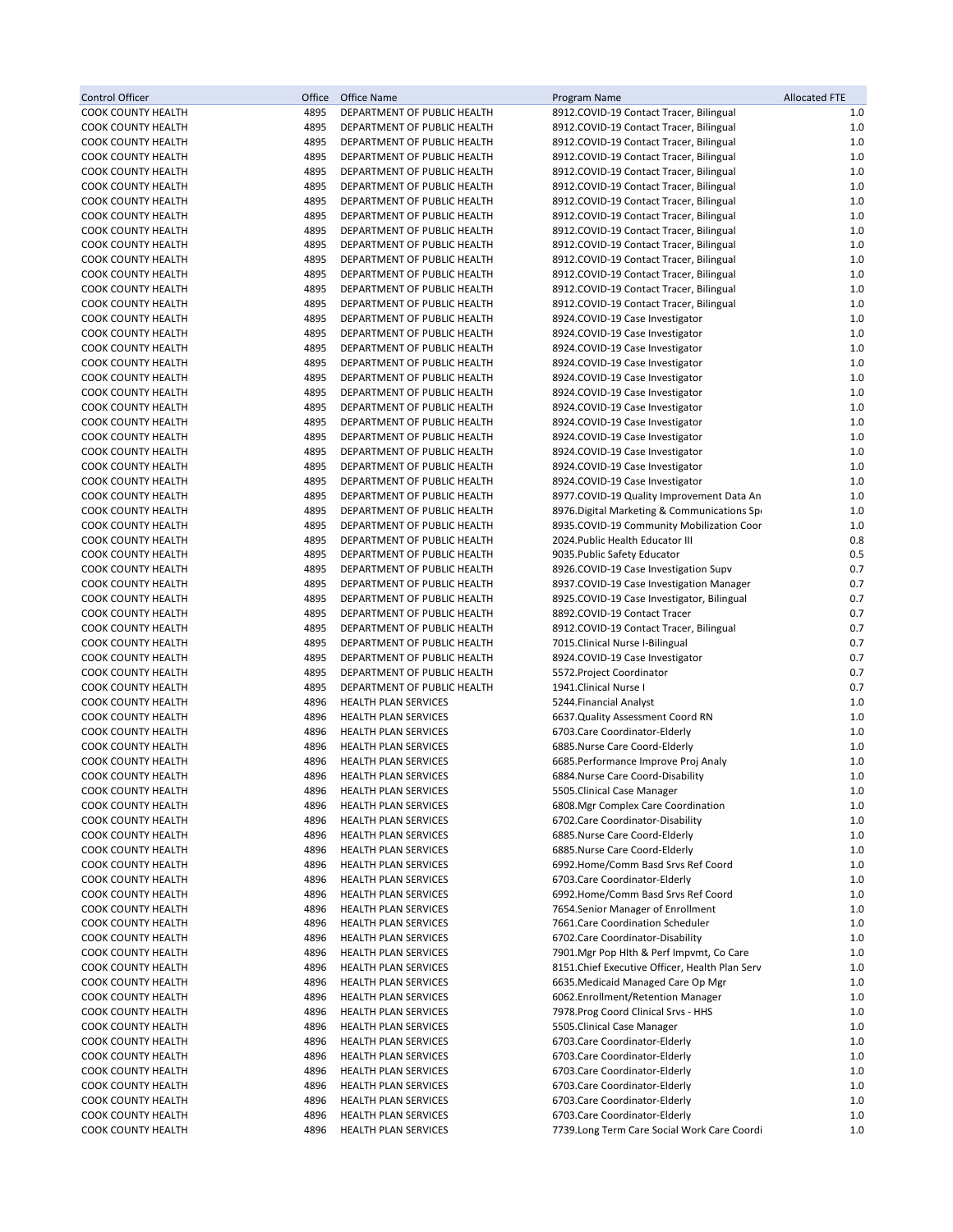| Control Officer | Office | Office Name | Program Name | Allocated FTE |
|---|---|---|---|---|
| COOK COUNTY HEALTH | 4895 | DEPARTMENT OF PUBLIC HEALTH | 8912.COVID-19 Contact Tracer, Bilingual | 1.0 |
| COOK COUNTY HEALTH | 4895 | DEPARTMENT OF PUBLIC HEALTH | 8912.COVID-19 Contact Tracer, Bilingual | 1.0 |
| COOK COUNTY HEALTH | 4895 | DEPARTMENT OF PUBLIC HEALTH | 8912.COVID-19 Contact Tracer, Bilingual | 1.0 |
| COOK COUNTY HEALTH | 4895 | DEPARTMENT OF PUBLIC HEALTH | 8912.COVID-19 Contact Tracer, Bilingual | 1.0 |
| COOK COUNTY HEALTH | 4895 | DEPARTMENT OF PUBLIC HEALTH | 8912.COVID-19 Contact Tracer, Bilingual | 1.0 |
| COOK COUNTY HEALTH | 4895 | DEPARTMENT OF PUBLIC HEALTH | 8912.COVID-19 Contact Tracer, Bilingual | 1.0 |
| COOK COUNTY HEALTH | 4895 | DEPARTMENT OF PUBLIC HEALTH | 8912.COVID-19 Contact Tracer, Bilingual | 1.0 |
| COOK COUNTY HEALTH | 4895 | DEPARTMENT OF PUBLIC HEALTH | 8912.COVID-19 Contact Tracer, Bilingual | 1.0 |
| COOK COUNTY HEALTH | 4895 | DEPARTMENT OF PUBLIC HEALTH | 8912.COVID-19 Contact Tracer, Bilingual | 1.0 |
| COOK COUNTY HEALTH | 4895 | DEPARTMENT OF PUBLIC HEALTH | 8912.COVID-19 Contact Tracer, Bilingual | 1.0 |
| COOK COUNTY HEALTH | 4895 | DEPARTMENT OF PUBLIC HEALTH | 8912.COVID-19 Contact Tracer, Bilingual | 1.0 |
| COOK COUNTY HEALTH | 4895 | DEPARTMENT OF PUBLIC HEALTH | 8912.COVID-19 Contact Tracer, Bilingual | 1.0 |
| COOK COUNTY HEALTH | 4895 | DEPARTMENT OF PUBLIC HEALTH | 8912.COVID-19 Contact Tracer, Bilingual | 1.0 |
| COOK COUNTY HEALTH | 4895 | DEPARTMENT OF PUBLIC HEALTH | 8912.COVID-19 Contact Tracer, Bilingual | 1.0 |
| COOK COUNTY HEALTH | 4895 | DEPARTMENT OF PUBLIC HEALTH | 8924.COVID-19 Case Investigator | 1.0 |
| COOK COUNTY HEALTH | 4895 | DEPARTMENT OF PUBLIC HEALTH | 8924.COVID-19 Case Investigator | 1.0 |
| COOK COUNTY HEALTH | 4895 | DEPARTMENT OF PUBLIC HEALTH | 8924.COVID-19 Case Investigator | 1.0 |
| COOK COUNTY HEALTH | 4895 | DEPARTMENT OF PUBLIC HEALTH | 8924.COVID-19 Case Investigator | 1.0 |
| COOK COUNTY HEALTH | 4895 | DEPARTMENT OF PUBLIC HEALTH | 8924.COVID-19 Case Investigator | 1.0 |
| COOK COUNTY HEALTH | 4895 | DEPARTMENT OF PUBLIC HEALTH | 8924.COVID-19 Case Investigator | 1.0 |
| COOK COUNTY HEALTH | 4895 | DEPARTMENT OF PUBLIC HEALTH | 8924.COVID-19 Case Investigator | 1.0 |
| COOK COUNTY HEALTH | 4895 | DEPARTMENT OF PUBLIC HEALTH | 8924.COVID-19 Case Investigator | 1.0 |
| COOK COUNTY HEALTH | 4895 | DEPARTMENT OF PUBLIC HEALTH | 8924.COVID-19 Case Investigator | 1.0 |
| COOK COUNTY HEALTH | 4895 | DEPARTMENT OF PUBLIC HEALTH | 8924.COVID-19 Case Investigator | 1.0 |
| COOK COUNTY HEALTH | 4895 | DEPARTMENT OF PUBLIC HEALTH | 8924.COVID-19 Case Investigator | 1.0 |
| COOK COUNTY HEALTH | 4895 | DEPARTMENT OF PUBLIC HEALTH | 8924.COVID-19 Case Investigator | 1.0 |
| COOK COUNTY HEALTH | 4895 | DEPARTMENT OF PUBLIC HEALTH | 8977.COVID-19 Quality Improvement Data An | 1.0 |
| COOK COUNTY HEALTH | 4895 | DEPARTMENT OF PUBLIC HEALTH | 8976.Digital Marketing & Communications Sp | 1.0 |
| COOK COUNTY HEALTH | 4895 | DEPARTMENT OF PUBLIC HEALTH | 8935.COVID-19 Community Mobilization Coor | 1.0 |
| COOK COUNTY HEALTH | 4895 | DEPARTMENT OF PUBLIC HEALTH | 2024.Public Health Educator III | 0.8 |
| COOK COUNTY HEALTH | 4895 | DEPARTMENT OF PUBLIC HEALTH | 9035.Public Safety Educator | 0.5 |
| COOK COUNTY HEALTH | 4895 | DEPARTMENT OF PUBLIC HEALTH | 8926.COVID-19 Case Investigation Supv | 0.7 |
| COOK COUNTY HEALTH | 4895 | DEPARTMENT OF PUBLIC HEALTH | 8937.COVID-19 Case Investigation Manager | 0.7 |
| COOK COUNTY HEALTH | 4895 | DEPARTMENT OF PUBLIC HEALTH | 8925.COVID-19 Case Investigator, Bilingual | 0.7 |
| COOK COUNTY HEALTH | 4895 | DEPARTMENT OF PUBLIC HEALTH | 8892.COVID-19 Contact Tracer | 0.7 |
| COOK COUNTY HEALTH | 4895 | DEPARTMENT OF PUBLIC HEALTH | 8912.COVID-19 Contact Tracer, Bilingual | 0.7 |
| COOK COUNTY HEALTH | 4895 | DEPARTMENT OF PUBLIC HEALTH | 7015.Clinical Nurse I-Bilingual | 0.7 |
| COOK COUNTY HEALTH | 4895 | DEPARTMENT OF PUBLIC HEALTH | 8924.COVID-19 Case Investigator | 0.7 |
| COOK COUNTY HEALTH | 4895 | DEPARTMENT OF PUBLIC HEALTH | 5572.Project Coordinator | 0.7 |
| COOK COUNTY HEALTH | 4895 | DEPARTMENT OF PUBLIC HEALTH | 1941.Clinical Nurse I | 0.7 |
| COOK COUNTY HEALTH | 4896 | HEALTH PLAN SERVICES | 5244.Financial Analyst | 1.0 |
| COOK COUNTY HEALTH | 4896 | HEALTH PLAN SERVICES | 6637.Quality Assessment Coord RN | 1.0 |
| COOK COUNTY HEALTH | 4896 | HEALTH PLAN SERVICES | 6703.Care Coordinator-Elderly | 1.0 |
| COOK COUNTY HEALTH | 4896 | HEALTH PLAN SERVICES | 6885.Nurse Care Coord-Elderly | 1.0 |
| COOK COUNTY HEALTH | 4896 | HEALTH PLAN SERVICES | 6685.Performance Improve Proj Analy | 1.0 |
| COOK COUNTY HEALTH | 4896 | HEALTH PLAN SERVICES | 6884.Nurse Care Coord-Disability | 1.0 |
| COOK COUNTY HEALTH | 4896 | HEALTH PLAN SERVICES | 5505.Clinical Case Manager | 1.0 |
| COOK COUNTY HEALTH | 4896 | HEALTH PLAN SERVICES | 6808.Mgr Complex Care Coordination | 1.0 |
| COOK COUNTY HEALTH | 4896 | HEALTH PLAN SERVICES | 6702.Care Coordinator-Disability | 1.0 |
| COOK COUNTY HEALTH | 4896 | HEALTH PLAN SERVICES | 6885.Nurse Care Coord-Elderly | 1.0 |
| COOK COUNTY HEALTH | 4896 | HEALTH PLAN SERVICES | 6885.Nurse Care Coord-Elderly | 1.0 |
| COOK COUNTY HEALTH | 4896 | HEALTH PLAN SERVICES | 6992.Home/Comm Basd Srvs Ref Coord | 1.0 |
| COOK COUNTY HEALTH | 4896 | HEALTH PLAN SERVICES | 6703.Care Coordinator-Elderly | 1.0 |
| COOK COUNTY HEALTH | 4896 | HEALTH PLAN SERVICES | 6992.Home/Comm Basd Srvs Ref Coord | 1.0 |
| COOK COUNTY HEALTH | 4896 | HEALTH PLAN SERVICES | 7654.Senior Manager of Enrollment | 1.0 |
| COOK COUNTY HEALTH | 4896 | HEALTH PLAN SERVICES | 7661.Care Coordination Scheduler | 1.0 |
| COOK COUNTY HEALTH | 4896 | HEALTH PLAN SERVICES | 6702.Care Coordinator-Disability | 1.0 |
| COOK COUNTY HEALTH | 4896 | HEALTH PLAN SERVICES | 7901.Mgr Pop Hlth & Perf Impvmt, Co Care | 1.0 |
| COOK COUNTY HEALTH | 4896 | HEALTH PLAN SERVICES | 8151.Chief Executive Officer, Health Plan Serv | 1.0 |
| COOK COUNTY HEALTH | 4896 | HEALTH PLAN SERVICES | 6635.Medicaid Managed Care Op Mgr | 1.0 |
| COOK COUNTY HEALTH | 4896 | HEALTH PLAN SERVICES | 6062.Enrollment/Retention Manager | 1.0 |
| COOK COUNTY HEALTH | 4896 | HEALTH PLAN SERVICES | 7978.Prog Coord Clinical Srvs - HHS | 1.0 |
| COOK COUNTY HEALTH | 4896 | HEALTH PLAN SERVICES | 5505.Clinical Case Manager | 1.0 |
| COOK COUNTY HEALTH | 4896 | HEALTH PLAN SERVICES | 6703.Care Coordinator-Elderly | 1.0 |
| COOK COUNTY HEALTH | 4896 | HEALTH PLAN SERVICES | 6703.Care Coordinator-Elderly | 1.0 |
| COOK COUNTY HEALTH | 4896 | HEALTH PLAN SERVICES | 6703.Care Coordinator-Elderly | 1.0 |
| COOK COUNTY HEALTH | 4896 | HEALTH PLAN SERVICES | 6703.Care Coordinator-Elderly | 1.0 |
| COOK COUNTY HEALTH | 4896 | HEALTH PLAN SERVICES | 6703.Care Coordinator-Elderly | 1.0 |
| COOK COUNTY HEALTH | 4896 | HEALTH PLAN SERVICES | 6703.Care Coordinator-Elderly | 1.0 |
| COOK COUNTY HEALTH | 4896 | HEALTH PLAN SERVICES | 7739.Long Term Care Social Work Care Coordi | 1.0 |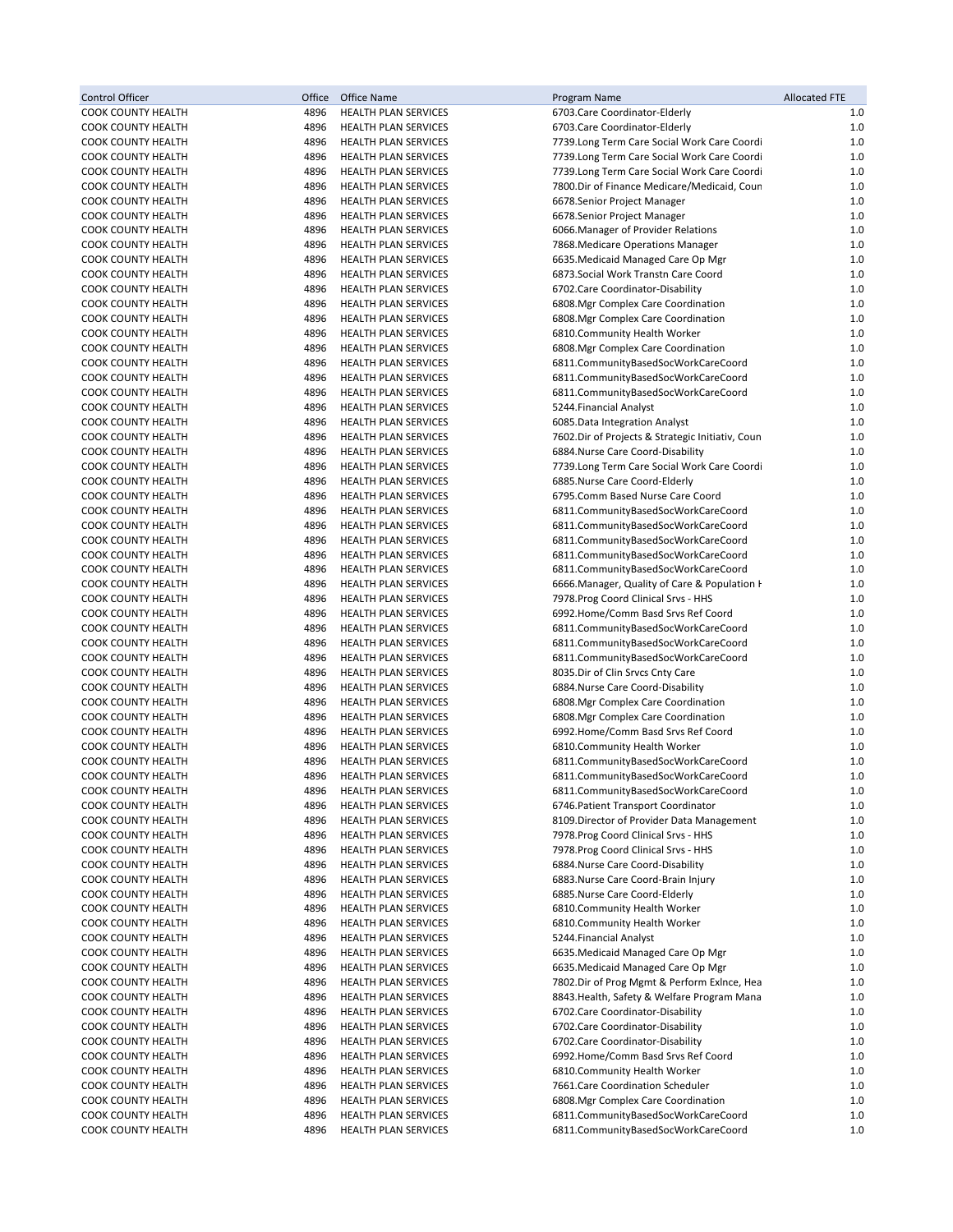| Control Officer | Office | Office Name | Program Name | Allocated FTE |
|---|---|---|---|---|
| COOK COUNTY HEALTH | 4896 | HEALTH PLAN SERVICES | 6703.Care Coordinator-Elderly | 1.0 |
| COOK COUNTY HEALTH | 4896 | HEALTH PLAN SERVICES | 6703.Care Coordinator-Elderly | 1.0 |
| COOK COUNTY HEALTH | 4896 | HEALTH PLAN SERVICES | 7739.Long Term Care Social Work Care Coordi | 1.0 |
| COOK COUNTY HEALTH | 4896 | HEALTH PLAN SERVICES | 7739.Long Term Care Social Work Care Coordi | 1.0 |
| COOK COUNTY HEALTH | 4896 | HEALTH PLAN SERVICES | 7739.Long Term Care Social Work Care Coordi | 1.0 |
| COOK COUNTY HEALTH | 4896 | HEALTH PLAN SERVICES | 7800.Dir of Finance Medicare/Medicaid, Coun | 1.0 |
| COOK COUNTY HEALTH | 4896 | HEALTH PLAN SERVICES | 6678.Senior Project Manager | 1.0 |
| COOK COUNTY HEALTH | 4896 | HEALTH PLAN SERVICES | 6678.Senior Project Manager | 1.0 |
| COOK COUNTY HEALTH | 4896 | HEALTH PLAN SERVICES | 6066.Manager of Provider Relations | 1.0 |
| COOK COUNTY HEALTH | 4896 | HEALTH PLAN SERVICES | 7868.Medicare Operations Manager | 1.0 |
| COOK COUNTY HEALTH | 4896 | HEALTH PLAN SERVICES | 6635.Medicaid Managed Care Op Mgr | 1.0 |
| COOK COUNTY HEALTH | 4896 | HEALTH PLAN SERVICES | 6873.Social Work Transtn Care Coord | 1.0 |
| COOK COUNTY HEALTH | 4896 | HEALTH PLAN SERVICES | 6702.Care Coordinator-Disability | 1.0 |
| COOK COUNTY HEALTH | 4896 | HEALTH PLAN SERVICES | 6808.Mgr Complex Care Coordination | 1.0 |
| COOK COUNTY HEALTH | 4896 | HEALTH PLAN SERVICES | 6808.Mgr Complex Care Coordination | 1.0 |
| COOK COUNTY HEALTH | 4896 | HEALTH PLAN SERVICES | 6810.Community Health Worker | 1.0 |
| COOK COUNTY HEALTH | 4896 | HEALTH PLAN SERVICES | 6808.Mgr Complex Care Coordination | 1.0 |
| COOK COUNTY HEALTH | 4896 | HEALTH PLAN SERVICES | 6811.CommunityBasedSocWorkCareCoord | 1.0 |
| COOK COUNTY HEALTH | 4896 | HEALTH PLAN SERVICES | 6811.CommunityBasedSocWorkCareCoord | 1.0 |
| COOK COUNTY HEALTH | 4896 | HEALTH PLAN SERVICES | 6811.CommunityBasedSocWorkCareCoord | 1.0 |
| COOK COUNTY HEALTH | 4896 | HEALTH PLAN SERVICES | 5244.Financial Analyst | 1.0 |
| COOK COUNTY HEALTH | 4896 | HEALTH PLAN SERVICES | 6085.Data Integration Analyst | 1.0 |
| COOK COUNTY HEALTH | 4896 | HEALTH PLAN SERVICES | 7602.Dir of Projects & Strategic Initiativ, Coun | 1.0 |
| COOK COUNTY HEALTH | 4896 | HEALTH PLAN SERVICES | 6884.Nurse Care Coord-Disability | 1.0 |
| COOK COUNTY HEALTH | 4896 | HEALTH PLAN SERVICES | 7739.Long Term Care Social Work Care Coordi | 1.0 |
| COOK COUNTY HEALTH | 4896 | HEALTH PLAN SERVICES | 6885.Nurse Care Coord-Elderly | 1.0 |
| COOK COUNTY HEALTH | 4896 | HEALTH PLAN SERVICES | 6795.Comm Based Nurse Care Coord | 1.0 |
| COOK COUNTY HEALTH | 4896 | HEALTH PLAN SERVICES | 6811.CommunityBasedSocWorkCareCoord | 1.0 |
| COOK COUNTY HEALTH | 4896 | HEALTH PLAN SERVICES | 6811.CommunityBasedSocWorkCareCoord | 1.0 |
| COOK COUNTY HEALTH | 4896 | HEALTH PLAN SERVICES | 6811.CommunityBasedSocWorkCareCoord | 1.0 |
| COOK COUNTY HEALTH | 4896 | HEALTH PLAN SERVICES | 6811.CommunityBasedSocWorkCareCoord | 1.0 |
| COOK COUNTY HEALTH | 4896 | HEALTH PLAN SERVICES | 6811.CommunityBasedSocWorkCareCoord | 1.0 |
| COOK COUNTY HEALTH | 4896 | HEALTH PLAN SERVICES | 6666.Manager, Quality of Care & Population H | 1.0 |
| COOK COUNTY HEALTH | 4896 | HEALTH PLAN SERVICES | 7978.Prog Coord Clinical Srvs - HHS | 1.0 |
| COOK COUNTY HEALTH | 4896 | HEALTH PLAN SERVICES | 6992.Home/Comm Basd Srvs Ref Coord | 1.0 |
| COOK COUNTY HEALTH | 4896 | HEALTH PLAN SERVICES | 6811.CommunityBasedSocWorkCareCoord | 1.0 |
| COOK COUNTY HEALTH | 4896 | HEALTH PLAN SERVICES | 6811.CommunityBasedSocWorkCareCoord | 1.0 |
| COOK COUNTY HEALTH | 4896 | HEALTH PLAN SERVICES | 6811.CommunityBasedSocWorkCareCoord | 1.0 |
| COOK COUNTY HEALTH | 4896 | HEALTH PLAN SERVICES | 8035.Dir of Clin Srvcs Cnty Care | 1.0 |
| COOK COUNTY HEALTH | 4896 | HEALTH PLAN SERVICES | 6884.Nurse Care Coord-Disability | 1.0 |
| COOK COUNTY HEALTH | 4896 | HEALTH PLAN SERVICES | 6808.Mgr Complex Care Coordination | 1.0 |
| COOK COUNTY HEALTH | 4896 | HEALTH PLAN SERVICES | 6808.Mgr Complex Care Coordination | 1.0 |
| COOK COUNTY HEALTH | 4896 | HEALTH PLAN SERVICES | 6992.Home/Comm Basd Srvs Ref Coord | 1.0 |
| COOK COUNTY HEALTH | 4896 | HEALTH PLAN SERVICES | 6810.Community Health Worker | 1.0 |
| COOK COUNTY HEALTH | 4896 | HEALTH PLAN SERVICES | 6811.CommunityBasedSocWorkCareCoord | 1.0 |
| COOK COUNTY HEALTH | 4896 | HEALTH PLAN SERVICES | 6811.CommunityBasedSocWorkCareCoord | 1.0 |
| COOK COUNTY HEALTH | 4896 | HEALTH PLAN SERVICES | 6811.CommunityBasedSocWorkCareCoord | 1.0 |
| COOK COUNTY HEALTH | 4896 | HEALTH PLAN SERVICES | 6746.Patient Transport Coordinator | 1.0 |
| COOK COUNTY HEALTH | 4896 | HEALTH PLAN SERVICES | 8109.Director of Provider Data Management | 1.0 |
| COOK COUNTY HEALTH | 4896 | HEALTH PLAN SERVICES | 7978.Prog Coord Clinical Srvs - HHS | 1.0 |
| COOK COUNTY HEALTH | 4896 | HEALTH PLAN SERVICES | 7978.Prog Coord Clinical Srvs - HHS | 1.0 |
| COOK COUNTY HEALTH | 4896 | HEALTH PLAN SERVICES | 6884.Nurse Care Coord-Disability | 1.0 |
| COOK COUNTY HEALTH | 4896 | HEALTH PLAN SERVICES | 6883.Nurse Care Coord-Brain Injury | 1.0 |
| COOK COUNTY HEALTH | 4896 | HEALTH PLAN SERVICES | 6885.Nurse Care Coord-Elderly | 1.0 |
| COOK COUNTY HEALTH | 4896 | HEALTH PLAN SERVICES | 6810.Community Health Worker | 1.0 |
| COOK COUNTY HEALTH | 4896 | HEALTH PLAN SERVICES | 6810.Community Health Worker | 1.0 |
| COOK COUNTY HEALTH | 4896 | HEALTH PLAN SERVICES | 5244.Financial Analyst | 1.0 |
| COOK COUNTY HEALTH | 4896 | HEALTH PLAN SERVICES | 6635.Medicaid Managed Care Op Mgr | 1.0 |
| COOK COUNTY HEALTH | 4896 | HEALTH PLAN SERVICES | 6635.Medicaid Managed Care Op Mgr | 1.0 |
| COOK COUNTY HEALTH | 4896 | HEALTH PLAN SERVICES | 7802.Dir of Prog Mgmt & Perform Exlnce, Hea | 1.0 |
| COOK COUNTY HEALTH | 4896 | HEALTH PLAN SERVICES | 8843.Health, Safety & Welfare Program Mana | 1.0 |
| COOK COUNTY HEALTH | 4896 | HEALTH PLAN SERVICES | 6702.Care Coordinator-Disability | 1.0 |
| COOK COUNTY HEALTH | 4896 | HEALTH PLAN SERVICES | 6702.Care Coordinator-Disability | 1.0 |
| COOK COUNTY HEALTH | 4896 | HEALTH PLAN SERVICES | 6702.Care Coordinator-Disability | 1.0 |
| COOK COUNTY HEALTH | 4896 | HEALTH PLAN SERVICES | 6992.Home/Comm Basd Srvs Ref Coord | 1.0 |
| COOK COUNTY HEALTH | 4896 | HEALTH PLAN SERVICES | 6810.Community Health Worker | 1.0 |
| COOK COUNTY HEALTH | 4896 | HEALTH PLAN SERVICES | 7661.Care Coordination Scheduler | 1.0 |
| COOK COUNTY HEALTH | 4896 | HEALTH PLAN SERVICES | 6808.Mgr Complex Care Coordination | 1.0 |
| COOK COUNTY HEALTH | 4896 | HEALTH PLAN SERVICES | 6811.CommunityBasedSocWorkCareCoord | 1.0 |
| COOK COUNTY HEALTH | 4896 | HEALTH PLAN SERVICES | 6811.CommunityBasedSocWorkCareCoord | 1.0 |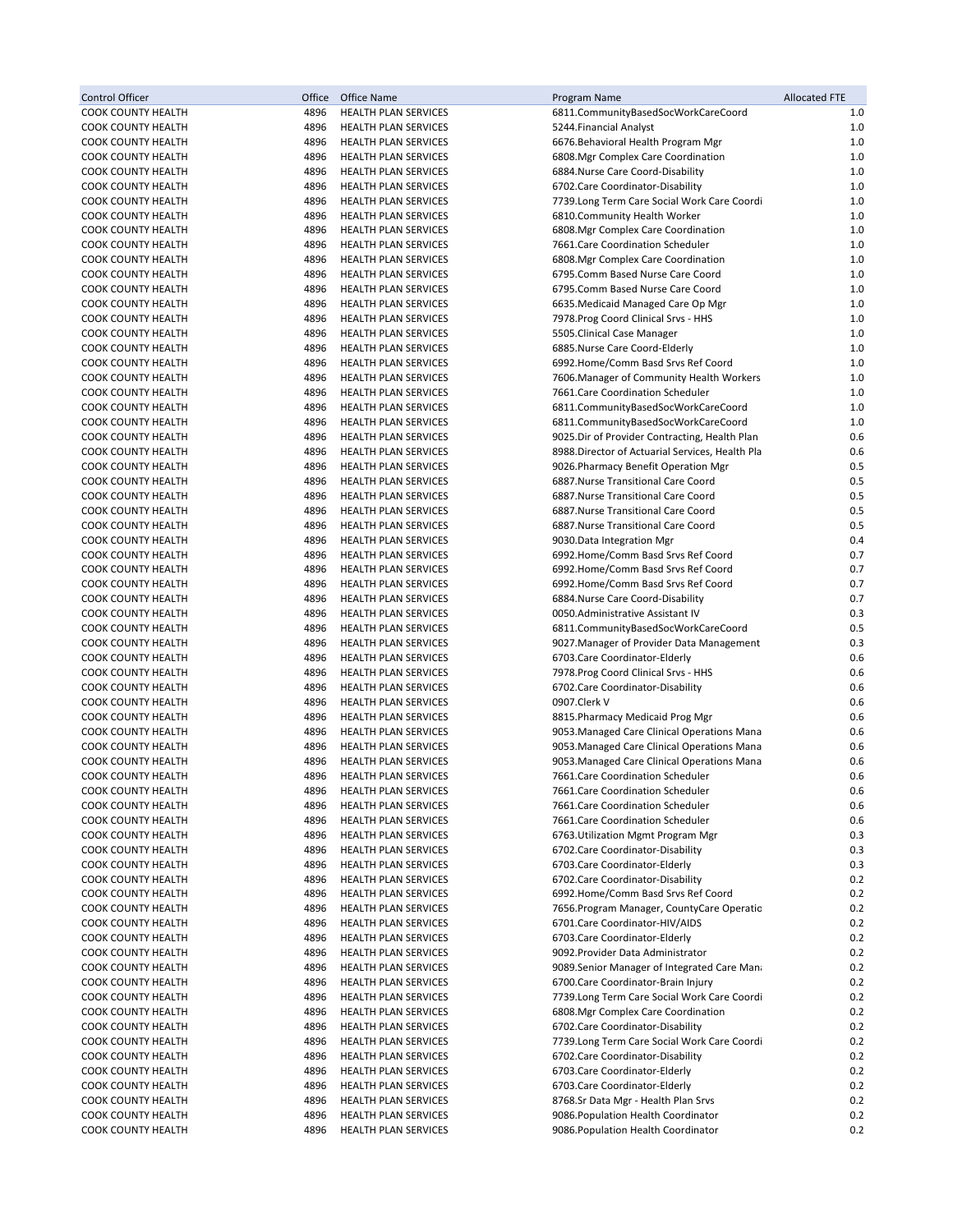| Control Officer | Office | Office Name | Program Name | Allocated FTE |
|---|---|---|---|---|
| COOK COUNTY HEALTH | 4896 | HEALTH PLAN SERVICES | 6811.CommunityBasedSocWorkCareCoord | 1.0 |
| COOK COUNTY HEALTH | 4896 | HEALTH PLAN SERVICES | 5244.Financial Analyst | 1.0 |
| COOK COUNTY HEALTH | 4896 | HEALTH PLAN SERVICES | 6676.Behavioral Health Program Mgr | 1.0 |
| COOK COUNTY HEALTH | 4896 | HEALTH PLAN SERVICES | 6808.Mgr Complex Care Coordination | 1.0 |
| COOK COUNTY HEALTH | 4896 | HEALTH PLAN SERVICES | 6884.Nurse Care Coord-Disability | 1.0 |
| COOK COUNTY HEALTH | 4896 | HEALTH PLAN SERVICES | 6702.Care Coordinator-Disability | 1.0 |
| COOK COUNTY HEALTH | 4896 | HEALTH PLAN SERVICES | 7739.Long Term Care Social Work Care Coordi | 1.0 |
| COOK COUNTY HEALTH | 4896 | HEALTH PLAN SERVICES | 6810.Community Health Worker | 1.0 |
| COOK COUNTY HEALTH | 4896 | HEALTH PLAN SERVICES | 6808.Mgr Complex Care Coordination | 1.0 |
| COOK COUNTY HEALTH | 4896 | HEALTH PLAN SERVICES | 7661.Care Coordination Scheduler | 1.0 |
| COOK COUNTY HEALTH | 4896 | HEALTH PLAN SERVICES | 6808.Mgr Complex Care Coordination | 1.0 |
| COOK COUNTY HEALTH | 4896 | HEALTH PLAN SERVICES | 6795.Comm Based Nurse Care Coord | 1.0 |
| COOK COUNTY HEALTH | 4896 | HEALTH PLAN SERVICES | 6795.Comm Based Nurse Care Coord | 1.0 |
| COOK COUNTY HEALTH | 4896 | HEALTH PLAN SERVICES | 6635.Medicaid Managed Care Op Mgr | 1.0 |
| COOK COUNTY HEALTH | 4896 | HEALTH PLAN SERVICES | 7978.Prog Coord Clinical Srvs - HHS | 1.0 |
| COOK COUNTY HEALTH | 4896 | HEALTH PLAN SERVICES | 5505.Clinical Case Manager | 1.0 |
| COOK COUNTY HEALTH | 4896 | HEALTH PLAN SERVICES | 6885.Nurse Care Coord-Elderly | 1.0 |
| COOK COUNTY HEALTH | 4896 | HEALTH PLAN SERVICES | 6992.Home/Comm Basd Srvs Ref Coord | 1.0 |
| COOK COUNTY HEALTH | 4896 | HEALTH PLAN SERVICES | 7606.Manager of Community Health Workers | 1.0 |
| COOK COUNTY HEALTH | 4896 | HEALTH PLAN SERVICES | 7661.Care Coordination Scheduler | 1.0 |
| COOK COUNTY HEALTH | 4896 | HEALTH PLAN SERVICES | 6811.CommunityBasedSocWorkCareCoord | 1.0 |
| COOK COUNTY HEALTH | 4896 | HEALTH PLAN SERVICES | 6811.CommunityBasedSocWorkCareCoord | 1.0 |
| COOK COUNTY HEALTH | 4896 | HEALTH PLAN SERVICES | 9025.Dir of Provider Contracting, Health Plan | 0.6 |
| COOK COUNTY HEALTH | 4896 | HEALTH PLAN SERVICES | 8988.Director of Actuarial Services, Health Pla | 0.6 |
| COOK COUNTY HEALTH | 4896 | HEALTH PLAN SERVICES | 9026.Pharmacy Benefit Operation Mgr | 0.5 |
| COOK COUNTY HEALTH | 4896 | HEALTH PLAN SERVICES | 6887.Nurse Transitional Care Coord | 0.5 |
| COOK COUNTY HEALTH | 4896 | HEALTH PLAN SERVICES | 6887.Nurse Transitional Care Coord | 0.5 |
| COOK COUNTY HEALTH | 4896 | HEALTH PLAN SERVICES | 6887.Nurse Transitional Care Coord | 0.5 |
| COOK COUNTY HEALTH | 4896 | HEALTH PLAN SERVICES | 6887.Nurse Transitional Care Coord | 0.5 |
| COOK COUNTY HEALTH | 4896 | HEALTH PLAN SERVICES | 9030.Data Integration Mgr | 0.4 |
| COOK COUNTY HEALTH | 4896 | HEALTH PLAN SERVICES | 6992.Home/Comm Basd Srvs Ref Coord | 0.7 |
| COOK COUNTY HEALTH | 4896 | HEALTH PLAN SERVICES | 6992.Home/Comm Basd Srvs Ref Coord | 0.7 |
| COOK COUNTY HEALTH | 4896 | HEALTH PLAN SERVICES | 6992.Home/Comm Basd Srvs Ref Coord | 0.7 |
| COOK COUNTY HEALTH | 4896 | HEALTH PLAN SERVICES | 6884.Nurse Care Coord-Disability | 0.7 |
| COOK COUNTY HEALTH | 4896 | HEALTH PLAN SERVICES | 0050.Administrative Assistant IV | 0.3 |
| COOK COUNTY HEALTH | 4896 | HEALTH PLAN SERVICES | 6811.CommunityBasedSocWorkCareCoord | 0.5 |
| COOK COUNTY HEALTH | 4896 | HEALTH PLAN SERVICES | 9027.Manager of Provider Data Management | 0.3 |
| COOK COUNTY HEALTH | 4896 | HEALTH PLAN SERVICES | 6703.Care Coordinator-Elderly | 0.6 |
| COOK COUNTY HEALTH | 4896 | HEALTH PLAN SERVICES | 7978.Prog Coord Clinical Srvs - HHS | 0.6 |
| COOK COUNTY HEALTH | 4896 | HEALTH PLAN SERVICES | 6702.Care Coordinator-Disability | 0.6 |
| COOK COUNTY HEALTH | 4896 | HEALTH PLAN SERVICES | 0907.Clerk V | 0.6 |
| COOK COUNTY HEALTH | 4896 | HEALTH PLAN SERVICES | 8815.Pharmacy Medicaid Prog Mgr | 0.6 |
| COOK COUNTY HEALTH | 4896 | HEALTH PLAN SERVICES | 9053.Managed Care Clinical Operations Mana | 0.6 |
| COOK COUNTY HEALTH | 4896 | HEALTH PLAN SERVICES | 9053.Managed Care Clinical Operations Mana | 0.6 |
| COOK COUNTY HEALTH | 4896 | HEALTH PLAN SERVICES | 9053.Managed Care Clinical Operations Mana | 0.6 |
| COOK COUNTY HEALTH | 4896 | HEALTH PLAN SERVICES | 7661.Care Coordination Scheduler | 0.6 |
| COOK COUNTY HEALTH | 4896 | HEALTH PLAN SERVICES | 7661.Care Coordination Scheduler | 0.6 |
| COOK COUNTY HEALTH | 4896 | HEALTH PLAN SERVICES | 7661.Care Coordination Scheduler | 0.6 |
| COOK COUNTY HEALTH | 4896 | HEALTH PLAN SERVICES | 7661.Care Coordination Scheduler | 0.6 |
| COOK COUNTY HEALTH | 4896 | HEALTH PLAN SERVICES | 6763.Utilization Mgmt Program Mgr | 0.3 |
| COOK COUNTY HEALTH | 4896 | HEALTH PLAN SERVICES | 6702.Care Coordinator-Disability | 0.3 |
| COOK COUNTY HEALTH | 4896 | HEALTH PLAN SERVICES | 6703.Care Coordinator-Elderly | 0.3 |
| COOK COUNTY HEALTH | 4896 | HEALTH PLAN SERVICES | 6702.Care Coordinator-Disability | 0.2 |
| COOK COUNTY HEALTH | 4896 | HEALTH PLAN SERVICES | 6992.Home/Comm Basd Srvs Ref Coord | 0.2 |
| COOK COUNTY HEALTH | 4896 | HEALTH PLAN SERVICES | 7656.Program Manager, CountyCare Operatio | 0.2 |
| COOK COUNTY HEALTH | 4896 | HEALTH PLAN SERVICES | 6701.Care Coordinator-HIV/AIDS | 0.2 |
| COOK COUNTY HEALTH | 4896 | HEALTH PLAN SERVICES | 6703.Care Coordinator-Elderly | 0.2 |
| COOK COUNTY HEALTH | 4896 | HEALTH PLAN SERVICES | 9092.Provider Data Administrator | 0.2 |
| COOK COUNTY HEALTH | 4896 | HEALTH PLAN SERVICES | 9089.Senior Manager of Integrated Care Man | 0.2 |
| COOK COUNTY HEALTH | 4896 | HEALTH PLAN SERVICES | 6700.Care Coordinator-Brain Injury | 0.2 |
| COOK COUNTY HEALTH | 4896 | HEALTH PLAN SERVICES | 7739.Long Term Care Social Work Care Coordi | 0.2 |
| COOK COUNTY HEALTH | 4896 | HEALTH PLAN SERVICES | 6808.Mgr Complex Care Coordination | 0.2 |
| COOK COUNTY HEALTH | 4896 | HEALTH PLAN SERVICES | 6702.Care Coordinator-Disability | 0.2 |
| COOK COUNTY HEALTH | 4896 | HEALTH PLAN SERVICES | 7739.Long Term Care Social Work Care Coordi | 0.2 |
| COOK COUNTY HEALTH | 4896 | HEALTH PLAN SERVICES | 6702.Care Coordinator-Disability | 0.2 |
| COOK COUNTY HEALTH | 4896 | HEALTH PLAN SERVICES | 6703.Care Coordinator-Elderly | 0.2 |
| COOK COUNTY HEALTH | 4896 | HEALTH PLAN SERVICES | 6703.Care Coordinator-Elderly | 0.2 |
| COOK COUNTY HEALTH | 4896 | HEALTH PLAN SERVICES | 8768.Sr Data Mgr - Health Plan Srvs | 0.2 |
| COOK COUNTY HEALTH | 4896 | HEALTH PLAN SERVICES | 9086.Population Health Coordinator | 0.2 |
| COOK COUNTY HEALTH | 4896 | HEALTH PLAN SERVICES | 9086.Population Health Coordinator | 0.2 |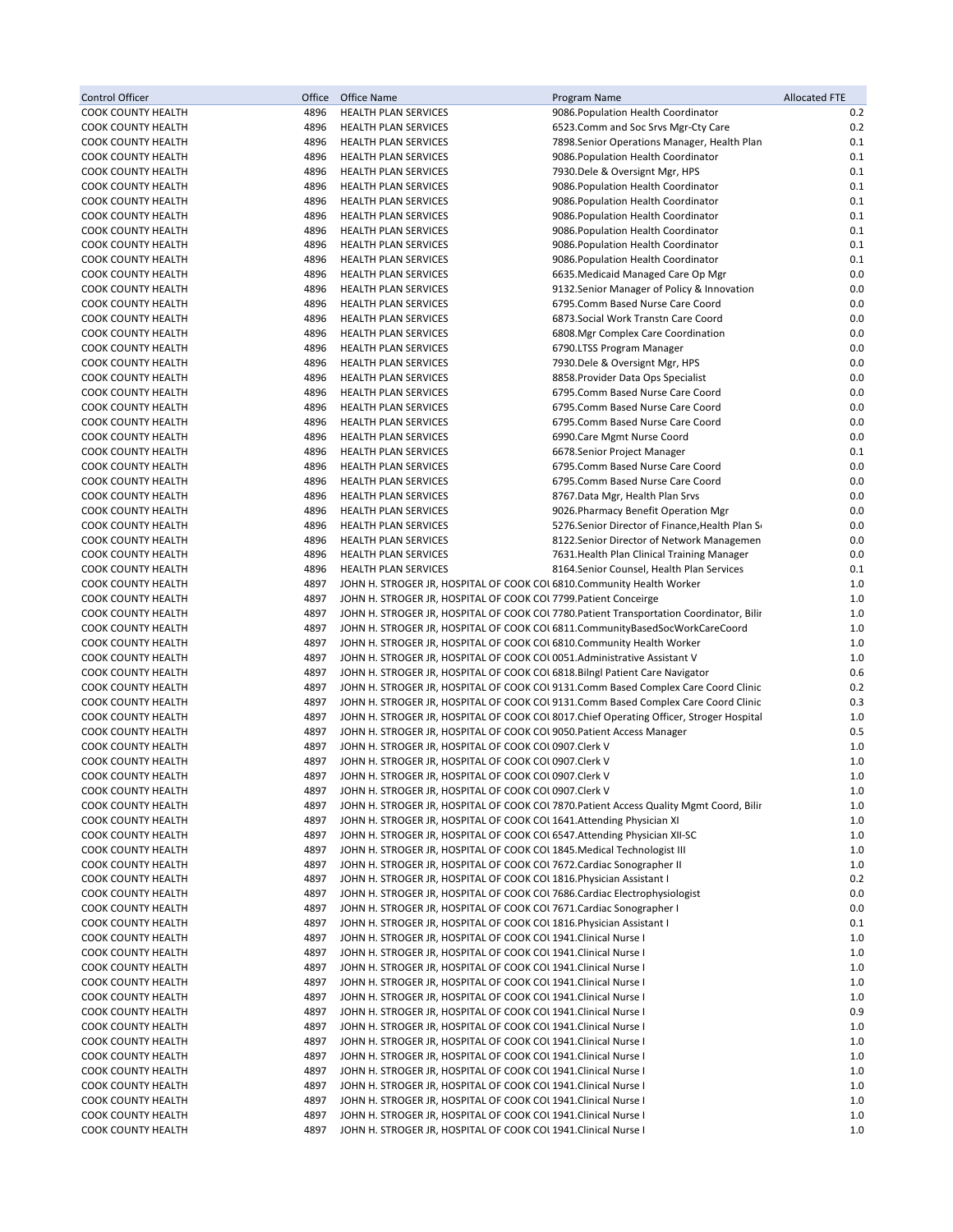| Control Officer | Office | Office Name | Program Name | Allocated FTE |
|---|---|---|---|---|
| COOK COUNTY HEALTH | 4896 | HEALTH PLAN SERVICES | 9086.Population Health Coordinator | 0.2 |
| COOK COUNTY HEALTH | 4896 | HEALTH PLAN SERVICES | 6523.Comm and Soc Srvs Mgr-Cty Care | 0.2 |
| COOK COUNTY HEALTH | 4896 | HEALTH PLAN SERVICES | 7898.Senior Operations Manager, Health Plan | 0.1 |
| COOK COUNTY HEALTH | 4896 | HEALTH PLAN SERVICES | 9086.Population Health Coordinator | 0.1 |
| COOK COUNTY HEALTH | 4896 | HEALTH PLAN SERVICES | 7930.Dele & Oversignt Mgr, HPS | 0.1 |
| COOK COUNTY HEALTH | 4896 | HEALTH PLAN SERVICES | 9086.Population Health Coordinator | 0.1 |
| COOK COUNTY HEALTH | 4896 | HEALTH PLAN SERVICES | 9086.Population Health Coordinator | 0.1 |
| COOK COUNTY HEALTH | 4896 | HEALTH PLAN SERVICES | 9086.Population Health Coordinator | 0.1 |
| COOK COUNTY HEALTH | 4896 | HEALTH PLAN SERVICES | 9086.Population Health Coordinator | 0.1 |
| COOK COUNTY HEALTH | 4896 | HEALTH PLAN SERVICES | 9086.Population Health Coordinator | 0.1 |
| COOK COUNTY HEALTH | 4896 | HEALTH PLAN SERVICES | 9086.Population Health Coordinator | 0.1 |
| COOK COUNTY HEALTH | 4896 | HEALTH PLAN SERVICES | 6635.Medicaid Managed Care Op Mgr | 0.0 |
| COOK COUNTY HEALTH | 4896 | HEALTH PLAN SERVICES | 9132.Senior Manager of Policy & Innovation | 0.0 |
| COOK COUNTY HEALTH | 4896 | HEALTH PLAN SERVICES | 6795.Comm Based Nurse Care Coord | 0.0 |
| COOK COUNTY HEALTH | 4896 | HEALTH PLAN SERVICES | 6873.Social Work Transtn Care Coord | 0.0 |
| COOK COUNTY HEALTH | 4896 | HEALTH PLAN SERVICES | 6808.Mgr Complex Care Coordination | 0.0 |
| COOK COUNTY HEALTH | 4896 | HEALTH PLAN SERVICES | 6790.LTSS Program Manager | 0.0 |
| COOK COUNTY HEALTH | 4896 | HEALTH PLAN SERVICES | 7930.Dele & Oversignt Mgr, HPS | 0.0 |
| COOK COUNTY HEALTH | 4896 | HEALTH PLAN SERVICES | 8858.Provider Data Ops Specialist | 0.0 |
| COOK COUNTY HEALTH | 4896 | HEALTH PLAN SERVICES | 6795.Comm Based Nurse Care Coord | 0.0 |
| COOK COUNTY HEALTH | 4896 | HEALTH PLAN SERVICES | 6795.Comm Based Nurse Care Coord | 0.0 |
| COOK COUNTY HEALTH | 4896 | HEALTH PLAN SERVICES | 6795.Comm Based Nurse Care Coord | 0.0 |
| COOK COUNTY HEALTH | 4896 | HEALTH PLAN SERVICES | 6990.Care Mgmt Nurse Coord | 0.0 |
| COOK COUNTY HEALTH | 4896 | HEALTH PLAN SERVICES | 6678.Senior Project Manager | 0.1 |
| COOK COUNTY HEALTH | 4896 | HEALTH PLAN SERVICES | 6795.Comm Based Nurse Care Coord | 0.0 |
| COOK COUNTY HEALTH | 4896 | HEALTH PLAN SERVICES | 6795.Comm Based Nurse Care Coord | 0.0 |
| COOK COUNTY HEALTH | 4896 | HEALTH PLAN SERVICES | 8767.Data Mgr, Health Plan Srvs | 0.0 |
| COOK COUNTY HEALTH | 4896 | HEALTH PLAN SERVICES | 9026.Pharmacy Benefit Operation Mgr | 0.0 |
| COOK COUNTY HEALTH | 4896 | HEALTH PLAN SERVICES | 5276.Senior Director of Finance,Health Plan S | 0.0 |
| COOK COUNTY HEALTH | 4896 | HEALTH PLAN SERVICES | 8122.Senior Director of Network Managemen | 0.0 |
| COOK COUNTY HEALTH | 4896 | HEALTH PLAN SERVICES | 7631.Health Plan Clinical Training Manager | 0.0 |
| COOK COUNTY HEALTH | 4896 | HEALTH PLAN SERVICES | 8164.Senior Counsel, Health Plan Services | 0.1 |
| COOK COUNTY HEALTH | 4897 | JOHN H. STROGER JR, HOSPITAL OF COOK CO | 6810.Community Health Worker | 1.0 |
| COOK COUNTY HEALTH | 4897 | JOHN H. STROGER JR, HOSPITAL OF COOK CO | 7799.Patient Conceirge | 1.0 |
| COOK COUNTY HEALTH | 4897 | JOHN H. STROGER JR, HOSPITAL OF COOK CO | 7780.Patient Transportation Coordinator, Bilir | 1.0 |
| COOK COUNTY HEALTH | 4897 | JOHN H. STROGER JR, HOSPITAL OF COOK CO | 6811.CommunityBasedSocWorkCareCoord | 1.0 |
| COOK COUNTY HEALTH | 4897 | JOHN H. STROGER JR, HOSPITAL OF COOK CO | 6810.Community Health Worker | 1.0 |
| COOK COUNTY HEALTH | 4897 | JOHN H. STROGER JR, HOSPITAL OF COOK CO | 0051.Administrative Assistant V | 1.0 |
| COOK COUNTY HEALTH | 4897 | JOHN H. STROGER JR, HOSPITAL OF COOK CO | 6818.Bilngl Patient Care Navigator | 0.6 |
| COOK COUNTY HEALTH | 4897 | JOHN H. STROGER JR, HOSPITAL OF COOK CO | 9131.Comm Based Complex Care Coord Clinic | 0.2 |
| COOK COUNTY HEALTH | 4897 | JOHN H. STROGER JR, HOSPITAL OF COOK CO | 9131.Comm Based Complex Care Coord Clinic | 0.3 |
| COOK COUNTY HEALTH | 4897 | JOHN H. STROGER JR, HOSPITAL OF COOK CO | 8017.Chief Operating Officer, Stroger Hospital | 1.0 |
| COOK COUNTY HEALTH | 4897 | JOHN H. STROGER JR, HOSPITAL OF COOK CO | 9050.Patient Access Manager | 0.5 |
| COOK COUNTY HEALTH | 4897 | JOHN H. STROGER JR, HOSPITAL OF COOK CO | 0907.Clerk V | 1.0 |
| COOK COUNTY HEALTH | 4897 | JOHN H. STROGER JR, HOSPITAL OF COOK CO | 0907.Clerk V | 1.0 |
| COOK COUNTY HEALTH | 4897 | JOHN H. STROGER JR, HOSPITAL OF COOK CO | 0907.Clerk V | 1.0 |
| COOK COUNTY HEALTH | 4897 | JOHN H. STROGER JR, HOSPITAL OF COOK CO | 0907.Clerk V | 1.0 |
| COOK COUNTY HEALTH | 4897 | JOHN H. STROGER JR, HOSPITAL OF COOK CO | 7870.Patient Access Quality Mgmt Coord, Bilir | 1.0 |
| COOK COUNTY HEALTH | 4897 | JOHN H. STROGER JR, HOSPITAL OF COOK CO | 1641.Attending Physician XI | 1.0 |
| COOK COUNTY HEALTH | 4897 | JOHN H. STROGER JR, HOSPITAL OF COOK CO | 6547.Attending Physician XII-SC | 1.0 |
| COOK COUNTY HEALTH | 4897 | JOHN H. STROGER JR, HOSPITAL OF COOK CO | 1845.Medical Technologist III | 1.0 |
| COOK COUNTY HEALTH | 4897 | JOHN H. STROGER JR, HOSPITAL OF COOK CO | 7672.Cardiac Sonographer II | 1.0 |
| COOK COUNTY HEALTH | 4897 | JOHN H. STROGER JR, HOSPITAL OF COOK CO | 1816.Physician Assistant I | 0.2 |
| COOK COUNTY HEALTH | 4897 | JOHN H. STROGER JR, HOSPITAL OF COOK CO | 7686.Cardiac Electrophysiologist | 0.0 |
| COOK COUNTY HEALTH | 4897 | JOHN H. STROGER JR, HOSPITAL OF COOK CO | 7671.Cardiac Sonographer I | 0.0 |
| COOK COUNTY HEALTH | 4897 | JOHN H. STROGER JR, HOSPITAL OF COOK CO | 1816.Physician Assistant I | 0.1 |
| COOK COUNTY HEALTH | 4897 | JOHN H. STROGER JR, HOSPITAL OF COOK CO | 1941.Clinical Nurse I | 1.0 |
| COOK COUNTY HEALTH | 4897 | JOHN H. STROGER JR, HOSPITAL OF COOK CO | 1941.Clinical Nurse I | 1.0 |
| COOK COUNTY HEALTH | 4897 | JOHN H. STROGER JR, HOSPITAL OF COOK CO | 1941.Clinical Nurse I | 1.0 |
| COOK COUNTY HEALTH | 4897 | JOHN H. STROGER JR, HOSPITAL OF COOK CO | 1941.Clinical Nurse I | 1.0 |
| COOK COUNTY HEALTH | 4897 | JOHN H. STROGER JR, HOSPITAL OF COOK CO | 1941.Clinical Nurse I | 1.0 |
| COOK COUNTY HEALTH | 4897 | JOHN H. STROGER JR, HOSPITAL OF COOK CO | 1941.Clinical Nurse I | 0.9 |
| COOK COUNTY HEALTH | 4897 | JOHN H. STROGER JR, HOSPITAL OF COOK CO | 1941.Clinical Nurse I | 1.0 |
| COOK COUNTY HEALTH | 4897 | JOHN H. STROGER JR, HOSPITAL OF COOK CO | 1941.Clinical Nurse I | 1.0 |
| COOK COUNTY HEALTH | 4897 | JOHN H. STROGER JR, HOSPITAL OF COOK CO | 1941.Clinical Nurse I | 1.0 |
| COOK COUNTY HEALTH | 4897 | JOHN H. STROGER JR, HOSPITAL OF COOK CO | 1941.Clinical Nurse I | 1.0 |
| COOK COUNTY HEALTH | 4897 | JOHN H. STROGER JR, HOSPITAL OF COOK CO | 1941.Clinical Nurse I | 1.0 |
| COOK COUNTY HEALTH | 4897 | JOHN H. STROGER JR, HOSPITAL OF COOK CO | 1941.Clinical Nurse I | 1.0 |
| COOK COUNTY HEALTH | 4897 | JOHN H. STROGER JR, HOSPITAL OF COOK CO | 1941.Clinical Nurse I | 1.0 |
| COOK COUNTY HEALTH | 4897 | JOHN H. STROGER JR, HOSPITAL OF COOK CO | 1941.Clinical Nurse I | 1.0 |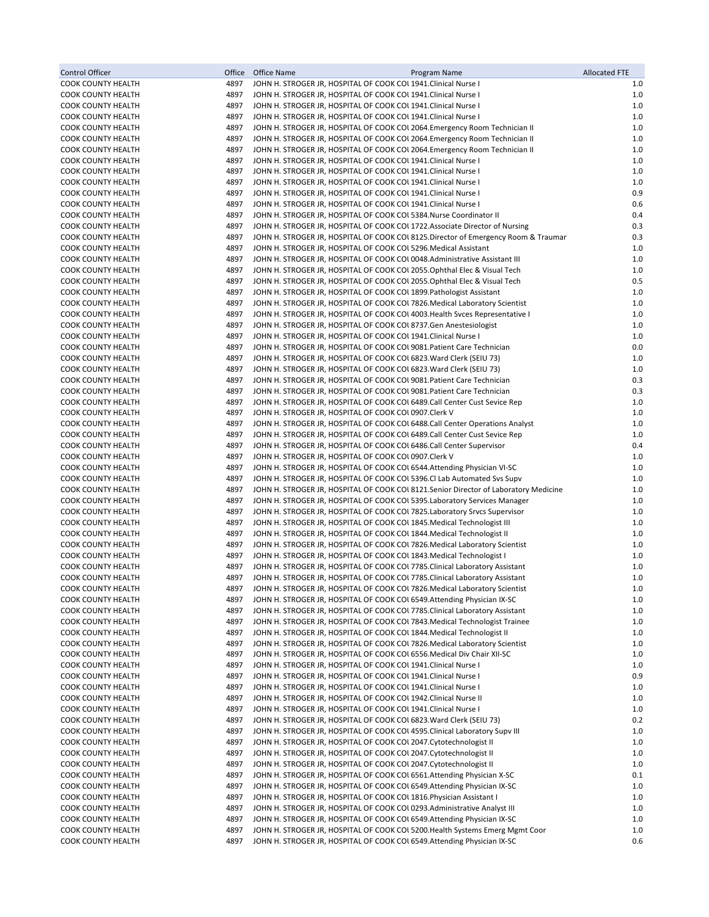| Control Officer | Office | Office Name | Program Name | Allocated FTE |
|---|---|---|---|---|
| COOK COUNTY HEALTH | 4897 | JOHN H. STROGER JR, HOSPITAL OF COOK COI | 1941.Clinical Nurse I | 1.0 |
| COOK COUNTY HEALTH | 4897 | JOHN H. STROGER JR, HOSPITAL OF COOK COI | 1941.Clinical Nurse I | 1.0 |
| COOK COUNTY HEALTH | 4897 | JOHN H. STROGER JR, HOSPITAL OF COOK COI | 1941.Clinical Nurse I | 1.0 |
| COOK COUNTY HEALTH | 4897 | JOHN H. STROGER JR, HOSPITAL OF COOK COI | 1941.Clinical Nurse I | 1.0 |
| COOK COUNTY HEALTH | 4897 | JOHN H. STROGER JR, HOSPITAL OF COOK COI | 2064.Emergency Room Technician II | 1.0 |
| COOK COUNTY HEALTH | 4897 | JOHN H. STROGER JR, HOSPITAL OF COOK COI | 2064.Emergency Room Technician II | 1.0 |
| COOK COUNTY HEALTH | 4897 | JOHN H. STROGER JR, HOSPITAL OF COOK COI | 2064.Emergency Room Technician II | 1.0 |
| COOK COUNTY HEALTH | 4897 | JOHN H. STROGER JR, HOSPITAL OF COOK COI | 1941.Clinical Nurse I | 1.0 |
| COOK COUNTY HEALTH | 4897 | JOHN H. STROGER JR, HOSPITAL OF COOK COI | 1941.Clinical Nurse I | 1.0 |
| COOK COUNTY HEALTH | 4897 | JOHN H. STROGER JR, HOSPITAL OF COOK COI | 1941.Clinical Nurse I | 1.0 |
| COOK COUNTY HEALTH | 4897 | JOHN H. STROGER JR, HOSPITAL OF COOK COI | 1941.Clinical Nurse I | 0.9 |
| COOK COUNTY HEALTH | 4897 | JOHN H. STROGER JR, HOSPITAL OF COOK COI | 1941.Clinical Nurse I | 0.6 |
| COOK COUNTY HEALTH | 4897 | JOHN H. STROGER JR, HOSPITAL OF COOK COI | 5384.Nurse Coordinator II | 0.4 |
| COOK COUNTY HEALTH | 4897 | JOHN H. STROGER JR, HOSPITAL OF COOK COI | 1722.Associate Director of Nursing | 0.3 |
| COOK COUNTY HEALTH | 4897 | JOHN H. STROGER JR, HOSPITAL OF COOK COI | 8125.Director of Emergency Room & Traumar | 0.3 |
| COOK COUNTY HEALTH | 4897 | JOHN H. STROGER JR, HOSPITAL OF COOK COI | 5296.Medical Assistant | 1.0 |
| COOK COUNTY HEALTH | 4897 | JOHN H. STROGER JR, HOSPITAL OF COOK COI | 0048.Administrative Assistant III | 1.0 |
| COOK COUNTY HEALTH | 4897 | JOHN H. STROGER JR, HOSPITAL OF COOK COI | 2055.Ophthal Elec & Visual Tech | 1.0 |
| COOK COUNTY HEALTH | 4897 | JOHN H. STROGER JR, HOSPITAL OF COOK COI | 2055.Ophthal Elec & Visual Tech | 0.5 |
| COOK COUNTY HEALTH | 4897 | JOHN H. STROGER JR, HOSPITAL OF COOK COI | 1899.Pathologist Assistant | 1.0 |
| COOK COUNTY HEALTH | 4897 | JOHN H. STROGER JR, HOSPITAL OF COOK COI | 7826.Medical Laboratory Scientist | 1.0 |
| COOK COUNTY HEALTH | 4897 | JOHN H. STROGER JR, HOSPITAL OF COOK COI | 4003.Health Svces Representative I | 1.0 |
| COOK COUNTY HEALTH | 4897 | JOHN H. STROGER JR, HOSPITAL OF COOK COI | 8737.Gen Anestesiologist | 1.0 |
| COOK COUNTY HEALTH | 4897 | JOHN H. STROGER JR, HOSPITAL OF COOK COI | 1941.Clinical Nurse I | 1.0 |
| COOK COUNTY HEALTH | 4897 | JOHN H. STROGER JR, HOSPITAL OF COOK COI | 9081.Patient Care Technician | 0.0 |
| COOK COUNTY HEALTH | 4897 | JOHN H. STROGER JR, HOSPITAL OF COOK COI | 6823.Ward Clerk (SEIU 73) | 1.0 |
| COOK COUNTY HEALTH | 4897 | JOHN H. STROGER JR, HOSPITAL OF COOK COI | 6823.Ward Clerk (SEIU 73) | 1.0 |
| COOK COUNTY HEALTH | 4897 | JOHN H. STROGER JR, HOSPITAL OF COOK COI | 9081.Patient Care Technician | 0.3 |
| COOK COUNTY HEALTH | 4897 | JOHN H. STROGER JR, HOSPITAL OF COOK COI | 9081.Patient Care Technician | 0.3 |
| COOK COUNTY HEALTH | 4897 | JOHN H. STROGER JR, HOSPITAL OF COOK COI | 6489.Call Center Cust Sevice Rep | 1.0 |
| COOK COUNTY HEALTH | 4897 | JOHN H. STROGER JR, HOSPITAL OF COOK COI | 0907.Clerk V | 1.0 |
| COOK COUNTY HEALTH | 4897 | JOHN H. STROGER JR, HOSPITAL OF COOK COI | 6488.Call Center Operations Analyst | 1.0 |
| COOK COUNTY HEALTH | 4897 | JOHN H. STROGER JR, HOSPITAL OF COOK COI | 6489.Call Center Cust Sevice Rep | 1.0 |
| COOK COUNTY HEALTH | 4897 | JOHN H. STROGER JR, HOSPITAL OF COOK COI | 6486.Call Center Supervisor | 0.4 |
| COOK COUNTY HEALTH | 4897 | JOHN H. STROGER JR, HOSPITAL OF COOK COI | 0907.Clerk V | 1.0 |
| COOK COUNTY HEALTH | 4897 | JOHN H. STROGER JR, HOSPITAL OF COOK COI | 6544.Attending Physician VI-SC | 1.0 |
| COOK COUNTY HEALTH | 4897 | JOHN H. STROGER JR, HOSPITAL OF COOK COI | 5396.Cl Lab Automated Svs Supv | 1.0 |
| COOK COUNTY HEALTH | 4897 | JOHN H. STROGER JR, HOSPITAL OF COOK COI | 8121.Senior Director of Laboratory Medicine | 1.0 |
| COOK COUNTY HEALTH | 4897 | JOHN H. STROGER JR, HOSPITAL OF COOK COI | 5395.Laboratory Services Manager | 1.0 |
| COOK COUNTY HEALTH | 4897 | JOHN H. STROGER JR, HOSPITAL OF COOK COI | 7825.Laboratory Srvcs Supervisor | 1.0 |
| COOK COUNTY HEALTH | 4897 | JOHN H. STROGER JR, HOSPITAL OF COOK COI | 1845.Medical Technologist III | 1.0 |
| COOK COUNTY HEALTH | 4897 | JOHN H. STROGER JR, HOSPITAL OF COOK COI | 1844.Medical Technologist II | 1.0 |
| COOK COUNTY HEALTH | 4897 | JOHN H. STROGER JR, HOSPITAL OF COOK COI | 7826.Medical Laboratory Scientist | 1.0 |
| COOK COUNTY HEALTH | 4897 | JOHN H. STROGER JR, HOSPITAL OF COOK COI | 1843.Medical Technologist I | 1.0 |
| COOK COUNTY HEALTH | 4897 | JOHN H. STROGER JR, HOSPITAL OF COOK COI | 7785.Clinical Laboratory Assistant | 1.0 |
| COOK COUNTY HEALTH | 4897 | JOHN H. STROGER JR, HOSPITAL OF COOK COI | 7785.Clinical Laboratory Assistant | 1.0 |
| COOK COUNTY HEALTH | 4897 | JOHN H. STROGER JR, HOSPITAL OF COOK COI | 7826.Medical Laboratory Scientist | 1.0 |
| COOK COUNTY HEALTH | 4897 | JOHN H. STROGER JR, HOSPITAL OF COOK COI | 6549.Attending Physician IX-SC | 1.0 |
| COOK COUNTY HEALTH | 4897 | JOHN H. STROGER JR, HOSPITAL OF COOK COI | 7785.Clinical Laboratory Assistant | 1.0 |
| COOK COUNTY HEALTH | 4897 | JOHN H. STROGER JR, HOSPITAL OF COOK COI | 7843.Medical Technologist Trainee | 1.0 |
| COOK COUNTY HEALTH | 4897 | JOHN H. STROGER JR, HOSPITAL OF COOK COI | 1844.Medical Technologist II | 1.0 |
| COOK COUNTY HEALTH | 4897 | JOHN H. STROGER JR, HOSPITAL OF COOK COI | 7826.Medical Laboratory Scientist | 1.0 |
| COOK COUNTY HEALTH | 4897 | JOHN H. STROGER JR, HOSPITAL OF COOK COI | 6556.Medical Div Chair XII-SC | 1.0 |
| COOK COUNTY HEALTH | 4897 | JOHN H. STROGER JR, HOSPITAL OF COOK COI | 1941.Clinical Nurse I | 1.0 |
| COOK COUNTY HEALTH | 4897 | JOHN H. STROGER JR, HOSPITAL OF COOK COI | 1941.Clinical Nurse I | 0.9 |
| COOK COUNTY HEALTH | 4897 | JOHN H. STROGER JR, HOSPITAL OF COOK COI | 1941.Clinical Nurse I | 1.0 |
| COOK COUNTY HEALTH | 4897 | JOHN H. STROGER JR, HOSPITAL OF COOK COI | 1942.Clinical Nurse II | 1.0 |
| COOK COUNTY HEALTH | 4897 | JOHN H. STROGER JR, HOSPITAL OF COOK COI | 1941.Clinical Nurse I | 1.0 |
| COOK COUNTY HEALTH | 4897 | JOHN H. STROGER JR, HOSPITAL OF COOK COI | 6823.Ward Clerk (SEIU 73) | 0.2 |
| COOK COUNTY HEALTH | 4897 | JOHN H. STROGER JR, HOSPITAL OF COOK COI | 4595.Clinical Laboratory Supv III | 1.0 |
| COOK COUNTY HEALTH | 4897 | JOHN H. STROGER JR, HOSPITAL OF COOK COI | 2047.Cytotechnologist II | 1.0 |
| COOK COUNTY HEALTH | 4897 | JOHN H. STROGER JR, HOSPITAL OF COOK COI | 2047.Cytotechnologist II | 1.0 |
| COOK COUNTY HEALTH | 4897 | JOHN H. STROGER JR, HOSPITAL OF COOK COI | 2047.Cytotechnologist II | 1.0 |
| COOK COUNTY HEALTH | 4897 | JOHN H. STROGER JR, HOSPITAL OF COOK COI | 6561.Attending Physician X-SC | 0.1 |
| COOK COUNTY HEALTH | 4897 | JOHN H. STROGER JR, HOSPITAL OF COOK COI | 6549.Attending Physician IX-SC | 1.0 |
| COOK COUNTY HEALTH | 4897 | JOHN H. STROGER JR, HOSPITAL OF COOK COI | 1816.Physician Assistant I | 1.0 |
| COOK COUNTY HEALTH | 4897 | JOHN H. STROGER JR, HOSPITAL OF COOK COI | 0293.Administrative Analyst III | 1.0 |
| COOK COUNTY HEALTH | 4897 | JOHN H. STROGER JR, HOSPITAL OF COOK COI | 6549.Attending Physician IX-SC | 1.0 |
| COOK COUNTY HEALTH | 4897 | JOHN H. STROGER JR, HOSPITAL OF COOK COI | 5200.Health Systems Emerg Mgmt Coor | 1.0 |
| COOK COUNTY HEALTH | 4897 | JOHN H. STROGER JR, HOSPITAL OF COOK COI | 6549.Attending Physician IX-SC | 0.6 |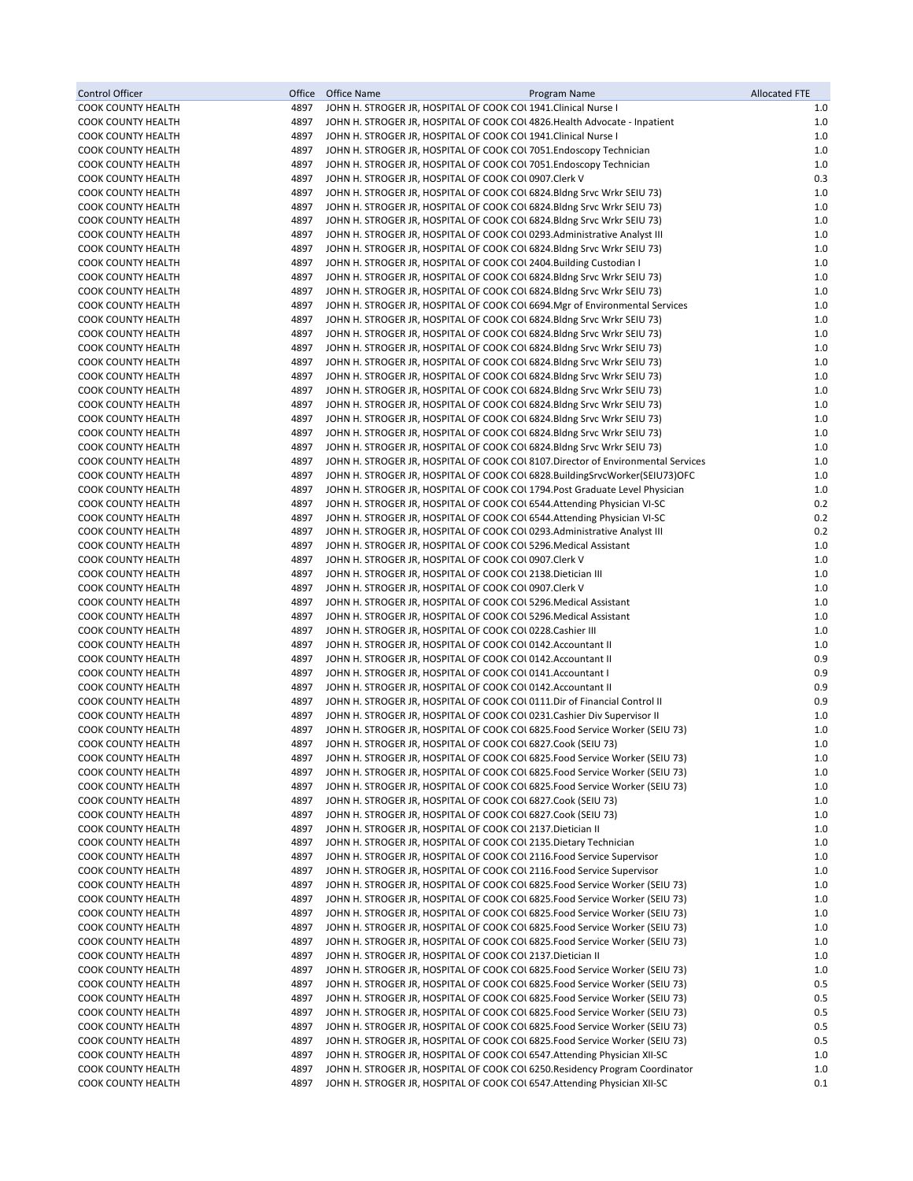| Control Officer | Office | Office Name | Program Name | Allocated FTE |
|---|---|---|---|---|
| COOK COUNTY HEALTH | 4897 | JOHN H. STROGER JR, HOSPITAL OF COOK COI | 1941.Clinical Nurse I | 1.0 |
| COOK COUNTY HEALTH | 4897 | JOHN H. STROGER JR, HOSPITAL OF COOK COI | 4826.Health Advocate - Inpatient | 1.0 |
| COOK COUNTY HEALTH | 4897 | JOHN H. STROGER JR, HOSPITAL OF COOK COI | 1941.Clinical Nurse I | 1.0 |
| COOK COUNTY HEALTH | 4897 | JOHN H. STROGER JR, HOSPITAL OF COOK COI | 7051.Endoscopy Technician | 1.0 |
| COOK COUNTY HEALTH | 4897 | JOHN H. STROGER JR, HOSPITAL OF COOK COI | 7051.Endoscopy Technician | 1.0 |
| COOK COUNTY HEALTH | 4897 | JOHN H. STROGER JR, HOSPITAL OF COOK COI | 0907.Clerk V | 0.3 |
| COOK COUNTY HEALTH | 4897 | JOHN H. STROGER JR, HOSPITAL OF COOK COI | 6824.Bldng Srvc Wrkr SEIU 73) | 1.0 |
| COOK COUNTY HEALTH | 4897 | JOHN H. STROGER JR, HOSPITAL OF COOK COI | 6824.Bldng Srvc Wrkr SEIU 73) | 1.0 |
| COOK COUNTY HEALTH | 4897 | JOHN H. STROGER JR, HOSPITAL OF COOK COI | 6824.Bldng Srvc Wrkr SEIU 73) | 1.0 |
| COOK COUNTY HEALTH | 4897 | JOHN H. STROGER JR, HOSPITAL OF COOK COI | 0293.Administrative Analyst III | 1.0 |
| COOK COUNTY HEALTH | 4897 | JOHN H. STROGER JR, HOSPITAL OF COOK COI | 6824.Bldng Srvc Wrkr SEIU 73) | 1.0 |
| COOK COUNTY HEALTH | 4897 | JOHN H. STROGER JR, HOSPITAL OF COOK COI | 2404.Building Custodian I | 1.0 |
| COOK COUNTY HEALTH | 4897 | JOHN H. STROGER JR, HOSPITAL OF COOK COI | 6824.Bldng Srvc Wrkr SEIU 73) | 1.0 |
| COOK COUNTY HEALTH | 4897 | JOHN H. STROGER JR, HOSPITAL OF COOK COI | 6824.Bldng Srvc Wrkr SEIU 73) | 1.0 |
| COOK COUNTY HEALTH | 4897 | JOHN H. STROGER JR, HOSPITAL OF COOK COI | 6694.Mgr of Environmental Services | 1.0 |
| COOK COUNTY HEALTH | 4897 | JOHN H. STROGER JR, HOSPITAL OF COOK COI | 6824.Bldng Srvc Wrkr SEIU 73) | 1.0 |
| COOK COUNTY HEALTH | 4897 | JOHN H. STROGER JR, HOSPITAL OF COOK COI | 6824.Bldng Srvc Wrkr SEIU 73) | 1.0 |
| COOK COUNTY HEALTH | 4897 | JOHN H. STROGER JR, HOSPITAL OF COOK COI | 6824.Bldng Srvc Wrkr SEIU 73) | 1.0 |
| COOK COUNTY HEALTH | 4897 | JOHN H. STROGER JR, HOSPITAL OF COOK COI | 6824.Bldng Srvc Wrkr SEIU 73) | 1.0 |
| COOK COUNTY HEALTH | 4897 | JOHN H. STROGER JR, HOSPITAL OF COOK COI | 6824.Bldng Srvc Wrkr SEIU 73) | 1.0 |
| COOK COUNTY HEALTH | 4897 | JOHN H. STROGER JR, HOSPITAL OF COOK COI | 6824.Bldng Srvc Wrkr SEIU 73) | 1.0 |
| COOK COUNTY HEALTH | 4897 | JOHN H. STROGER JR, HOSPITAL OF COOK COI | 6824.Bldng Srvc Wrkr SEIU 73) | 1.0 |
| COOK COUNTY HEALTH | 4897 | JOHN H. STROGER JR, HOSPITAL OF COOK COI | 6824.Bldng Srvc Wrkr SEIU 73) | 1.0 |
| COOK COUNTY HEALTH | 4897 | JOHN H. STROGER JR, HOSPITAL OF COOK COI | 6824.Bldng Srvc Wrkr SEIU 73) | 1.0 |
| COOK COUNTY HEALTH | 4897 | JOHN H. STROGER JR, HOSPITAL OF COOK COI | 6824.Bldng Srvc Wrkr SEIU 73) | 1.0 |
| COOK COUNTY HEALTH | 4897 | JOHN H. STROGER JR, HOSPITAL OF COOK COI | 8107.Director of Environmental Services | 1.0 |
| COOK COUNTY HEALTH | 4897 | JOHN H. STROGER JR, HOSPITAL OF COOK COI | 6828.BuildingSrvcWorker(SEIU73)OFC | 1.0 |
| COOK COUNTY HEALTH | 4897 | JOHN H. STROGER JR, HOSPITAL OF COOK COI | 1794.Post Graduate Level Physician | 1.0 |
| COOK COUNTY HEALTH | 4897 | JOHN H. STROGER JR, HOSPITAL OF COOK COI | 6544.Attending Physician VI-SC | 0.2 |
| COOK COUNTY HEALTH | 4897 | JOHN H. STROGER JR, HOSPITAL OF COOK COI | 6544.Attending Physician VI-SC | 0.2 |
| COOK COUNTY HEALTH | 4897 | JOHN H. STROGER JR, HOSPITAL OF COOK COI | 0293.Administrative Analyst III | 0.2 |
| COOK COUNTY HEALTH | 4897 | JOHN H. STROGER JR, HOSPITAL OF COOK COI | 5296.Medical Assistant | 1.0 |
| COOK COUNTY HEALTH | 4897 | JOHN H. STROGER JR, HOSPITAL OF COOK COI | 0907.Clerk V | 1.0 |
| COOK COUNTY HEALTH | 4897 | JOHN H. STROGER JR, HOSPITAL OF COOK COI | 2138.Dietician III | 1.0 |
| COOK COUNTY HEALTH | 4897 | JOHN H. STROGER JR, HOSPITAL OF COOK COI | 0907.Clerk V | 1.0 |
| COOK COUNTY HEALTH | 4897 | JOHN H. STROGER JR, HOSPITAL OF COOK COI | 5296.Medical Assistant | 1.0 |
| COOK COUNTY HEALTH | 4897 | JOHN H. STROGER JR, HOSPITAL OF COOK COI | 5296.Medical Assistant | 1.0 |
| COOK COUNTY HEALTH | 4897 | JOHN H. STROGER JR, HOSPITAL OF COOK COI | 0228.Cashier III | 1.0 |
| COOK COUNTY HEALTH | 4897 | JOHN H. STROGER JR, HOSPITAL OF COOK COI | 0142.Accountant II | 1.0 |
| COOK COUNTY HEALTH | 4897 | JOHN H. STROGER JR, HOSPITAL OF COOK COI | 0142.Accountant II | 0.9 |
| COOK COUNTY HEALTH | 4897 | JOHN H. STROGER JR, HOSPITAL OF COOK COI | 0141.Accountant I | 0.9 |
| COOK COUNTY HEALTH | 4897 | JOHN H. STROGER JR, HOSPITAL OF COOK COI | 0142.Accountant II | 0.9 |
| COOK COUNTY HEALTH | 4897 | JOHN H. STROGER JR, HOSPITAL OF COOK COI | 0111.Dir of Financial Control II | 0.9 |
| COOK COUNTY HEALTH | 4897 | JOHN H. STROGER JR, HOSPITAL OF COOK COI | 0231.Cashier Div Supervisor II | 1.0 |
| COOK COUNTY HEALTH | 4897 | JOHN H. STROGER JR, HOSPITAL OF COOK COI | 6825.Food Service Worker (SEIU 73) | 1.0 |
| COOK COUNTY HEALTH | 4897 | JOHN H. STROGER JR, HOSPITAL OF COOK COI | 6827.Cook (SEIU 73) | 1.0 |
| COOK COUNTY HEALTH | 4897 | JOHN H. STROGER JR, HOSPITAL OF COOK COI | 6825.Food Service Worker (SEIU 73) | 1.0 |
| COOK COUNTY HEALTH | 4897 | JOHN H. STROGER JR, HOSPITAL OF COOK COI | 6825.Food Service Worker (SEIU 73) | 1.0 |
| COOK COUNTY HEALTH | 4897 | JOHN H. STROGER JR, HOSPITAL OF COOK COI | 6825.Food Service Worker (SEIU 73) | 1.0 |
| COOK COUNTY HEALTH | 4897 | JOHN H. STROGER JR, HOSPITAL OF COOK COI | 6827.Cook (SEIU 73) | 1.0 |
| COOK COUNTY HEALTH | 4897 | JOHN H. STROGER JR, HOSPITAL OF COOK COI | 6827.Cook (SEIU 73) | 1.0 |
| COOK COUNTY HEALTH | 4897 | JOHN H. STROGER JR, HOSPITAL OF COOK COI | 2137.Dietician II | 1.0 |
| COOK COUNTY HEALTH | 4897 | JOHN H. STROGER JR, HOSPITAL OF COOK COI | 2135.Dietary Technician | 1.0 |
| COOK COUNTY HEALTH | 4897 | JOHN H. STROGER JR, HOSPITAL OF COOK COI | 2116.Food Service Supervisor | 1.0 |
| COOK COUNTY HEALTH | 4897 | JOHN H. STROGER JR, HOSPITAL OF COOK COI | 2116.Food Service Supervisor | 1.0 |
| COOK COUNTY HEALTH | 4897 | JOHN H. STROGER JR, HOSPITAL OF COOK COI | 6825.Food Service Worker (SEIU 73) | 1.0 |
| COOK COUNTY HEALTH | 4897 | JOHN H. STROGER JR, HOSPITAL OF COOK COI | 6825.Food Service Worker (SEIU 73) | 1.0 |
| COOK COUNTY HEALTH | 4897 | JOHN H. STROGER JR, HOSPITAL OF COOK COI | 6825.Food Service Worker (SEIU 73) | 1.0 |
| COOK COUNTY HEALTH | 4897 | JOHN H. STROGER JR, HOSPITAL OF COOK COI | 6825.Food Service Worker (SEIU 73) | 1.0 |
| COOK COUNTY HEALTH | 4897 | JOHN H. STROGER JR, HOSPITAL OF COOK COI | 6825.Food Service Worker (SEIU 73) | 1.0 |
| COOK COUNTY HEALTH | 4897 | JOHN H. STROGER JR, HOSPITAL OF COOK COI | 2137.Dietician II | 1.0 |
| COOK COUNTY HEALTH | 4897 | JOHN H. STROGER JR, HOSPITAL OF COOK COI | 6825.Food Service Worker (SEIU 73) | 1.0 |
| COOK COUNTY HEALTH | 4897 | JOHN H. STROGER JR, HOSPITAL OF COOK COI | 6825.Food Service Worker (SEIU 73) | 0.5 |
| COOK COUNTY HEALTH | 4897 | JOHN H. STROGER JR, HOSPITAL OF COOK COI | 6825.Food Service Worker (SEIU 73) | 0.5 |
| COOK COUNTY HEALTH | 4897 | JOHN H. STROGER JR, HOSPITAL OF COOK COI | 6825.Food Service Worker (SEIU 73) | 0.5 |
| COOK COUNTY HEALTH | 4897 | JOHN H. STROGER JR, HOSPITAL OF COOK COI | 6825.Food Service Worker (SEIU 73) | 0.5 |
| COOK COUNTY HEALTH | 4897 | JOHN H. STROGER JR, HOSPITAL OF COOK COI | 6825.Food Service Worker (SEIU 73) | 0.5 |
| COOK COUNTY HEALTH | 4897 | JOHN H. STROGER JR, HOSPITAL OF COOK COI | 6547.Attending Physician XII-SC | 1.0 |
| COOK COUNTY HEALTH | 4897 | JOHN H. STROGER JR, HOSPITAL OF COOK COI | 6250.Residency Program Coordinator | 1.0 |
| COOK COUNTY HEALTH | 4897 | JOHN H. STROGER JR, HOSPITAL OF COOK COI | 6547.Attending Physician XII-SC | 0.1 |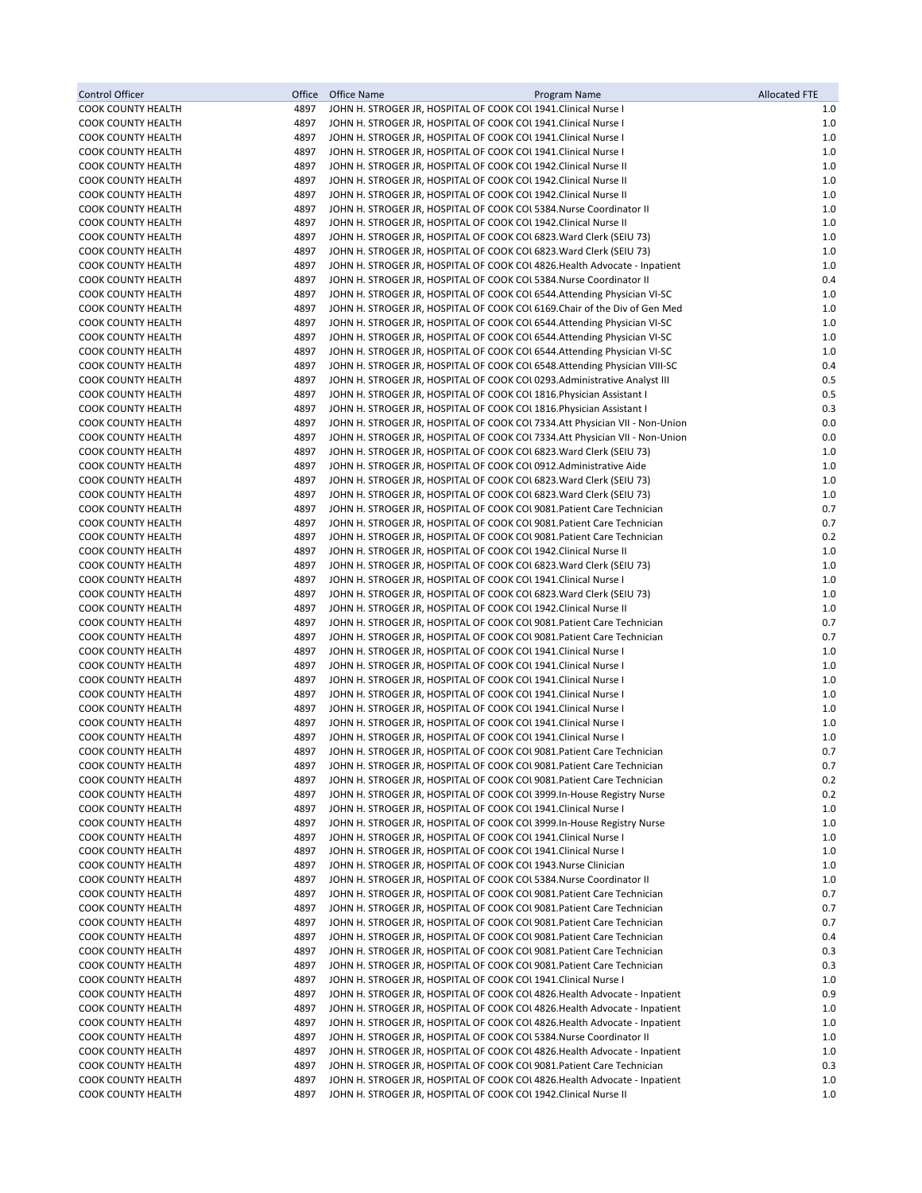| Control Officer | Office | Office Name | Program Name | Allocated FTE |
|---|---|---|---|---|
| COOK COUNTY HEALTH | 4897 | JOHN H. STROGER JR, HOSPITAL OF COOK COI | 1941.Clinical Nurse I | 1.0 |
| COOK COUNTY HEALTH | 4897 | JOHN H. STROGER JR, HOSPITAL OF COOK COI | 1941.Clinical Nurse I | 1.0 |
| COOK COUNTY HEALTH | 4897 | JOHN H. STROGER JR, HOSPITAL OF COOK COI | 1941.Clinical Nurse I | 1.0 |
| COOK COUNTY HEALTH | 4897 | JOHN H. STROGER JR, HOSPITAL OF COOK COI | 1941.Clinical Nurse I | 1.0 |
| COOK COUNTY HEALTH | 4897 | JOHN H. STROGER JR, HOSPITAL OF COOK COI | 1942.Clinical Nurse II | 1.0 |
| COOK COUNTY HEALTH | 4897 | JOHN H. STROGER JR, HOSPITAL OF COOK COI | 1942.Clinical Nurse II | 1.0 |
| COOK COUNTY HEALTH | 4897 | JOHN H. STROGER JR, HOSPITAL OF COOK COI | 1942.Clinical Nurse II | 1.0 |
| COOK COUNTY HEALTH | 4897 | JOHN H. STROGER JR, HOSPITAL OF COOK COI | 5384.Nurse Coordinator II | 1.0 |
| COOK COUNTY HEALTH | 4897 | JOHN H. STROGER JR, HOSPITAL OF COOK COI | 1942.Clinical Nurse II | 1.0 |
| COOK COUNTY HEALTH | 4897 | JOHN H. STROGER JR, HOSPITAL OF COOK COI | 6823.Ward Clerk (SEIU 73) | 1.0 |
| COOK COUNTY HEALTH | 4897 | JOHN H. STROGER JR, HOSPITAL OF COOK COI | 6823.Ward Clerk (SEIU 73) | 1.0 |
| COOK COUNTY HEALTH | 4897 | JOHN H. STROGER JR, HOSPITAL OF COOK COI | 4826.Health Advocate - Inpatient | 1.0 |
| COOK COUNTY HEALTH | 4897 | JOHN H. STROGER JR, HOSPITAL OF COOK COI | 5384.Nurse Coordinator II | 0.4 |
| COOK COUNTY HEALTH | 4897 | JOHN H. STROGER JR, HOSPITAL OF COOK COI | 6544.Attending Physician VI-SC | 1.0 |
| COOK COUNTY HEALTH | 4897 | JOHN H. STROGER JR, HOSPITAL OF COOK COI | 6169.Chair of the Div of Gen Med | 1.0 |
| COOK COUNTY HEALTH | 4897 | JOHN H. STROGER JR, HOSPITAL OF COOK COI | 6544.Attending Physician VI-SC | 1.0 |
| COOK COUNTY HEALTH | 4897 | JOHN H. STROGER JR, HOSPITAL OF COOK COI | 6544.Attending Physician VI-SC | 1.0 |
| COOK COUNTY HEALTH | 4897 | JOHN H. STROGER JR, HOSPITAL OF COOK COI | 6544.Attending Physician VI-SC | 1.0 |
| COOK COUNTY HEALTH | 4897 | JOHN H. STROGER JR, HOSPITAL OF COOK COI | 6548.Attending Physician VIII-SC | 0.4 |
| COOK COUNTY HEALTH | 4897 | JOHN H. STROGER JR, HOSPITAL OF COOK COI | 0293.Administrative Analyst III | 0.5 |
| COOK COUNTY HEALTH | 4897 | JOHN H. STROGER JR, HOSPITAL OF COOK COI | 1816.Physician Assistant I | 0.5 |
| COOK COUNTY HEALTH | 4897 | JOHN H. STROGER JR, HOSPITAL OF COOK COI | 1816.Physician Assistant I | 0.3 |
| COOK COUNTY HEALTH | 4897 | JOHN H. STROGER JR, HOSPITAL OF COOK COI | 7334.Att Physician VII - Non-Union | 0.0 |
| COOK COUNTY HEALTH | 4897 | JOHN H. STROGER JR, HOSPITAL OF COOK COI | 7334.Att Physician VII - Non-Union | 0.0 |
| COOK COUNTY HEALTH | 4897 | JOHN H. STROGER JR, HOSPITAL OF COOK COI | 6823.Ward Clerk (SEIU 73) | 1.0 |
| COOK COUNTY HEALTH | 4897 | JOHN H. STROGER JR, HOSPITAL OF COOK COI | 0912.Administrative Aide | 1.0 |
| COOK COUNTY HEALTH | 4897 | JOHN H. STROGER JR, HOSPITAL OF COOK COI | 6823.Ward Clerk (SEIU 73) | 1.0 |
| COOK COUNTY HEALTH | 4897 | JOHN H. STROGER JR, HOSPITAL OF COOK COI | 6823.Ward Clerk (SEIU 73) | 1.0 |
| COOK COUNTY HEALTH | 4897 | JOHN H. STROGER JR, HOSPITAL OF COOK COI | 9081.Patient Care Technician | 0.7 |
| COOK COUNTY HEALTH | 4897 | JOHN H. STROGER JR, HOSPITAL OF COOK COI | 9081.Patient Care Technician | 0.7 |
| COOK COUNTY HEALTH | 4897 | JOHN H. STROGER JR, HOSPITAL OF COOK COI | 9081.Patient Care Technician | 0.2 |
| COOK COUNTY HEALTH | 4897 | JOHN H. STROGER JR, HOSPITAL OF COOK COI | 1942.Clinical Nurse II | 1.0 |
| COOK COUNTY HEALTH | 4897 | JOHN H. STROGER JR, HOSPITAL OF COOK COI | 6823.Ward Clerk (SEIU 73) | 1.0 |
| COOK COUNTY HEALTH | 4897 | JOHN H. STROGER JR, HOSPITAL OF COOK COI | 1941.Clinical Nurse I | 1.0 |
| COOK COUNTY HEALTH | 4897 | JOHN H. STROGER JR, HOSPITAL OF COOK COI | 6823.Ward Clerk (SEIU 73) | 1.0 |
| COOK COUNTY HEALTH | 4897 | JOHN H. STROGER JR, HOSPITAL OF COOK COI | 1942.Clinical Nurse II | 1.0 |
| COOK COUNTY HEALTH | 4897 | JOHN H. STROGER JR, HOSPITAL OF COOK COI | 9081.Patient Care Technician | 0.7 |
| COOK COUNTY HEALTH | 4897 | JOHN H. STROGER JR, HOSPITAL OF COOK COI | 9081.Patient Care Technician | 0.7 |
| COOK COUNTY HEALTH | 4897 | JOHN H. STROGER JR, HOSPITAL OF COOK COI | 1941.Clinical Nurse I | 1.0 |
| COOK COUNTY HEALTH | 4897 | JOHN H. STROGER JR, HOSPITAL OF COOK COI | 1941.Clinical Nurse I | 1.0 |
| COOK COUNTY HEALTH | 4897 | JOHN H. STROGER JR, HOSPITAL OF COOK COI | 1941.Clinical Nurse I | 1.0 |
| COOK COUNTY HEALTH | 4897 | JOHN H. STROGER JR, HOSPITAL OF COOK COI | 1941.Clinical Nurse I | 1.0 |
| COOK COUNTY HEALTH | 4897 | JOHN H. STROGER JR, HOSPITAL OF COOK COI | 1941.Clinical Nurse I | 1.0 |
| COOK COUNTY HEALTH | 4897 | JOHN H. STROGER JR, HOSPITAL OF COOK COI | 1941.Clinical Nurse I | 1.0 |
| COOK COUNTY HEALTH | 4897 | JOHN H. STROGER JR, HOSPITAL OF COOK COI | 1941.Clinical Nurse I | 1.0 |
| COOK COUNTY HEALTH | 4897 | JOHN H. STROGER JR, HOSPITAL OF COOK COI | 9081.Patient Care Technician | 0.7 |
| COOK COUNTY HEALTH | 4897 | JOHN H. STROGER JR, HOSPITAL OF COOK COI | 9081.Patient Care Technician | 0.7 |
| COOK COUNTY HEALTH | 4897 | JOHN H. STROGER JR, HOSPITAL OF COOK COI | 9081.Patient Care Technician | 0.2 |
| COOK COUNTY HEALTH | 4897 | JOHN H. STROGER JR, HOSPITAL OF COOK COI | 3999.In-House Registry Nurse | 0.2 |
| COOK COUNTY HEALTH | 4897 | JOHN H. STROGER JR, HOSPITAL OF COOK COI | 1941.Clinical Nurse I | 1.0 |
| COOK COUNTY HEALTH | 4897 | JOHN H. STROGER JR, HOSPITAL OF COOK COI | 3999.In-House Registry Nurse | 1.0 |
| COOK COUNTY HEALTH | 4897 | JOHN H. STROGER JR, HOSPITAL OF COOK COI | 1941.Clinical Nurse I | 1.0 |
| COOK COUNTY HEALTH | 4897 | JOHN H. STROGER JR, HOSPITAL OF COOK COI | 1941.Clinical Nurse I | 1.0 |
| COOK COUNTY HEALTH | 4897 | JOHN H. STROGER JR, HOSPITAL OF COOK COI | 1943.Nurse Clinician | 1.0 |
| COOK COUNTY HEALTH | 4897 | JOHN H. STROGER JR, HOSPITAL OF COOK COI | 5384.Nurse Coordinator II | 1.0 |
| COOK COUNTY HEALTH | 4897 | JOHN H. STROGER JR, HOSPITAL OF COOK COI | 9081.Patient Care Technician | 0.7 |
| COOK COUNTY HEALTH | 4897 | JOHN H. STROGER JR, HOSPITAL OF COOK COI | 9081.Patient Care Technician | 0.7 |
| COOK COUNTY HEALTH | 4897 | JOHN H. STROGER JR, HOSPITAL OF COOK COI | 9081.Patient Care Technician | 0.7 |
| COOK COUNTY HEALTH | 4897 | JOHN H. STROGER JR, HOSPITAL OF COOK COI | 9081.Patient Care Technician | 0.4 |
| COOK COUNTY HEALTH | 4897 | JOHN H. STROGER JR, HOSPITAL OF COOK COI | 9081.Patient Care Technician | 0.3 |
| COOK COUNTY HEALTH | 4897 | JOHN H. STROGER JR, HOSPITAL OF COOK COI | 9081.Patient Care Technician | 0.3 |
| COOK COUNTY HEALTH | 4897 | JOHN H. STROGER JR, HOSPITAL OF COOK COI | 1941.Clinical Nurse I | 1.0 |
| COOK COUNTY HEALTH | 4897 | JOHN H. STROGER JR, HOSPITAL OF COOK COI | 4826.Health Advocate - Inpatient | 0.9 |
| COOK COUNTY HEALTH | 4897 | JOHN H. STROGER JR, HOSPITAL OF COOK COI | 4826.Health Advocate - Inpatient | 1.0 |
| COOK COUNTY HEALTH | 4897 | JOHN H. STROGER JR, HOSPITAL OF COOK COI | 4826.Health Advocate - Inpatient | 1.0 |
| COOK COUNTY HEALTH | 4897 | JOHN H. STROGER JR, HOSPITAL OF COOK COI | 5384.Nurse Coordinator II | 1.0 |
| COOK COUNTY HEALTH | 4897 | JOHN H. STROGER JR, HOSPITAL OF COOK COI | 4826.Health Advocate - Inpatient | 1.0 |
| COOK COUNTY HEALTH | 4897 | JOHN H. STROGER JR, HOSPITAL OF COOK COI | 9081.Patient Care Technician | 0.3 |
| COOK COUNTY HEALTH | 4897 | JOHN H. STROGER JR, HOSPITAL OF COOK COI | 4826.Health Advocate - Inpatient | 1.0 |
| COOK COUNTY HEALTH | 4897 | JOHN H. STROGER JR, HOSPITAL OF COOK COI | 1942.Clinical Nurse II | 1.0 |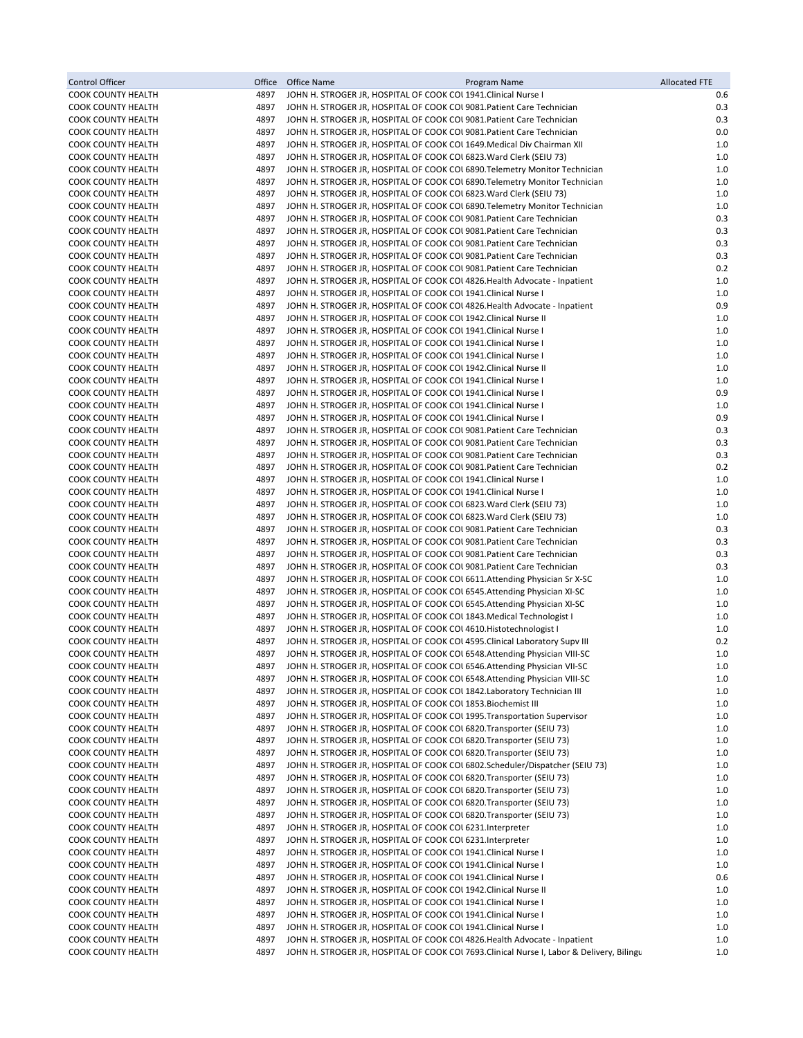| Control Officer | Office | Office Name | Program Name | Allocated FTE |
|---|---|---|---|---|
| COOK COUNTY HEALTH | 4897 | JOHN H. STROGER JR, HOSPITAL OF COOK COU | 1941.Clinical Nurse I | 0.6 |
| COOK COUNTY HEALTH | 4897 | JOHN H. STROGER JR, HOSPITAL OF COOK COU | 9081.Patient Care Technician | 0.3 |
| COOK COUNTY HEALTH | 4897 | JOHN H. STROGER JR, HOSPITAL OF COOK COU | 9081.Patient Care Technician | 0.3 |
| COOK COUNTY HEALTH | 4897 | JOHN H. STROGER JR, HOSPITAL OF COOK COU | 9081.Patient Care Technician | 0.0 |
| COOK COUNTY HEALTH | 4897 | JOHN H. STROGER JR, HOSPITAL OF COOK COU | 1649.Medical Div Chairman XII | 1.0 |
| COOK COUNTY HEALTH | 4897 | JOHN H. STROGER JR, HOSPITAL OF COOK COU | 6823.Ward Clerk (SEIU 73) | 1.0 |
| COOK COUNTY HEALTH | 4897 | JOHN H. STROGER JR, HOSPITAL OF COOK COU | 6890.Telemetry Monitor Technician | 1.0 |
| COOK COUNTY HEALTH | 4897 | JOHN H. STROGER JR, HOSPITAL OF COOK COU | 6890.Telemetry Monitor Technician | 1.0 |
| COOK COUNTY HEALTH | 4897 | JOHN H. STROGER JR, HOSPITAL OF COOK COU | 6823.Ward Clerk (SEIU 73) | 1.0 |
| COOK COUNTY HEALTH | 4897 | JOHN H. STROGER JR, HOSPITAL OF COOK COU | 6890.Telemetry Monitor Technician | 1.0 |
| COOK COUNTY HEALTH | 4897 | JOHN H. STROGER JR, HOSPITAL OF COOK COU | 9081.Patient Care Technician | 0.3 |
| COOK COUNTY HEALTH | 4897 | JOHN H. STROGER JR, HOSPITAL OF COOK COU | 9081.Patient Care Technician | 0.3 |
| COOK COUNTY HEALTH | 4897 | JOHN H. STROGER JR, HOSPITAL OF COOK COU | 9081.Patient Care Technician | 0.3 |
| COOK COUNTY HEALTH | 4897 | JOHN H. STROGER JR, HOSPITAL OF COOK COU | 9081.Patient Care Technician | 0.3 |
| COOK COUNTY HEALTH | 4897 | JOHN H. STROGER JR, HOSPITAL OF COOK COU | 9081.Patient Care Technician | 0.2 |
| COOK COUNTY HEALTH | 4897 | JOHN H. STROGER JR, HOSPITAL OF COOK COU | 4826.Health Advocate - Inpatient | 1.0 |
| COOK COUNTY HEALTH | 4897 | JOHN H. STROGER JR, HOSPITAL OF COOK COU | 1941.Clinical Nurse I | 1.0 |
| COOK COUNTY HEALTH | 4897 | JOHN H. STROGER JR, HOSPITAL OF COOK COU | 4826.Health Advocate - Inpatient | 0.9 |
| COOK COUNTY HEALTH | 4897 | JOHN H. STROGER JR, HOSPITAL OF COOK COU | 1942.Clinical Nurse II | 1.0 |
| COOK COUNTY HEALTH | 4897 | JOHN H. STROGER JR, HOSPITAL OF COOK COU | 1941.Clinical Nurse I | 1.0 |
| COOK COUNTY HEALTH | 4897 | JOHN H. STROGER JR, HOSPITAL OF COOK COU | 1941.Clinical Nurse I | 1.0 |
| COOK COUNTY HEALTH | 4897 | JOHN H. STROGER JR, HOSPITAL OF COOK COU | 1941.Clinical Nurse I | 1.0 |
| COOK COUNTY HEALTH | 4897 | JOHN H. STROGER JR, HOSPITAL OF COOK COU | 1942.Clinical Nurse II | 1.0 |
| COOK COUNTY HEALTH | 4897 | JOHN H. STROGER JR, HOSPITAL OF COOK COU | 1941.Clinical Nurse I | 1.0 |
| COOK COUNTY HEALTH | 4897 | JOHN H. STROGER JR, HOSPITAL OF COOK COU | 1941.Clinical Nurse I | 0.9 |
| COOK COUNTY HEALTH | 4897 | JOHN H. STROGER JR, HOSPITAL OF COOK COU | 1941.Clinical Nurse I | 1.0 |
| COOK COUNTY HEALTH | 4897 | JOHN H. STROGER JR, HOSPITAL OF COOK COU | 1941.Clinical Nurse I | 0.9 |
| COOK COUNTY HEALTH | 4897 | JOHN H. STROGER JR, HOSPITAL OF COOK COU | 9081.Patient Care Technician | 0.3 |
| COOK COUNTY HEALTH | 4897 | JOHN H. STROGER JR, HOSPITAL OF COOK COU | 9081.Patient Care Technician | 0.3 |
| COOK COUNTY HEALTH | 4897 | JOHN H. STROGER JR, HOSPITAL OF COOK COU | 9081.Patient Care Technician | 0.3 |
| COOK COUNTY HEALTH | 4897 | JOHN H. STROGER JR, HOSPITAL OF COOK COU | 9081.Patient Care Technician | 0.2 |
| COOK COUNTY HEALTH | 4897 | JOHN H. STROGER JR, HOSPITAL OF COOK COU | 1941.Clinical Nurse I | 1.0 |
| COOK COUNTY HEALTH | 4897 | JOHN H. STROGER JR, HOSPITAL OF COOK COU | 1941.Clinical Nurse I | 1.0 |
| COOK COUNTY HEALTH | 4897 | JOHN H. STROGER JR, HOSPITAL OF COOK COU | 6823.Ward Clerk (SEIU 73) | 1.0 |
| COOK COUNTY HEALTH | 4897 | JOHN H. STROGER JR, HOSPITAL OF COOK COU | 6823.Ward Clerk (SEIU 73) | 1.0 |
| COOK COUNTY HEALTH | 4897 | JOHN H. STROGER JR, HOSPITAL OF COOK COU | 9081.Patient Care Technician | 0.3 |
| COOK COUNTY HEALTH | 4897 | JOHN H. STROGER JR, HOSPITAL OF COOK COU | 9081.Patient Care Technician | 0.3 |
| COOK COUNTY HEALTH | 4897 | JOHN H. STROGER JR, HOSPITAL OF COOK COU | 9081.Patient Care Technician | 0.3 |
| COOK COUNTY HEALTH | 4897 | JOHN H. STROGER JR, HOSPITAL OF COOK COU | 9081.Patient Care Technician | 0.3 |
| COOK COUNTY HEALTH | 4897 | JOHN H. STROGER JR, HOSPITAL OF COOK COU | 6611.Attending Physician Sr X-SC | 1.0 |
| COOK COUNTY HEALTH | 4897 | JOHN H. STROGER JR, HOSPITAL OF COOK COU | 6545.Attending Physician XI-SC | 1.0 |
| COOK COUNTY HEALTH | 4897 | JOHN H. STROGER JR, HOSPITAL OF COOK COU | 6545.Attending Physician XI-SC | 1.0 |
| COOK COUNTY HEALTH | 4897 | JOHN H. STROGER JR, HOSPITAL OF COOK COU | 1843.Medical Technologist I | 1.0 |
| COOK COUNTY HEALTH | 4897 | JOHN H. STROGER JR, HOSPITAL OF COOK COU | 4610.Histotechnologist I | 1.0 |
| COOK COUNTY HEALTH | 4897 | JOHN H. STROGER JR, HOSPITAL OF COOK COU | 4595.Clinical Laboratory Supv III | 0.2 |
| COOK COUNTY HEALTH | 4897 | JOHN H. STROGER JR, HOSPITAL OF COOK COU | 6548.Attending Physician VIII-SC | 1.0 |
| COOK COUNTY HEALTH | 4897 | JOHN H. STROGER JR, HOSPITAL OF COOK COU | 6546.Attending Physician VII-SC | 1.0 |
| COOK COUNTY HEALTH | 4897 | JOHN H. STROGER JR, HOSPITAL OF COOK COU | 6548.Attending Physician VIII-SC | 1.0 |
| COOK COUNTY HEALTH | 4897 | JOHN H. STROGER JR, HOSPITAL OF COOK COU | 1842.Laboratory Technician III | 1.0 |
| COOK COUNTY HEALTH | 4897 | JOHN H. STROGER JR, HOSPITAL OF COOK COU | 1853.Biochemist III | 1.0 |
| COOK COUNTY HEALTH | 4897 | JOHN H. STROGER JR, HOSPITAL OF COOK COU | 1995.Transportation Supervisor | 1.0 |
| COOK COUNTY HEALTH | 4897 | JOHN H. STROGER JR, HOSPITAL OF COOK COU | 6820.Transporter (SEIU 73) | 1.0 |
| COOK COUNTY HEALTH | 4897 | JOHN H. STROGER JR, HOSPITAL OF COOK COU | 6820.Transporter (SEIU 73) | 1.0 |
| COOK COUNTY HEALTH | 4897 | JOHN H. STROGER JR, HOSPITAL OF COOK COU | 6820.Transporter (SEIU 73) | 1.0 |
| COOK COUNTY HEALTH | 4897 | JOHN H. STROGER JR, HOSPITAL OF COOK COU | 6802.Scheduler/Dispatcher (SEIU 73) | 1.0 |
| COOK COUNTY HEALTH | 4897 | JOHN H. STROGER JR, HOSPITAL OF COOK COU | 6820.Transporter (SEIU 73) | 1.0 |
| COOK COUNTY HEALTH | 4897 | JOHN H. STROGER JR, HOSPITAL OF COOK COU | 6820.Transporter (SEIU 73) | 1.0 |
| COOK COUNTY HEALTH | 4897 | JOHN H. STROGER JR, HOSPITAL OF COOK COU | 6820.Transporter (SEIU 73) | 1.0 |
| COOK COUNTY HEALTH | 4897 | JOHN H. STROGER JR, HOSPITAL OF COOK COU | 6820.Transporter (SEIU 73) | 1.0 |
| COOK COUNTY HEALTH | 4897 | JOHN H. STROGER JR, HOSPITAL OF COOK COU | 6231.Interpreter | 1.0 |
| COOK COUNTY HEALTH | 4897 | JOHN H. STROGER JR, HOSPITAL OF COOK COU | 6231.Interpreter | 1.0 |
| COOK COUNTY HEALTH | 4897 | JOHN H. STROGER JR, HOSPITAL OF COOK COU | 1941.Clinical Nurse I | 1.0 |
| COOK COUNTY HEALTH | 4897 | JOHN H. STROGER JR, HOSPITAL OF COOK COU | 1941.Clinical Nurse I | 1.0 |
| COOK COUNTY HEALTH | 4897 | JOHN H. STROGER JR, HOSPITAL OF COOK COU | 1941.Clinical Nurse I | 0.6 |
| COOK COUNTY HEALTH | 4897 | JOHN H. STROGER JR, HOSPITAL OF COOK COU | 1942.Clinical Nurse II | 1.0 |
| COOK COUNTY HEALTH | 4897 | JOHN H. STROGER JR, HOSPITAL OF COOK COU | 1941.Clinical Nurse I | 1.0 |
| COOK COUNTY HEALTH | 4897 | JOHN H. STROGER JR, HOSPITAL OF COOK COU | 1941.Clinical Nurse I | 1.0 |
| COOK COUNTY HEALTH | 4897 | JOHN H. STROGER JR, HOSPITAL OF COOK COU | 1941.Clinical Nurse I | 1.0 |
| COOK COUNTY HEALTH | 4897 | JOHN H. STROGER JR, HOSPITAL OF COOK COU | 4826.Health Advocate - Inpatient | 1.0 |
| COOK COUNTY HEALTH | 4897 | JOHN H. STROGER JR, HOSPITAL OF COOK COU | 7693.Clinical Nurse I, Labor & Delivery, Bilingu | 1.0 |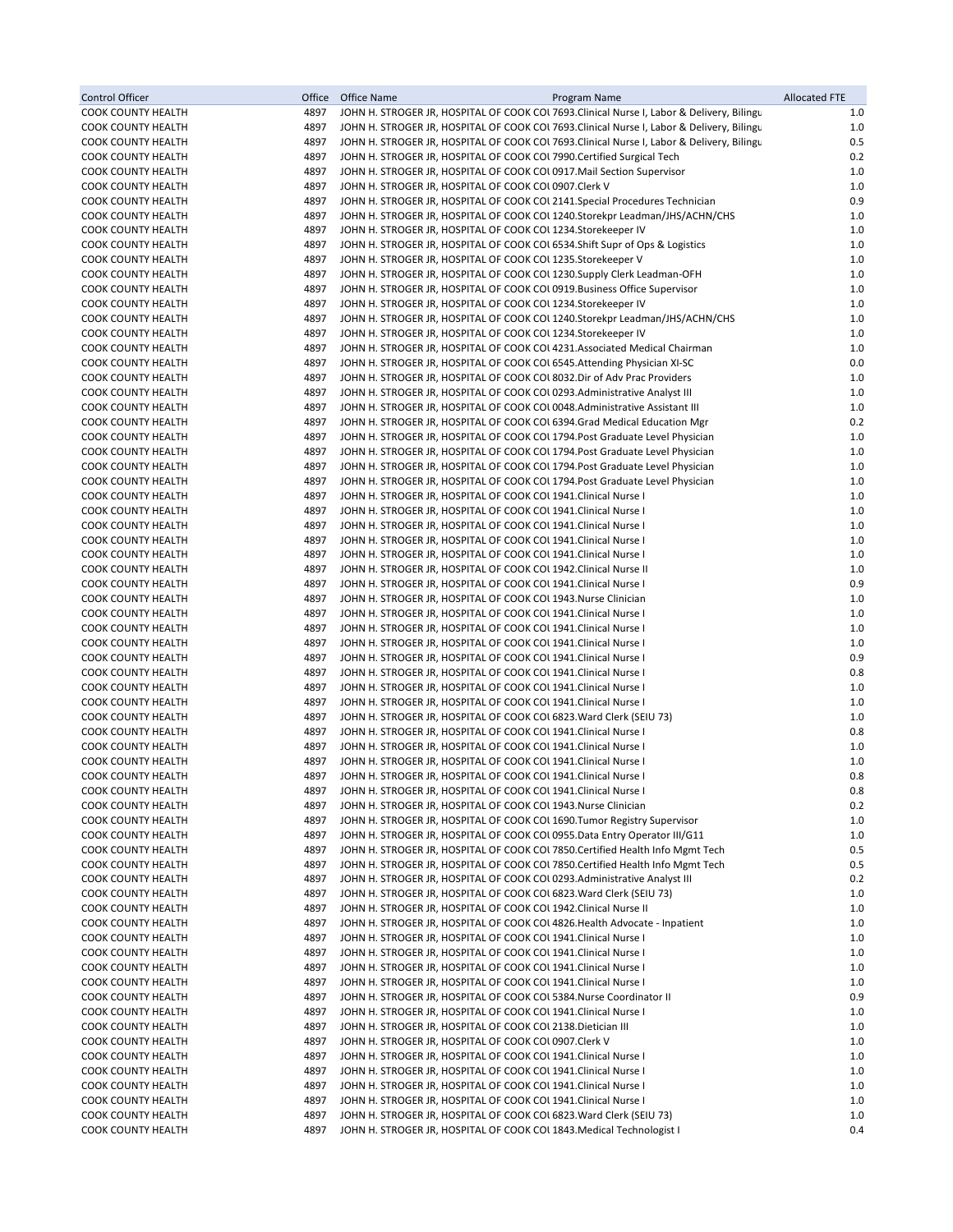| Control Officer | Office | Office Name | Program Name | Allocated FTE |
|---|---|---|---|---|
| COOK COUNTY HEALTH | 4897 | JOHN H. STROGER JR, HOSPITAL OF COOK COU | 7693.Clinical Nurse I, Labor & Delivery, Bilingu | 1.0 |
| COOK COUNTY HEALTH | 4897 | JOHN H. STROGER JR, HOSPITAL OF COOK COU | 7693.Clinical Nurse I, Labor & Delivery, Bilingu | 1.0 |
| COOK COUNTY HEALTH | 4897 | JOHN H. STROGER JR, HOSPITAL OF COOK COU | 7693.Clinical Nurse I, Labor & Delivery, Bilingu | 0.5 |
| COOK COUNTY HEALTH | 4897 | JOHN H. STROGER JR, HOSPITAL OF COOK COU | 7990.Certified Surgical Tech | 0.2 |
| COOK COUNTY HEALTH | 4897 | JOHN H. STROGER JR, HOSPITAL OF COOK COU | 0917.Mail Section Supervisor | 1.0 |
| COOK COUNTY HEALTH | 4897 | JOHN H. STROGER JR, HOSPITAL OF COOK COU | 0907.Clerk V | 1.0 |
| COOK COUNTY HEALTH | 4897 | JOHN H. STROGER JR, HOSPITAL OF COOK COU | 2141.Special Procedures Technician | 0.9 |
| COOK COUNTY HEALTH | 4897 | JOHN H. STROGER JR, HOSPITAL OF COOK COU | 1240.Storekpr Leadman/JHS/ACHN/CHS | 1.0 |
| COOK COUNTY HEALTH | 4897 | JOHN H. STROGER JR, HOSPITAL OF COOK COU | 1234.Storekeeper IV | 1.0 |
| COOK COUNTY HEALTH | 4897 | JOHN H. STROGER JR, HOSPITAL OF COOK COU | 6534.Shift Supr of Ops & Logistics | 1.0 |
| COOK COUNTY HEALTH | 4897 | JOHN H. STROGER JR, HOSPITAL OF COOK COU | 1235.Storekeeper V | 1.0 |
| COOK COUNTY HEALTH | 4897 | JOHN H. STROGER JR, HOSPITAL OF COOK COU | 1230.Supply Clerk Leadman-OFH | 1.0 |
| COOK COUNTY HEALTH | 4897 | JOHN H. STROGER JR, HOSPITAL OF COOK COU | 0919.Business Office Supervisor | 1.0 |
| COOK COUNTY HEALTH | 4897 | JOHN H. STROGER JR, HOSPITAL OF COOK COU | 1234.Storekeeper IV | 1.0 |
| COOK COUNTY HEALTH | 4897 | JOHN H. STROGER JR, HOSPITAL OF COOK COU | 1240.Storekpr Leadman/JHS/ACHN/CHS | 1.0 |
| COOK COUNTY HEALTH | 4897 | JOHN H. STROGER JR, HOSPITAL OF COOK COU | 1234.Storekeeper IV | 1.0 |
| COOK COUNTY HEALTH | 4897 | JOHN H. STROGER JR, HOSPITAL OF COOK COU | 4231.Associated Medical Chairman | 1.0 |
| COOK COUNTY HEALTH | 4897 | JOHN H. STROGER JR, HOSPITAL OF COOK COU | 6545.Attending Physician XI-SC | 0.0 |
| COOK COUNTY HEALTH | 4897 | JOHN H. STROGER JR, HOSPITAL OF COOK COU | 8032.Dir of Adv Prac Providers | 1.0 |
| COOK COUNTY HEALTH | 4897 | JOHN H. STROGER JR, HOSPITAL OF COOK COU | 0293.Administrative Analyst III | 1.0 |
| COOK COUNTY HEALTH | 4897 | JOHN H. STROGER JR, HOSPITAL OF COOK COU | 0048.Administrative Assistant III | 1.0 |
| COOK COUNTY HEALTH | 4897 | JOHN H. STROGER JR, HOSPITAL OF COOK COU | 6394.Grad Medical Education Mgr | 0.2 |
| COOK COUNTY HEALTH | 4897 | JOHN H. STROGER JR, HOSPITAL OF COOK COU | 1794.Post Graduate Level Physician | 1.0 |
| COOK COUNTY HEALTH | 4897 | JOHN H. STROGER JR, HOSPITAL OF COOK COU | 1794.Post Graduate Level Physician | 1.0 |
| COOK COUNTY HEALTH | 4897 | JOHN H. STROGER JR, HOSPITAL OF COOK COU | 1794.Post Graduate Level Physician | 1.0 |
| COOK COUNTY HEALTH | 4897 | JOHN H. STROGER JR, HOSPITAL OF COOK COU | 1794.Post Graduate Level Physician | 1.0 |
| COOK COUNTY HEALTH | 4897 | JOHN H. STROGER JR, HOSPITAL OF COOK COU | 1941.Clinical Nurse I | 1.0 |
| COOK COUNTY HEALTH | 4897 | JOHN H. STROGER JR, HOSPITAL OF COOK COU | 1941.Clinical Nurse I | 1.0 |
| COOK COUNTY HEALTH | 4897 | JOHN H. STROGER JR, HOSPITAL OF COOK COU | 1941.Clinical Nurse I | 1.0 |
| COOK COUNTY HEALTH | 4897 | JOHN H. STROGER JR, HOSPITAL OF COOK COU | 1941.Clinical Nurse I | 1.0 |
| COOK COUNTY HEALTH | 4897 | JOHN H. STROGER JR, HOSPITAL OF COOK COU | 1941.Clinical Nurse I | 1.0 |
| COOK COUNTY HEALTH | 4897 | JOHN H. STROGER JR, HOSPITAL OF COOK COU | 1942.Clinical Nurse II | 1.0 |
| COOK COUNTY HEALTH | 4897 | JOHN H. STROGER JR, HOSPITAL OF COOK COU | 1941.Clinical Nurse I | 0.9 |
| COOK COUNTY HEALTH | 4897 | JOHN H. STROGER JR, HOSPITAL OF COOK COU | 1943.Nurse Clinician | 1.0 |
| COOK COUNTY HEALTH | 4897 | JOHN H. STROGER JR, HOSPITAL OF COOK COU | 1941.Clinical Nurse I | 1.0 |
| COOK COUNTY HEALTH | 4897 | JOHN H. STROGER JR, HOSPITAL OF COOK COU | 1941.Clinical Nurse I | 1.0 |
| COOK COUNTY HEALTH | 4897 | JOHN H. STROGER JR, HOSPITAL OF COOK COU | 1941.Clinical Nurse I | 1.0 |
| COOK COUNTY HEALTH | 4897 | JOHN H. STROGER JR, HOSPITAL OF COOK COU | 1941.Clinical Nurse I | 0.9 |
| COOK COUNTY HEALTH | 4897 | JOHN H. STROGER JR, HOSPITAL OF COOK COU | 1941.Clinical Nurse I | 0.8 |
| COOK COUNTY HEALTH | 4897 | JOHN H. STROGER JR, HOSPITAL OF COOK COU | 1941.Clinical Nurse I | 1.0 |
| COOK COUNTY HEALTH | 4897 | JOHN H. STROGER JR, HOSPITAL OF COOK COU | 1941.Clinical Nurse I | 1.0 |
| COOK COUNTY HEALTH | 4897 | JOHN H. STROGER JR, HOSPITAL OF COOK COU | 6823.Ward Clerk (SEIU 73) | 1.0 |
| COOK COUNTY HEALTH | 4897 | JOHN H. STROGER JR, HOSPITAL OF COOK COU | 1941.Clinical Nurse I | 0.8 |
| COOK COUNTY HEALTH | 4897 | JOHN H. STROGER JR, HOSPITAL OF COOK COU | 1941.Clinical Nurse I | 1.0 |
| COOK COUNTY HEALTH | 4897 | JOHN H. STROGER JR, HOSPITAL OF COOK COU | 1941.Clinical Nurse I | 1.0 |
| COOK COUNTY HEALTH | 4897 | JOHN H. STROGER JR, HOSPITAL OF COOK COU | 1941.Clinical Nurse I | 0.8 |
| COOK COUNTY HEALTH | 4897 | JOHN H. STROGER JR, HOSPITAL OF COOK COU | 1941.Clinical Nurse I | 0.8 |
| COOK COUNTY HEALTH | 4897 | JOHN H. STROGER JR, HOSPITAL OF COOK COU | 1943.Nurse Clinician | 0.2 |
| COOK COUNTY HEALTH | 4897 | JOHN H. STROGER JR, HOSPITAL OF COOK COU | 1690.Tumor Registry Supervisor | 1.0 |
| COOK COUNTY HEALTH | 4897 | JOHN H. STROGER JR, HOSPITAL OF COOK COU | 0955.Data Entry Operator III/G11 | 1.0 |
| COOK COUNTY HEALTH | 4897 | JOHN H. STROGER JR, HOSPITAL OF COOK COU | 7850.Certified Health Info Mgmt Tech | 0.5 |
| COOK COUNTY HEALTH | 4897 | JOHN H. STROGER JR, HOSPITAL OF COOK COU | 7850.Certified Health Info Mgmt Tech | 0.5 |
| COOK COUNTY HEALTH | 4897 | JOHN H. STROGER JR, HOSPITAL OF COOK COU | 0293.Administrative Analyst III | 0.2 |
| COOK COUNTY HEALTH | 4897 | JOHN H. STROGER JR, HOSPITAL OF COOK COU | 6823.Ward Clerk (SEIU 73) | 1.0 |
| COOK COUNTY HEALTH | 4897 | JOHN H. STROGER JR, HOSPITAL OF COOK COU | 1942.Clinical Nurse II | 1.0 |
| COOK COUNTY HEALTH | 4897 | JOHN H. STROGER JR, HOSPITAL OF COOK COU | 4826.Health Advocate - Inpatient | 1.0 |
| COOK COUNTY HEALTH | 4897 | JOHN H. STROGER JR, HOSPITAL OF COOK COU | 1941.Clinical Nurse I | 1.0 |
| COOK COUNTY HEALTH | 4897 | JOHN H. STROGER JR, HOSPITAL OF COOK COU | 1941.Clinical Nurse I | 1.0 |
| COOK COUNTY HEALTH | 4897 | JOHN H. STROGER JR, HOSPITAL OF COOK COU | 1941.Clinical Nurse I | 1.0 |
| COOK COUNTY HEALTH | 4897 | JOHN H. STROGER JR, HOSPITAL OF COOK COU | 1941.Clinical Nurse I | 1.0 |
| COOK COUNTY HEALTH | 4897 | JOHN H. STROGER JR, HOSPITAL OF COOK COU | 5384.Nurse Coordinator II | 0.9 |
| COOK COUNTY HEALTH | 4897 | JOHN H. STROGER JR, HOSPITAL OF COOK COU | 1941.Clinical Nurse I | 1.0 |
| COOK COUNTY HEALTH | 4897 | JOHN H. STROGER JR, HOSPITAL OF COOK COU | 2138.Dietician III | 1.0 |
| COOK COUNTY HEALTH | 4897 | JOHN H. STROGER JR, HOSPITAL OF COOK COU | 0907.Clerk V | 1.0 |
| COOK COUNTY HEALTH | 4897 | JOHN H. STROGER JR, HOSPITAL OF COOK COU | 1941.Clinical Nurse I | 1.0 |
| COOK COUNTY HEALTH | 4897 | JOHN H. STROGER JR, HOSPITAL OF COOK COU | 1941.Clinical Nurse I | 1.0 |
| COOK COUNTY HEALTH | 4897 | JOHN H. STROGER JR, HOSPITAL OF COOK COU | 1941.Clinical Nurse I | 1.0 |
| COOK COUNTY HEALTH | 4897 | JOHN H. STROGER JR, HOSPITAL OF COOK COU | 1941.Clinical Nurse I | 1.0 |
| COOK COUNTY HEALTH | 4897 | JOHN H. STROGER JR, HOSPITAL OF COOK COU | 6823.Ward Clerk (SEIU 73) | 1.0 |
| COOK COUNTY HEALTH | 4897 | JOHN H. STROGER JR, HOSPITAL OF COOK COU | 1843.Medical Technologist I | 0.4 |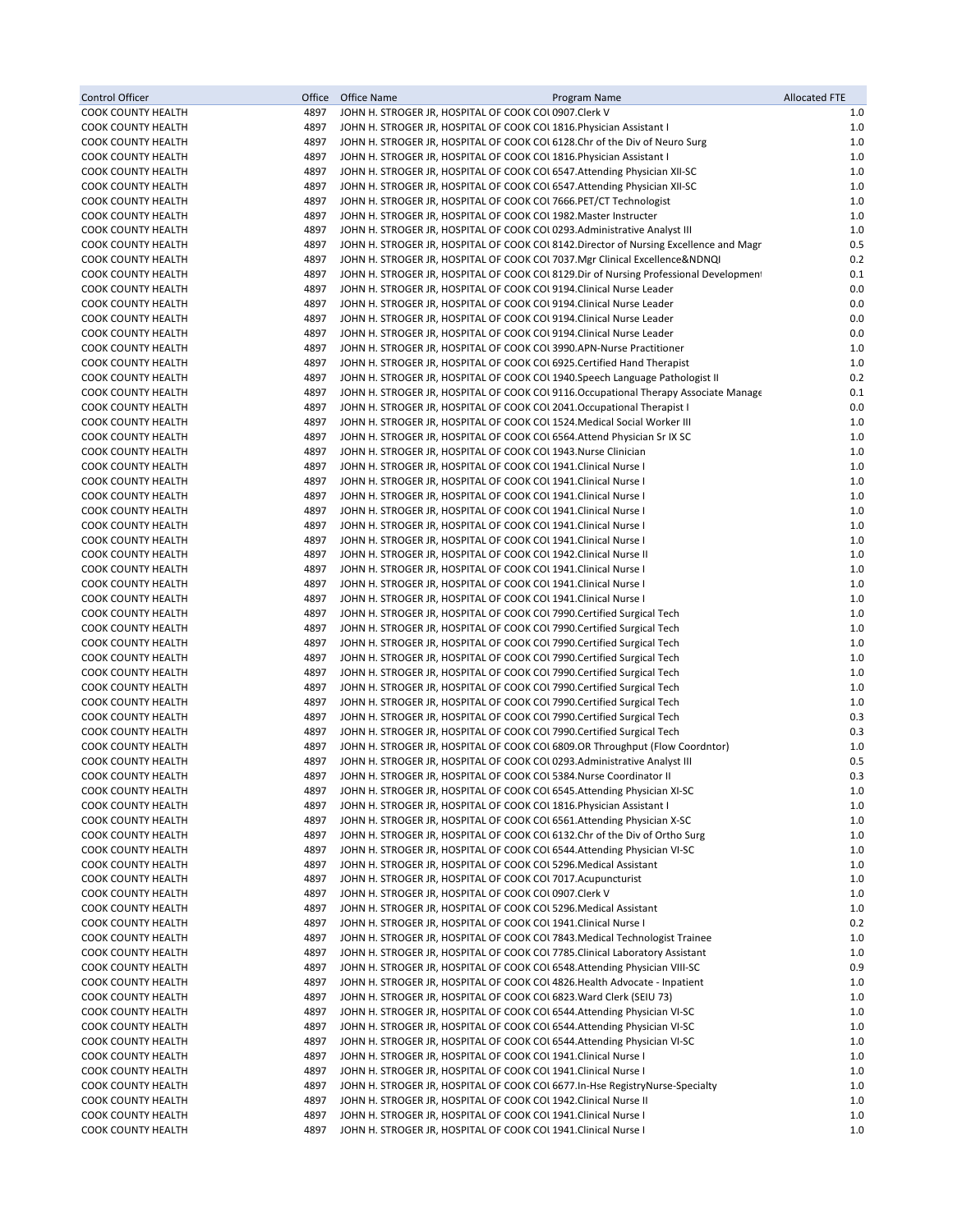| Control Officer | Office | Office Name | Program Name | Allocated FTE |
|---|---|---|---|---|
| COOK COUNTY HEALTH | 4897 | JOHN H. STROGER JR, HOSPITAL OF COOK COI | 0907.Clerk V | 1.0 |
| COOK COUNTY HEALTH | 4897 | JOHN H. STROGER JR, HOSPITAL OF COOK COI | 1816.Physician Assistant I | 1.0 |
| COOK COUNTY HEALTH | 4897 | JOHN H. STROGER JR, HOSPITAL OF COOK COI | 6128.Chr of the Div of Neuro Surg | 1.0 |
| COOK COUNTY HEALTH | 4897 | JOHN H. STROGER JR, HOSPITAL OF COOK COI | 1816.Physician Assistant I | 1.0 |
| COOK COUNTY HEALTH | 4897 | JOHN H. STROGER JR, HOSPITAL OF COOK COI | 6547.Attending Physician XII-SC | 1.0 |
| COOK COUNTY HEALTH | 4897 | JOHN H. STROGER JR, HOSPITAL OF COOK COI | 6547.Attending Physician XII-SC | 1.0 |
| COOK COUNTY HEALTH | 4897 | JOHN H. STROGER JR, HOSPITAL OF COOK COI | 7666.PET/CT Technologist | 1.0 |
| COOK COUNTY HEALTH | 4897 | JOHN H. STROGER JR, HOSPITAL OF COOK COI | 1982.Master Instructer | 1.0 |
| COOK COUNTY HEALTH | 4897 | JOHN H. STROGER JR, HOSPITAL OF COOK COI | 0293.Administrative Analyst III | 1.0 |
| COOK COUNTY HEALTH | 4897 | JOHN H. STROGER JR, HOSPITAL OF COOK COI | 8142.Director of Nursing Excellence and Magr | 0.5 |
| COOK COUNTY HEALTH | 4897 | JOHN H. STROGER JR, HOSPITAL OF COOK COI | 7037.Mgr Clinical Excellence&NDNQI | 0.2 |
| COOK COUNTY HEALTH | 4897 | JOHN H. STROGER JR, HOSPITAL OF COOK COI | 8129.Dir of Nursing Professional Development | 0.1 |
| COOK COUNTY HEALTH | 4897 | JOHN H. STROGER JR, HOSPITAL OF COOK COI | 9194.Clinical Nurse Leader | 0.0 |
| COOK COUNTY HEALTH | 4897 | JOHN H. STROGER JR, HOSPITAL OF COOK COI | 9194.Clinical Nurse Leader | 0.0 |
| COOK COUNTY HEALTH | 4897 | JOHN H. STROGER JR, HOSPITAL OF COOK COI | 9194.Clinical Nurse Leader | 0.0 |
| COOK COUNTY HEALTH | 4897 | JOHN H. STROGER JR, HOSPITAL OF COOK COI | 9194.Clinical Nurse Leader | 0.0 |
| COOK COUNTY HEALTH | 4897 | JOHN H. STROGER JR, HOSPITAL OF COOK COI | 3990.APN-Nurse Practitioner | 1.0 |
| COOK COUNTY HEALTH | 4897 | JOHN H. STROGER JR, HOSPITAL OF COOK COI | 6925.Certified Hand Therapist | 1.0 |
| COOK COUNTY HEALTH | 4897 | JOHN H. STROGER JR, HOSPITAL OF COOK COI | 1940.Speech Language Pathologist II | 0.2 |
| COOK COUNTY HEALTH | 4897 | JOHN H. STROGER JR, HOSPITAL OF COOK COI | 9116.Occupational Therapy Associate Manage | 0.1 |
| COOK COUNTY HEALTH | 4897 | JOHN H. STROGER JR, HOSPITAL OF COOK COI | 2041.Occupational Therapist I | 0.0 |
| COOK COUNTY HEALTH | 4897 | JOHN H. STROGER JR, HOSPITAL OF COOK COI | 1524.Medical Social Worker III | 1.0 |
| COOK COUNTY HEALTH | 4897 | JOHN H. STROGER JR, HOSPITAL OF COOK COI | 6564.Attend Physician Sr IX SC | 1.0 |
| COOK COUNTY HEALTH | 4897 | JOHN H. STROGER JR, HOSPITAL OF COOK COI | 1943.Nurse Clinician | 1.0 |
| COOK COUNTY HEALTH | 4897 | JOHN H. STROGER JR, HOSPITAL OF COOK COI | 1941.Clinical Nurse I | 1.0 |
| COOK COUNTY HEALTH | 4897 | JOHN H. STROGER JR, HOSPITAL OF COOK COI | 1941.Clinical Nurse I | 1.0 |
| COOK COUNTY HEALTH | 4897 | JOHN H. STROGER JR, HOSPITAL OF COOK COI | 1941.Clinical Nurse I | 1.0 |
| COOK COUNTY HEALTH | 4897 | JOHN H. STROGER JR, HOSPITAL OF COOK COI | 1941.Clinical Nurse I | 1.0 |
| COOK COUNTY HEALTH | 4897 | JOHN H. STROGER JR, HOSPITAL OF COOK COI | 1941.Clinical Nurse I | 1.0 |
| COOK COUNTY HEALTH | 4897 | JOHN H. STROGER JR, HOSPITAL OF COOK COI | 1941.Clinical Nurse I | 1.0 |
| COOK COUNTY HEALTH | 4897 | JOHN H. STROGER JR, HOSPITAL OF COOK COI | 1942.Clinical Nurse II | 1.0 |
| COOK COUNTY HEALTH | 4897 | JOHN H. STROGER JR, HOSPITAL OF COOK COI | 1941.Clinical Nurse I | 1.0 |
| COOK COUNTY HEALTH | 4897 | JOHN H. STROGER JR, HOSPITAL OF COOK COI | 1941.Clinical Nurse I | 1.0 |
| COOK COUNTY HEALTH | 4897 | JOHN H. STROGER JR, HOSPITAL OF COOK COI | 1941.Clinical Nurse I | 1.0 |
| COOK COUNTY HEALTH | 4897 | JOHN H. STROGER JR, HOSPITAL OF COOK COI | 7990.Certified Surgical Tech | 1.0 |
| COOK COUNTY HEALTH | 4897 | JOHN H. STROGER JR, HOSPITAL OF COOK COI | 7990.Certified Surgical Tech | 1.0 |
| COOK COUNTY HEALTH | 4897 | JOHN H. STROGER JR, HOSPITAL OF COOK COI | 7990.Certified Surgical Tech | 1.0 |
| COOK COUNTY HEALTH | 4897 | JOHN H. STROGER JR, HOSPITAL OF COOK COI | 7990.Certified Surgical Tech | 1.0 |
| COOK COUNTY HEALTH | 4897 | JOHN H. STROGER JR, HOSPITAL OF COOK COI | 7990.Certified Surgical Tech | 1.0 |
| COOK COUNTY HEALTH | 4897 | JOHN H. STROGER JR, HOSPITAL OF COOK COI | 7990.Certified Surgical Tech | 1.0 |
| COOK COUNTY HEALTH | 4897 | JOHN H. STROGER JR, HOSPITAL OF COOK COI | 7990.Certified Surgical Tech | 1.0 |
| COOK COUNTY HEALTH | 4897 | JOHN H. STROGER JR, HOSPITAL OF COOK COI | 7990.Certified Surgical Tech | 0.3 |
| COOK COUNTY HEALTH | 4897 | JOHN H. STROGER JR, HOSPITAL OF COOK COI | 7990.Certified Surgical Tech | 0.3 |
| COOK COUNTY HEALTH | 4897 | JOHN H. STROGER JR, HOSPITAL OF COOK COI | 6809.OR Throughput (Flow Coordntor) | 1.0 |
| COOK COUNTY HEALTH | 4897 | JOHN H. STROGER JR, HOSPITAL OF COOK COI | 0293.Administrative Analyst III | 0.5 |
| COOK COUNTY HEALTH | 4897 | JOHN H. STROGER JR, HOSPITAL OF COOK COI | 5384.Nurse Coordinator II | 0.3 |
| COOK COUNTY HEALTH | 4897 | JOHN H. STROGER JR, HOSPITAL OF COOK COI | 6545.Attending Physician XI-SC | 1.0 |
| COOK COUNTY HEALTH | 4897 | JOHN H. STROGER JR, HOSPITAL OF COOK COI | 1816.Physician Assistant I | 1.0 |
| COOK COUNTY HEALTH | 4897 | JOHN H. STROGER JR, HOSPITAL OF COOK COI | 6561.Attending Physician X-SC | 1.0 |
| COOK COUNTY HEALTH | 4897 | JOHN H. STROGER JR, HOSPITAL OF COOK COI | 6132.Chr of the Div of Ortho Surg | 1.0 |
| COOK COUNTY HEALTH | 4897 | JOHN H. STROGER JR, HOSPITAL OF COOK COI | 6544.Attending Physician VI-SC | 1.0 |
| COOK COUNTY HEALTH | 4897 | JOHN H. STROGER JR, HOSPITAL OF COOK COI | 5296.Medical Assistant | 1.0 |
| COOK COUNTY HEALTH | 4897 | JOHN H. STROGER JR, HOSPITAL OF COOK COI | 7017.Acupuncturist | 1.0 |
| COOK COUNTY HEALTH | 4897 | JOHN H. STROGER JR, HOSPITAL OF COOK COI | 0907.Clerk V | 1.0 |
| COOK COUNTY HEALTH | 4897 | JOHN H. STROGER JR, HOSPITAL OF COOK COI | 5296.Medical Assistant | 1.0 |
| COOK COUNTY HEALTH | 4897 | JOHN H. STROGER JR, HOSPITAL OF COOK COI | 1941.Clinical Nurse I | 0.2 |
| COOK COUNTY HEALTH | 4897 | JOHN H. STROGER JR, HOSPITAL OF COOK COI | 7843.Medical Technologist Trainee | 1.0 |
| COOK COUNTY HEALTH | 4897 | JOHN H. STROGER JR, HOSPITAL OF COOK COI | 7785.Clinical Laboratory Assistant | 1.0 |
| COOK COUNTY HEALTH | 4897 | JOHN H. STROGER JR, HOSPITAL OF COOK COI | 6548.Attending Physician VIII-SC | 0.9 |
| COOK COUNTY HEALTH | 4897 | JOHN H. STROGER JR, HOSPITAL OF COOK COI | 4826.Health Advocate - Inpatient | 1.0 |
| COOK COUNTY HEALTH | 4897 | JOHN H. STROGER JR, HOSPITAL OF COOK COI | 6823.Ward Clerk (SEIU 73) | 1.0 |
| COOK COUNTY HEALTH | 4897 | JOHN H. STROGER JR, HOSPITAL OF COOK COI | 6544.Attending Physician VI-SC | 1.0 |
| COOK COUNTY HEALTH | 4897 | JOHN H. STROGER JR, HOSPITAL OF COOK COI | 6544.Attending Physician VI-SC | 1.0 |
| COOK COUNTY HEALTH | 4897 | JOHN H. STROGER JR, HOSPITAL OF COOK COI | 6544.Attending Physician VI-SC | 1.0 |
| COOK COUNTY HEALTH | 4897 | JOHN H. STROGER JR, HOSPITAL OF COOK COI | 1941.Clinical Nurse I | 1.0 |
| COOK COUNTY HEALTH | 4897 | JOHN H. STROGER JR, HOSPITAL OF COOK COI | 1941.Clinical Nurse I | 1.0 |
| COOK COUNTY HEALTH | 4897 | JOHN H. STROGER JR, HOSPITAL OF COOK COI | 6677.In-Hse RegistryNurse-Specialty | 1.0 |
| COOK COUNTY HEALTH | 4897 | JOHN H. STROGER JR, HOSPITAL OF COOK COI | 1942.Clinical Nurse II | 1.0 |
| COOK COUNTY HEALTH | 4897 | JOHN H. STROGER JR, HOSPITAL OF COOK COI | 1941.Clinical Nurse I | 1.0 |
| COOK COUNTY HEALTH | 4897 | JOHN H. STROGER JR, HOSPITAL OF COOK COI | 1941.Clinical Nurse I | 1.0 |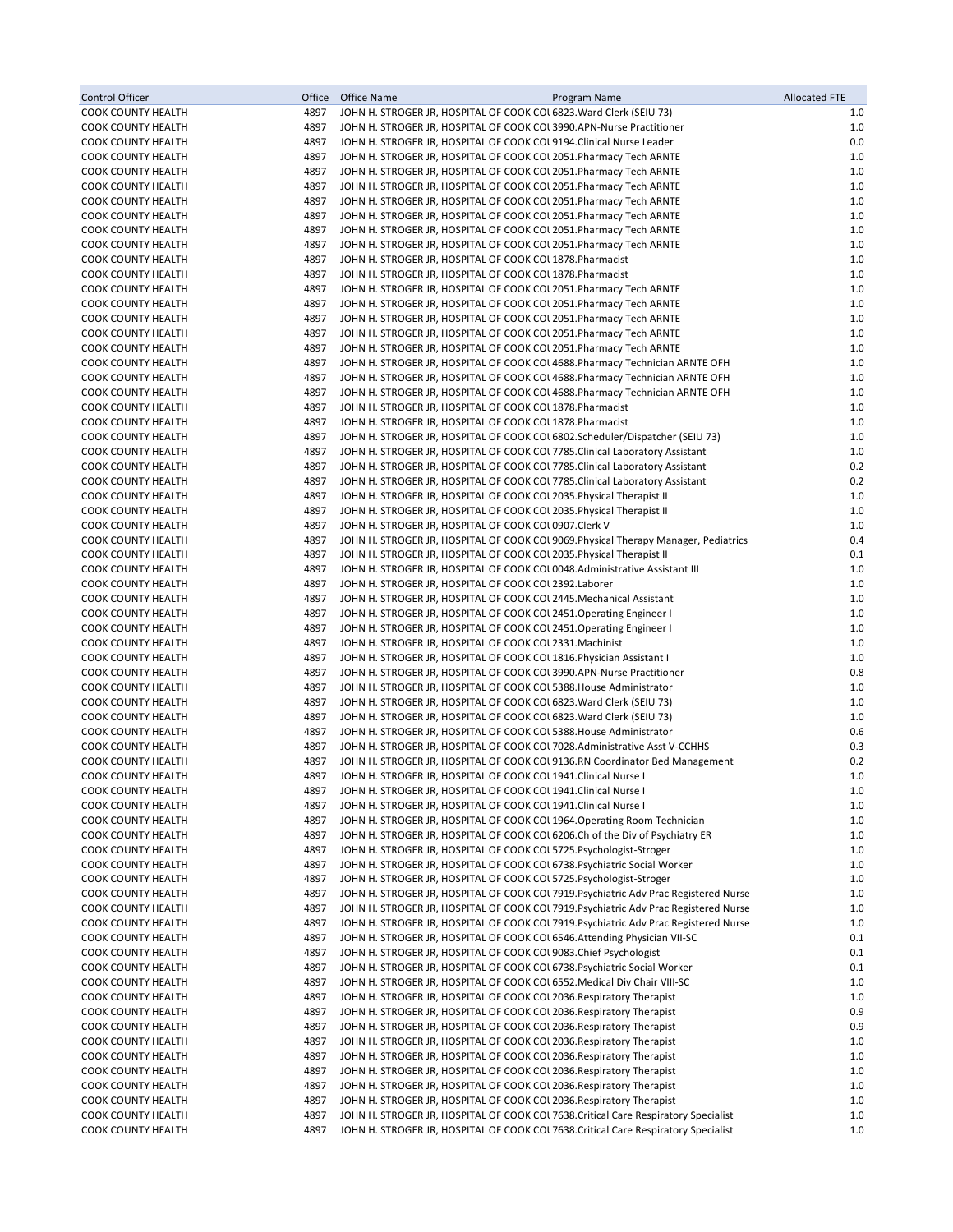| Control Officer | Office | Office Name | Program Name | Allocated FTE |
|---|---|---|---|---|
| COOK COUNTY HEALTH | 4897 | JOHN H. STROGER JR, HOSPITAL OF COOK COI | 6823.Ward Clerk (SEIU 73) | 1.0 |
| COOK COUNTY HEALTH | 4897 | JOHN H. STROGER JR, HOSPITAL OF COOK COI | 3990.APN-Nurse Practitioner | 1.0 |
| COOK COUNTY HEALTH | 4897 | JOHN H. STROGER JR, HOSPITAL OF COOK COI | 9194.Clinical Nurse Leader | 0.0 |
| COOK COUNTY HEALTH | 4897 | JOHN H. STROGER JR, HOSPITAL OF COOK COI | 2051.Pharmacy Tech ARNTE | 1.0 |
| COOK COUNTY HEALTH | 4897 | JOHN H. STROGER JR, HOSPITAL OF COOK COI | 2051.Pharmacy Tech ARNTE | 1.0 |
| COOK COUNTY HEALTH | 4897 | JOHN H. STROGER JR, HOSPITAL OF COOK COI | 2051.Pharmacy Tech ARNTE | 1.0 |
| COOK COUNTY HEALTH | 4897 | JOHN H. STROGER JR, HOSPITAL OF COOK COI | 2051.Pharmacy Tech ARNTE | 1.0 |
| COOK COUNTY HEALTH | 4897 | JOHN H. STROGER JR, HOSPITAL OF COOK COI | 2051.Pharmacy Tech ARNTE | 1.0 |
| COOK COUNTY HEALTH | 4897 | JOHN H. STROGER JR, HOSPITAL OF COOK COI | 2051.Pharmacy Tech ARNTE | 1.0 |
| COOK COUNTY HEALTH | 4897 | JOHN H. STROGER JR, HOSPITAL OF COOK COI | 2051.Pharmacy Tech ARNTE | 1.0 |
| COOK COUNTY HEALTH | 4897 | JOHN H. STROGER JR, HOSPITAL OF COOK COI | 1878.Pharmacist | 1.0 |
| COOK COUNTY HEALTH | 4897 | JOHN H. STROGER JR, HOSPITAL OF COOK COI | 1878.Pharmacist | 1.0 |
| COOK COUNTY HEALTH | 4897 | JOHN H. STROGER JR, HOSPITAL OF COOK COI | 2051.Pharmacy Tech ARNTE | 1.0 |
| COOK COUNTY HEALTH | 4897 | JOHN H. STROGER JR, HOSPITAL OF COOK COI | 2051.Pharmacy Tech ARNTE | 1.0 |
| COOK COUNTY HEALTH | 4897 | JOHN H. STROGER JR, HOSPITAL OF COOK COI | 2051.Pharmacy Tech ARNTE | 1.0 |
| COOK COUNTY HEALTH | 4897 | JOHN H. STROGER JR, HOSPITAL OF COOK COI | 2051.Pharmacy Tech ARNTE | 1.0 |
| COOK COUNTY HEALTH | 4897 | JOHN H. STROGER JR, HOSPITAL OF COOK COI | 2051.Pharmacy Tech ARNTE | 1.0 |
| COOK COUNTY HEALTH | 4897 | JOHN H. STROGER JR, HOSPITAL OF COOK COI | 4688.Pharmacy Technician ARNTE OFH | 1.0 |
| COOK COUNTY HEALTH | 4897 | JOHN H. STROGER JR, HOSPITAL OF COOK COI | 4688.Pharmacy Technician ARNTE OFH | 1.0 |
| COOK COUNTY HEALTH | 4897 | JOHN H. STROGER JR, HOSPITAL OF COOK COI | 4688.Pharmacy Technician ARNTE OFH | 1.0 |
| COOK COUNTY HEALTH | 4897 | JOHN H. STROGER JR, HOSPITAL OF COOK COI | 1878.Pharmacist | 1.0 |
| COOK COUNTY HEALTH | 4897 | JOHN H. STROGER JR, HOSPITAL OF COOK COI | 1878.Pharmacist | 1.0 |
| COOK COUNTY HEALTH | 4897 | JOHN H. STROGER JR, HOSPITAL OF COOK COI | 6802.Scheduler/Dispatcher (SEIU 73) | 1.0 |
| COOK COUNTY HEALTH | 4897 | JOHN H. STROGER JR, HOSPITAL OF COOK COI | 7785.Clinical Laboratory Assistant | 1.0 |
| COOK COUNTY HEALTH | 4897 | JOHN H. STROGER JR, HOSPITAL OF COOK COI | 7785.Clinical Laboratory Assistant | 0.2 |
| COOK COUNTY HEALTH | 4897 | JOHN H. STROGER JR, HOSPITAL OF COOK COI | 7785.Clinical Laboratory Assistant | 0.2 |
| COOK COUNTY HEALTH | 4897 | JOHN H. STROGER JR, HOSPITAL OF COOK COI | 2035.Physical Therapist II | 1.0 |
| COOK COUNTY HEALTH | 4897 | JOHN H. STROGER JR, HOSPITAL OF COOK COI | 2035.Physical Therapist II | 1.0 |
| COOK COUNTY HEALTH | 4897 | JOHN H. STROGER JR, HOSPITAL OF COOK COI | 0907.Clerk V | 1.0 |
| COOK COUNTY HEALTH | 4897 | JOHN H. STROGER JR, HOSPITAL OF COOK COI | 9069.Physical Therapy Manager, Pediatrics | 0.4 |
| COOK COUNTY HEALTH | 4897 | JOHN H. STROGER JR, HOSPITAL OF COOK COI | 2035.Physical Therapist II | 0.1 |
| COOK COUNTY HEALTH | 4897 | JOHN H. STROGER JR, HOSPITAL OF COOK COI | 0048.Administrative Assistant III | 1.0 |
| COOK COUNTY HEALTH | 4897 | JOHN H. STROGER JR, HOSPITAL OF COOK COI | 2392.Laborer | 1.0 |
| COOK COUNTY HEALTH | 4897 | JOHN H. STROGER JR, HOSPITAL OF COOK COI | 2445.Mechanical Assistant | 1.0 |
| COOK COUNTY HEALTH | 4897 | JOHN H. STROGER JR, HOSPITAL OF COOK COI | 2451.Operating Engineer I | 1.0 |
| COOK COUNTY HEALTH | 4897 | JOHN H. STROGER JR, HOSPITAL OF COOK COI | 2451.Operating Engineer I | 1.0 |
| COOK COUNTY HEALTH | 4897 | JOHN H. STROGER JR, HOSPITAL OF COOK COI | 2331.Machinist | 1.0 |
| COOK COUNTY HEALTH | 4897 | JOHN H. STROGER JR, HOSPITAL OF COOK COI | 1816.Physician Assistant I | 1.0 |
| COOK COUNTY HEALTH | 4897 | JOHN H. STROGER JR, HOSPITAL OF COOK COI | 3990.APN-Nurse Practitioner | 0.8 |
| COOK COUNTY HEALTH | 4897 | JOHN H. STROGER JR, HOSPITAL OF COOK COI | 5388.House Administrator | 1.0 |
| COOK COUNTY HEALTH | 4897 | JOHN H. STROGER JR, HOSPITAL OF COOK COI | 6823.Ward Clerk (SEIU 73) | 1.0 |
| COOK COUNTY HEALTH | 4897 | JOHN H. STROGER JR, HOSPITAL OF COOK COI | 6823.Ward Clerk (SEIU 73) | 1.0 |
| COOK COUNTY HEALTH | 4897 | JOHN H. STROGER JR, HOSPITAL OF COOK COI | 5388.House Administrator | 0.6 |
| COOK COUNTY HEALTH | 4897 | JOHN H. STROGER JR, HOSPITAL OF COOK COI | 7028.Administrative Asst V-CCHHS | 0.3 |
| COOK COUNTY HEALTH | 4897 | JOHN H. STROGER JR, HOSPITAL OF COOK COI | 9136.RN Coordinator Bed Management | 0.2 |
| COOK COUNTY HEALTH | 4897 | JOHN H. STROGER JR, HOSPITAL OF COOK COI | 1941.Clinical Nurse I | 1.0 |
| COOK COUNTY HEALTH | 4897 | JOHN H. STROGER JR, HOSPITAL OF COOK COI | 1941.Clinical Nurse I | 1.0 |
| COOK COUNTY HEALTH | 4897 | JOHN H. STROGER JR, HOSPITAL OF COOK COI | 1941.Clinical Nurse I | 1.0 |
| COOK COUNTY HEALTH | 4897 | JOHN H. STROGER JR, HOSPITAL OF COOK COI | 1964.Operating Room Technician | 1.0 |
| COOK COUNTY HEALTH | 4897 | JOHN H. STROGER JR, HOSPITAL OF COOK COI | 6206.Ch of the Div of Psychiatry ER | 1.0 |
| COOK COUNTY HEALTH | 4897 | JOHN H. STROGER JR, HOSPITAL OF COOK COI | 5725.Psychologist-Stroger | 1.0 |
| COOK COUNTY HEALTH | 4897 | JOHN H. STROGER JR, HOSPITAL OF COOK COI | 6738.Psychiatric Social Worker | 1.0 |
| COOK COUNTY HEALTH | 4897 | JOHN H. STROGER JR, HOSPITAL OF COOK COI | 5725.Psychologist-Stroger | 1.0 |
| COOK COUNTY HEALTH | 4897 | JOHN H. STROGER JR, HOSPITAL OF COOK COI | 7919.Psychiatric Adv Prac Registered Nurse | 1.0 |
| COOK COUNTY HEALTH | 4897 | JOHN H. STROGER JR, HOSPITAL OF COOK COI | 7919.Psychiatric Adv Prac Registered Nurse | 1.0 |
| COOK COUNTY HEALTH | 4897 | JOHN H. STROGER JR, HOSPITAL OF COOK COI | 7919.Psychiatric Adv Prac Registered Nurse | 1.0 |
| COOK COUNTY HEALTH | 4897 | JOHN H. STROGER JR, HOSPITAL OF COOK COI | 6546.Attending Physician VII-SC | 0.1 |
| COOK COUNTY HEALTH | 4897 | JOHN H. STROGER JR, HOSPITAL OF COOK COI | 9083.Chief Psychologist | 0.1 |
| COOK COUNTY HEALTH | 4897 | JOHN H. STROGER JR, HOSPITAL OF COOK COI | 6738.Psychiatric Social Worker | 0.1 |
| COOK COUNTY HEALTH | 4897 | JOHN H. STROGER JR, HOSPITAL OF COOK COI | 6552.Medical Div Chair VIII-SC | 1.0 |
| COOK COUNTY HEALTH | 4897 | JOHN H. STROGER JR, HOSPITAL OF COOK COI | 2036.Respiratory Therapist | 1.0 |
| COOK COUNTY HEALTH | 4897 | JOHN H. STROGER JR, HOSPITAL OF COOK COI | 2036.Respiratory Therapist | 0.9 |
| COOK COUNTY HEALTH | 4897 | JOHN H. STROGER JR, HOSPITAL OF COOK COI | 2036.Respiratory Therapist | 0.9 |
| COOK COUNTY HEALTH | 4897 | JOHN H. STROGER JR, HOSPITAL OF COOK COI | 2036.Respiratory Therapist | 1.0 |
| COOK COUNTY HEALTH | 4897 | JOHN H. STROGER JR, HOSPITAL OF COOK COI | 2036.Respiratory Therapist | 1.0 |
| COOK COUNTY HEALTH | 4897 | JOHN H. STROGER JR, HOSPITAL OF COOK COI | 2036.Respiratory Therapist | 1.0 |
| COOK COUNTY HEALTH | 4897 | JOHN H. STROGER JR, HOSPITAL OF COOK COI | 2036.Respiratory Therapist | 1.0 |
| COOK COUNTY HEALTH | 4897 | JOHN H. STROGER JR, HOSPITAL OF COOK COI | 2036.Respiratory Therapist | 1.0 |
| COOK COUNTY HEALTH | 4897 | JOHN H. STROGER JR, HOSPITAL OF COOK COI | 7638.Critical Care Respiratory Specialist | 1.0 |
| COOK COUNTY HEALTH | 4897 | JOHN H. STROGER JR, HOSPITAL OF COOK COI | 7638.Critical Care Respiratory Specialist | 1.0 |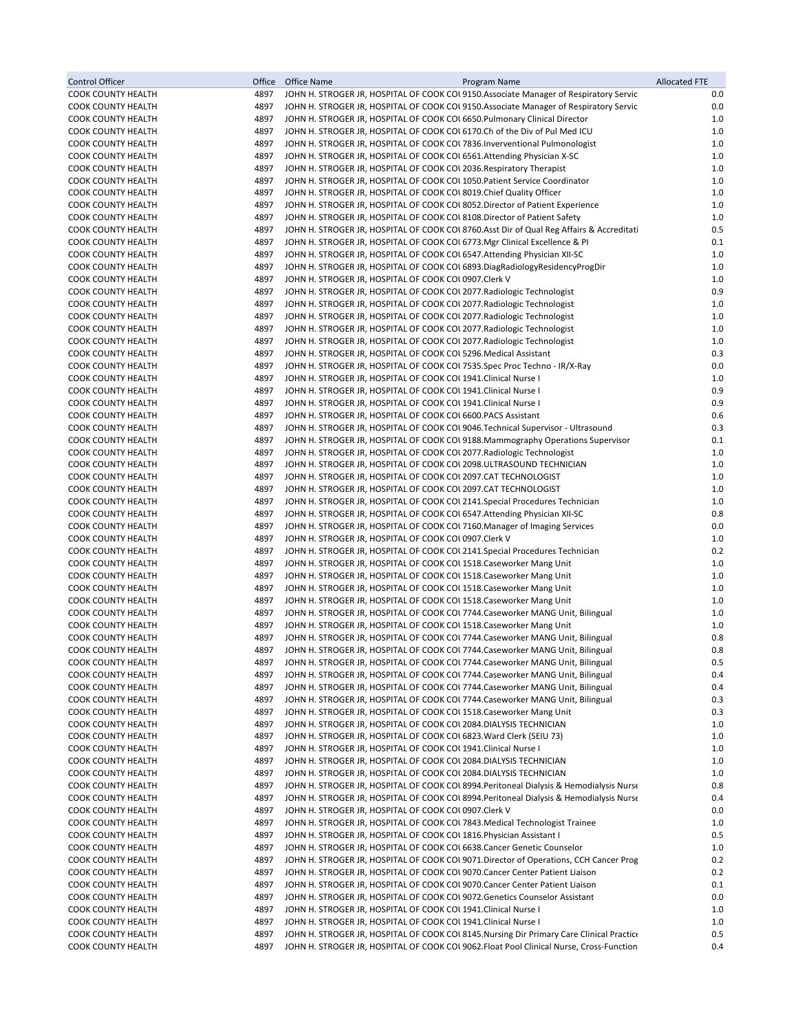| Control Officer | Office | Office Name | Program Name | Allocated FTE |
|---|---|---|---|---|
| COOK COUNTY HEALTH | 4897 | JOHN H. STROGER JR, HOSPITAL OF COOK COI | 9150.Associate Manager of Respiratory Servic | 0.0 |
| COOK COUNTY HEALTH | 4897 | JOHN H. STROGER JR, HOSPITAL OF COOK COI | 9150.Associate Manager of Respiratory Servic | 0.0 |
| COOK COUNTY HEALTH | 4897 | JOHN H. STROGER JR, HOSPITAL OF COOK COI | 6650.Pulmonary Clinical Director | 1.0 |
| COOK COUNTY HEALTH | 4897 | JOHN H. STROGER JR, HOSPITAL OF COOK COI | 6170.Ch of the Div of Pul Med ICU | 1.0 |
| COOK COUNTY HEALTH | 4897 | JOHN H. STROGER JR, HOSPITAL OF COOK COI | 7836.Inerventional Pulmonologist | 1.0 |
| COOK COUNTY HEALTH | 4897 | JOHN H. STROGER JR, HOSPITAL OF COOK COI | 6561.Attending Physician X-SC | 1.0 |
| COOK COUNTY HEALTH | 4897 | JOHN H. STROGER JR, HOSPITAL OF COOK COI | 2036.Respiratory Therapist | 1.0 |
| COOK COUNTY HEALTH | 4897 | JOHN H. STROGER JR, HOSPITAL OF COOK COI | 1050.Patient Service Coordinator | 1.0 |
| COOK COUNTY HEALTH | 4897 | JOHN H. STROGER JR, HOSPITAL OF COOK COI | 8019.Chief Quality Officer | 1.0 |
| COOK COUNTY HEALTH | 4897 | JOHN H. STROGER JR, HOSPITAL OF COOK COI | 8052.Director of Patient Experience | 1.0 |
| COOK COUNTY HEALTH | 4897 | JOHN H. STROGER JR, HOSPITAL OF COOK COI | 8108.Director of Patient Safety | 1.0 |
| COOK COUNTY HEALTH | 4897 | JOHN H. STROGER JR, HOSPITAL OF COOK COI | 8760.Asst Dir of Qual Reg Affairs & Accreditati | 0.5 |
| COOK COUNTY HEALTH | 4897 | JOHN H. STROGER JR, HOSPITAL OF COOK COI | 6773.Mgr Clinical Excellence & PI | 0.1 |
| COOK COUNTY HEALTH | 4897 | JOHN H. STROGER JR, HOSPITAL OF COOK COI | 6547.Attending Physician XII-SC | 1.0 |
| COOK COUNTY HEALTH | 4897 | JOHN H. STROGER JR, HOSPITAL OF COOK COI | 6893.DiagRadiologyResidencyProgDir | 1.0 |
| COOK COUNTY HEALTH | 4897 | JOHN H. STROGER JR, HOSPITAL OF COOK COI | 0907.Clerk V | 1.0 |
| COOK COUNTY HEALTH | 4897 | JOHN H. STROGER JR, HOSPITAL OF COOK COI | 2077.Radiologic Technologist | 0.9 |
| COOK COUNTY HEALTH | 4897 | JOHN H. STROGER JR, HOSPITAL OF COOK COI | 2077.Radiologic Technologist | 1.0 |
| COOK COUNTY HEALTH | 4897 | JOHN H. STROGER JR, HOSPITAL OF COOK COI | 2077.Radiologic Technologist | 1.0 |
| COOK COUNTY HEALTH | 4897 | JOHN H. STROGER JR, HOSPITAL OF COOK COI | 2077.Radiologic Technologist | 1.0 |
| COOK COUNTY HEALTH | 4897 | JOHN H. STROGER JR, HOSPITAL OF COOK COI | 2077.Radiologic Technologist | 1.0 |
| COOK COUNTY HEALTH | 4897 | JOHN H. STROGER JR, HOSPITAL OF COOK COI | 5296.Medical Assistant | 0.3 |
| COOK COUNTY HEALTH | 4897 | JOHN H. STROGER JR, HOSPITAL OF COOK COI | 7535.Spec Proc Techno - IR/X-Ray | 0.0 |
| COOK COUNTY HEALTH | 4897 | JOHN H. STROGER JR, HOSPITAL OF COOK COI | 1941.Clinical Nurse I | 1.0 |
| COOK COUNTY HEALTH | 4897 | JOHN H. STROGER JR, HOSPITAL OF COOK COI | 1941.Clinical Nurse I | 0.9 |
| COOK COUNTY HEALTH | 4897 | JOHN H. STROGER JR, HOSPITAL OF COOK COI | 1941.Clinical Nurse I | 0.9 |
| COOK COUNTY HEALTH | 4897 | JOHN H. STROGER JR, HOSPITAL OF COOK COI | 6600.PACS Assistant | 0.6 |
| COOK COUNTY HEALTH | 4897 | JOHN H. STROGER JR, HOSPITAL OF COOK COI | 9046.Technical Supervisor - Ultrasound | 0.3 |
| COOK COUNTY HEALTH | 4897 | JOHN H. STROGER JR, HOSPITAL OF COOK COI | 9188.Mammography Operations Supervisor | 0.1 |
| COOK COUNTY HEALTH | 4897 | JOHN H. STROGER JR, HOSPITAL OF COOK COI | 2077.Radiologic Technologist | 1.0 |
| COOK COUNTY HEALTH | 4897 | JOHN H. STROGER JR, HOSPITAL OF COOK COI | 2098.ULTRASOUND TECHNICIAN | 1.0 |
| COOK COUNTY HEALTH | 4897 | JOHN H. STROGER JR, HOSPITAL OF COOK COI | 2097.CAT TECHNOLOGIST | 1.0 |
| COOK COUNTY HEALTH | 4897 | JOHN H. STROGER JR, HOSPITAL OF COOK COI | 2097.CAT TECHNOLOGIST | 1.0 |
| COOK COUNTY HEALTH | 4897 | JOHN H. STROGER JR, HOSPITAL OF COOK COI | 2141.Special Procedures Technician | 1.0 |
| COOK COUNTY HEALTH | 4897 | JOHN H. STROGER JR, HOSPITAL OF COOK COI | 6547.Attending Physician XII-SC | 0.8 |
| COOK COUNTY HEALTH | 4897 | JOHN H. STROGER JR, HOSPITAL OF COOK COI | 7160.Manager of Imaging Services | 0.0 |
| COOK COUNTY HEALTH | 4897 | JOHN H. STROGER JR, HOSPITAL OF COOK COI | 0907.Clerk V | 1.0 |
| COOK COUNTY HEALTH | 4897 | JOHN H. STROGER JR, HOSPITAL OF COOK COI | 2141.Special Procedures Technician | 0.2 |
| COOK COUNTY HEALTH | 4897 | JOHN H. STROGER JR, HOSPITAL OF COOK COI | 1518.Caseworker Mang Unit | 1.0 |
| COOK COUNTY HEALTH | 4897 | JOHN H. STROGER JR, HOSPITAL OF COOK COI | 1518.Caseworker Mang Unit | 1.0 |
| COOK COUNTY HEALTH | 4897 | JOHN H. STROGER JR, HOSPITAL OF COOK COI | 1518.Caseworker Mang Unit | 1.0 |
| COOK COUNTY HEALTH | 4897 | JOHN H. STROGER JR, HOSPITAL OF COOK COI | 1518.Caseworker Mang Unit | 1.0 |
| COOK COUNTY HEALTH | 4897 | JOHN H. STROGER JR, HOSPITAL OF COOK COI | 7744.Caseworker MANG Unit, Bilingual | 1.0 |
| COOK COUNTY HEALTH | 4897 | JOHN H. STROGER JR, HOSPITAL OF COOK COI | 1518.Caseworker Mang Unit | 1.0 |
| COOK COUNTY HEALTH | 4897 | JOHN H. STROGER JR, HOSPITAL OF COOK COI | 7744.Caseworker MANG Unit, Bilingual | 0.8 |
| COOK COUNTY HEALTH | 4897 | JOHN H. STROGER JR, HOSPITAL OF COOK COI | 7744.Caseworker MANG Unit, Bilingual | 0.8 |
| COOK COUNTY HEALTH | 4897 | JOHN H. STROGER JR, HOSPITAL OF COOK COI | 7744.Caseworker MANG Unit, Bilingual | 0.5 |
| COOK COUNTY HEALTH | 4897 | JOHN H. STROGER JR, HOSPITAL OF COOK COI | 7744.Caseworker MANG Unit, Bilingual | 0.4 |
| COOK COUNTY HEALTH | 4897 | JOHN H. STROGER JR, HOSPITAL OF COOK COI | 7744.Caseworker MANG Unit, Bilingual | 0.4 |
| COOK COUNTY HEALTH | 4897 | JOHN H. STROGER JR, HOSPITAL OF COOK COI | 7744.Caseworker MANG Unit, Bilingual | 0.3 |
| COOK COUNTY HEALTH | 4897 | JOHN H. STROGER JR, HOSPITAL OF COOK COI | 1518.Caseworker Mang Unit | 0.3 |
| COOK COUNTY HEALTH | 4897 | JOHN H. STROGER JR, HOSPITAL OF COOK COI | 2084.DIALYSIS TECHNICIAN | 1.0 |
| COOK COUNTY HEALTH | 4897 | JOHN H. STROGER JR, HOSPITAL OF COOK COI | 6823.Ward Clerk (SEIU 73) | 1.0 |
| COOK COUNTY HEALTH | 4897 | JOHN H. STROGER JR, HOSPITAL OF COOK COI | 1941.Clinical Nurse I | 1.0 |
| COOK COUNTY HEALTH | 4897 | JOHN H. STROGER JR, HOSPITAL OF COOK COI | 2084.DIALYSIS TECHNICIAN | 1.0 |
| COOK COUNTY HEALTH | 4897 | JOHN H. STROGER JR, HOSPITAL OF COOK COI | 2084.DIALYSIS TECHNICIAN | 1.0 |
| COOK COUNTY HEALTH | 4897 | JOHN H. STROGER JR, HOSPITAL OF COOK COI | 8994.Peritoneal Dialysis & Hemodialysis Nurse | 0.8 |
| COOK COUNTY HEALTH | 4897 | JOHN H. STROGER JR, HOSPITAL OF COOK COI | 8994.Peritoneal Dialysis & Hemodialysis Nurse | 0.4 |
| COOK COUNTY HEALTH | 4897 | JOHN H. STROGER JR, HOSPITAL OF COOK COI | 0907.Clerk V | 0.0 |
| COOK COUNTY HEALTH | 4897 | JOHN H. STROGER JR, HOSPITAL OF COOK COI | 7843.Medical Technologist Trainee | 1.0 |
| COOK COUNTY HEALTH | 4897 | JOHN H. STROGER JR, HOSPITAL OF COOK COI | 1816.Physician Assistant I | 0.5 |
| COOK COUNTY HEALTH | 4897 | JOHN H. STROGER JR, HOSPITAL OF COOK COI | 6638.Cancer Genetic Counselor | 1.0 |
| COOK COUNTY HEALTH | 4897 | JOHN H. STROGER JR, HOSPITAL OF COOK COI | 9071.Director of Operations, CCH Cancer Prog | 0.2 |
| COOK COUNTY HEALTH | 4897 | JOHN H. STROGER JR, HOSPITAL OF COOK COI | 9070.Cancer Center Patient Liaison | 0.2 |
| COOK COUNTY HEALTH | 4897 | JOHN H. STROGER JR, HOSPITAL OF COOK COI | 9070.Cancer Center Patient Liaison | 0.1 |
| COOK COUNTY HEALTH | 4897 | JOHN H. STROGER JR, HOSPITAL OF COOK COI | 9072.Genetics Counselor Assistant | 0.0 |
| COOK COUNTY HEALTH | 4897 | JOHN H. STROGER JR, HOSPITAL OF COOK COI | 1941.Clinical Nurse I | 1.0 |
| COOK COUNTY HEALTH | 4897 | JOHN H. STROGER JR, HOSPITAL OF COOK COI | 1941.Clinical Nurse I | 1.0 |
| COOK COUNTY HEALTH | 4897 | JOHN H. STROGER JR, HOSPITAL OF COOK COI | 8145.Nursing Dir Primary Care Clinical Practice | 0.5 |
| COOK COUNTY HEALTH | 4897 | JOHN H. STROGER JR, HOSPITAL OF COOK COI | 9062.Float Pool Clinical Nurse, Cross-Function | 0.4 |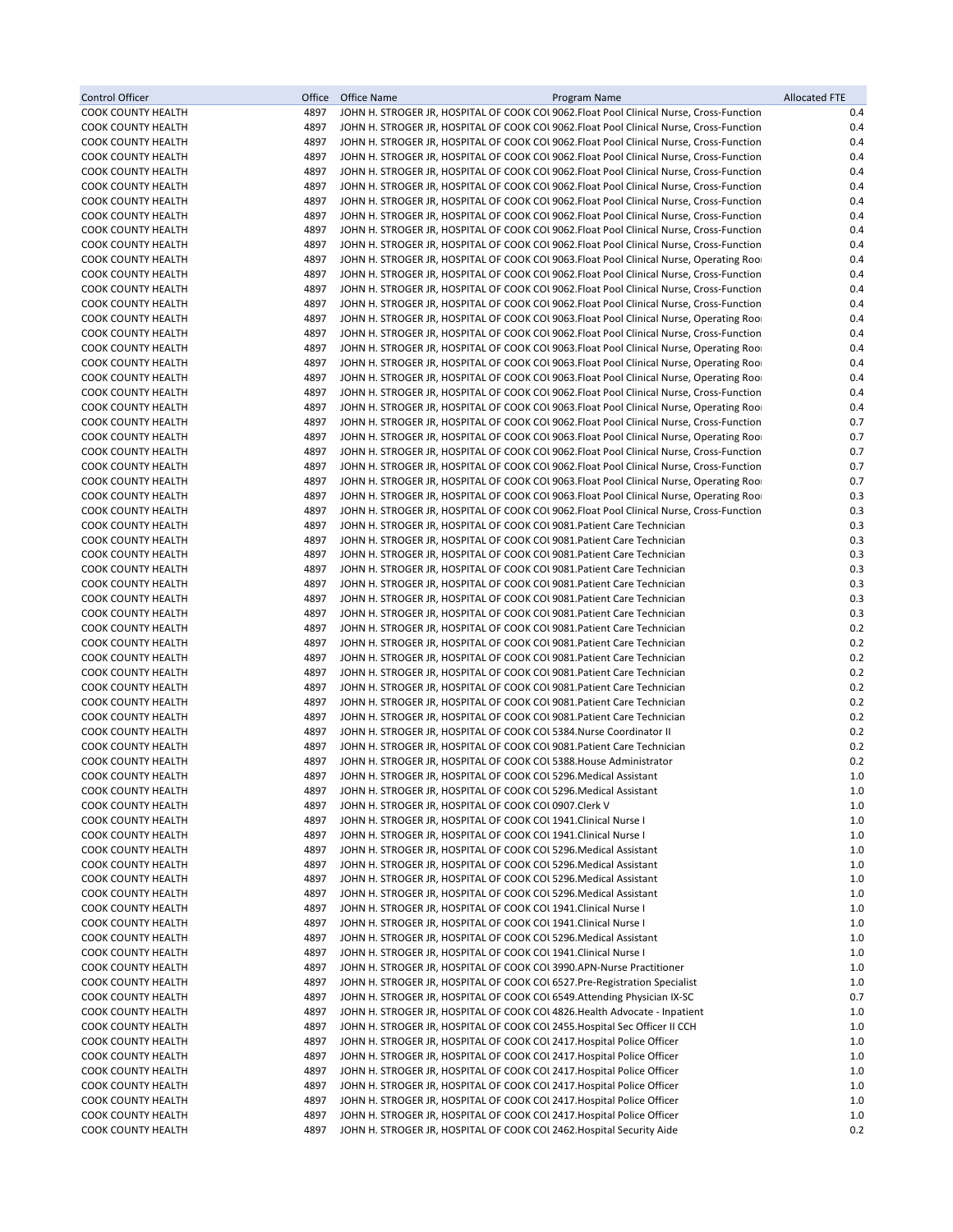| Control Officer | Office | Office Name | Program Name | Allocated FTE |
|---|---|---|---|---|
| COOK COUNTY HEALTH | 4897 | JOHN H. STROGER JR, HOSPITAL OF COOK COI | 9062.Float Pool Clinical Nurse, Cross-Function | 0.4 |
| COOK COUNTY HEALTH | 4897 | JOHN H. STROGER JR, HOSPITAL OF COOK COI | 9062.Float Pool Clinical Nurse, Cross-Function | 0.4 |
| COOK COUNTY HEALTH | 4897 | JOHN H. STROGER JR, HOSPITAL OF COOK COI | 9062.Float Pool Clinical Nurse, Cross-Function | 0.4 |
| COOK COUNTY HEALTH | 4897 | JOHN H. STROGER JR, HOSPITAL OF COOK COI | 9062.Float Pool Clinical Nurse, Cross-Function | 0.4 |
| COOK COUNTY HEALTH | 4897 | JOHN H. STROGER JR, HOSPITAL OF COOK COI | 9062.Float Pool Clinical Nurse, Cross-Function | 0.4 |
| COOK COUNTY HEALTH | 4897 | JOHN H. STROGER JR, HOSPITAL OF COOK COI | 9062.Float Pool Clinical Nurse, Cross-Function | 0.4 |
| COOK COUNTY HEALTH | 4897 | JOHN H. STROGER JR, HOSPITAL OF COOK COI | 9062.Float Pool Clinical Nurse, Cross-Function | 0.4 |
| COOK COUNTY HEALTH | 4897 | JOHN H. STROGER JR, HOSPITAL OF COOK COI | 9062.Float Pool Clinical Nurse, Cross-Function | 0.4 |
| COOK COUNTY HEALTH | 4897 | JOHN H. STROGER JR, HOSPITAL OF COOK COI | 9062.Float Pool Clinical Nurse, Cross-Function | 0.4 |
| COOK COUNTY HEALTH | 4897 | JOHN H. STROGER JR, HOSPITAL OF COOK COI | 9062.Float Pool Clinical Nurse, Cross-Function | 0.4 |
| COOK COUNTY HEALTH | 4897 | JOHN H. STROGER JR, HOSPITAL OF COOK COI | 9063.Float Pool Clinical Nurse, Operating Roo | 0.4 |
| COOK COUNTY HEALTH | 4897 | JOHN H. STROGER JR, HOSPITAL OF COOK COI | 9062.Float Pool Clinical Nurse, Cross-Function | 0.4 |
| COOK COUNTY HEALTH | 4897 | JOHN H. STROGER JR, HOSPITAL OF COOK COI | 9062.Float Pool Clinical Nurse, Cross-Function | 0.4 |
| COOK COUNTY HEALTH | 4897 | JOHN H. STROGER JR, HOSPITAL OF COOK COI | 9062.Float Pool Clinical Nurse, Cross-Function | 0.4 |
| COOK COUNTY HEALTH | 4897 | JOHN H. STROGER JR, HOSPITAL OF COOK COI | 9063.Float Pool Clinical Nurse, Operating Roo | 0.4 |
| COOK COUNTY HEALTH | 4897 | JOHN H. STROGER JR, HOSPITAL OF COOK COI | 9062.Float Pool Clinical Nurse, Cross-Function | 0.4 |
| COOK COUNTY HEALTH | 4897 | JOHN H. STROGER JR, HOSPITAL OF COOK COI | 9063.Float Pool Clinical Nurse, Operating Roo | 0.4 |
| COOK COUNTY HEALTH | 4897 | JOHN H. STROGER JR, HOSPITAL OF COOK COI | 9063.Float Pool Clinical Nurse, Operating Roo | 0.4 |
| COOK COUNTY HEALTH | 4897 | JOHN H. STROGER JR, HOSPITAL OF COOK COI | 9063.Float Pool Clinical Nurse, Operating Roo | 0.4 |
| COOK COUNTY HEALTH | 4897 | JOHN H. STROGER JR, HOSPITAL OF COOK COI | 9062.Float Pool Clinical Nurse, Cross-Function | 0.4 |
| COOK COUNTY HEALTH | 4897 | JOHN H. STROGER JR, HOSPITAL OF COOK COI | 9063.Float Pool Clinical Nurse, Operating Roo | 0.4 |
| COOK COUNTY HEALTH | 4897 | JOHN H. STROGER JR, HOSPITAL OF COOK COI | 9062.Float Pool Clinical Nurse, Cross-Function | 0.7 |
| COOK COUNTY HEALTH | 4897 | JOHN H. STROGER JR, HOSPITAL OF COOK COI | 9063.Float Pool Clinical Nurse, Operating Roo | 0.7 |
| COOK COUNTY HEALTH | 4897 | JOHN H. STROGER JR, HOSPITAL OF COOK COI | 9062.Float Pool Clinical Nurse, Cross-Function | 0.7 |
| COOK COUNTY HEALTH | 4897 | JOHN H. STROGER JR, HOSPITAL OF COOK COI | 9062.Float Pool Clinical Nurse, Cross-Function | 0.7 |
| COOK COUNTY HEALTH | 4897 | JOHN H. STROGER JR, HOSPITAL OF COOK COI | 9063.Float Pool Clinical Nurse, Operating Roo | 0.7 |
| COOK COUNTY HEALTH | 4897 | JOHN H. STROGER JR, HOSPITAL OF COOK COI | 9063.Float Pool Clinical Nurse, Operating Roo | 0.3 |
| COOK COUNTY HEALTH | 4897 | JOHN H. STROGER JR, HOSPITAL OF COOK COI | 9062.Float Pool Clinical Nurse, Cross-Function | 0.3 |
| COOK COUNTY HEALTH | 4897 | JOHN H. STROGER JR, HOSPITAL OF COOK COI | 9081.Patient Care Technician | 0.3 |
| COOK COUNTY HEALTH | 4897 | JOHN H. STROGER JR, HOSPITAL OF COOK COI | 9081.Patient Care Technician | 0.3 |
| COOK COUNTY HEALTH | 4897 | JOHN H. STROGER JR, HOSPITAL OF COOK COI | 9081.Patient Care Technician | 0.3 |
| COOK COUNTY HEALTH | 4897 | JOHN H. STROGER JR, HOSPITAL OF COOK COI | 9081.Patient Care Technician | 0.3 |
| COOK COUNTY HEALTH | 4897 | JOHN H. STROGER JR, HOSPITAL OF COOK COI | 9081.Patient Care Technician | 0.3 |
| COOK COUNTY HEALTH | 4897 | JOHN H. STROGER JR, HOSPITAL OF COOK COI | 9081.Patient Care Technician | 0.3 |
| COOK COUNTY HEALTH | 4897 | JOHN H. STROGER JR, HOSPITAL OF COOK COI | 9081.Patient Care Technician | 0.3 |
| COOK COUNTY HEALTH | 4897 | JOHN H. STROGER JR, HOSPITAL OF COOK COI | 9081.Patient Care Technician | 0.2 |
| COOK COUNTY HEALTH | 4897 | JOHN H. STROGER JR, HOSPITAL OF COOK COI | 9081.Patient Care Technician | 0.2 |
| COOK COUNTY HEALTH | 4897 | JOHN H. STROGER JR, HOSPITAL OF COOK COI | 9081.Patient Care Technician | 0.2 |
| COOK COUNTY HEALTH | 4897 | JOHN H. STROGER JR, HOSPITAL OF COOK COI | 9081.Patient Care Technician | 0.2 |
| COOK COUNTY HEALTH | 4897 | JOHN H. STROGER JR, HOSPITAL OF COOK COI | 9081.Patient Care Technician | 0.2 |
| COOK COUNTY HEALTH | 4897 | JOHN H. STROGER JR, HOSPITAL OF COOK COI | 9081.Patient Care Technician | 0.2 |
| COOK COUNTY HEALTH | 4897 | JOHN H. STROGER JR, HOSPITAL OF COOK COI | 9081.Patient Care Technician | 0.2 |
| COOK COUNTY HEALTH | 4897 | JOHN H. STROGER JR, HOSPITAL OF COOK COI | 5384.Nurse Coordinator II | 0.2 |
| COOK COUNTY HEALTH | 4897 | JOHN H. STROGER JR, HOSPITAL OF COOK COI | 9081.Patient Care Technician | 0.2 |
| COOK COUNTY HEALTH | 4897 | JOHN H. STROGER JR, HOSPITAL OF COOK COI | 5388.House Administrator | 0.2 |
| COOK COUNTY HEALTH | 4897 | JOHN H. STROGER JR, HOSPITAL OF COOK COI | 5296.Medical Assistant | 1.0 |
| COOK COUNTY HEALTH | 4897 | JOHN H. STROGER JR, HOSPITAL OF COOK COI | 5296.Medical Assistant | 1.0 |
| COOK COUNTY HEALTH | 4897 | JOHN H. STROGER JR, HOSPITAL OF COOK COI | 0907.Clerk V | 1.0 |
| COOK COUNTY HEALTH | 4897 | JOHN H. STROGER JR, HOSPITAL OF COOK COI | 1941.Clinical Nurse I | 1.0 |
| COOK COUNTY HEALTH | 4897 | JOHN H. STROGER JR, HOSPITAL OF COOK COI | 1941.Clinical Nurse I | 1.0 |
| COOK COUNTY HEALTH | 4897 | JOHN H. STROGER JR, HOSPITAL OF COOK COI | 5296.Medical Assistant | 1.0 |
| COOK COUNTY HEALTH | 4897 | JOHN H. STROGER JR, HOSPITAL OF COOK COI | 5296.Medical Assistant | 1.0 |
| COOK COUNTY HEALTH | 4897 | JOHN H. STROGER JR, HOSPITAL OF COOK COI | 5296.Medical Assistant | 1.0 |
| COOK COUNTY HEALTH | 4897 | JOHN H. STROGER JR, HOSPITAL OF COOK COI | 5296.Medical Assistant | 1.0 |
| COOK COUNTY HEALTH | 4897 | JOHN H. STROGER JR, HOSPITAL OF COOK COI | 1941.Clinical Nurse I | 1.0 |
| COOK COUNTY HEALTH | 4897 | JOHN H. STROGER JR, HOSPITAL OF COOK COI | 1941.Clinical Nurse I | 1.0 |
| COOK COUNTY HEALTH | 4897 | JOHN H. STROGER JR, HOSPITAL OF COOK COI | 5296.Medical Assistant | 1.0 |
| COOK COUNTY HEALTH | 4897 | JOHN H. STROGER JR, HOSPITAL OF COOK COI | 1941.Clinical Nurse I | 1.0 |
| COOK COUNTY HEALTH | 4897 | JOHN H. STROGER JR, HOSPITAL OF COOK COI | 3990.APN-Nurse Practitioner | 1.0 |
| COOK COUNTY HEALTH | 4897 | JOHN H. STROGER JR, HOSPITAL OF COOK COI | 6527.Pre-Registration Specialist | 1.0 |
| COOK COUNTY HEALTH | 4897 | JOHN H. STROGER JR, HOSPITAL OF COOK COI | 6549.Attending Physician IX-SC | 0.7 |
| COOK COUNTY HEALTH | 4897 | JOHN H. STROGER JR, HOSPITAL OF COOK COI | 4826.Health Advocate - Inpatient | 1.0 |
| COOK COUNTY HEALTH | 4897 | JOHN H. STROGER JR, HOSPITAL OF COOK COI | 2455.Hospital Sec Officer II CCH | 1.0 |
| COOK COUNTY HEALTH | 4897 | JOHN H. STROGER JR, HOSPITAL OF COOK COI | 2417.Hospital Police Officer | 1.0 |
| COOK COUNTY HEALTH | 4897 | JOHN H. STROGER JR, HOSPITAL OF COOK COI | 2417.Hospital Police Officer | 1.0 |
| COOK COUNTY HEALTH | 4897 | JOHN H. STROGER JR, HOSPITAL OF COOK COI | 2417.Hospital Police Officer | 1.0 |
| COOK COUNTY HEALTH | 4897 | JOHN H. STROGER JR, HOSPITAL OF COOK COI | 2417.Hospital Police Officer | 1.0 |
| COOK COUNTY HEALTH | 4897 | JOHN H. STROGER JR, HOSPITAL OF COOK COI | 2417.Hospital Police Officer | 1.0 |
| COOK COUNTY HEALTH | 4897 | JOHN H. STROGER JR, HOSPITAL OF COOK COI | 2417.Hospital Police Officer | 1.0 |
| COOK COUNTY HEALTH | 4897 | JOHN H. STROGER JR, HOSPITAL OF COOK COI | 2462.Hospital Security Aide | 0.2 |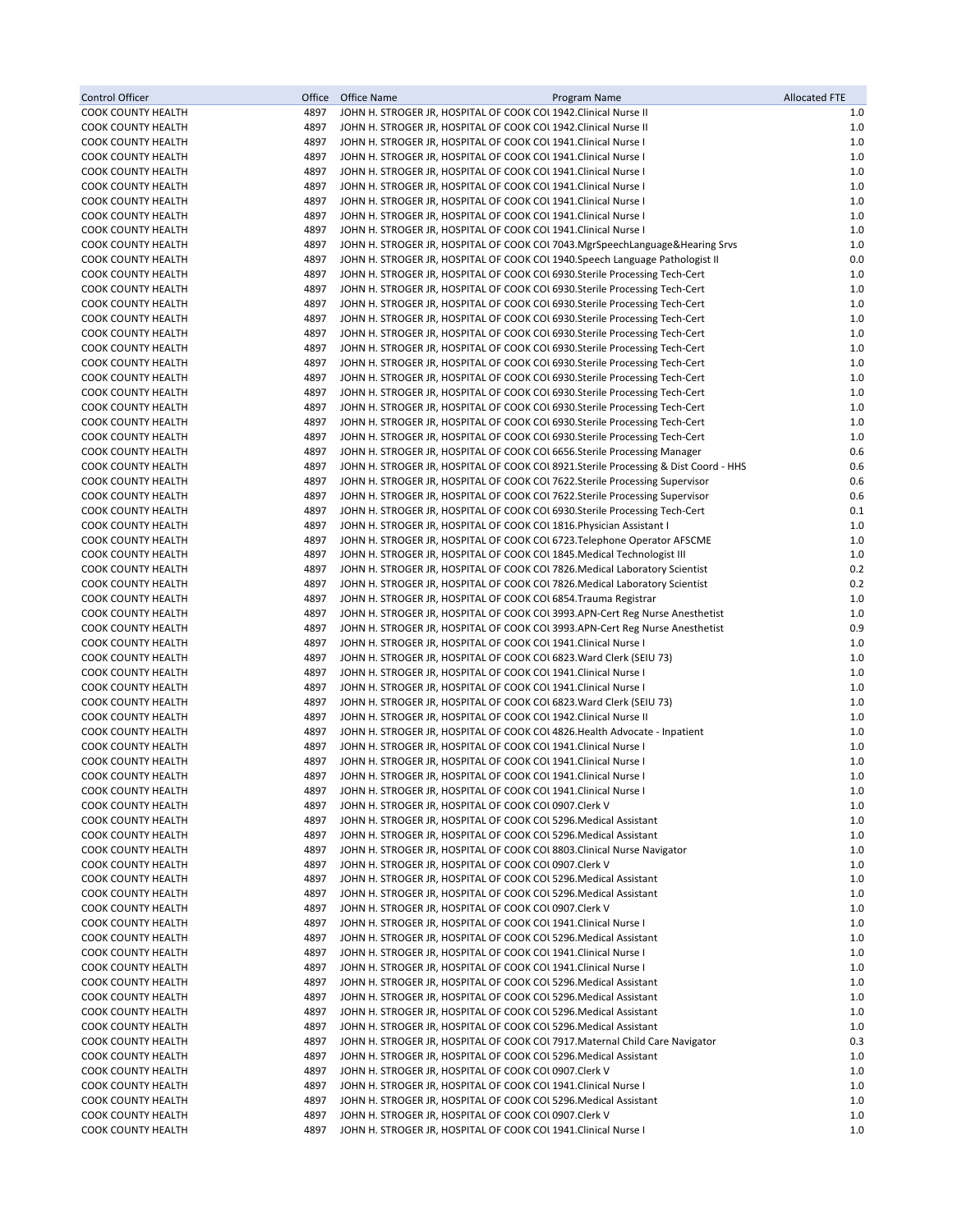| Control Officer | Office | Office Name | Program Name | Allocated FTE |
|---|---|---|---|---|
| COOK COUNTY HEALTH | 4897 | JOHN H. STROGER JR, HOSPITAL OF COOK COU | 1942.Clinical Nurse II | 1.0 |
| COOK COUNTY HEALTH | 4897 | JOHN H. STROGER JR, HOSPITAL OF COOK COU | 1942.Clinical Nurse II | 1.0 |
| COOK COUNTY HEALTH | 4897 | JOHN H. STROGER JR, HOSPITAL OF COOK COU | 1941.Clinical Nurse I | 1.0 |
| COOK COUNTY HEALTH | 4897 | JOHN H. STROGER JR, HOSPITAL OF COOK COU | 1941.Clinical Nurse I | 1.0 |
| COOK COUNTY HEALTH | 4897 | JOHN H. STROGER JR, HOSPITAL OF COOK COU | 1941.Clinical Nurse I | 1.0 |
| COOK COUNTY HEALTH | 4897 | JOHN H. STROGER JR, HOSPITAL OF COOK COU | 1941.Clinical Nurse I | 1.0 |
| COOK COUNTY HEALTH | 4897 | JOHN H. STROGER JR, HOSPITAL OF COOK COU | 1941.Clinical Nurse I | 1.0 |
| COOK COUNTY HEALTH | 4897 | JOHN H. STROGER JR, HOSPITAL OF COOK COU | 1941.Clinical Nurse I | 1.0 |
| COOK COUNTY HEALTH | 4897 | JOHN H. STROGER JR, HOSPITAL OF COOK COU | 1941.Clinical Nurse I | 1.0 |
| COOK COUNTY HEALTH | 4897 | JOHN H. STROGER JR, HOSPITAL OF COOK COU | 7043.MgrSpeechLanguage&Hearing Srvs | 1.0 |
| COOK COUNTY HEALTH | 4897 | JOHN H. STROGER JR, HOSPITAL OF COOK COU | 1940.Speech Language Pathologist II | 0.0 |
| COOK COUNTY HEALTH | 4897 | JOHN H. STROGER JR, HOSPITAL OF COOK COU | 6930.Sterile Processing Tech-Cert | 1.0 |
| COOK COUNTY HEALTH | 4897 | JOHN H. STROGER JR, HOSPITAL OF COOK COU | 6930.Sterile Processing Tech-Cert | 1.0 |
| COOK COUNTY HEALTH | 4897 | JOHN H. STROGER JR, HOSPITAL OF COOK COU | 6930.Sterile Processing Tech-Cert | 1.0 |
| COOK COUNTY HEALTH | 4897 | JOHN H. STROGER JR, HOSPITAL OF COOK COU | 6930.Sterile Processing Tech-Cert | 1.0 |
| COOK COUNTY HEALTH | 4897 | JOHN H. STROGER JR, HOSPITAL OF COOK COU | 6930.Sterile Processing Tech-Cert | 1.0 |
| COOK COUNTY HEALTH | 4897 | JOHN H. STROGER JR, HOSPITAL OF COOK COU | 6930.Sterile Processing Tech-Cert | 1.0 |
| COOK COUNTY HEALTH | 4897 | JOHN H. STROGER JR, HOSPITAL OF COOK COU | 6930.Sterile Processing Tech-Cert | 1.0 |
| COOK COUNTY HEALTH | 4897 | JOHN H. STROGER JR, HOSPITAL OF COOK COU | 6930.Sterile Processing Tech-Cert | 1.0 |
| COOK COUNTY HEALTH | 4897 | JOHN H. STROGER JR, HOSPITAL OF COOK COU | 6930.Sterile Processing Tech-Cert | 1.0 |
| COOK COUNTY HEALTH | 4897 | JOHN H. STROGER JR, HOSPITAL OF COOK COU | 6930.Sterile Processing Tech-Cert | 1.0 |
| COOK COUNTY HEALTH | 4897 | JOHN H. STROGER JR, HOSPITAL OF COOK COU | 6930.Sterile Processing Tech-Cert | 1.0 |
| COOK COUNTY HEALTH | 4897 | JOHN H. STROGER JR, HOSPITAL OF COOK COU | 6930.Sterile Processing Tech-Cert | 1.0 |
| COOK COUNTY HEALTH | 4897 | JOHN H. STROGER JR, HOSPITAL OF COOK COU | 6656.Sterile Processing Manager | 0.6 |
| COOK COUNTY HEALTH | 4897 | JOHN H. STROGER JR, HOSPITAL OF COOK COU | 8921.Sterile Processing & Dist Coord - HHS | 0.6 |
| COOK COUNTY HEALTH | 4897 | JOHN H. STROGER JR, HOSPITAL OF COOK COU | 7622.Sterile Processing Supervisor | 0.6 |
| COOK COUNTY HEALTH | 4897 | JOHN H. STROGER JR, HOSPITAL OF COOK COU | 7622.Sterile Processing Supervisor | 0.6 |
| COOK COUNTY HEALTH | 4897 | JOHN H. STROGER JR, HOSPITAL OF COOK COU | 6930.Sterile Processing Tech-Cert | 0.1 |
| COOK COUNTY HEALTH | 4897 | JOHN H. STROGER JR, HOSPITAL OF COOK COU | 1816.Physician Assistant I | 1.0 |
| COOK COUNTY HEALTH | 4897 | JOHN H. STROGER JR, HOSPITAL OF COOK COU | 6723.Telephone Operator AFSCME | 1.0 |
| COOK COUNTY HEALTH | 4897 | JOHN H. STROGER JR, HOSPITAL OF COOK COU | 1845.Medical Technologist III | 1.0 |
| COOK COUNTY HEALTH | 4897 | JOHN H. STROGER JR, HOSPITAL OF COOK COU | 7826.Medical Laboratory Scientist | 0.2 |
| COOK COUNTY HEALTH | 4897 | JOHN H. STROGER JR, HOSPITAL OF COOK COU | 7826.Medical Laboratory Scientist | 0.2 |
| COOK COUNTY HEALTH | 4897 | JOHN H. STROGER JR, HOSPITAL OF COOK COU | 6854.Trauma Registrar | 1.0 |
| COOK COUNTY HEALTH | 4897 | JOHN H. STROGER JR, HOSPITAL OF COOK COU | 3993.APN-Cert Reg Nurse Anesthetist | 1.0 |
| COOK COUNTY HEALTH | 4897 | JOHN H. STROGER JR, HOSPITAL OF COOK COU | 3993.APN-Cert Reg Nurse Anesthetist | 0.9 |
| COOK COUNTY HEALTH | 4897 | JOHN H. STROGER JR, HOSPITAL OF COOK COU | 1941.Clinical Nurse I | 1.0 |
| COOK COUNTY HEALTH | 4897 | JOHN H. STROGER JR, HOSPITAL OF COOK COU | 6823.Ward Clerk (SEIU 73) | 1.0 |
| COOK COUNTY HEALTH | 4897 | JOHN H. STROGER JR, HOSPITAL OF COOK COU | 1941.Clinical Nurse I | 1.0 |
| COOK COUNTY HEALTH | 4897 | JOHN H. STROGER JR, HOSPITAL OF COOK COU | 1941.Clinical Nurse I | 1.0 |
| COOK COUNTY HEALTH | 4897 | JOHN H. STROGER JR, HOSPITAL OF COOK COU | 6823.Ward Clerk (SEIU 73) | 1.0 |
| COOK COUNTY HEALTH | 4897 | JOHN H. STROGER JR, HOSPITAL OF COOK COU | 1942.Clinical Nurse II | 1.0 |
| COOK COUNTY HEALTH | 4897 | JOHN H. STROGER JR, HOSPITAL OF COOK COU | 4826.Health Advocate - Inpatient | 1.0 |
| COOK COUNTY HEALTH | 4897 | JOHN H. STROGER JR, HOSPITAL OF COOK COU | 1941.Clinical Nurse I | 1.0 |
| COOK COUNTY HEALTH | 4897 | JOHN H. STROGER JR, HOSPITAL OF COOK COU | 1941.Clinical Nurse I | 1.0 |
| COOK COUNTY HEALTH | 4897 | JOHN H. STROGER JR, HOSPITAL OF COOK COU | 1941.Clinical Nurse I | 1.0 |
| COOK COUNTY HEALTH | 4897 | JOHN H. STROGER JR, HOSPITAL OF COOK COU | 1941.Clinical Nurse I | 1.0 |
| COOK COUNTY HEALTH | 4897 | JOHN H. STROGER JR, HOSPITAL OF COOK COU | 0907.Clerk V | 1.0 |
| COOK COUNTY HEALTH | 4897 | JOHN H. STROGER JR, HOSPITAL OF COOK COU | 5296.Medical Assistant | 1.0 |
| COOK COUNTY HEALTH | 4897 | JOHN H. STROGER JR, HOSPITAL OF COOK COU | 5296.Medical Assistant | 1.0 |
| COOK COUNTY HEALTH | 4897 | JOHN H. STROGER JR, HOSPITAL OF COOK COU | 8803.Clinical Nurse Navigator | 1.0 |
| COOK COUNTY HEALTH | 4897 | JOHN H. STROGER JR, HOSPITAL OF COOK COU | 0907.Clerk V | 1.0 |
| COOK COUNTY HEALTH | 4897 | JOHN H. STROGER JR, HOSPITAL OF COOK COU | 5296.Medical Assistant | 1.0 |
| COOK COUNTY HEALTH | 4897 | JOHN H. STROGER JR, HOSPITAL OF COOK COU | 5296.Medical Assistant | 1.0 |
| COOK COUNTY HEALTH | 4897 | JOHN H. STROGER JR, HOSPITAL OF COOK COU | 0907.Clerk V | 1.0 |
| COOK COUNTY HEALTH | 4897 | JOHN H. STROGER JR, HOSPITAL OF COOK COU | 1941.Clinical Nurse I | 1.0 |
| COOK COUNTY HEALTH | 4897 | JOHN H. STROGER JR, HOSPITAL OF COOK COU | 5296.Medical Assistant | 1.0 |
| COOK COUNTY HEALTH | 4897 | JOHN H. STROGER JR, HOSPITAL OF COOK COU | 1941.Clinical Nurse I | 1.0 |
| COOK COUNTY HEALTH | 4897 | JOHN H. STROGER JR, HOSPITAL OF COOK COU | 1941.Clinical Nurse I | 1.0 |
| COOK COUNTY HEALTH | 4897 | JOHN H. STROGER JR, HOSPITAL OF COOK COU | 5296.Medical Assistant | 1.0 |
| COOK COUNTY HEALTH | 4897 | JOHN H. STROGER JR, HOSPITAL OF COOK COU | 5296.Medical Assistant | 1.0 |
| COOK COUNTY HEALTH | 4897 | JOHN H. STROGER JR, HOSPITAL OF COOK COU | 5296.Medical Assistant | 1.0 |
| COOK COUNTY HEALTH | 4897 | JOHN H. STROGER JR, HOSPITAL OF COOK COU | 5296.Medical Assistant | 1.0 |
| COOK COUNTY HEALTH | 4897 | JOHN H. STROGER JR, HOSPITAL OF COOK COU | 7917.Maternal Child Care Navigator | 0.3 |
| COOK COUNTY HEALTH | 4897 | JOHN H. STROGER JR, HOSPITAL OF COOK COU | 5296.Medical Assistant | 1.0 |
| COOK COUNTY HEALTH | 4897 | JOHN H. STROGER JR, HOSPITAL OF COOK COU | 0907.Clerk V | 1.0 |
| COOK COUNTY HEALTH | 4897 | JOHN H. STROGER JR, HOSPITAL OF COOK COU | 1941.Clinical Nurse I | 1.0 |
| COOK COUNTY HEALTH | 4897 | JOHN H. STROGER JR, HOSPITAL OF COOK COU | 5296.Medical Assistant | 1.0 |
| COOK COUNTY HEALTH | 4897 | JOHN H. STROGER JR, HOSPITAL OF COOK COU | 0907.Clerk V | 1.0 |
| COOK COUNTY HEALTH | 4897 | JOHN H. STROGER JR, HOSPITAL OF COOK COU | 1941.Clinical Nurse I | 1.0 |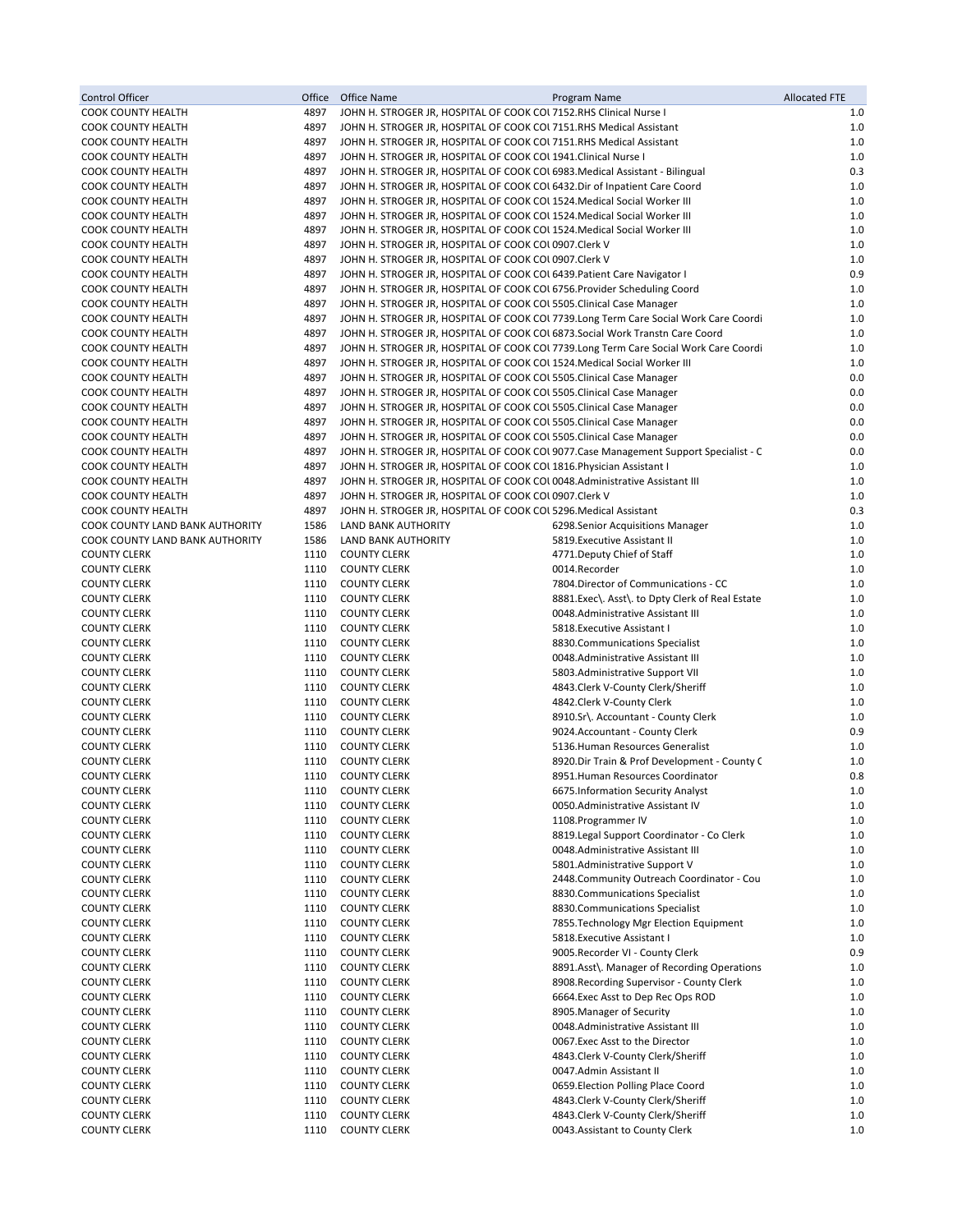| Control Officer | Office | Office Name | Program Name | Allocated FTE |
|---|---|---|---|---|
| COOK COUNTY HEALTH | 4897 | JOHN H. STROGER JR, HOSPITAL OF COOK COU | 7152.RHS Clinical Nurse I | 1.0 |
| COOK COUNTY HEALTH | 4897 | JOHN H. STROGER JR, HOSPITAL OF COOK COU | 7151.RHS Medical Assistant | 1.0 |
| COOK COUNTY HEALTH | 4897 | JOHN H. STROGER JR, HOSPITAL OF COOK COU | 7151.RHS Medical Assistant | 1.0 |
| COOK COUNTY HEALTH | 4897 | JOHN H. STROGER JR, HOSPITAL OF COOK COU | 1941.Clinical Nurse I | 1.0 |
| COOK COUNTY HEALTH | 4897 | JOHN H. STROGER JR, HOSPITAL OF COOK COU | 6983.Medical Assistant - Bilingual | 0.3 |
| COOK COUNTY HEALTH | 4897 | JOHN H. STROGER JR, HOSPITAL OF COOK COU | 6432.Dir of Inpatient Care Coord | 1.0 |
| COOK COUNTY HEALTH | 4897 | JOHN H. STROGER JR, HOSPITAL OF COOK COU | 1524.Medical Social Worker III | 1.0 |
| COOK COUNTY HEALTH | 4897 | JOHN H. STROGER JR, HOSPITAL OF COOK COU | 1524.Medical Social Worker III | 1.0 |
| COOK COUNTY HEALTH | 4897 | JOHN H. STROGER JR, HOSPITAL OF COOK COU | 1524.Medical Social Worker III | 1.0 |
| COOK COUNTY HEALTH | 4897 | JOHN H. STROGER JR, HOSPITAL OF COOK COU | 0907.Clerk V | 1.0 |
| COOK COUNTY HEALTH | 4897 | JOHN H. STROGER JR, HOSPITAL OF COOK COU | 0907.Clerk V | 1.0 |
| COOK COUNTY HEALTH | 4897 | JOHN H. STROGER JR, HOSPITAL OF COOK COU | 6439.Patient Care Navigator I | 0.9 |
| COOK COUNTY HEALTH | 4897 | JOHN H. STROGER JR, HOSPITAL OF COOK COU | 6756.Provider Scheduling Coord | 1.0 |
| COOK COUNTY HEALTH | 4897 | JOHN H. STROGER JR, HOSPITAL OF COOK COU | 5505.Clinical Case Manager | 1.0 |
| COOK COUNTY HEALTH | 4897 | JOHN H. STROGER JR, HOSPITAL OF COOK COU | 7739.Long Term Care Social Work Care Coordi | 1.0 |
| COOK COUNTY HEALTH | 4897 | JOHN H. STROGER JR, HOSPITAL OF COOK COU | 6873.Social Work Transtn Care Coord | 1.0 |
| COOK COUNTY HEALTH | 4897 | JOHN H. STROGER JR, HOSPITAL OF COOK COU | 7739.Long Term Care Social Work Care Coordi | 1.0 |
| COOK COUNTY HEALTH | 4897 | JOHN H. STROGER JR, HOSPITAL OF COOK COU | 1524.Medical Social Worker III | 1.0 |
| COOK COUNTY HEALTH | 4897 | JOHN H. STROGER JR, HOSPITAL OF COOK COU | 5505.Clinical Case Manager | 0.0 |
| COOK COUNTY HEALTH | 4897 | JOHN H. STROGER JR, HOSPITAL OF COOK COU | 5505.Clinical Case Manager | 0.0 |
| COOK COUNTY HEALTH | 4897 | JOHN H. STROGER JR, HOSPITAL OF COOK COU | 5505.Clinical Case Manager | 0.0 |
| COOK COUNTY HEALTH | 4897 | JOHN H. STROGER JR, HOSPITAL OF COOK COU | 5505.Clinical Case Manager | 0.0 |
| COOK COUNTY HEALTH | 4897 | JOHN H. STROGER JR, HOSPITAL OF COOK COU | 5505.Clinical Case Manager | 0.0 |
| COOK COUNTY HEALTH | 4897 | JOHN H. STROGER JR, HOSPITAL OF COOK COU | 9077.Case Management Support Specialist - C | 0.0 |
| COOK COUNTY HEALTH | 4897 | JOHN H. STROGER JR, HOSPITAL OF COOK COU | 1816.Physician Assistant I | 1.0 |
| COOK COUNTY HEALTH | 4897 | JOHN H. STROGER JR, HOSPITAL OF COOK COU | 0048.Administrative Assistant III | 1.0 |
| COOK COUNTY HEALTH | 4897 | JOHN H. STROGER JR, HOSPITAL OF COOK COU | 0907.Clerk V | 1.0 |
| COOK COUNTY HEALTH | 4897 | JOHN H. STROGER JR, HOSPITAL OF COOK COU | 5296.Medical Assistant | 0.3 |
| COOK COUNTY LAND BANK AUTHORITY | 1586 | LAND BANK AUTHORITY | 6298.Senior Acquisitions Manager | 1.0 |
| COOK COUNTY LAND BANK AUTHORITY | 1586 | LAND BANK AUTHORITY | 5819.Executive Assistant II | 1.0 |
| COUNTY CLERK | 1110 | COUNTY CLERK | 4771.Deputy Chief of Staff | 1.0 |
| COUNTY CLERK | 1110 | COUNTY CLERK | 0014.Recorder | 1.0 |
| COUNTY CLERK | 1110 | COUNTY CLERK | 7804.Director of Communications - CC | 1.0 |
| COUNTY CLERK | 1110 | COUNTY CLERK | 8881.Exec\. Asst\. to Dpty Clerk of Real Estate | 1.0 |
| COUNTY CLERK | 1110 | COUNTY CLERK | 0048.Administrative Assistant III | 1.0 |
| COUNTY CLERK | 1110 | COUNTY CLERK | 5818.Executive Assistant I | 1.0 |
| COUNTY CLERK | 1110 | COUNTY CLERK | 8830.Communications Specialist | 1.0 |
| COUNTY CLERK | 1110 | COUNTY CLERK | 0048.Administrative Assistant III | 1.0 |
| COUNTY CLERK | 1110 | COUNTY CLERK | 5803.Administrative Support VII | 1.0 |
| COUNTY CLERK | 1110 | COUNTY CLERK | 4843.Clerk V-County Clerk/Sheriff | 1.0 |
| COUNTY CLERK | 1110 | COUNTY CLERK | 4842.Clerk V-County Clerk | 1.0 |
| COUNTY CLERK | 1110 | COUNTY CLERK | 8910.Sr\. Accountant - County Clerk | 1.0 |
| COUNTY CLERK | 1110 | COUNTY CLERK | 9024.Accountant - County Clerk | 0.9 |
| COUNTY CLERK | 1110 | COUNTY CLERK | 5136.Human Resources Generalist | 1.0 |
| COUNTY CLERK | 1110 | COUNTY CLERK | 8920.Dir Train & Prof Development - County C | 1.0 |
| COUNTY CLERK | 1110 | COUNTY CLERK | 8951.Human Resources Coordinator | 0.8 |
| COUNTY CLERK | 1110 | COUNTY CLERK | 6675.Information Security Analyst | 1.0 |
| COUNTY CLERK | 1110 | COUNTY CLERK | 0050.Administrative Assistant IV | 1.0 |
| COUNTY CLERK | 1110 | COUNTY CLERK | 1108.Programmer IV | 1.0 |
| COUNTY CLERK | 1110 | COUNTY CLERK | 8819.Legal Support Coordinator - Co Clerk | 1.0 |
| COUNTY CLERK | 1110 | COUNTY CLERK | 0048.Administrative Assistant III | 1.0 |
| COUNTY CLERK | 1110 | COUNTY CLERK | 5801.Administrative Support V | 1.0 |
| COUNTY CLERK | 1110 | COUNTY CLERK | 2448.Community Outreach Coordinator - Cou | 1.0 |
| COUNTY CLERK | 1110 | COUNTY CLERK | 8830.Communications Specialist | 1.0 |
| COUNTY CLERK | 1110 | COUNTY CLERK | 8830.Communications Specialist | 1.0 |
| COUNTY CLERK | 1110 | COUNTY CLERK | 7855.Technology Mgr Election Equipment | 1.0 |
| COUNTY CLERK | 1110 | COUNTY CLERK | 5818.Executive Assistant I | 1.0 |
| COUNTY CLERK | 1110 | COUNTY CLERK | 9005.Recorder VI - County Clerk | 0.9 |
| COUNTY CLERK | 1110 | COUNTY CLERK | 8891.Asst\. Manager of Recording Operations | 1.0 |
| COUNTY CLERK | 1110 | COUNTY CLERK | 8908.Recording Supervisor - County Clerk | 1.0 |
| COUNTY CLERK | 1110 | COUNTY CLERK | 6664.Exec Asst to Dep Rec Ops ROD | 1.0 |
| COUNTY CLERK | 1110 | COUNTY CLERK | 8905.Manager of Security | 1.0 |
| COUNTY CLERK | 1110 | COUNTY CLERK | 0048.Administrative Assistant III | 1.0 |
| COUNTY CLERK | 1110 | COUNTY CLERK | 0067.Exec Asst to the Director | 1.0 |
| COUNTY CLERK | 1110 | COUNTY CLERK | 4843.Clerk V-County Clerk/Sheriff | 1.0 |
| COUNTY CLERK | 1110 | COUNTY CLERK | 0047.Admin Assistant II | 1.0 |
| COUNTY CLERK | 1110 | COUNTY CLERK | 0659.Election Polling Place Coord | 1.0 |
| COUNTY CLERK | 1110 | COUNTY CLERK | 4843.Clerk V-County Clerk/Sheriff | 1.0 |
| COUNTY CLERK | 1110 | COUNTY CLERK | 4843.Clerk V-County Clerk/Sheriff | 1.0 |
| COUNTY CLERK | 1110 | COUNTY CLERK | 0043.Assistant to County Clerk | 1.0 |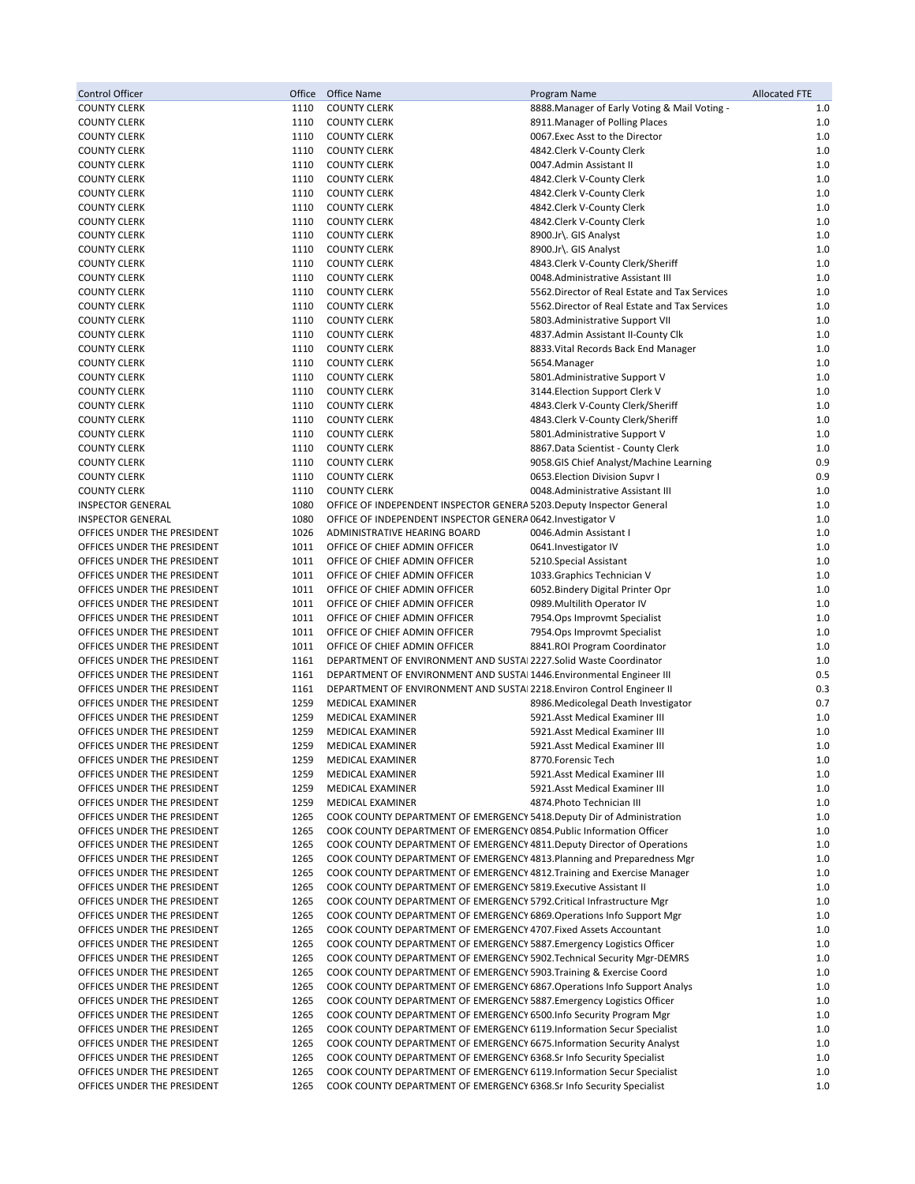| Control Officer | Office | Office Name | Program Name | Allocated FTE |
|---|---|---|---|---|
| COUNTY CLERK | 1110 | COUNTY CLERK | 8888.Manager of Early Voting & Mail Voting - | 1.0 |
| COUNTY CLERK | 1110 | COUNTY CLERK | 8911.Manager of Polling Places | 1.0 |
| COUNTY CLERK | 1110 | COUNTY CLERK | 0067.Exec Asst to the Director | 1.0 |
| COUNTY CLERK | 1110 | COUNTY CLERK | 4842.Clerk V-County Clerk | 1.0 |
| COUNTY CLERK | 1110 | COUNTY CLERK | 0047.Admin Assistant II | 1.0 |
| COUNTY CLERK | 1110 | COUNTY CLERK | 4842.Clerk V-County Clerk | 1.0 |
| COUNTY CLERK | 1110 | COUNTY CLERK | 4842.Clerk V-County Clerk | 1.0 |
| COUNTY CLERK | 1110 | COUNTY CLERK | 4842.Clerk V-County Clerk | 1.0 |
| COUNTY CLERK | 1110 | COUNTY CLERK | 4842.Clerk V-County Clerk | 1.0 |
| COUNTY CLERK | 1110 | COUNTY CLERK | 8900.Jr\. GIS Analyst | 1.0 |
| COUNTY CLERK | 1110 | COUNTY CLERK | 8900.Jr\. GIS Analyst | 1.0 |
| COUNTY CLERK | 1110 | COUNTY CLERK | 4843.Clerk V-County Clerk/Sheriff | 1.0 |
| COUNTY CLERK | 1110 | COUNTY CLERK | 0048.Administrative Assistant III | 1.0 |
| COUNTY CLERK | 1110 | COUNTY CLERK | 5562.Director of Real Estate and Tax Services | 1.0 |
| COUNTY CLERK | 1110 | COUNTY CLERK | 5562.Director of Real Estate and Tax Services | 1.0 |
| COUNTY CLERK | 1110 | COUNTY CLERK | 5803.Administrative Support VII | 1.0 |
| COUNTY CLERK | 1110 | COUNTY CLERK | 4837.Admin Assistant II-County Clk | 1.0 |
| COUNTY CLERK | 1110 | COUNTY CLERK | 8833.Vital Records Back End Manager | 1.0 |
| COUNTY CLERK | 1110 | COUNTY CLERK | 5654.Manager | 1.0 |
| COUNTY CLERK | 1110 | COUNTY CLERK | 5801.Administrative Support V | 1.0 |
| COUNTY CLERK | 1110 | COUNTY CLERK | 3144.Election Support Clerk V | 1.0 |
| COUNTY CLERK | 1110 | COUNTY CLERK | 4843.Clerk V-County Clerk/Sheriff | 1.0 |
| COUNTY CLERK | 1110 | COUNTY CLERK | 4843.Clerk V-County Clerk/Sheriff | 1.0 |
| COUNTY CLERK | 1110 | COUNTY CLERK | 5801.Administrative Support V | 1.0 |
| COUNTY CLERK | 1110 | COUNTY CLERK | 8867.Data Scientist - County Clerk | 1.0 |
| COUNTY CLERK | 1110 | COUNTY CLERK | 9058.GIS Chief Analyst/Machine Learning | 0.9 |
| COUNTY CLERK | 1110 | COUNTY CLERK | 0653.Election Division Supvr I | 0.9 |
| COUNTY CLERK | 1110 | COUNTY CLERK | 0048.Administrative Assistant III | 1.0 |
| INSPECTOR GENERAL | 1080 | OFFICE OF INDEPENDENT INSPECTOR GENERA | 5203.Deputy Inspector General | 1.0 |
| INSPECTOR GENERAL | 1080 | OFFICE OF INDEPENDENT INSPECTOR GENERA | 0642.Investigator V | 1.0 |
| OFFICES UNDER THE PRESIDENT | 1026 | ADMINISTRATIVE HEARING BOARD | 0046.Admin Assistant I | 1.0 |
| OFFICES UNDER THE PRESIDENT | 1011 | OFFICE OF CHIEF ADMIN OFFICER | 0641.Investigator IV | 1.0 |
| OFFICES UNDER THE PRESIDENT | 1011 | OFFICE OF CHIEF ADMIN OFFICER | 5210.Special Assistant | 1.0 |
| OFFICES UNDER THE PRESIDENT | 1011 | OFFICE OF CHIEF ADMIN OFFICER | 1033.Graphics Technician V | 1.0 |
| OFFICES UNDER THE PRESIDENT | 1011 | OFFICE OF CHIEF ADMIN OFFICER | 6052.Bindery Digital Printer Opr | 1.0 |
| OFFICES UNDER THE PRESIDENT | 1011 | OFFICE OF CHIEF ADMIN OFFICER | 0989.Multilith Operator IV | 1.0 |
| OFFICES UNDER THE PRESIDENT | 1011 | OFFICE OF CHIEF ADMIN OFFICER | 7954.Ops Improvmt Specialist | 1.0 |
| OFFICES UNDER THE PRESIDENT | 1011 | OFFICE OF CHIEF ADMIN OFFICER | 7954.Ops Improvmt Specialist | 1.0 |
| OFFICES UNDER THE PRESIDENT | 1011 | OFFICE OF CHIEF ADMIN OFFICER | 8841.ROI Program Coordinator | 1.0 |
| OFFICES UNDER THE PRESIDENT | 1161 | DEPARTMENT OF ENVIRONMENT AND SUSTAI | 2227.Solid Waste Coordinator | 1.0 |
| OFFICES UNDER THE PRESIDENT | 1161 | DEPARTMENT OF ENVIRONMENT AND SUSTAI | 1446.Environmental Engineer III | 0.5 |
| OFFICES UNDER THE PRESIDENT | 1161 | DEPARTMENT OF ENVIRONMENT AND SUSTAI | 2218.Environ Control Engineer II | 0.3 |
| OFFICES UNDER THE PRESIDENT | 1259 | MEDICAL EXAMINER | 8986.Medicolegal Death Investigator | 0.7 |
| OFFICES UNDER THE PRESIDENT | 1259 | MEDICAL EXAMINER | 5921.Asst Medical Examiner III | 1.0 |
| OFFICES UNDER THE PRESIDENT | 1259 | MEDICAL EXAMINER | 5921.Asst Medical Examiner III | 1.0 |
| OFFICES UNDER THE PRESIDENT | 1259 | MEDICAL EXAMINER | 5921.Asst Medical Examiner III | 1.0 |
| OFFICES UNDER THE PRESIDENT | 1259 | MEDICAL EXAMINER | 8770.Forensic Tech | 1.0 |
| OFFICES UNDER THE PRESIDENT | 1259 | MEDICAL EXAMINER | 5921.Asst Medical Examiner III | 1.0 |
| OFFICES UNDER THE PRESIDENT | 1259 | MEDICAL EXAMINER | 5921.Asst Medical Examiner III | 1.0 |
| OFFICES UNDER THE PRESIDENT | 1259 | MEDICAL EXAMINER | 4874.Photo Technician III | 1.0 |
| OFFICES UNDER THE PRESIDENT | 1265 | COOK COUNTY DEPARTMENT OF EMERGENCY | 5418.Deputy Dir of Administration | 1.0 |
| OFFICES UNDER THE PRESIDENT | 1265 | COOK COUNTY DEPARTMENT OF EMERGENCY | 0854.Public Information Officer | 1.0 |
| OFFICES UNDER THE PRESIDENT | 1265 | COOK COUNTY DEPARTMENT OF EMERGENCY | 4811.Deputy Director of Operations | 1.0 |
| OFFICES UNDER THE PRESIDENT | 1265 | COOK COUNTY DEPARTMENT OF EMERGENCY | 4813.Planning and Preparedness Mgr | 1.0 |
| OFFICES UNDER THE PRESIDENT | 1265 | COOK COUNTY DEPARTMENT OF EMERGENCY | 4812.Training and Exercise Manager | 1.0 |
| OFFICES UNDER THE PRESIDENT | 1265 | COOK COUNTY DEPARTMENT OF EMERGENCY | 5819.Executive Assistant II | 1.0 |
| OFFICES UNDER THE PRESIDENT | 1265 | COOK COUNTY DEPARTMENT OF EMERGENCY | 5792.Critical Infrastructure Mgr | 1.0 |
| OFFICES UNDER THE PRESIDENT | 1265 | COOK COUNTY DEPARTMENT OF EMERGENCY | 6869.Operations Info Support Mgr | 1.0 |
| OFFICES UNDER THE PRESIDENT | 1265 | COOK COUNTY DEPARTMENT OF EMERGENCY | 4707.Fixed Assets Accountant | 1.0 |
| OFFICES UNDER THE PRESIDENT | 1265 | COOK COUNTY DEPARTMENT OF EMERGENCY | 5887.Emergency Logistics Officer | 1.0 |
| OFFICES UNDER THE PRESIDENT | 1265 | COOK COUNTY DEPARTMENT OF EMERGENCY | 5902.Technical Security Mgr-DEMRS | 1.0 |
| OFFICES UNDER THE PRESIDENT | 1265 | COOK COUNTY DEPARTMENT OF EMERGENCY | 5903.Training & Exercise Coord | 1.0 |
| OFFICES UNDER THE PRESIDENT | 1265 | COOK COUNTY DEPARTMENT OF EMERGENCY | 6867.Operations Info Support Analys | 1.0 |
| OFFICES UNDER THE PRESIDENT | 1265 | COOK COUNTY DEPARTMENT OF EMERGENCY | 5887.Emergency Logistics Officer | 1.0 |
| OFFICES UNDER THE PRESIDENT | 1265 | COOK COUNTY DEPARTMENT OF EMERGENCY | 6500.Info Security Program Mgr | 1.0 |
| OFFICES UNDER THE PRESIDENT | 1265 | COOK COUNTY DEPARTMENT OF EMERGENCY | 6119.Information Secur Specialist | 1.0 |
| OFFICES UNDER THE PRESIDENT | 1265 | COOK COUNTY DEPARTMENT OF EMERGENCY | 6675.Information Security Analyst | 1.0 |
| OFFICES UNDER THE PRESIDENT | 1265 | COOK COUNTY DEPARTMENT OF EMERGENCY | 6368.Sr Info Security Specialist | 1.0 |
| OFFICES UNDER THE PRESIDENT | 1265 | COOK COUNTY DEPARTMENT OF EMERGENCY | 6119.Information Secur Specialist | 1.0 |
| OFFICES UNDER THE PRESIDENT | 1265 | COOK COUNTY DEPARTMENT OF EMERGENCY | 6368.Sr Info Security Specialist | 1.0 |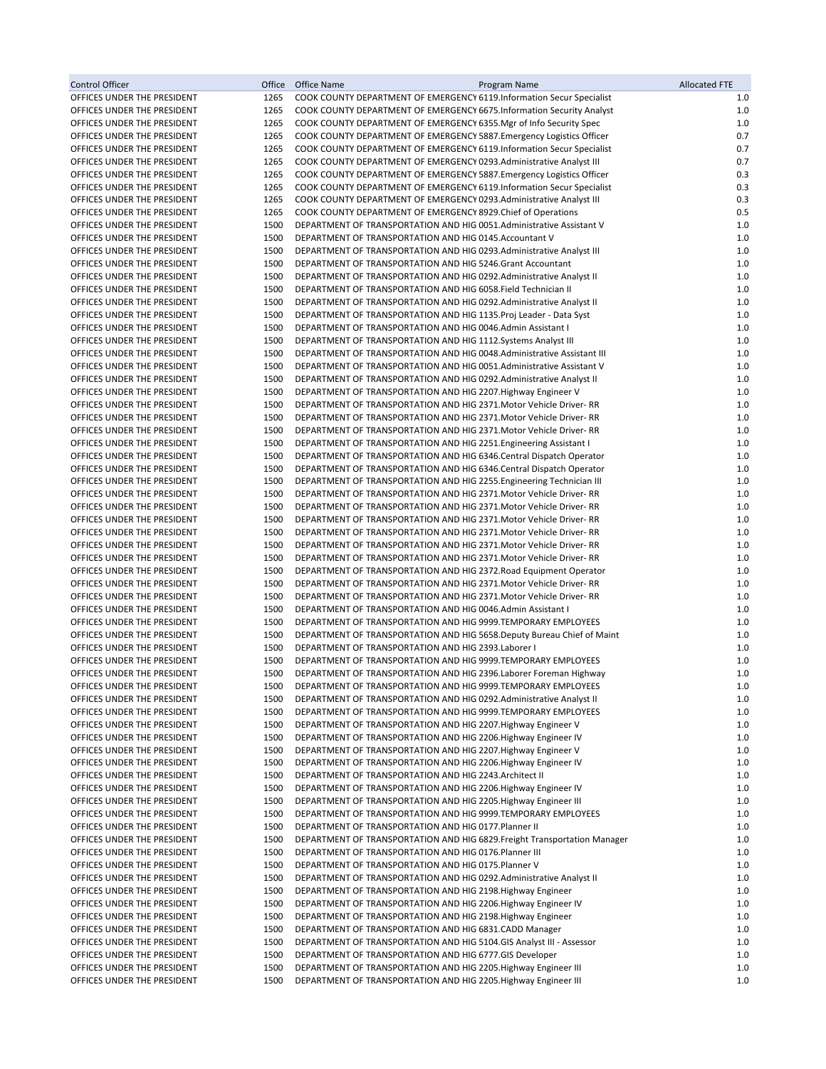| Control Officer | Office | Office Name | Program Name | Allocated FTE |
|---|---|---|---|---|
| OFFICES UNDER THE PRESIDENT | 1265 | COOK COUNTY DEPARTMENT OF EMERGENCY | 6119.Information Secur Specialist | 1.0 |
| OFFICES UNDER THE PRESIDENT | 1265 | COOK COUNTY DEPARTMENT OF EMERGENCY | 6675.Information Security Analyst | 1.0 |
| OFFICES UNDER THE PRESIDENT | 1265 | COOK COUNTY DEPARTMENT OF EMERGENCY | 6355.Mgr of Info Security Spec | 1.0 |
| OFFICES UNDER THE PRESIDENT | 1265 | COOK COUNTY DEPARTMENT OF EMERGENCY | 5887.Emergency Logistics Officer | 0.7 |
| OFFICES UNDER THE PRESIDENT | 1265 | COOK COUNTY DEPARTMENT OF EMERGENCY | 6119.Information Secur Specialist | 0.7 |
| OFFICES UNDER THE PRESIDENT | 1265 | COOK COUNTY DEPARTMENT OF EMERGENCY | 0293.Administrative Analyst III | 0.7 |
| OFFICES UNDER THE PRESIDENT | 1265 | COOK COUNTY DEPARTMENT OF EMERGENCY | 5887.Emergency Logistics Officer | 0.3 |
| OFFICES UNDER THE PRESIDENT | 1265 | COOK COUNTY DEPARTMENT OF EMERGENCY | 6119.Information Secur Specialist | 0.3 |
| OFFICES UNDER THE PRESIDENT | 1265 | COOK COUNTY DEPARTMENT OF EMERGENCY | 0293.Administrative Analyst III | 0.3 |
| OFFICES UNDER THE PRESIDENT | 1265 | COOK COUNTY DEPARTMENT OF EMERGENCY | 8929.Chief of Operations | 0.5 |
| OFFICES UNDER THE PRESIDENT | 1500 | DEPARTMENT OF TRANSPORTATION AND HIG | 0051.Administrative Assistant V | 1.0 |
| OFFICES UNDER THE PRESIDENT | 1500 | DEPARTMENT OF TRANSPORTATION AND HIG | 0145.Accountant V | 1.0 |
| OFFICES UNDER THE PRESIDENT | 1500 | DEPARTMENT OF TRANSPORTATION AND HIG | 0293.Administrative Analyst III | 1.0 |
| OFFICES UNDER THE PRESIDENT | 1500 | DEPARTMENT OF TRANSPORTATION AND HIG | 5246.Grant Accountant | 1.0 |
| OFFICES UNDER THE PRESIDENT | 1500 | DEPARTMENT OF TRANSPORTATION AND HIG | 0292.Administrative Analyst II | 1.0 |
| OFFICES UNDER THE PRESIDENT | 1500 | DEPARTMENT OF TRANSPORTATION AND HIG | 6058.Field Technician II | 1.0 |
| OFFICES UNDER THE PRESIDENT | 1500 | DEPARTMENT OF TRANSPORTATION AND HIG | 0292.Administrative Analyst II | 1.0 |
| OFFICES UNDER THE PRESIDENT | 1500 | DEPARTMENT OF TRANSPORTATION AND HIG | 1135.Proj Leader - Data Syst | 1.0 |
| OFFICES UNDER THE PRESIDENT | 1500 | DEPARTMENT OF TRANSPORTATION AND HIG | 0046.Admin Assistant I | 1.0 |
| OFFICES UNDER THE PRESIDENT | 1500 | DEPARTMENT OF TRANSPORTATION AND HIG | 1112.Systems Analyst III | 1.0 |
| OFFICES UNDER THE PRESIDENT | 1500 | DEPARTMENT OF TRANSPORTATION AND HIG | 0048.Administrative Assistant III | 1.0 |
| OFFICES UNDER THE PRESIDENT | 1500 | DEPARTMENT OF TRANSPORTATION AND HIG | 0051.Administrative Assistant V | 1.0 |
| OFFICES UNDER THE PRESIDENT | 1500 | DEPARTMENT OF TRANSPORTATION AND HIG | 0292.Administrative Analyst II | 1.0 |
| OFFICES UNDER THE PRESIDENT | 1500 | DEPARTMENT OF TRANSPORTATION AND HIG | 2207.Highway Engineer V | 1.0 |
| OFFICES UNDER THE PRESIDENT | 1500 | DEPARTMENT OF TRANSPORTATION AND HIG | 2371.Motor Vehicle Driver- RR | 1.0 |
| OFFICES UNDER THE PRESIDENT | 1500 | DEPARTMENT OF TRANSPORTATION AND HIG | 2371.Motor Vehicle Driver- RR | 1.0 |
| OFFICES UNDER THE PRESIDENT | 1500 | DEPARTMENT OF TRANSPORTATION AND HIG | 2371.Motor Vehicle Driver- RR | 1.0 |
| OFFICES UNDER THE PRESIDENT | 1500 | DEPARTMENT OF TRANSPORTATION AND HIG | 2251.Engineering Assistant I | 1.0 |
| OFFICES UNDER THE PRESIDENT | 1500 | DEPARTMENT OF TRANSPORTATION AND HIG | 6346.Central Dispatch Operator | 1.0 |
| OFFICES UNDER THE PRESIDENT | 1500 | DEPARTMENT OF TRANSPORTATION AND HIG | 6346.Central Dispatch Operator | 1.0 |
| OFFICES UNDER THE PRESIDENT | 1500 | DEPARTMENT OF TRANSPORTATION AND HIG | 2255.Engineering Technician III | 1.0 |
| OFFICES UNDER THE PRESIDENT | 1500 | DEPARTMENT OF TRANSPORTATION AND HIG | 2371.Motor Vehicle Driver- RR | 1.0 |
| OFFICES UNDER THE PRESIDENT | 1500 | DEPARTMENT OF TRANSPORTATION AND HIG | 2371.Motor Vehicle Driver- RR | 1.0 |
| OFFICES UNDER THE PRESIDENT | 1500 | DEPARTMENT OF TRANSPORTATION AND HIG | 2371.Motor Vehicle Driver- RR | 1.0 |
| OFFICES UNDER THE PRESIDENT | 1500 | DEPARTMENT OF TRANSPORTATION AND HIG | 2371.Motor Vehicle Driver- RR | 1.0 |
| OFFICES UNDER THE PRESIDENT | 1500 | DEPARTMENT OF TRANSPORTATION AND HIG | 2371.Motor Vehicle Driver- RR | 1.0 |
| OFFICES UNDER THE PRESIDENT | 1500 | DEPARTMENT OF TRANSPORTATION AND HIG | 2371.Motor Vehicle Driver- RR | 1.0 |
| OFFICES UNDER THE PRESIDENT | 1500 | DEPARTMENT OF TRANSPORTATION AND HIG | 2372.Road Equipment Operator | 1.0 |
| OFFICES UNDER THE PRESIDENT | 1500 | DEPARTMENT OF TRANSPORTATION AND HIG | 2371.Motor Vehicle Driver- RR | 1.0 |
| OFFICES UNDER THE PRESIDENT | 1500 | DEPARTMENT OF TRANSPORTATION AND HIG | 2371.Motor Vehicle Driver- RR | 1.0 |
| OFFICES UNDER THE PRESIDENT | 1500 | DEPARTMENT OF TRANSPORTATION AND HIG | 0046.Admin Assistant I | 1.0 |
| OFFICES UNDER THE PRESIDENT | 1500 | DEPARTMENT OF TRANSPORTATION AND HIG | 9999.TEMPORARY EMPLOYEES | 1.0 |
| OFFICES UNDER THE PRESIDENT | 1500 | DEPARTMENT OF TRANSPORTATION AND HIG | 5658.Deputy Bureau Chief of Maint | 1.0 |
| OFFICES UNDER THE PRESIDENT | 1500 | DEPARTMENT OF TRANSPORTATION AND HIG | 2393.Laborer I | 1.0 |
| OFFICES UNDER THE PRESIDENT | 1500 | DEPARTMENT OF TRANSPORTATION AND HIG | 9999.TEMPORARY EMPLOYEES | 1.0 |
| OFFICES UNDER THE PRESIDENT | 1500 | DEPARTMENT OF TRANSPORTATION AND HIG | 2396.Laborer Foreman Highway | 1.0 |
| OFFICES UNDER THE PRESIDENT | 1500 | DEPARTMENT OF TRANSPORTATION AND HIG | 9999.TEMPORARY EMPLOYEES | 1.0 |
| OFFICES UNDER THE PRESIDENT | 1500 | DEPARTMENT OF TRANSPORTATION AND HIG | 0292.Administrative Analyst II | 1.0 |
| OFFICES UNDER THE PRESIDENT | 1500 | DEPARTMENT OF TRANSPORTATION AND HIG | 9999.TEMPORARY EMPLOYEES | 1.0 |
| OFFICES UNDER THE PRESIDENT | 1500 | DEPARTMENT OF TRANSPORTATION AND HIG | 2207.Highway Engineer V | 1.0 |
| OFFICES UNDER THE PRESIDENT | 1500 | DEPARTMENT OF TRANSPORTATION AND HIG | 2206.Highway Engineer IV | 1.0 |
| OFFICES UNDER THE PRESIDENT | 1500 | DEPARTMENT OF TRANSPORTATION AND HIG | 2207.Highway Engineer V | 1.0 |
| OFFICES UNDER THE PRESIDENT | 1500 | DEPARTMENT OF TRANSPORTATION AND HIG | 2206.Highway Engineer IV | 1.0 |
| OFFICES UNDER THE PRESIDENT | 1500 | DEPARTMENT OF TRANSPORTATION AND HIG | 2243.Architect II | 1.0 |
| OFFICES UNDER THE PRESIDENT | 1500 | DEPARTMENT OF TRANSPORTATION AND HIG | 2206.Highway Engineer IV | 1.0 |
| OFFICES UNDER THE PRESIDENT | 1500 | DEPARTMENT OF TRANSPORTATION AND HIG | 2205.Highway Engineer III | 1.0 |
| OFFICES UNDER THE PRESIDENT | 1500 | DEPARTMENT OF TRANSPORTATION AND HIG | 9999.TEMPORARY EMPLOYEES | 1.0 |
| OFFICES UNDER THE PRESIDENT | 1500 | DEPARTMENT OF TRANSPORTATION AND HIG | 0177.Planner II | 1.0 |
| OFFICES UNDER THE PRESIDENT | 1500 | DEPARTMENT OF TRANSPORTATION AND HIG | 6829.Freight Transportation Manager | 1.0 |
| OFFICES UNDER THE PRESIDENT | 1500 | DEPARTMENT OF TRANSPORTATION AND HIG | 0176.Planner III | 1.0 |
| OFFICES UNDER THE PRESIDENT | 1500 | DEPARTMENT OF TRANSPORTATION AND HIG | 0175.Planner V | 1.0 |
| OFFICES UNDER THE PRESIDENT | 1500 | DEPARTMENT OF TRANSPORTATION AND HIG | 0292.Administrative Analyst II | 1.0 |
| OFFICES UNDER THE PRESIDENT | 1500 | DEPARTMENT OF TRANSPORTATION AND HIG | 2198.Highway Engineer | 1.0 |
| OFFICES UNDER THE PRESIDENT | 1500 | DEPARTMENT OF TRANSPORTATION AND HIG | 2206.Highway Engineer IV | 1.0 |
| OFFICES UNDER THE PRESIDENT | 1500 | DEPARTMENT OF TRANSPORTATION AND HIG | 2198.Highway Engineer | 1.0 |
| OFFICES UNDER THE PRESIDENT | 1500 | DEPARTMENT OF TRANSPORTATION AND HIG | 6831.CADD Manager | 1.0 |
| OFFICES UNDER THE PRESIDENT | 1500 | DEPARTMENT OF TRANSPORTATION AND HIG | 5104.GIS Analyst III - Assessor | 1.0 |
| OFFICES UNDER THE PRESIDENT | 1500 | DEPARTMENT OF TRANSPORTATION AND HIG | 6777.GIS Developer | 1.0 |
| OFFICES UNDER THE PRESIDENT | 1500 | DEPARTMENT OF TRANSPORTATION AND HIG | 2205.Highway Engineer III | 1.0 |
| OFFICES UNDER THE PRESIDENT | 1500 | DEPARTMENT OF TRANSPORTATION AND HIG | 2205.Highway Engineer III | 1.0 |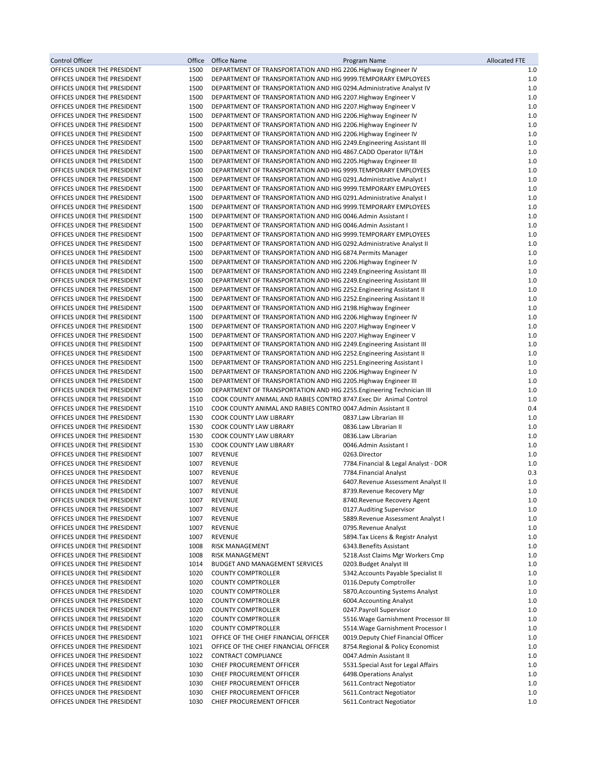| Control Officer | Office | Office Name | Program Name | Allocated FTE |
|---|---|---|---|---|
| OFFICES UNDER THE PRESIDENT | 1500 | DEPARTMENT OF TRANSPORTATION AND HIG | 2206.Highway Engineer IV | 1.0 |
| OFFICES UNDER THE PRESIDENT | 1500 | DEPARTMENT OF TRANSPORTATION AND HIG | 9999.TEMPORARY EMPLOYEES | 1.0 |
| OFFICES UNDER THE PRESIDENT | 1500 | DEPARTMENT OF TRANSPORTATION AND HIG | 0294.Administrative Analyst IV | 1.0 |
| OFFICES UNDER THE PRESIDENT | 1500 | DEPARTMENT OF TRANSPORTATION AND HIG | 2207.Highway Engineer V | 1.0 |
| OFFICES UNDER THE PRESIDENT | 1500 | DEPARTMENT OF TRANSPORTATION AND HIG | 2207.Highway Engineer V | 1.0 |
| OFFICES UNDER THE PRESIDENT | 1500 | DEPARTMENT OF TRANSPORTATION AND HIG | 2206.Highway Engineer IV | 1.0 |
| OFFICES UNDER THE PRESIDENT | 1500 | DEPARTMENT OF TRANSPORTATION AND HIG | 2206.Highway Engineer IV | 1.0 |
| OFFICES UNDER THE PRESIDENT | 1500 | DEPARTMENT OF TRANSPORTATION AND HIG | 2206.Highway Engineer IV | 1.0 |
| OFFICES UNDER THE PRESIDENT | 1500 | DEPARTMENT OF TRANSPORTATION AND HIG | 2249.Engineering Assistant III | 1.0 |
| OFFICES UNDER THE PRESIDENT | 1500 | DEPARTMENT OF TRANSPORTATION AND HIG | 4867.CADD Operator II/T&H | 1.0 |
| OFFICES UNDER THE PRESIDENT | 1500 | DEPARTMENT OF TRANSPORTATION AND HIG | 2205.Highway Engineer III | 1.0 |
| OFFICES UNDER THE PRESIDENT | 1500 | DEPARTMENT OF TRANSPORTATION AND HIG | 9999.TEMPORARY EMPLOYEES | 1.0 |
| OFFICES UNDER THE PRESIDENT | 1500 | DEPARTMENT OF TRANSPORTATION AND HIG | 0291.Administrative Analyst I | 1.0 |
| OFFICES UNDER THE PRESIDENT | 1500 | DEPARTMENT OF TRANSPORTATION AND HIG | 9999.TEMPORARY EMPLOYEES | 1.0 |
| OFFICES UNDER THE PRESIDENT | 1500 | DEPARTMENT OF TRANSPORTATION AND HIG | 0291.Administrative Analyst I | 1.0 |
| OFFICES UNDER THE PRESIDENT | 1500 | DEPARTMENT OF TRANSPORTATION AND HIG | 9999.TEMPORARY EMPLOYEES | 1.0 |
| OFFICES UNDER THE PRESIDENT | 1500 | DEPARTMENT OF TRANSPORTATION AND HIG | 0046.Admin Assistant I | 1.0 |
| OFFICES UNDER THE PRESIDENT | 1500 | DEPARTMENT OF TRANSPORTATION AND HIG | 0046.Admin Assistant I | 1.0 |
| OFFICES UNDER THE PRESIDENT | 1500 | DEPARTMENT OF TRANSPORTATION AND HIG | 9999.TEMPORARY EMPLOYEES | 1.0 |
| OFFICES UNDER THE PRESIDENT | 1500 | DEPARTMENT OF TRANSPORTATION AND HIG | 0292.Administrative Analyst II | 1.0 |
| OFFICES UNDER THE PRESIDENT | 1500 | DEPARTMENT OF TRANSPORTATION AND HIG | 6874.Permits Manager | 1.0 |
| OFFICES UNDER THE PRESIDENT | 1500 | DEPARTMENT OF TRANSPORTATION AND HIG | 2206.Highway Engineer IV | 1.0 |
| OFFICES UNDER THE PRESIDENT | 1500 | DEPARTMENT OF TRANSPORTATION AND HIG | 2249.Engineering Assistant III | 1.0 |
| OFFICES UNDER THE PRESIDENT | 1500 | DEPARTMENT OF TRANSPORTATION AND HIG | 2249.Engineering Assistant III | 1.0 |
| OFFICES UNDER THE PRESIDENT | 1500 | DEPARTMENT OF TRANSPORTATION AND HIG | 2252.Engineering Assistant II | 1.0 |
| OFFICES UNDER THE PRESIDENT | 1500 | DEPARTMENT OF TRANSPORTATION AND HIG | 2252.Engineering Assistant II | 1.0 |
| OFFICES UNDER THE PRESIDENT | 1500 | DEPARTMENT OF TRANSPORTATION AND HIG | 2198.Highway Engineer | 1.0 |
| OFFICES UNDER THE PRESIDENT | 1500 | DEPARTMENT OF TRANSPORTATION AND HIG | 2206.Highway Engineer IV | 1.0 |
| OFFICES UNDER THE PRESIDENT | 1500 | DEPARTMENT OF TRANSPORTATION AND HIG | 2207.Highway Engineer V | 1.0 |
| OFFICES UNDER THE PRESIDENT | 1500 | DEPARTMENT OF TRANSPORTATION AND HIG | 2207.Highway Engineer V | 1.0 |
| OFFICES UNDER THE PRESIDENT | 1500 | DEPARTMENT OF TRANSPORTATION AND HIG | 2249.Engineering Assistant III | 1.0 |
| OFFICES UNDER THE PRESIDENT | 1500 | DEPARTMENT OF TRANSPORTATION AND HIG | 2252.Engineering Assistant II | 1.0 |
| OFFICES UNDER THE PRESIDENT | 1500 | DEPARTMENT OF TRANSPORTATION AND HIG | 2251.Engineering Assistant I | 1.0 |
| OFFICES UNDER THE PRESIDENT | 1500 | DEPARTMENT OF TRANSPORTATION AND HIG | 2206.Highway Engineer IV | 1.0 |
| OFFICES UNDER THE PRESIDENT | 1500 | DEPARTMENT OF TRANSPORTATION AND HIG | 2205.Highway Engineer III | 1.0 |
| OFFICES UNDER THE PRESIDENT | 1500 | DEPARTMENT OF TRANSPORTATION AND HIG | 2255.Engineering Technician III | 1.0 |
| OFFICES UNDER THE PRESIDENT | 1510 | COOK COUNTY ANIMAL AND RABIES CONTRO | 8747.Exec Dir Animal Control | 1.0 |
| OFFICES UNDER THE PRESIDENT | 1510 | COOK COUNTY ANIMAL AND RABIES CONTRO | 0047.Admin Assistant II | 0.4 |
| OFFICES UNDER THE PRESIDENT | 1530 | COOK COUNTY LAW LIBRARY | 0837.Law Librarian III | 1.0 |
| OFFICES UNDER THE PRESIDENT | 1530 | COOK COUNTY LAW LIBRARY | 0836.Law Librarian II | 1.0 |
| OFFICES UNDER THE PRESIDENT | 1530 | COOK COUNTY LAW LIBRARY | 0836.Law Librarian | 1.0 |
| OFFICES UNDER THE PRESIDENT | 1530 | COOK COUNTY LAW LIBRARY | 0046.Admin Assistant I | 1.0 |
| OFFICES UNDER THE PRESIDENT | 1007 | REVENUE | 0263.Director | 1.0 |
| OFFICES UNDER THE PRESIDENT | 1007 | REVENUE | 7784.Financial & Legal Analyst - DOR | 1.0 |
| OFFICES UNDER THE PRESIDENT | 1007 | REVENUE | 7784.Financial Analyst | 0.3 |
| OFFICES UNDER THE PRESIDENT | 1007 | REVENUE | 6407.Revenue Assessment Analyst II | 1.0 |
| OFFICES UNDER THE PRESIDENT | 1007 | REVENUE | 8739.Revenue Recovery Mgr | 1.0 |
| OFFICES UNDER THE PRESIDENT | 1007 | REVENUE | 8740.Revenue Recovery Agent | 1.0 |
| OFFICES UNDER THE PRESIDENT | 1007 | REVENUE | 0127.Auditing Supervisor | 1.0 |
| OFFICES UNDER THE PRESIDENT | 1007 | REVENUE | 5889.Revenue Assessment Analyst I | 1.0 |
| OFFICES UNDER THE PRESIDENT | 1007 | REVENUE | 0795.Revenue Analyst | 1.0 |
| OFFICES UNDER THE PRESIDENT | 1007 | REVENUE | 5894.Tax Licens & Registr Analyst | 1.0 |
| OFFICES UNDER THE PRESIDENT | 1008 | RISK MANAGEMENT | 6343.Benefits Assistant | 1.0 |
| OFFICES UNDER THE PRESIDENT | 1008 | RISK MANAGEMENT | 5218.Asst Claims Mgr Workers Cmp | 1.0 |
| OFFICES UNDER THE PRESIDENT | 1014 | BUDGET AND MANAGEMENT SERVICES | 0203.Budget Analyst III | 1.0 |
| OFFICES UNDER THE PRESIDENT | 1020 | COUNTY COMPTROLLER | 5342.Accounts Payable Specialist II | 1.0 |
| OFFICES UNDER THE PRESIDENT | 1020 | COUNTY COMPTROLLER | 0116.Deputy Comptroller | 1.0 |
| OFFICES UNDER THE PRESIDENT | 1020 | COUNTY COMPTROLLER | 5870.Accounting Systems Analyst | 1.0 |
| OFFICES UNDER THE PRESIDENT | 1020 | COUNTY COMPTROLLER | 6004.Accounting Analyst | 1.0 |
| OFFICES UNDER THE PRESIDENT | 1020 | COUNTY COMPTROLLER | 0247.Payroll Supervisor | 1.0 |
| OFFICES UNDER THE PRESIDENT | 1020 | COUNTY COMPTROLLER | 5516.Wage Garnishment Processor III | 1.0 |
| OFFICES UNDER THE PRESIDENT | 1020 | COUNTY COMPTROLLER | 5514.Wage Garnishment Processor I | 1.0 |
| OFFICES UNDER THE PRESIDENT | 1021 | OFFICE OF THE CHIEF FINANCIAL OFFICER | 0019.Deputy Chief Financial Officer | 1.0 |
| OFFICES UNDER THE PRESIDENT | 1021 | OFFICE OF THE CHIEF FINANCIAL OFFICER | 8754.Regional & Policy Economist | 1.0 |
| OFFICES UNDER THE PRESIDENT | 1022 | CONTRACT COMPLIANCE | 0047.Admin Assistant II | 1.0 |
| OFFICES UNDER THE PRESIDENT | 1030 | CHIEF PROCUREMENT OFFICER | 5531.Special Asst for Legal Affairs | 1.0 |
| OFFICES UNDER THE PRESIDENT | 1030 | CHIEF PROCUREMENT OFFICER | 6498.Operations Analyst | 1.0 |
| OFFICES UNDER THE PRESIDENT | 1030 | CHIEF PROCUREMENT OFFICER | 5611.Contract Negotiator | 1.0 |
| OFFICES UNDER THE PRESIDENT | 1030 | CHIEF PROCUREMENT OFFICER | 5611.Contract Negotiator | 1.0 |
| OFFICES UNDER THE PRESIDENT | 1030 | CHIEF PROCUREMENT OFFICER | 5611.Contract Negotiator | 1.0 |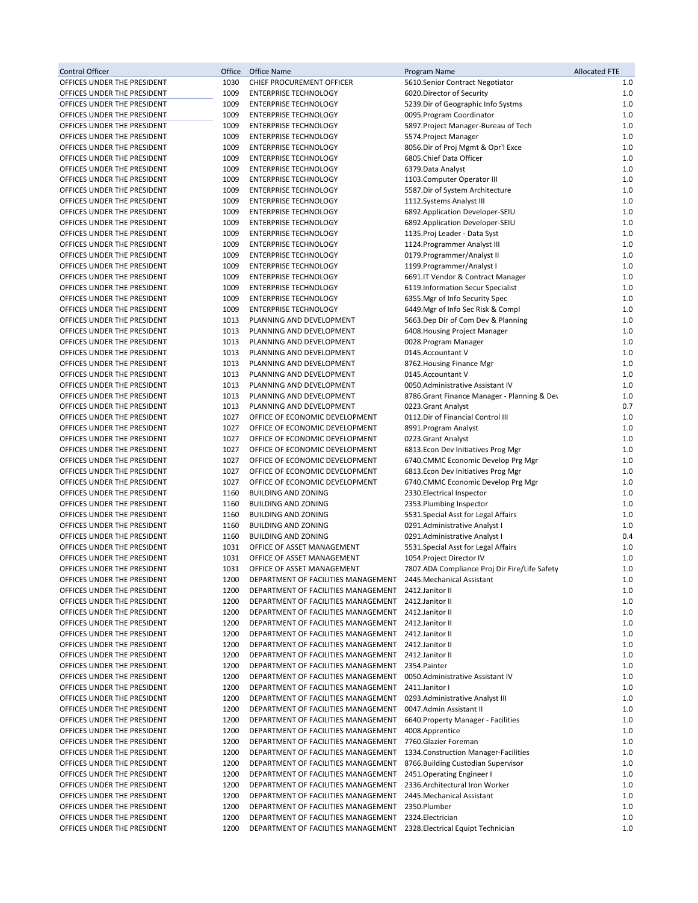| Control Officer | Office | Office Name | Program Name | Allocated FTE |
|---|---|---|---|---|
| OFFICES UNDER THE PRESIDENT | 1030 | CHIEF PROCUREMENT OFFICER | 5610.Senior Contract Negotiator | 1.0 |
| OFFICES UNDER THE PRESIDENT | 1009 | ENTERPRISE TECHNOLOGY | 6020.Director of Security | 1.0 |
| OFFICES UNDER THE PRESIDENT | 1009 | ENTERPRISE TECHNOLOGY | 5239.Dir of Geographic Info Systms | 1.0 |
| OFFICES UNDER THE PRESIDENT | 1009 | ENTERPRISE TECHNOLOGY | 0095.Program Coordinator | 1.0 |
| OFFICES UNDER THE PRESIDENT | 1009 | ENTERPRISE TECHNOLOGY | 5897.Project Manager-Bureau of Tech | 1.0 |
| OFFICES UNDER THE PRESIDENT | 1009 | ENTERPRISE TECHNOLOGY | 5574.Project Manager | 1.0 |
| OFFICES UNDER THE PRESIDENT | 1009 | ENTERPRISE TECHNOLOGY | 8056.Dir of Proj Mgmt & Opr'l Exce | 1.0 |
| OFFICES UNDER THE PRESIDENT | 1009 | ENTERPRISE TECHNOLOGY | 6805.Chief Data Officer | 1.0 |
| OFFICES UNDER THE PRESIDENT | 1009 | ENTERPRISE TECHNOLOGY | 6379.Data Analyst | 1.0 |
| OFFICES UNDER THE PRESIDENT | 1009 | ENTERPRISE TECHNOLOGY | 1103.Computer Operator III | 1.0 |
| OFFICES UNDER THE PRESIDENT | 1009 | ENTERPRISE TECHNOLOGY | 5587.Dir of System Architecture | 1.0 |
| OFFICES UNDER THE PRESIDENT | 1009 | ENTERPRISE TECHNOLOGY | 1112.Systems Analyst III | 1.0 |
| OFFICES UNDER THE PRESIDENT | 1009 | ENTERPRISE TECHNOLOGY | 6892.Application Developer-SEIU | 1.0 |
| OFFICES UNDER THE PRESIDENT | 1009 | ENTERPRISE TECHNOLOGY | 6892.Application Developer-SEIU | 1.0 |
| OFFICES UNDER THE PRESIDENT | 1009 | ENTERPRISE TECHNOLOGY | 1135.Proj Leader - Data Syst | 1.0 |
| OFFICES UNDER THE PRESIDENT | 1009 | ENTERPRISE TECHNOLOGY | 1124.Programmer Analyst III | 1.0 |
| OFFICES UNDER THE PRESIDENT | 1009 | ENTERPRISE TECHNOLOGY | 0179.Programmer/Analyst II | 1.0 |
| OFFICES UNDER THE PRESIDENT | 1009 | ENTERPRISE TECHNOLOGY | 1199.Programmer/Analyst I | 1.0 |
| OFFICES UNDER THE PRESIDENT | 1009 | ENTERPRISE TECHNOLOGY | 6691.IT Vendor & Contract Manager | 1.0 |
| OFFICES UNDER THE PRESIDENT | 1009 | ENTERPRISE TECHNOLOGY | 6119.Information Secur Specialist | 1.0 |
| OFFICES UNDER THE PRESIDENT | 1009 | ENTERPRISE TECHNOLOGY | 6355.Mgr of Info Security Spec | 1.0 |
| OFFICES UNDER THE PRESIDENT | 1009 | ENTERPRISE TECHNOLOGY | 6449.Mgr of Info Sec Risk & Compl | 1.0 |
| OFFICES UNDER THE PRESIDENT | 1013 | PLANNING AND DEVELOPMENT | 5663.Dep Dir of Com Dev & Planning | 1.0 |
| OFFICES UNDER THE PRESIDENT | 1013 | PLANNING AND DEVELOPMENT | 6408.Housing Project Manager | 1.0 |
| OFFICES UNDER THE PRESIDENT | 1013 | PLANNING AND DEVELOPMENT | 0028.Program Manager | 1.0 |
| OFFICES UNDER THE PRESIDENT | 1013 | PLANNING AND DEVELOPMENT | 0145.Accountant V | 1.0 |
| OFFICES UNDER THE PRESIDENT | 1013 | PLANNING AND DEVELOPMENT | 8762.Housing Finance Mgr | 1.0 |
| OFFICES UNDER THE PRESIDENT | 1013 | PLANNING AND DEVELOPMENT | 0145.Accountant V | 1.0 |
| OFFICES UNDER THE PRESIDENT | 1013 | PLANNING AND DEVELOPMENT | 0050.Administrative Assistant IV | 1.0 |
| OFFICES UNDER THE PRESIDENT | 1013 | PLANNING AND DEVELOPMENT | 8786.Grant Finance Manager - Planning & Dev | 1.0 |
| OFFICES UNDER THE PRESIDENT | 1013 | PLANNING AND DEVELOPMENT | 0223.Grant Analyst | 0.7 |
| OFFICES UNDER THE PRESIDENT | 1027 | OFFICE OF ECONOMIC DEVELOPMENT | 0112.Dir of Financial Control III | 1.0 |
| OFFICES UNDER THE PRESIDENT | 1027 | OFFICE OF ECONOMIC DEVELOPMENT | 8991.Program Analyst | 1.0 |
| OFFICES UNDER THE PRESIDENT | 1027 | OFFICE OF ECONOMIC DEVELOPMENT | 0223.Grant Analyst | 1.0 |
| OFFICES UNDER THE PRESIDENT | 1027 | OFFICE OF ECONOMIC DEVELOPMENT | 6813.Econ Dev Initiatives Prog Mgr | 1.0 |
| OFFICES UNDER THE PRESIDENT | 1027 | OFFICE OF ECONOMIC DEVELOPMENT | 6740.CMMC Economic Develop Prg Mgr | 1.0 |
| OFFICES UNDER THE PRESIDENT | 1027 | OFFICE OF ECONOMIC DEVELOPMENT | 6813.Econ Dev Initiatives Prog Mgr | 1.0 |
| OFFICES UNDER THE PRESIDENT | 1027 | OFFICE OF ECONOMIC DEVELOPMENT | 6740.CMMC Economic Develop Prg Mgr | 1.0 |
| OFFICES UNDER THE PRESIDENT | 1160 | BUILDING AND ZONING | 2330.Electrical Inspector | 1.0 |
| OFFICES UNDER THE PRESIDENT | 1160 | BUILDING AND ZONING | 2353.Plumbing Inspector | 1.0 |
| OFFICES UNDER THE PRESIDENT | 1160 | BUILDING AND ZONING | 5531.Special Asst for Legal Affairs | 1.0 |
| OFFICES UNDER THE PRESIDENT | 1160 | BUILDING AND ZONING | 0291.Administrative Analyst I | 1.0 |
| OFFICES UNDER THE PRESIDENT | 1160 | BUILDING AND ZONING | 0291.Administrative Analyst I | 0.4 |
| OFFICES UNDER THE PRESIDENT | 1031 | OFFICE OF ASSET MANAGEMENT | 5531.Special Asst for Legal Affairs | 1.0 |
| OFFICES UNDER THE PRESIDENT | 1031 | OFFICE OF ASSET MANAGEMENT | 1054.Project Director IV | 1.0 |
| OFFICES UNDER THE PRESIDENT | 1031 | OFFICE OF ASSET MANAGEMENT | 7807.ADA Compliance Proj Dir Fire/Life Safety | 1.0 |
| OFFICES UNDER THE PRESIDENT | 1200 | DEPARTMENT OF FACILITIES MANAGEMENT | 2445.Mechanical Assistant | 1.0 |
| OFFICES UNDER THE PRESIDENT | 1200 | DEPARTMENT OF FACILITIES MANAGEMENT | 2412.Janitor II | 1.0 |
| OFFICES UNDER THE PRESIDENT | 1200 | DEPARTMENT OF FACILITIES MANAGEMENT | 2412.Janitor II | 1.0 |
| OFFICES UNDER THE PRESIDENT | 1200 | DEPARTMENT OF FACILITIES MANAGEMENT | 2412.Janitor II | 1.0 |
| OFFICES UNDER THE PRESIDENT | 1200 | DEPARTMENT OF FACILITIES MANAGEMENT | 2412.Janitor II | 1.0 |
| OFFICES UNDER THE PRESIDENT | 1200 | DEPARTMENT OF FACILITIES MANAGEMENT | 2412.Janitor II | 1.0 |
| OFFICES UNDER THE PRESIDENT | 1200 | DEPARTMENT OF FACILITIES MANAGEMENT | 2412.Janitor II | 1.0 |
| OFFICES UNDER THE PRESIDENT | 1200 | DEPARTMENT OF FACILITIES MANAGEMENT | 2412.Janitor II | 1.0 |
| OFFICES UNDER THE PRESIDENT | 1200 | DEPARTMENT OF FACILITIES MANAGEMENT | 2354.Painter | 1.0 |
| OFFICES UNDER THE PRESIDENT | 1200 | DEPARTMENT OF FACILITIES MANAGEMENT | 0050.Administrative Assistant IV | 1.0 |
| OFFICES UNDER THE PRESIDENT | 1200 | DEPARTMENT OF FACILITIES MANAGEMENT | 2411.Janitor I | 1.0 |
| OFFICES UNDER THE PRESIDENT | 1200 | DEPARTMENT OF FACILITIES MANAGEMENT | 0293.Administrative Analyst III | 1.0 |
| OFFICES UNDER THE PRESIDENT | 1200 | DEPARTMENT OF FACILITIES MANAGEMENT | 0047.Admin Assistant II | 1.0 |
| OFFICES UNDER THE PRESIDENT | 1200 | DEPARTMENT OF FACILITIES MANAGEMENT | 6640.Property Manager - Facilities | 1.0 |
| OFFICES UNDER THE PRESIDENT | 1200 | DEPARTMENT OF FACILITIES MANAGEMENT | 4008.Apprentice | 1.0 |
| OFFICES UNDER THE PRESIDENT | 1200 | DEPARTMENT OF FACILITIES MANAGEMENT | 7760.Glazier Foreman | 1.0 |
| OFFICES UNDER THE PRESIDENT | 1200 | DEPARTMENT OF FACILITIES MANAGEMENT | 1334.Construction Manager-Facilities | 1.0 |
| OFFICES UNDER THE PRESIDENT | 1200 | DEPARTMENT OF FACILITIES MANAGEMENT | 8766.Building Custodian Supervisor | 1.0 |
| OFFICES UNDER THE PRESIDENT | 1200 | DEPARTMENT OF FACILITIES MANAGEMENT | 2451.Operating Engineer I | 1.0 |
| OFFICES UNDER THE PRESIDENT | 1200 | DEPARTMENT OF FACILITIES MANAGEMENT | 2336.Architectural Iron Worker | 1.0 |
| OFFICES UNDER THE PRESIDENT | 1200 | DEPARTMENT OF FACILITIES MANAGEMENT | 2445.Mechanical Assistant | 1.0 |
| OFFICES UNDER THE PRESIDENT | 1200 | DEPARTMENT OF FACILITIES MANAGEMENT | 2350.Plumber | 1.0 |
| OFFICES UNDER THE PRESIDENT | 1200 | DEPARTMENT OF FACILITIES MANAGEMENT | 2324.Electrician | 1.0 |
| OFFICES UNDER THE PRESIDENT | 1200 | DEPARTMENT OF FACILITIES MANAGEMENT | 2328.Electrical Equipt Technician | 1.0 |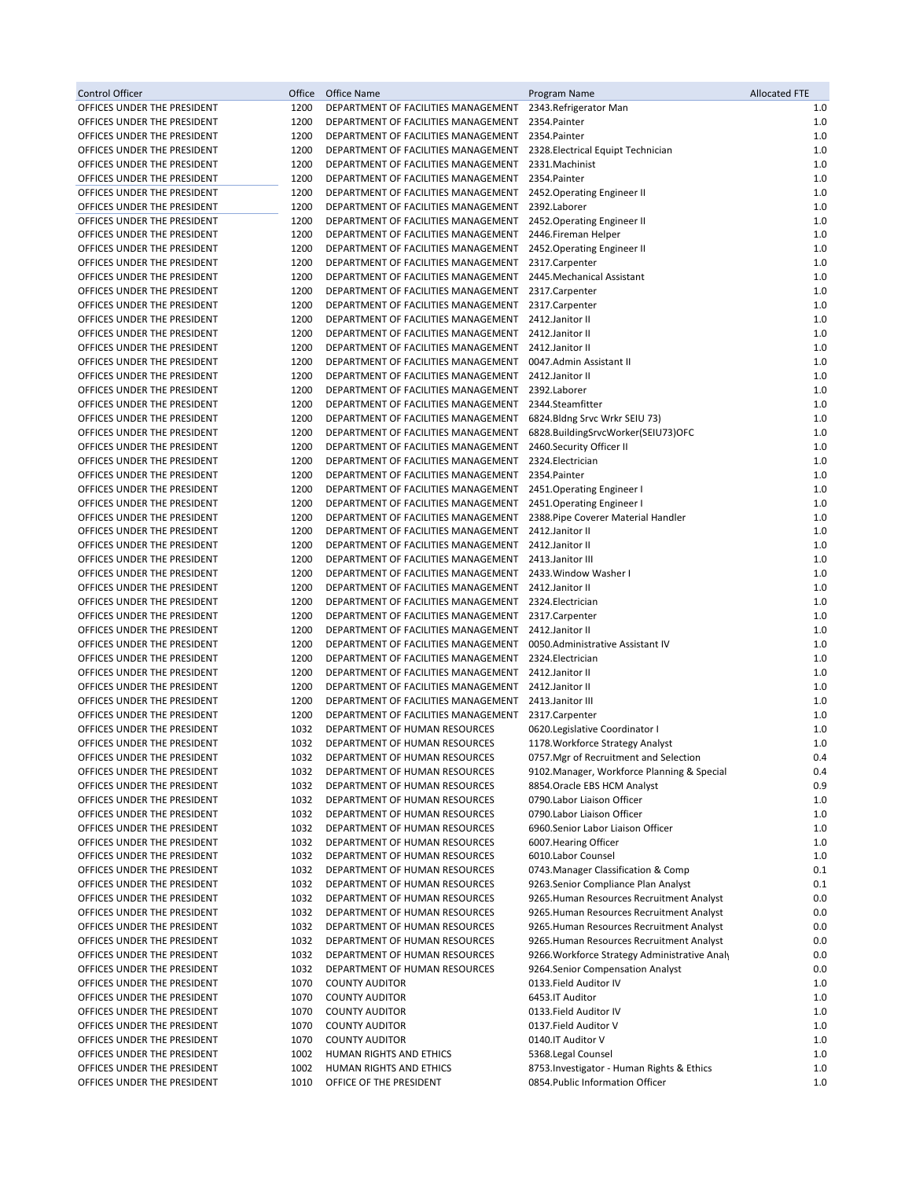| Control Officer | Office | Office Name | Program Name | Allocated FTE |
|---|---|---|---|---|
| OFFICES UNDER THE PRESIDENT | 1200 | DEPARTMENT OF FACILITIES MANAGEMENT | 2343.Refrigerator Man | 1.0 |
| OFFICES UNDER THE PRESIDENT | 1200 | DEPARTMENT OF FACILITIES MANAGEMENT | 2354.Painter | 1.0 |
| OFFICES UNDER THE PRESIDENT | 1200 | DEPARTMENT OF FACILITIES MANAGEMENT | 2354.Painter | 1.0 |
| OFFICES UNDER THE PRESIDENT | 1200 | DEPARTMENT OF FACILITIES MANAGEMENT | 2328.Electrical Equipt Technician | 1.0 |
| OFFICES UNDER THE PRESIDENT | 1200 | DEPARTMENT OF FACILITIES MANAGEMENT | 2331.Machinist | 1.0 |
| OFFICES UNDER THE PRESIDENT | 1200 | DEPARTMENT OF FACILITIES MANAGEMENT | 2354.Painter | 1.0 |
| OFFICES UNDER THE PRESIDENT | 1200 | DEPARTMENT OF FACILITIES MANAGEMENT | 2452.Operating Engineer II | 1.0 |
| OFFICES UNDER THE PRESIDENT | 1200 | DEPARTMENT OF FACILITIES MANAGEMENT | 2392.Laborer | 1.0 |
| OFFICES UNDER THE PRESIDENT | 1200 | DEPARTMENT OF FACILITIES MANAGEMENT | 2452.Operating Engineer II | 1.0 |
| OFFICES UNDER THE PRESIDENT | 1200 | DEPARTMENT OF FACILITIES MANAGEMENT | 2446.Fireman Helper | 1.0 |
| OFFICES UNDER THE PRESIDENT | 1200 | DEPARTMENT OF FACILITIES MANAGEMENT | 2452.Operating Engineer II | 1.0 |
| OFFICES UNDER THE PRESIDENT | 1200 | DEPARTMENT OF FACILITIES MANAGEMENT | 2317.Carpenter | 1.0 |
| OFFICES UNDER THE PRESIDENT | 1200 | DEPARTMENT OF FACILITIES MANAGEMENT | 2445.Mechanical Assistant | 1.0 |
| OFFICES UNDER THE PRESIDENT | 1200 | DEPARTMENT OF FACILITIES MANAGEMENT | 2317.Carpenter | 1.0 |
| OFFICES UNDER THE PRESIDENT | 1200 | DEPARTMENT OF FACILITIES MANAGEMENT | 2317.Carpenter | 1.0 |
| OFFICES UNDER THE PRESIDENT | 1200 | DEPARTMENT OF FACILITIES MANAGEMENT | 2412.Janitor II | 1.0 |
| OFFICES UNDER THE PRESIDENT | 1200 | DEPARTMENT OF FACILITIES MANAGEMENT | 2412.Janitor II | 1.0 |
| OFFICES UNDER THE PRESIDENT | 1200 | DEPARTMENT OF FACILITIES MANAGEMENT | 2412.Janitor II | 1.0 |
| OFFICES UNDER THE PRESIDENT | 1200 | DEPARTMENT OF FACILITIES MANAGEMENT | 0047.Admin Assistant II | 1.0 |
| OFFICES UNDER THE PRESIDENT | 1200 | DEPARTMENT OF FACILITIES MANAGEMENT | 2412.Janitor II | 1.0 |
| OFFICES UNDER THE PRESIDENT | 1200 | DEPARTMENT OF FACILITIES MANAGEMENT | 2392.Laborer | 1.0 |
| OFFICES UNDER THE PRESIDENT | 1200 | DEPARTMENT OF FACILITIES MANAGEMENT | 2344.Steamfitter | 1.0 |
| OFFICES UNDER THE PRESIDENT | 1200 | DEPARTMENT OF FACILITIES MANAGEMENT | 6824.Bldng Srvc Wrkr SEIU 73) | 1.0 |
| OFFICES UNDER THE PRESIDENT | 1200 | DEPARTMENT OF FACILITIES MANAGEMENT | 6828.BuildingSrvcWorker(SEIU73)OFC | 1.0 |
| OFFICES UNDER THE PRESIDENT | 1200 | DEPARTMENT OF FACILITIES MANAGEMENT | 2460.Security Officer II | 1.0 |
| OFFICES UNDER THE PRESIDENT | 1200 | DEPARTMENT OF FACILITIES MANAGEMENT | 2324.Electrician | 1.0 |
| OFFICES UNDER THE PRESIDENT | 1200 | DEPARTMENT OF FACILITIES MANAGEMENT | 2354.Painter | 1.0 |
| OFFICES UNDER THE PRESIDENT | 1200 | DEPARTMENT OF FACILITIES MANAGEMENT | 2451.Operating Engineer I | 1.0 |
| OFFICES UNDER THE PRESIDENT | 1200 | DEPARTMENT OF FACILITIES MANAGEMENT | 2451.Operating Engineer I | 1.0 |
| OFFICES UNDER THE PRESIDENT | 1200 | DEPARTMENT OF FACILITIES MANAGEMENT | 2388.Pipe Coverer Material Handler | 1.0 |
| OFFICES UNDER THE PRESIDENT | 1200 | DEPARTMENT OF FACILITIES MANAGEMENT | 2412.Janitor II | 1.0 |
| OFFICES UNDER THE PRESIDENT | 1200 | DEPARTMENT OF FACILITIES MANAGEMENT | 2412.Janitor II | 1.0 |
| OFFICES UNDER THE PRESIDENT | 1200 | DEPARTMENT OF FACILITIES MANAGEMENT | 2413.Janitor III | 1.0 |
| OFFICES UNDER THE PRESIDENT | 1200 | DEPARTMENT OF FACILITIES MANAGEMENT | 2433.Window Washer I | 1.0 |
| OFFICES UNDER THE PRESIDENT | 1200 | DEPARTMENT OF FACILITIES MANAGEMENT | 2412.Janitor II | 1.0 |
| OFFICES UNDER THE PRESIDENT | 1200 | DEPARTMENT OF FACILITIES MANAGEMENT | 2324.Electrician | 1.0 |
| OFFICES UNDER THE PRESIDENT | 1200 | DEPARTMENT OF FACILITIES MANAGEMENT | 2317.Carpenter | 1.0 |
| OFFICES UNDER THE PRESIDENT | 1200 | DEPARTMENT OF FACILITIES MANAGEMENT | 2412.Janitor II | 1.0 |
| OFFICES UNDER THE PRESIDENT | 1200 | DEPARTMENT OF FACILITIES MANAGEMENT | 0050.Administrative Assistant IV | 1.0 |
| OFFICES UNDER THE PRESIDENT | 1200 | DEPARTMENT OF FACILITIES MANAGEMENT | 2324.Electrician | 1.0 |
| OFFICES UNDER THE PRESIDENT | 1200 | DEPARTMENT OF FACILITIES MANAGEMENT | 2412.Janitor II | 1.0 |
| OFFICES UNDER THE PRESIDENT | 1200 | DEPARTMENT OF FACILITIES MANAGEMENT | 2412.Janitor II | 1.0 |
| OFFICES UNDER THE PRESIDENT | 1200 | DEPARTMENT OF FACILITIES MANAGEMENT | 2413.Janitor III | 1.0 |
| OFFICES UNDER THE PRESIDENT | 1200 | DEPARTMENT OF FACILITIES MANAGEMENT | 2317.Carpenter | 1.0 |
| OFFICES UNDER THE PRESIDENT | 1032 | DEPARTMENT OF HUMAN RESOURCES | 0620.Legislative Coordinator I | 1.0 |
| OFFICES UNDER THE PRESIDENT | 1032 | DEPARTMENT OF HUMAN RESOURCES | 1178.Workforce Strategy Analyst | 1.0 |
| OFFICES UNDER THE PRESIDENT | 1032 | DEPARTMENT OF HUMAN RESOURCES | 0757.Mgr of Recruitment and Selection | 0.4 |
| OFFICES UNDER THE PRESIDENT | 1032 | DEPARTMENT OF HUMAN RESOURCES | 9102.Manager, Workforce Planning & Special | 0.4 |
| OFFICES UNDER THE PRESIDENT | 1032 | DEPARTMENT OF HUMAN RESOURCES | 8854.Oracle EBS HCM Analyst | 0.9 |
| OFFICES UNDER THE PRESIDENT | 1032 | DEPARTMENT OF HUMAN RESOURCES | 0790.Labor Liaison Officer | 1.0 |
| OFFICES UNDER THE PRESIDENT | 1032 | DEPARTMENT OF HUMAN RESOURCES | 0790.Labor Liaison Officer | 1.0 |
| OFFICES UNDER THE PRESIDENT | 1032 | DEPARTMENT OF HUMAN RESOURCES | 6960.Senior Labor Liaison Officer | 1.0 |
| OFFICES UNDER THE PRESIDENT | 1032 | DEPARTMENT OF HUMAN RESOURCES | 6007.Hearing Officer | 1.0 |
| OFFICES UNDER THE PRESIDENT | 1032 | DEPARTMENT OF HUMAN RESOURCES | 6010.Labor Counsel | 1.0 |
| OFFICES UNDER THE PRESIDENT | 1032 | DEPARTMENT OF HUMAN RESOURCES | 0743.Manager Classification & Comp | 0.1 |
| OFFICES UNDER THE PRESIDENT | 1032 | DEPARTMENT OF HUMAN RESOURCES | 9263.Senior Compliance Plan Analyst | 0.1 |
| OFFICES UNDER THE PRESIDENT | 1032 | DEPARTMENT OF HUMAN RESOURCES | 9265.Human Resources Recruitment Analyst | 0.0 |
| OFFICES UNDER THE PRESIDENT | 1032 | DEPARTMENT OF HUMAN RESOURCES | 9265.Human Resources Recruitment Analyst | 0.0 |
| OFFICES UNDER THE PRESIDENT | 1032 | DEPARTMENT OF HUMAN RESOURCES | 9265.Human Resources Recruitment Analyst | 0.0 |
| OFFICES UNDER THE PRESIDENT | 1032 | DEPARTMENT OF HUMAN RESOURCES | 9265.Human Resources Recruitment Analyst | 0.0 |
| OFFICES UNDER THE PRESIDENT | 1032 | DEPARTMENT OF HUMAN RESOURCES | 9266.Workforce Strategy Administrative Analy | 0.0 |
| OFFICES UNDER THE PRESIDENT | 1032 | DEPARTMENT OF HUMAN RESOURCES | 9264.Senior Compensation Analyst | 0.0 |
| OFFICES UNDER THE PRESIDENT | 1070 | COUNTY AUDITOR | 0133.Field Auditor IV | 1.0 |
| OFFICES UNDER THE PRESIDENT | 1070 | COUNTY AUDITOR | 6453.IT Auditor | 1.0 |
| OFFICES UNDER THE PRESIDENT | 1070 | COUNTY AUDITOR | 0133.Field Auditor IV | 1.0 |
| OFFICES UNDER THE PRESIDENT | 1070 | COUNTY AUDITOR | 0137.Field Auditor V | 1.0 |
| OFFICES UNDER THE PRESIDENT | 1070 | COUNTY AUDITOR | 0140.IT Auditor V | 1.0 |
| OFFICES UNDER THE PRESIDENT | 1002 | HUMAN RIGHTS AND ETHICS | 5368.Legal Counsel | 1.0 |
| OFFICES UNDER THE PRESIDENT | 1002 | HUMAN RIGHTS AND ETHICS | 8753.Investigator - Human Rights & Ethics | 1.0 |
| OFFICES UNDER THE PRESIDENT | 1010 | OFFICE OF THE PRESIDENT | 0854.Public Information Officer | 1.0 |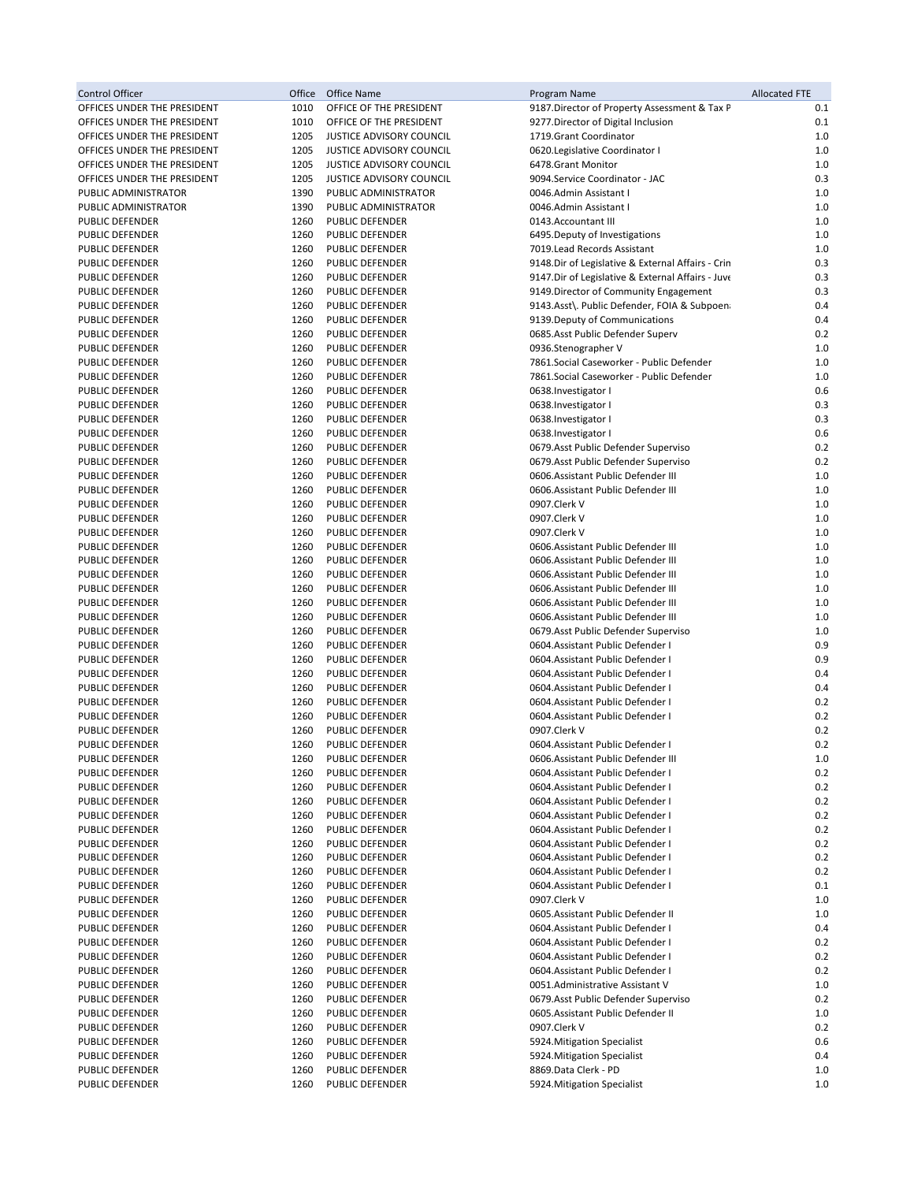| Control Officer | Office | Office Name | Program Name | Allocated FTE |
|---|---|---|---|---|
| OFFICES UNDER THE PRESIDENT | 1010 | OFFICE OF THE PRESIDENT | 9187.Director of Property Assessment & Tax P | 0.1 |
| OFFICES UNDER THE PRESIDENT | 1010 | OFFICE OF THE PRESIDENT | 9277.Director of Digital Inclusion | 0.1 |
| OFFICES UNDER THE PRESIDENT | 1205 | JUSTICE ADVISORY COUNCIL | 1719.Grant Coordinator | 1.0 |
| OFFICES UNDER THE PRESIDENT | 1205 | JUSTICE ADVISORY COUNCIL | 0620.Legislative Coordinator I | 1.0 |
| OFFICES UNDER THE PRESIDENT | 1205 | JUSTICE ADVISORY COUNCIL | 6478.Grant Monitor | 1.0 |
| OFFICES UNDER THE PRESIDENT | 1205 | JUSTICE ADVISORY COUNCIL | 9094.Service Coordinator - JAC | 0.3 |
| PUBLIC ADMINISTRATOR | 1390 | PUBLIC ADMINISTRATOR | 0046.Admin Assistant I | 1.0 |
| PUBLIC ADMINISTRATOR | 1390 | PUBLIC ADMINISTRATOR | 0046.Admin Assistant I | 1.0 |
| PUBLIC DEFENDER | 1260 | PUBLIC DEFENDER | 0143.Accountant III | 1.0 |
| PUBLIC DEFENDER | 1260 | PUBLIC DEFENDER | 6495.Deputy of Investigations | 1.0 |
| PUBLIC DEFENDER | 1260 | PUBLIC DEFENDER | 7019.Lead Records Assistant | 1.0 |
| PUBLIC DEFENDER | 1260 | PUBLIC DEFENDER | 9148.Dir of Legislative & External Affairs - Crin | 0.3 |
| PUBLIC DEFENDER | 1260 | PUBLIC DEFENDER | 9147.Dir of Legislative & External Affairs - Juve | 0.3 |
| PUBLIC DEFENDER | 1260 | PUBLIC DEFENDER | 9149.Director of Community Engagement | 0.3 |
| PUBLIC DEFENDER | 1260 | PUBLIC DEFENDER | 9143.Asst\. Public Defender, FOIA & Subpoen | 0.4 |
| PUBLIC DEFENDER | 1260 | PUBLIC DEFENDER | 9139.Deputy of Communications | 0.4 |
| PUBLIC DEFENDER | 1260 | PUBLIC DEFENDER | 0685.Asst Public Defender Superv | 0.2 |
| PUBLIC DEFENDER | 1260 | PUBLIC DEFENDER | 0936.Stenographer V | 1.0 |
| PUBLIC DEFENDER | 1260 | PUBLIC DEFENDER | 7861.Social Caseworker - Public Defender | 1.0 |
| PUBLIC DEFENDER | 1260 | PUBLIC DEFENDER | 7861.Social Caseworker - Public Defender | 1.0 |
| PUBLIC DEFENDER | 1260 | PUBLIC DEFENDER | 0638.Investigator I | 0.6 |
| PUBLIC DEFENDER | 1260 | PUBLIC DEFENDER | 0638.Investigator I | 0.3 |
| PUBLIC DEFENDER | 1260 | PUBLIC DEFENDER | 0638.Investigator I | 0.3 |
| PUBLIC DEFENDER | 1260 | PUBLIC DEFENDER | 0638.Investigator I | 0.6 |
| PUBLIC DEFENDER | 1260 | PUBLIC DEFENDER | 0679.Asst Public Defender Superviso | 0.2 |
| PUBLIC DEFENDER | 1260 | PUBLIC DEFENDER | 0679.Asst Public Defender Superviso | 0.2 |
| PUBLIC DEFENDER | 1260 | PUBLIC DEFENDER | 0606.Assistant Public Defender III | 1.0 |
| PUBLIC DEFENDER | 1260 | PUBLIC DEFENDER | 0606.Assistant Public Defender III | 1.0 |
| PUBLIC DEFENDER | 1260 | PUBLIC DEFENDER | 0907.Clerk V | 1.0 |
| PUBLIC DEFENDER | 1260 | PUBLIC DEFENDER | 0907.Clerk V | 1.0 |
| PUBLIC DEFENDER | 1260 | PUBLIC DEFENDER | 0907.Clerk V | 1.0 |
| PUBLIC DEFENDER | 1260 | PUBLIC DEFENDER | 0606.Assistant Public Defender III | 1.0 |
| PUBLIC DEFENDER | 1260 | PUBLIC DEFENDER | 0606.Assistant Public Defender III | 1.0 |
| PUBLIC DEFENDER | 1260 | PUBLIC DEFENDER | 0606.Assistant Public Defender III | 1.0 |
| PUBLIC DEFENDER | 1260 | PUBLIC DEFENDER | 0606.Assistant Public Defender III | 1.0 |
| PUBLIC DEFENDER | 1260 | PUBLIC DEFENDER | 0606.Assistant Public Defender III | 1.0 |
| PUBLIC DEFENDER | 1260 | PUBLIC DEFENDER | 0606.Assistant Public Defender III | 1.0 |
| PUBLIC DEFENDER | 1260 | PUBLIC DEFENDER | 0679.Asst Public Defender Superviso | 1.0 |
| PUBLIC DEFENDER | 1260 | PUBLIC DEFENDER | 0604.Assistant Public Defender I | 0.9 |
| PUBLIC DEFENDER | 1260 | PUBLIC DEFENDER | 0604.Assistant Public Defender I | 0.9 |
| PUBLIC DEFENDER | 1260 | PUBLIC DEFENDER | 0604.Assistant Public Defender I | 0.4 |
| PUBLIC DEFENDER | 1260 | PUBLIC DEFENDER | 0604.Assistant Public Defender I | 0.4 |
| PUBLIC DEFENDER | 1260 | PUBLIC DEFENDER | 0604.Assistant Public Defender I | 0.2 |
| PUBLIC DEFENDER | 1260 | PUBLIC DEFENDER | 0604.Assistant Public Defender I | 0.2 |
| PUBLIC DEFENDER | 1260 | PUBLIC DEFENDER | 0907.Clerk V | 0.2 |
| PUBLIC DEFENDER | 1260 | PUBLIC DEFENDER | 0604.Assistant Public Defender I | 0.2 |
| PUBLIC DEFENDER | 1260 | PUBLIC DEFENDER | 0606.Assistant Public Defender III | 1.0 |
| PUBLIC DEFENDER | 1260 | PUBLIC DEFENDER | 0604.Assistant Public Defender I | 0.2 |
| PUBLIC DEFENDER | 1260 | PUBLIC DEFENDER | 0604.Assistant Public Defender I | 0.2 |
| PUBLIC DEFENDER | 1260 | PUBLIC DEFENDER | 0604.Assistant Public Defender I | 0.2 |
| PUBLIC DEFENDER | 1260 | PUBLIC DEFENDER | 0604.Assistant Public Defender I | 0.2 |
| PUBLIC DEFENDER | 1260 | PUBLIC DEFENDER | 0604.Assistant Public Defender I | 0.2 |
| PUBLIC DEFENDER | 1260 | PUBLIC DEFENDER | 0604.Assistant Public Defender I | 0.2 |
| PUBLIC DEFENDER | 1260 | PUBLIC DEFENDER | 0604.Assistant Public Defender I | 0.2 |
| PUBLIC DEFENDER | 1260 | PUBLIC DEFENDER | 0604.Assistant Public Defender I | 0.2 |
| PUBLIC DEFENDER | 1260 | PUBLIC DEFENDER | 0604.Assistant Public Defender I | 0.1 |
| PUBLIC DEFENDER | 1260 | PUBLIC DEFENDER | 0907.Clerk V | 1.0 |
| PUBLIC DEFENDER | 1260 | PUBLIC DEFENDER | 0605.Assistant Public Defender II | 1.0 |
| PUBLIC DEFENDER | 1260 | PUBLIC DEFENDER | 0604.Assistant Public Defender I | 0.4 |
| PUBLIC DEFENDER | 1260 | PUBLIC DEFENDER | 0604.Assistant Public Defender I | 0.2 |
| PUBLIC DEFENDER | 1260 | PUBLIC DEFENDER | 0604.Assistant Public Defender I | 0.2 |
| PUBLIC DEFENDER | 1260 | PUBLIC DEFENDER | 0604.Assistant Public Defender I | 0.2 |
| PUBLIC DEFENDER | 1260 | PUBLIC DEFENDER | 0051.Administrative Assistant V | 1.0 |
| PUBLIC DEFENDER | 1260 | PUBLIC DEFENDER | 0679.Asst Public Defender Superviso | 0.2 |
| PUBLIC DEFENDER | 1260 | PUBLIC DEFENDER | 0605.Assistant Public Defender II | 1.0 |
| PUBLIC DEFENDER | 1260 | PUBLIC DEFENDER | 0907.Clerk V | 0.2 |
| PUBLIC DEFENDER | 1260 | PUBLIC DEFENDER | 5924.Mitigation Specialist | 0.6 |
| PUBLIC DEFENDER | 1260 | PUBLIC DEFENDER | 5924.Mitigation Specialist | 0.4 |
| PUBLIC DEFENDER | 1260 | PUBLIC DEFENDER | 8869.Data Clerk - PD | 1.0 |
| PUBLIC DEFENDER | 1260 | PUBLIC DEFENDER | 5924.Mitigation Specialist | 1.0 |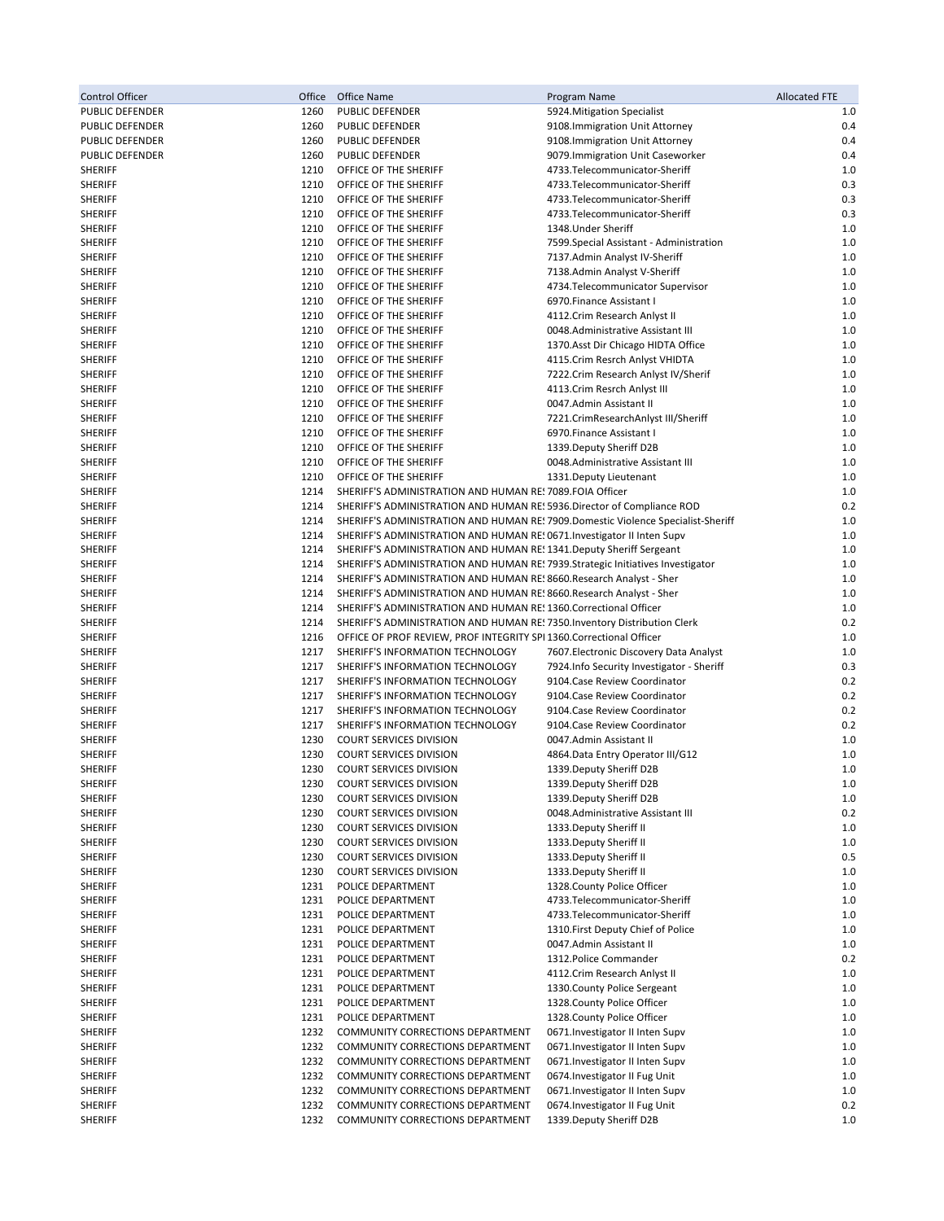| Control Officer | Office | Office Name | Program Name | Allocated FTE |
|---|---|---|---|---|
| PUBLIC DEFENDER | 1260 | PUBLIC DEFENDER | 5924.Mitigation Specialist | 1.0 |
| PUBLIC DEFENDER | 1260 | PUBLIC DEFENDER | 9108.Immigration Unit Attorney | 0.4 |
| PUBLIC DEFENDER | 1260 | PUBLIC DEFENDER | 9108.Immigration Unit Attorney | 0.4 |
| PUBLIC DEFENDER | 1260 | PUBLIC DEFENDER | 9079.Immigration Unit Caseworker | 0.4 |
| SHERIFF | 1210 | OFFICE OF THE SHERIFF | 4733.Telecommunicator-Sheriff | 1.0 |
| SHERIFF | 1210 | OFFICE OF THE SHERIFF | 4733.Telecommunicator-Sheriff | 0.3 |
| SHERIFF | 1210 | OFFICE OF THE SHERIFF | 4733.Telecommunicator-Sheriff | 0.3 |
| SHERIFF | 1210 | OFFICE OF THE SHERIFF | 4733.Telecommunicator-Sheriff | 0.3 |
| SHERIFF | 1210 | OFFICE OF THE SHERIFF | 1348.Under Sheriff | 1.0 |
| SHERIFF | 1210 | OFFICE OF THE SHERIFF | 7599.Special Assistant - Administration | 1.0 |
| SHERIFF | 1210 | OFFICE OF THE SHERIFF | 7137.Admin Analyst IV-Sheriff | 1.0 |
| SHERIFF | 1210 | OFFICE OF THE SHERIFF | 7138.Admin Analyst V-Sheriff | 1.0 |
| SHERIFF | 1210 | OFFICE OF THE SHERIFF | 4734.Telecommunicator Supervisor | 1.0 |
| SHERIFF | 1210 | OFFICE OF THE SHERIFF | 6970.Finance Assistant I | 1.0 |
| SHERIFF | 1210 | OFFICE OF THE SHERIFF | 4112.Crim Research Anlyst II | 1.0 |
| SHERIFF | 1210 | OFFICE OF THE SHERIFF | 0048.Administrative Assistant III | 1.0 |
| SHERIFF | 1210 | OFFICE OF THE SHERIFF | 1370.Asst Dir Chicago HIDTA Office | 1.0 |
| SHERIFF | 1210 | OFFICE OF THE SHERIFF | 4115.Crim Resrch Anlyst VHIDTA | 1.0 |
| SHERIFF | 1210 | OFFICE OF THE SHERIFF | 7222.Crim Research Anlyst IV/Sherif | 1.0 |
| SHERIFF | 1210 | OFFICE OF THE SHERIFF | 4113.Crim Resrch Anlyst III | 1.0 |
| SHERIFF | 1210 | OFFICE OF THE SHERIFF | 0047.Admin Assistant II | 1.0 |
| SHERIFF | 1210 | OFFICE OF THE SHERIFF | 7221.CrimResearchAnlyst III/Sheriff | 1.0 |
| SHERIFF | 1210 | OFFICE OF THE SHERIFF | 6970.Finance Assistant I | 1.0 |
| SHERIFF | 1210 | OFFICE OF THE SHERIFF | 1339.Deputy Sheriff D2B | 1.0 |
| SHERIFF | 1210 | OFFICE OF THE SHERIFF | 0048.Administrative Assistant III | 1.0 |
| SHERIFF | 1210 | OFFICE OF THE SHERIFF | 1331.Deputy Lieutenant | 1.0 |
| SHERIFF | 1214 | SHERIFF'S ADMINISTRATION AND HUMAN RE | 7089.FOIA Officer | 1.0 |
| SHERIFF | 1214 | SHERIFF'S ADMINISTRATION AND HUMAN RE | 5936.Director of Compliance ROD | 0.2 |
| SHERIFF | 1214 | SHERIFF'S ADMINISTRATION AND HUMAN RE | 7909.Domestic Violence Specialist-Sheriff | 1.0 |
| SHERIFF | 1214 | SHERIFF'S ADMINISTRATION AND HUMAN RE | 0671.Investigator II Inten Supv | 1.0 |
| SHERIFF | 1214 | SHERIFF'S ADMINISTRATION AND HUMAN RE | 1341.Deputy Sheriff Sergeant | 1.0 |
| SHERIFF | 1214 | SHERIFF'S ADMINISTRATION AND HUMAN RE | 7939.Strategic Initiatives Investigator | 1.0 |
| SHERIFF | 1214 | SHERIFF'S ADMINISTRATION AND HUMAN RE | 8660.Research Analyst - Sher | 1.0 |
| SHERIFF | 1214 | SHERIFF'S ADMINISTRATION AND HUMAN RE | 8660.Research Analyst - Sher | 1.0 |
| SHERIFF | 1214 | SHERIFF'S ADMINISTRATION AND HUMAN RE | 1360.Correctional Officer | 1.0 |
| SHERIFF | 1214 | SHERIFF'S ADMINISTRATION AND HUMAN RE | 7350.Inventory Distribution Clerk | 0.2 |
| SHERIFF | 1216 | OFFICE OF PROF REVIEW, PROF INTEGRITY SPI | 1360.Correctional Officer | 1.0 |
| SHERIFF | 1217 | SHERIFF'S INFORMATION TECHNOLOGY | 7607.Electronic Discovery Data Analyst | 1.0 |
| SHERIFF | 1217 | SHERIFF'S INFORMATION TECHNOLOGY | 7924.Info Security Investigator - Sheriff | 0.3 |
| SHERIFF | 1217 | SHERIFF'S INFORMATION TECHNOLOGY | 9104.Case Review Coordinator | 0.2 |
| SHERIFF | 1217 | SHERIFF'S INFORMATION TECHNOLOGY | 9104.Case Review Coordinator | 0.2 |
| SHERIFF | 1217 | SHERIFF'S INFORMATION TECHNOLOGY | 9104.Case Review Coordinator | 0.2 |
| SHERIFF | 1217 | SHERIFF'S INFORMATION TECHNOLOGY | 9104.Case Review Coordinator | 0.2 |
| SHERIFF | 1230 | COURT SERVICES DIVISION | 0047.Admin Assistant II | 1.0 |
| SHERIFF | 1230 | COURT SERVICES DIVISION | 4864.Data Entry Operator III/G12 | 1.0 |
| SHERIFF | 1230 | COURT SERVICES DIVISION | 1339.Deputy Sheriff D2B | 1.0 |
| SHERIFF | 1230 | COURT SERVICES DIVISION | 1339.Deputy Sheriff D2B | 1.0 |
| SHERIFF | 1230 | COURT SERVICES DIVISION | 1339.Deputy Sheriff D2B | 1.0 |
| SHERIFF | 1230 | COURT SERVICES DIVISION | 0048.Administrative Assistant III | 0.2 |
| SHERIFF | 1230 | COURT SERVICES DIVISION | 1333.Deputy Sheriff II | 1.0 |
| SHERIFF | 1230 | COURT SERVICES DIVISION | 1333.Deputy Sheriff II | 1.0 |
| SHERIFF | 1230 | COURT SERVICES DIVISION | 1333.Deputy Sheriff II | 0.5 |
| SHERIFF | 1230 | COURT SERVICES DIVISION | 1333.Deputy Sheriff II | 1.0 |
| SHERIFF | 1231 | POLICE DEPARTMENT | 1328.County Police Officer | 1.0 |
| SHERIFF | 1231 | POLICE DEPARTMENT | 4733.Telecommunicator-Sheriff | 1.0 |
| SHERIFF | 1231 | POLICE DEPARTMENT | 4733.Telecommunicator-Sheriff | 1.0 |
| SHERIFF | 1231 | POLICE DEPARTMENT | 1310.First Deputy Chief of Police | 1.0 |
| SHERIFF | 1231 | POLICE DEPARTMENT | 0047.Admin Assistant II | 1.0 |
| SHERIFF | 1231 | POLICE DEPARTMENT | 1312.Police Commander | 0.2 |
| SHERIFF | 1231 | POLICE DEPARTMENT | 4112.Crim Research Anlyst II | 1.0 |
| SHERIFF | 1231 | POLICE DEPARTMENT | 1330.County Police Sergeant | 1.0 |
| SHERIFF | 1231 | POLICE DEPARTMENT | 1328.County Police Officer | 1.0 |
| SHERIFF | 1231 | POLICE DEPARTMENT | 1328.County Police Officer | 1.0 |
| SHERIFF | 1232 | COMMUNITY CORRECTIONS DEPARTMENT | 0671.Investigator II Inten Supv | 1.0 |
| SHERIFF | 1232 | COMMUNITY CORRECTIONS DEPARTMENT | 0671.Investigator II Inten Supv | 1.0 |
| SHERIFF | 1232 | COMMUNITY CORRECTIONS DEPARTMENT | 0671.Investigator II Inten Supv | 1.0 |
| SHERIFF | 1232 | COMMUNITY CORRECTIONS DEPARTMENT | 0674.Investigator II Fug Unit | 1.0 |
| SHERIFF | 1232 | COMMUNITY CORRECTIONS DEPARTMENT | 0671.Investigator II Inten Supv | 1.0 |
| SHERIFF | 1232 | COMMUNITY CORRECTIONS DEPARTMENT | 0674.Investigator II Fug Unit | 0.2 |
| SHERIFF | 1232 | COMMUNITY CORRECTIONS DEPARTMENT | 1339.Deputy Sheriff D2B | 1.0 |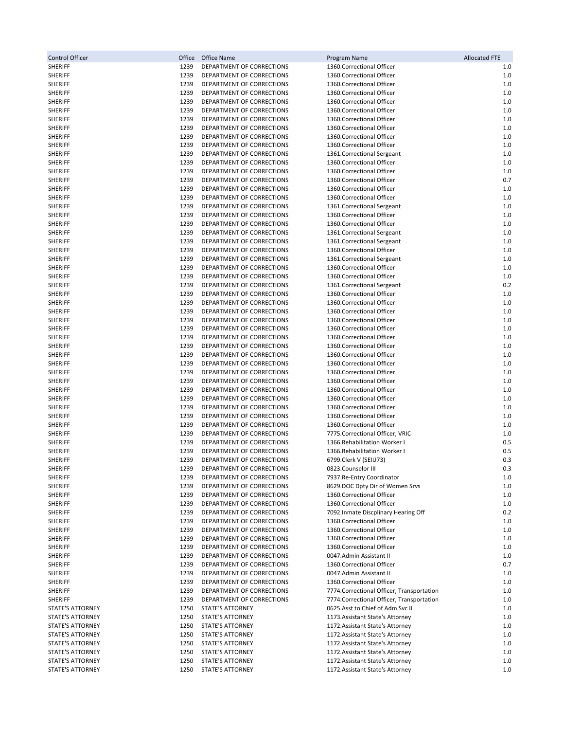| Control Officer | Office | Office Name | Program Name | Allocated FTE |
|---|---|---|---|---|
| SHERIFF | 1239 | DEPARTMENT OF CORRECTIONS | 1360.Correctional Officer | 1.0 |
| SHERIFF | 1239 | DEPARTMENT OF CORRECTIONS | 1360.Correctional Officer | 1.0 |
| SHERIFF | 1239 | DEPARTMENT OF CORRECTIONS | 1360.Correctional Officer | 1.0 |
| SHERIFF | 1239 | DEPARTMENT OF CORRECTIONS | 1360.Correctional Officer | 1.0 |
| SHERIFF | 1239 | DEPARTMENT OF CORRECTIONS | 1360.Correctional Officer | 1.0 |
| SHERIFF | 1239 | DEPARTMENT OF CORRECTIONS | 1360.Correctional Officer | 1.0 |
| SHERIFF | 1239 | DEPARTMENT OF CORRECTIONS | 1360.Correctional Officer | 1.0 |
| SHERIFF | 1239 | DEPARTMENT OF CORRECTIONS | 1360.Correctional Officer | 1.0 |
| SHERIFF | 1239 | DEPARTMENT OF CORRECTIONS | 1360.Correctional Officer | 1.0 |
| SHERIFF | 1239 | DEPARTMENT OF CORRECTIONS | 1360.Correctional Officer | 1.0 |
| SHERIFF | 1239 | DEPARTMENT OF CORRECTIONS | 1361.Correctional Sergeant | 1.0 |
| SHERIFF | 1239 | DEPARTMENT OF CORRECTIONS | 1360.Correctional Officer | 1.0 |
| SHERIFF | 1239 | DEPARTMENT OF CORRECTIONS | 1360.Correctional Officer | 1.0 |
| SHERIFF | 1239 | DEPARTMENT OF CORRECTIONS | 1360.Correctional Officer | 0.7 |
| SHERIFF | 1239 | DEPARTMENT OF CORRECTIONS | 1360.Correctional Officer | 1.0 |
| SHERIFF | 1239 | DEPARTMENT OF CORRECTIONS | 1360.Correctional Officer | 1.0 |
| SHERIFF | 1239 | DEPARTMENT OF CORRECTIONS | 1361.Correctional Sergeant | 1.0 |
| SHERIFF | 1239 | DEPARTMENT OF CORRECTIONS | 1360.Correctional Officer | 1.0 |
| SHERIFF | 1239 | DEPARTMENT OF CORRECTIONS | 1360.Correctional Officer | 1.0 |
| SHERIFF | 1239 | DEPARTMENT OF CORRECTIONS | 1361.Correctional Sergeant | 1.0 |
| SHERIFF | 1239 | DEPARTMENT OF CORRECTIONS | 1361.Correctional Sergeant | 1.0 |
| SHERIFF | 1239 | DEPARTMENT OF CORRECTIONS | 1360.Correctional Officer | 1.0 |
| SHERIFF | 1239 | DEPARTMENT OF CORRECTIONS | 1361.Correctional Sergeant | 1.0 |
| SHERIFF | 1239 | DEPARTMENT OF CORRECTIONS | 1360.Correctional Officer | 1.0 |
| SHERIFF | 1239 | DEPARTMENT OF CORRECTIONS | 1360.Correctional Officer | 1.0 |
| SHERIFF | 1239 | DEPARTMENT OF CORRECTIONS | 1361.Correctional Sergeant | 0.2 |
| SHERIFF | 1239 | DEPARTMENT OF CORRECTIONS | 1360.Correctional Officer | 1.0 |
| SHERIFF | 1239 | DEPARTMENT OF CORRECTIONS | 1360.Correctional Officer | 1.0 |
| SHERIFF | 1239 | DEPARTMENT OF CORRECTIONS | 1360.Correctional Officer | 1.0 |
| SHERIFF | 1239 | DEPARTMENT OF CORRECTIONS | 1360.Correctional Officer | 1.0 |
| SHERIFF | 1239 | DEPARTMENT OF CORRECTIONS | 1360.Correctional Officer | 1.0 |
| SHERIFF | 1239 | DEPARTMENT OF CORRECTIONS | 1360.Correctional Officer | 1.0 |
| SHERIFF | 1239 | DEPARTMENT OF CORRECTIONS | 1360.Correctional Officer | 1.0 |
| SHERIFF | 1239 | DEPARTMENT OF CORRECTIONS | 1360.Correctional Officer | 1.0 |
| SHERIFF | 1239 | DEPARTMENT OF CORRECTIONS | 1360.Correctional Officer | 1.0 |
| SHERIFF | 1239 | DEPARTMENT OF CORRECTIONS | 1360.Correctional Officer | 1.0 |
| SHERIFF | 1239 | DEPARTMENT OF CORRECTIONS | 1360.Correctional Officer | 1.0 |
| SHERIFF | 1239 | DEPARTMENT OF CORRECTIONS | 1360.Correctional Officer | 1.0 |
| SHERIFF | 1239 | DEPARTMENT OF CORRECTIONS | 1360.Correctional Officer | 1.0 |
| SHERIFF | 1239 | DEPARTMENT OF CORRECTIONS | 1360.Correctional Officer | 1.0 |
| SHERIFF | 1239 | DEPARTMENT OF CORRECTIONS | 1360.Correctional Officer | 1.0 |
| SHERIFF | 1239 | DEPARTMENT OF CORRECTIONS | 1360.Correctional Officer | 1.0 |
| SHERIFF | 1239 | DEPARTMENT OF CORRECTIONS | 7775.Correctional Officer, VRIC | 1.0 |
| SHERIFF | 1239 | DEPARTMENT OF CORRECTIONS | 1366.Rehabilitation Worker I | 0.5 |
| SHERIFF | 1239 | DEPARTMENT OF CORRECTIONS | 1366.Rehabilitation Worker I | 0.5 |
| SHERIFF | 1239 | DEPARTMENT OF CORRECTIONS | 6799.Clerk V (SEIU73) | 0.3 |
| SHERIFF | 1239 | DEPARTMENT OF CORRECTIONS | 0823.Counselor III | 0.3 |
| SHERIFF | 1239 | DEPARTMENT OF CORRECTIONS | 7937.Re-Entry Coordinator | 1.0 |
| SHERIFF | 1239 | DEPARTMENT OF CORRECTIONS | 8629.DOC Dpty Dir of Women Srvs | 1.0 |
| SHERIFF | 1239 | DEPARTMENT OF CORRECTIONS | 1360.Correctional Officer | 1.0 |
| SHERIFF | 1239 | DEPARTMENT OF CORRECTIONS | 1360.Correctional Officer | 1.0 |
| SHERIFF | 1239 | DEPARTMENT OF CORRECTIONS | 7092.Inmate Discplinary Hearing Off | 0.2 |
| SHERIFF | 1239 | DEPARTMENT OF CORRECTIONS | 1360.Correctional Officer | 1.0 |
| SHERIFF | 1239 | DEPARTMENT OF CORRECTIONS | 1360.Correctional Officer | 1.0 |
| SHERIFF | 1239 | DEPARTMENT OF CORRECTIONS | 1360.Correctional Officer | 1.0 |
| SHERIFF | 1239 | DEPARTMENT OF CORRECTIONS | 1360.Correctional Officer | 1.0 |
| SHERIFF | 1239 | DEPARTMENT OF CORRECTIONS | 0047.Admin Assistant II | 1.0 |
| SHERIFF | 1239 | DEPARTMENT OF CORRECTIONS | 1360.Correctional Officer | 0.7 |
| SHERIFF | 1239 | DEPARTMENT OF CORRECTIONS | 0047.Admin Assistant II | 1.0 |
| SHERIFF | 1239 | DEPARTMENT OF CORRECTIONS | 1360.Correctional Officer | 1.0 |
| SHERIFF | 1239 | DEPARTMENT OF CORRECTIONS | 7774.Correctional Officer, Transportation | 1.0 |
| SHERIFF | 1239 | DEPARTMENT OF CORRECTIONS | 7774.Correctional Officer, Transportation | 1.0 |
| STATE'S ATTORNEY | 1250 | STATE'S ATTORNEY | 0625.Asst to Chief of Adm Svc II | 1.0 |
| STATE'S ATTORNEY | 1250 | STATE'S ATTORNEY | 1173.Assistant State's Attorney | 1.0 |
| STATE'S ATTORNEY | 1250 | STATE'S ATTORNEY | 1172.Assistant State's Attorney | 1.0 |
| STATE'S ATTORNEY | 1250 | STATE'S ATTORNEY | 1172.Assistant State's Attorney | 1.0 |
| STATE'S ATTORNEY | 1250 | STATE'S ATTORNEY | 1172.Assistant State's Attorney | 1.0 |
| STATE'S ATTORNEY | 1250 | STATE'S ATTORNEY | 1172.Assistant State's Attorney | 1.0 |
| STATE'S ATTORNEY | 1250 | STATE'S ATTORNEY | 1172.Assistant State's Attorney | 1.0 |
| STATE'S ATTORNEY | 1250 | STATE'S ATTORNEY | 1172.Assistant State's Attorney | 1.0 |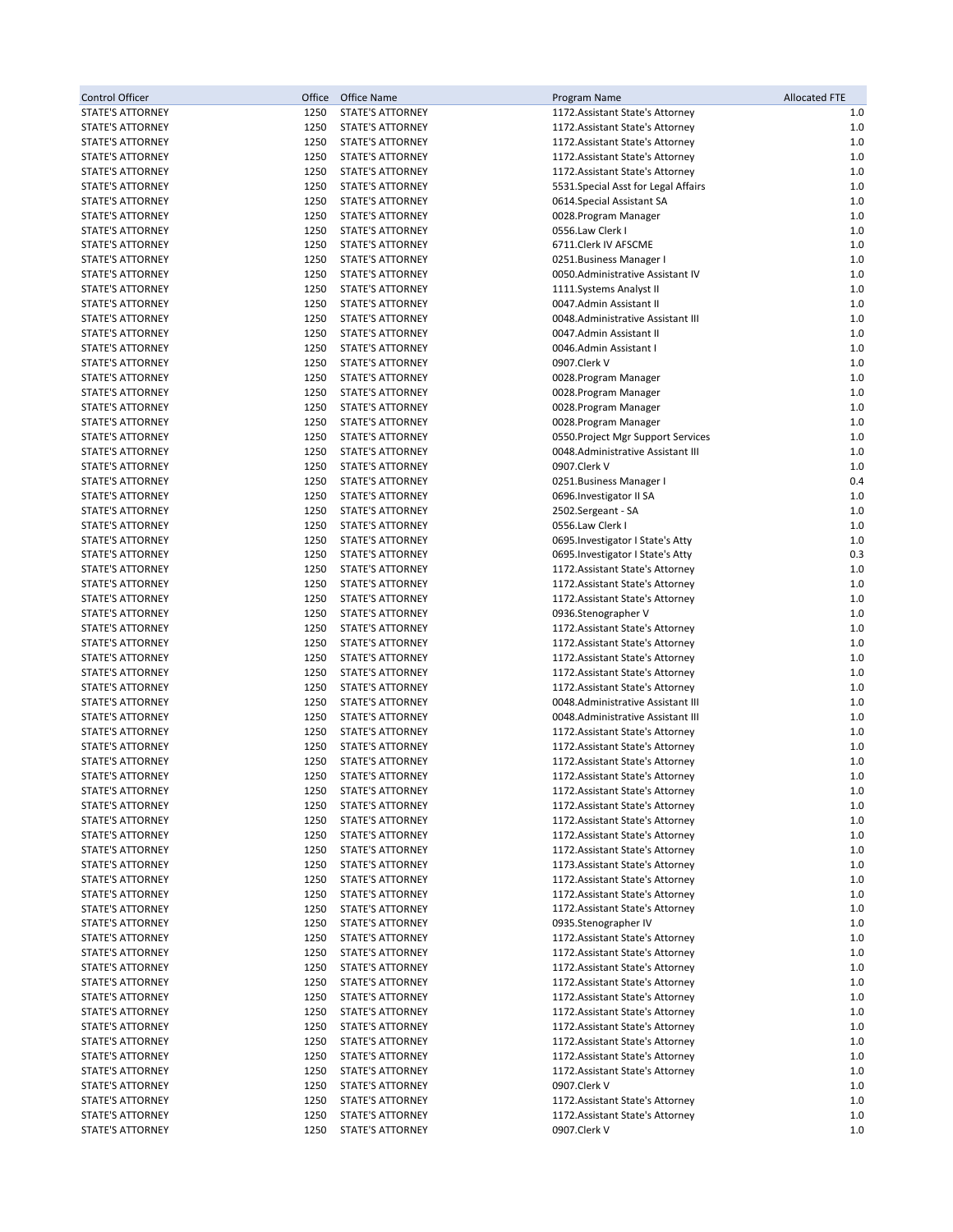| Control Officer | Office | Office Name | Program Name | Allocated FTE |
|---|---|---|---|---|
| STATE'S ATTORNEY | 1250 | STATE'S ATTORNEY | 1172.Assistant State's Attorney | 1.0 |
| STATE'S ATTORNEY | 1250 | STATE'S ATTORNEY | 1172.Assistant State's Attorney | 1.0 |
| STATE'S ATTORNEY | 1250 | STATE'S ATTORNEY | 1172.Assistant State's Attorney | 1.0 |
| STATE'S ATTORNEY | 1250 | STATE'S ATTORNEY | 1172.Assistant State's Attorney | 1.0 |
| STATE'S ATTORNEY | 1250 | STATE'S ATTORNEY | 1172.Assistant State's Attorney | 1.0 |
| STATE'S ATTORNEY | 1250 | STATE'S ATTORNEY | 5531.Special Asst for Legal Affairs | 1.0 |
| STATE'S ATTORNEY | 1250 | STATE'S ATTORNEY | 0614.Special Assistant SA | 1.0 |
| STATE'S ATTORNEY | 1250 | STATE'S ATTORNEY | 0028.Program Manager | 1.0 |
| STATE'S ATTORNEY | 1250 | STATE'S ATTORNEY | 0556.Law Clerk I | 1.0 |
| STATE'S ATTORNEY | 1250 | STATE'S ATTORNEY | 6711.Clerk IV AFSCME | 1.0 |
| STATE'S ATTORNEY | 1250 | STATE'S ATTORNEY | 0251.Business Manager I | 1.0 |
| STATE'S ATTORNEY | 1250 | STATE'S ATTORNEY | 0050.Administrative Assistant IV | 1.0 |
| STATE'S ATTORNEY | 1250 | STATE'S ATTORNEY | 1111.Systems Analyst II | 1.0 |
| STATE'S ATTORNEY | 1250 | STATE'S ATTORNEY | 0047.Admin Assistant II | 1.0 |
| STATE'S ATTORNEY | 1250 | STATE'S ATTORNEY | 0048.Administrative Assistant III | 1.0 |
| STATE'S ATTORNEY | 1250 | STATE'S ATTORNEY | 0047.Admin Assistant II | 1.0 |
| STATE'S ATTORNEY | 1250 | STATE'S ATTORNEY | 0046.Admin Assistant I | 1.0 |
| STATE'S ATTORNEY | 1250 | STATE'S ATTORNEY | 0907.Clerk V | 1.0 |
| STATE'S ATTORNEY | 1250 | STATE'S ATTORNEY | 0028.Program Manager | 1.0 |
| STATE'S ATTORNEY | 1250 | STATE'S ATTORNEY | 0028.Program Manager | 1.0 |
| STATE'S ATTORNEY | 1250 | STATE'S ATTORNEY | 0028.Program Manager | 1.0 |
| STATE'S ATTORNEY | 1250 | STATE'S ATTORNEY | 0028.Program Manager | 1.0 |
| STATE'S ATTORNEY | 1250 | STATE'S ATTORNEY | 0550.Project Mgr Support Services | 1.0 |
| STATE'S ATTORNEY | 1250 | STATE'S ATTORNEY | 0048.Administrative Assistant III | 1.0 |
| STATE'S ATTORNEY | 1250 | STATE'S ATTORNEY | 0907.Clerk V | 1.0 |
| STATE'S ATTORNEY | 1250 | STATE'S ATTORNEY | 0251.Business Manager I | 0.4 |
| STATE'S ATTORNEY | 1250 | STATE'S ATTORNEY | 0696.Investigator II SA | 1.0 |
| STATE'S ATTORNEY | 1250 | STATE'S ATTORNEY | 2502.Sergeant - SA | 1.0 |
| STATE'S ATTORNEY | 1250 | STATE'S ATTORNEY | 0556.Law Clerk I | 1.0 |
| STATE'S ATTORNEY | 1250 | STATE'S ATTORNEY | 0695.Investigator I State's Atty | 1.0 |
| STATE'S ATTORNEY | 1250 | STATE'S ATTORNEY | 0695.Investigator I State's Atty | 0.3 |
| STATE'S ATTORNEY | 1250 | STATE'S ATTORNEY | 1172.Assistant State's Attorney | 1.0 |
| STATE'S ATTORNEY | 1250 | STATE'S ATTORNEY | 1172.Assistant State's Attorney | 1.0 |
| STATE'S ATTORNEY | 1250 | STATE'S ATTORNEY | 1172.Assistant State's Attorney | 1.0 |
| STATE'S ATTORNEY | 1250 | STATE'S ATTORNEY | 0936.Stenographer V | 1.0 |
| STATE'S ATTORNEY | 1250 | STATE'S ATTORNEY | 1172.Assistant State's Attorney | 1.0 |
| STATE'S ATTORNEY | 1250 | STATE'S ATTORNEY | 1172.Assistant State's Attorney | 1.0 |
| STATE'S ATTORNEY | 1250 | STATE'S ATTORNEY | 1172.Assistant State's Attorney | 1.0 |
| STATE'S ATTORNEY | 1250 | STATE'S ATTORNEY | 1172.Assistant State's Attorney | 1.0 |
| STATE'S ATTORNEY | 1250 | STATE'S ATTORNEY | 1172.Assistant State's Attorney | 1.0 |
| STATE'S ATTORNEY | 1250 | STATE'S ATTORNEY | 0048.Administrative Assistant III | 1.0 |
| STATE'S ATTORNEY | 1250 | STATE'S ATTORNEY | 0048.Administrative Assistant III | 1.0 |
| STATE'S ATTORNEY | 1250 | STATE'S ATTORNEY | 1172.Assistant State's Attorney | 1.0 |
| STATE'S ATTORNEY | 1250 | STATE'S ATTORNEY | 1172.Assistant State's Attorney | 1.0 |
| STATE'S ATTORNEY | 1250 | STATE'S ATTORNEY | 1172.Assistant State's Attorney | 1.0 |
| STATE'S ATTORNEY | 1250 | STATE'S ATTORNEY | 1172.Assistant State's Attorney | 1.0 |
| STATE'S ATTORNEY | 1250 | STATE'S ATTORNEY | 1172.Assistant State's Attorney | 1.0 |
| STATE'S ATTORNEY | 1250 | STATE'S ATTORNEY | 1172.Assistant State's Attorney | 1.0 |
| STATE'S ATTORNEY | 1250 | STATE'S ATTORNEY | 1172.Assistant State's Attorney | 1.0 |
| STATE'S ATTORNEY | 1250 | STATE'S ATTORNEY | 1172.Assistant State's Attorney | 1.0 |
| STATE'S ATTORNEY | 1250 | STATE'S ATTORNEY | 1172.Assistant State's Attorney | 1.0 |
| STATE'S ATTORNEY | 1250 | STATE'S ATTORNEY | 1173.Assistant State's Attorney | 1.0 |
| STATE'S ATTORNEY | 1250 | STATE'S ATTORNEY | 1172.Assistant State's Attorney | 1.0 |
| STATE'S ATTORNEY | 1250 | STATE'S ATTORNEY | 1172.Assistant State's Attorney | 1.0 |
| STATE'S ATTORNEY | 1250 | STATE'S ATTORNEY | 1172.Assistant State's Attorney | 1.0 |
| STATE'S ATTORNEY | 1250 | STATE'S ATTORNEY | 0935.Stenographer IV | 1.0 |
| STATE'S ATTORNEY | 1250 | STATE'S ATTORNEY | 1172.Assistant State's Attorney | 1.0 |
| STATE'S ATTORNEY | 1250 | STATE'S ATTORNEY | 1172.Assistant State's Attorney | 1.0 |
| STATE'S ATTORNEY | 1250 | STATE'S ATTORNEY | 1172.Assistant State's Attorney | 1.0 |
| STATE'S ATTORNEY | 1250 | STATE'S ATTORNEY | 1172.Assistant State's Attorney | 1.0 |
| STATE'S ATTORNEY | 1250 | STATE'S ATTORNEY | 1172.Assistant State's Attorney | 1.0 |
| STATE'S ATTORNEY | 1250 | STATE'S ATTORNEY | 1172.Assistant State's Attorney | 1.0 |
| STATE'S ATTORNEY | 1250 | STATE'S ATTORNEY | 1172.Assistant State's Attorney | 1.0 |
| STATE'S ATTORNEY | 1250 | STATE'S ATTORNEY | 1172.Assistant State's Attorney | 1.0 |
| STATE'S ATTORNEY | 1250 | STATE'S ATTORNEY | 1172.Assistant State's Attorney | 1.0 |
| STATE'S ATTORNEY | 1250 | STATE'S ATTORNEY | 1172.Assistant State's Attorney | 1.0 |
| STATE'S ATTORNEY | 1250 | STATE'S ATTORNEY | 0907.Clerk V | 1.0 |
| STATE'S ATTORNEY | 1250 | STATE'S ATTORNEY | 1172.Assistant State's Attorney | 1.0 |
| STATE'S ATTORNEY | 1250 | STATE'S ATTORNEY | 1172.Assistant State's Attorney | 1.0 |
| STATE'S ATTORNEY | 1250 | STATE'S ATTORNEY | 0907.Clerk V | 1.0 |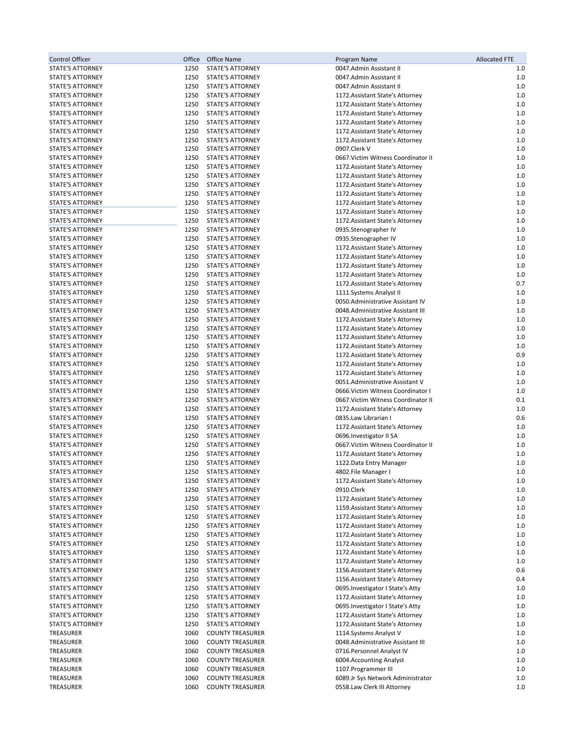| Control Officer | Office | Office Name | Program Name | Allocated FTE |
|---|---|---|---|---|
| STATE'S ATTORNEY | 1250 | STATE'S ATTORNEY | 0047.Admin Assistant II | 1.0 |
| STATE'S ATTORNEY | 1250 | STATE'S ATTORNEY | 0047.Admin Assistant II | 1.0 |
| STATE'S ATTORNEY | 1250 | STATE'S ATTORNEY | 0047.Admin Assistant II | 1.0 |
| STATE'S ATTORNEY | 1250 | STATE'S ATTORNEY | 1172.Assistant State's Attorney | 1.0 |
| STATE'S ATTORNEY | 1250 | STATE'S ATTORNEY | 1172.Assistant State's Attorney | 1.0 |
| STATE'S ATTORNEY | 1250 | STATE'S ATTORNEY | 1172.Assistant State's Attorney | 1.0 |
| STATE'S ATTORNEY | 1250 | STATE'S ATTORNEY | 1172.Assistant State's Attorney | 1.0 |
| STATE'S ATTORNEY | 1250 | STATE'S ATTORNEY | 1172.Assistant State's Attorney | 1.0 |
| STATE'S ATTORNEY | 1250 | STATE'S ATTORNEY | 1172.Assistant State's Attorney | 1.0 |
| STATE'S ATTORNEY | 1250 | STATE'S ATTORNEY | 0907.Clerk V | 1.0 |
| STATE'S ATTORNEY | 1250 | STATE'S ATTORNEY | 0667.Victim Witness Coordinator II | 1.0 |
| STATE'S ATTORNEY | 1250 | STATE'S ATTORNEY | 1172.Assistant State's Attorney | 1.0 |
| STATE'S ATTORNEY | 1250 | STATE'S ATTORNEY | 1172.Assistant State's Attorney | 1.0 |
| STATE'S ATTORNEY | 1250 | STATE'S ATTORNEY | 1172.Assistant State's Attorney | 1.0 |
| STATE'S ATTORNEY | 1250 | STATE'S ATTORNEY | 1172.Assistant State's Attorney | 1.0 |
| STATE'S ATTORNEY | 1250 | STATE'S ATTORNEY | 1172.Assistant State's Attorney | 1.0 |
| STATE'S ATTORNEY | 1250 | STATE'S ATTORNEY | 1172.Assistant State's Attorney | 1.0 |
| STATE'S ATTORNEY | 1250 | STATE'S ATTORNEY | 1172.Assistant State's Attorney | 1.0 |
| STATE'S ATTORNEY | 1250 | STATE'S ATTORNEY | 0935.Stenographer IV | 1.0 |
| STATE'S ATTORNEY | 1250 | STATE'S ATTORNEY | 0935.Stenographer IV | 1.0 |
| STATE'S ATTORNEY | 1250 | STATE'S ATTORNEY | 1172.Assistant State's Attorney | 1.0 |
| STATE'S ATTORNEY | 1250 | STATE'S ATTORNEY | 1172.Assistant State's Attorney | 1.0 |
| STATE'S ATTORNEY | 1250 | STATE'S ATTORNEY | 1172.Assistant State's Attorney | 1.0 |
| STATE'S ATTORNEY | 1250 | STATE'S ATTORNEY | 1172.Assistant State's Attorney | 1.0 |
| STATE'S ATTORNEY | 1250 | STATE'S ATTORNEY | 1172.Assistant State's Attorney | 0.7 |
| STATE'S ATTORNEY | 1250 | STATE'S ATTORNEY | 1111.Systems Analyst II | 1.0 |
| STATE'S ATTORNEY | 1250 | STATE'S ATTORNEY | 0050.Administrative Assistant IV | 1.0 |
| STATE'S ATTORNEY | 1250 | STATE'S ATTORNEY | 0048.Administrative Assistant III | 1.0 |
| STATE'S ATTORNEY | 1250 | STATE'S ATTORNEY | 1172.Assistant State's Attorney | 1.0 |
| STATE'S ATTORNEY | 1250 | STATE'S ATTORNEY | 1172.Assistant State's Attorney | 1.0 |
| STATE'S ATTORNEY | 1250 | STATE'S ATTORNEY | 1172.Assistant State's Attorney | 1.0 |
| STATE'S ATTORNEY | 1250 | STATE'S ATTORNEY | 1172.Assistant State's Attorney | 1.0 |
| STATE'S ATTORNEY | 1250 | STATE'S ATTORNEY | 1172.Assistant State's Attorney | 0.9 |
| STATE'S ATTORNEY | 1250 | STATE'S ATTORNEY | 1172.Assistant State's Attorney | 1.0 |
| STATE'S ATTORNEY | 1250 | STATE'S ATTORNEY | 1172.Assistant State's Attorney | 1.0 |
| STATE'S ATTORNEY | 1250 | STATE'S ATTORNEY | 0051.Administrative Assistant V | 1.0 |
| STATE'S ATTORNEY | 1250 | STATE'S ATTORNEY | 0666.Victim Witness Coordinator I | 1.0 |
| STATE'S ATTORNEY | 1250 | STATE'S ATTORNEY | 0667.Victim Witness Coordinator II | 0.1 |
| STATE'S ATTORNEY | 1250 | STATE'S ATTORNEY | 1172.Assistant State's Attorney | 1.0 |
| STATE'S ATTORNEY | 1250 | STATE'S ATTORNEY | 0835.Law Librarian I | 0.6 |
| STATE'S ATTORNEY | 1250 | STATE'S ATTORNEY | 1172.Assistant State's Attorney | 1.0 |
| STATE'S ATTORNEY | 1250 | STATE'S ATTORNEY | 0696.Investigator II SA | 1.0 |
| STATE'S ATTORNEY | 1250 | STATE'S ATTORNEY | 0667.Victim Witness Coordinator II | 1.0 |
| STATE'S ATTORNEY | 1250 | STATE'S ATTORNEY | 1172.Assistant State's Attorney | 1.0 |
| STATE'S ATTORNEY | 1250 | STATE'S ATTORNEY | 1122.Data Entry Manager | 1.0 |
| STATE'S ATTORNEY | 1250 | STATE'S ATTORNEY | 4802.File Manager I | 1.0 |
| STATE'S ATTORNEY | 1250 | STATE'S ATTORNEY | 1172.Assistant State's Attorney | 1.0 |
| STATE'S ATTORNEY | 1250 | STATE'S ATTORNEY | 0910.Clerk | 1.0 |
| STATE'S ATTORNEY | 1250 | STATE'S ATTORNEY | 1172.Assistant State's Attorney | 1.0 |
| STATE'S ATTORNEY | 1250 | STATE'S ATTORNEY | 1159.Assistant State's Attorney | 1.0 |
| STATE'S ATTORNEY | 1250 | STATE'S ATTORNEY | 1172.Assistant State's Attorney | 1.0 |
| STATE'S ATTORNEY | 1250 | STATE'S ATTORNEY | 1172.Assistant State's Attorney | 1.0 |
| STATE'S ATTORNEY | 1250 | STATE'S ATTORNEY | 1172.Assistant State's Attorney | 1.0 |
| STATE'S ATTORNEY | 1250 | STATE'S ATTORNEY | 1172.Assistant State's Attorney | 1.0 |
| STATE'S ATTORNEY | 1250 | STATE'S ATTORNEY | 1172.Assistant State's Attorney | 1.0 |
| STATE'S ATTORNEY | 1250 | STATE'S ATTORNEY | 1172.Assistant State's Attorney | 1.0 |
| STATE'S ATTORNEY | 1250 | STATE'S ATTORNEY | 1156.Assistant State's Attorney | 0.6 |
| STATE'S ATTORNEY | 1250 | STATE'S ATTORNEY | 1156.Assistant State's Attorney | 0.4 |
| STATE'S ATTORNEY | 1250 | STATE'S ATTORNEY | 0695.Investigator I State's Atty | 1.0 |
| STATE'S ATTORNEY | 1250 | STATE'S ATTORNEY | 1172.Assistant State's Attorney | 1.0 |
| STATE'S ATTORNEY | 1250 | STATE'S ATTORNEY | 0695.Investigator I State's Atty | 1.0 |
| STATE'S ATTORNEY | 1250 | STATE'S ATTORNEY | 1172.Assistant State's Attorney | 1.0 |
| STATE'S ATTORNEY | 1250 | STATE'S ATTORNEY | 1172.Assistant State's Attorney | 1.0 |
| TREASURER | 1060 | COUNTY TREASURER | 1114.Systems Analyst V | 1.0 |
| TREASURER | 1060 | COUNTY TREASURER | 0048.Administrative Assistant III | 1.0 |
| TREASURER | 1060 | COUNTY TREASURER | 0716.Personnel Analyst IV | 1.0 |
| TREASURER | 1060 | COUNTY TREASURER | 6004.Accounting Analyst | 1.0 |
| TREASURER | 1060 | COUNTY TREASURER | 1107.Programmer III | 1.0 |
| TREASURER | 1060 | COUNTY TREASURER | 6089.Jr Sys Network Administrator | 1.0 |
| TREASURER | 1060 | COUNTY TREASURER | 0558.Law Clerk III Attorney | 1.0 |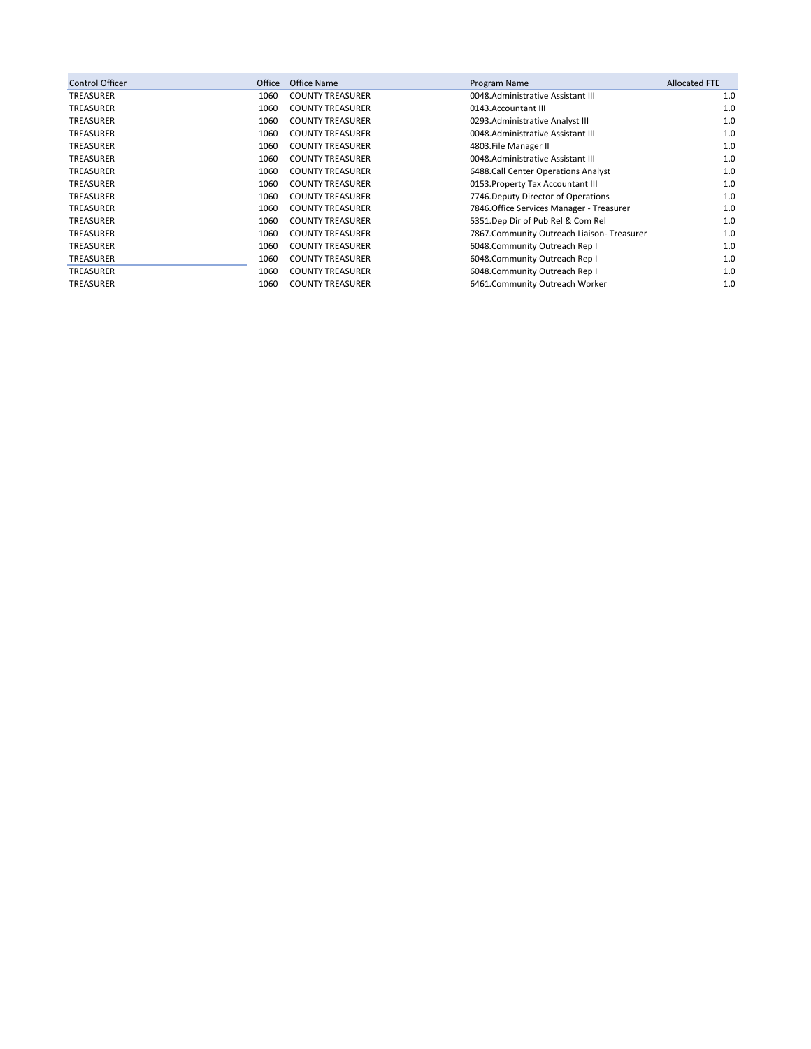| Control Officer | Office | Office Name | Program Name | Allocated FTE |
|---|---|---|---|---|
| TREASURER | 1060 | COUNTY TREASURER | 0048.Administrative Assistant III | 1.0 |
| TREASURER | 1060 | COUNTY TREASURER | 0143.Accountant III | 1.0 |
| TREASURER | 1060 | COUNTY TREASURER | 0293.Administrative Analyst III | 1.0 |
| TREASURER | 1060 | COUNTY TREASURER | 0048.Administrative Assistant III | 1.0 |
| TREASURER | 1060 | COUNTY TREASURER | 4803.File Manager II | 1.0 |
| TREASURER | 1060 | COUNTY TREASURER | 0048.Administrative Assistant III | 1.0 |
| TREASURER | 1060 | COUNTY TREASURER | 6488.Call Center Operations Analyst | 1.0 |
| TREASURER | 1060 | COUNTY TREASURER | 0153.Property Tax Accountant III | 1.0 |
| TREASURER | 1060 | COUNTY TREASURER | 7746.Deputy Director of Operations | 1.0 |
| TREASURER | 1060 | COUNTY TREASURER | 7846.Office Services Manager - Treasurer | 1.0 |
| TREASURER | 1060 | COUNTY TREASURER | 5351.Dep Dir of Pub Rel & Com Rel | 1.0 |
| TREASURER | 1060 | COUNTY TREASURER | 7867.Community Outreach Liaison- Treasurer | 1.0 |
| TREASURER | 1060 | COUNTY TREASURER | 6048.Community Outreach Rep I | 1.0 |
| TREASURER | 1060 | COUNTY TREASURER | 6048.Community Outreach Rep I | 1.0 |
| TREASURER | 1060 | COUNTY TREASURER | 6048.Community Outreach Rep I | 1.0 |
| TREASURER | 1060 | COUNTY TREASURER | 6461.Community Outreach Worker | 1.0 |